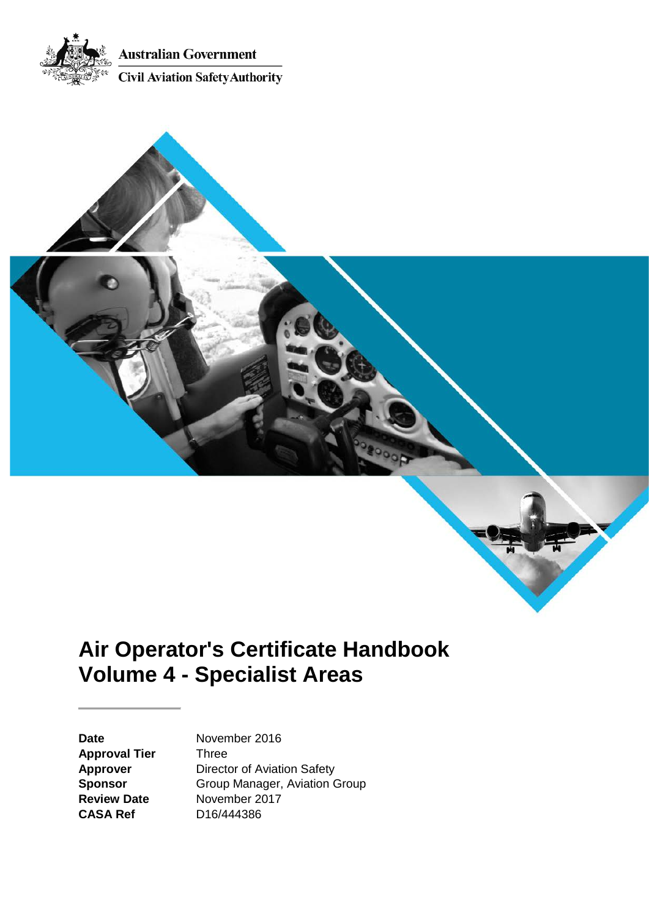Australian Government

Civil Aviation Safety Authority

# Air Operator's Certificate Handbook Volume 4 - Specialist Areas

| | |
|---|---|
| **Date** | November 2016 |
| **Approval Tier** | Three |
| **Approver** | Director of Aviation Safety |
| **Sponsor** | Group Manager, Aviation Group |
| **Review Date** | November 2017 |
| **CASA Ref** | D16/444386 |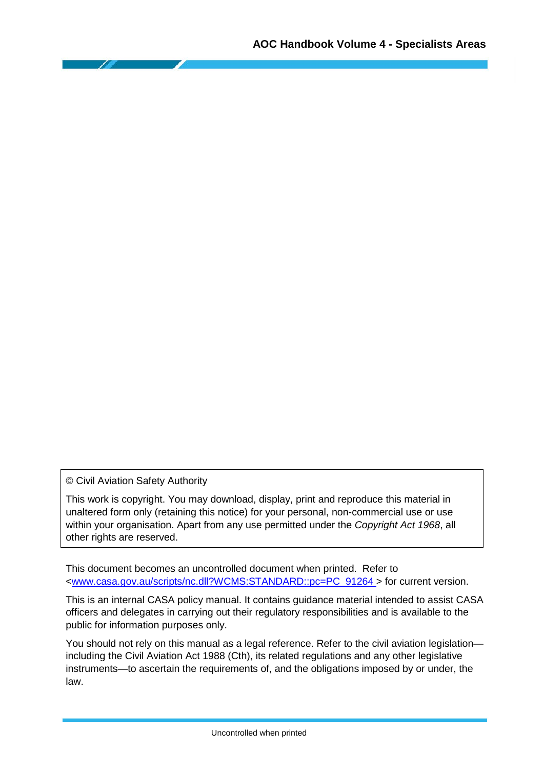© Civil Aviation Safety Authority

This work is copyright. You may download, display, print and reproduce this material in unaltered form only (retaining this notice) for your personal, non-commercial use or use within your organisation. Apart from any use permitted under the *Copyright Act 1968*, all other rights are reserved.

This document becomes an uncontrolled document when printed. Refer to <www.casa.gov.au/scripts/nc.dll?WCMS:STANDARD::pc=PC_91264 > for current version.

This is an internal CASA policy manual. It contains guidance material intended to assist CASA officers and delegates in carrying out their regulatory responsibilities and is available to the public for information purposes only.

You should not rely on this manual as a legal reference. Refer to the civil aviation legislation—including the Civil Aviation Act 1988 (Cth), its related regulations and any other legislative instruments—to ascertain the requirements of, and the obligations imposed by or under, the law.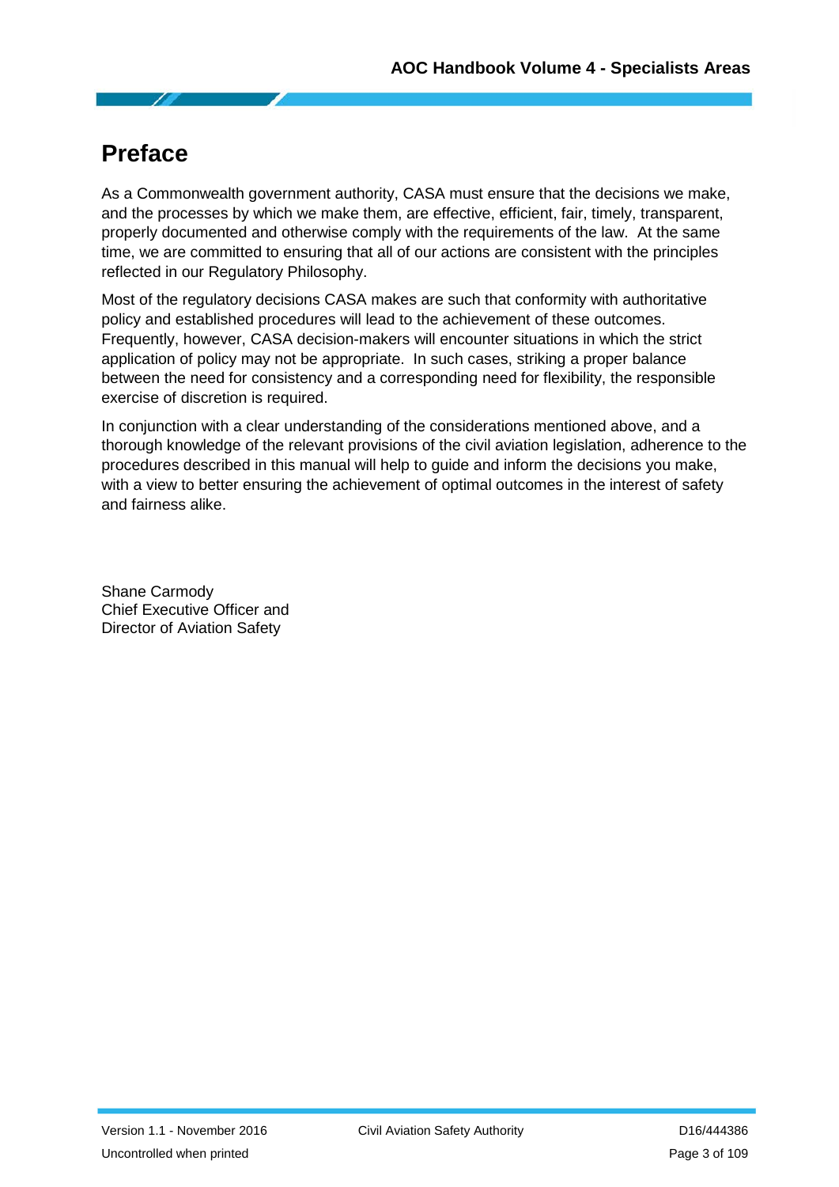# Preface

As a Commonwealth government authority, CASA must ensure that the decisions we make, and the processes by which we make them, are effective, efficient, fair, timely, transparent, properly documented and otherwise comply with the requirements of the law. At the same time, we are committed to ensuring that all of our actions are consistent with the principles reflected in our Regulatory Philosophy.

Most of the regulatory decisions CASA makes are such that conformity with authoritative policy and established procedures will lead to the achievement of these outcomes. Frequently, however, CASA decision-makers will encounter situations in which the strict application of policy may not be appropriate. In such cases, striking a proper balance between the need for consistency and a corresponding need for flexibility, the responsible exercise of discretion is required.

In conjunction with a clear understanding of the considerations mentioned above, and a thorough knowledge of the relevant provisions of the civil aviation legislation, adherence to the procedures described in this manual will help to guide and inform the decisions you make, with a view to better ensuring the achievement of optimal outcomes in the interest of safety and fairness alike.

Shane Carmody
Chief Executive Officer and
Director of Aviation Safety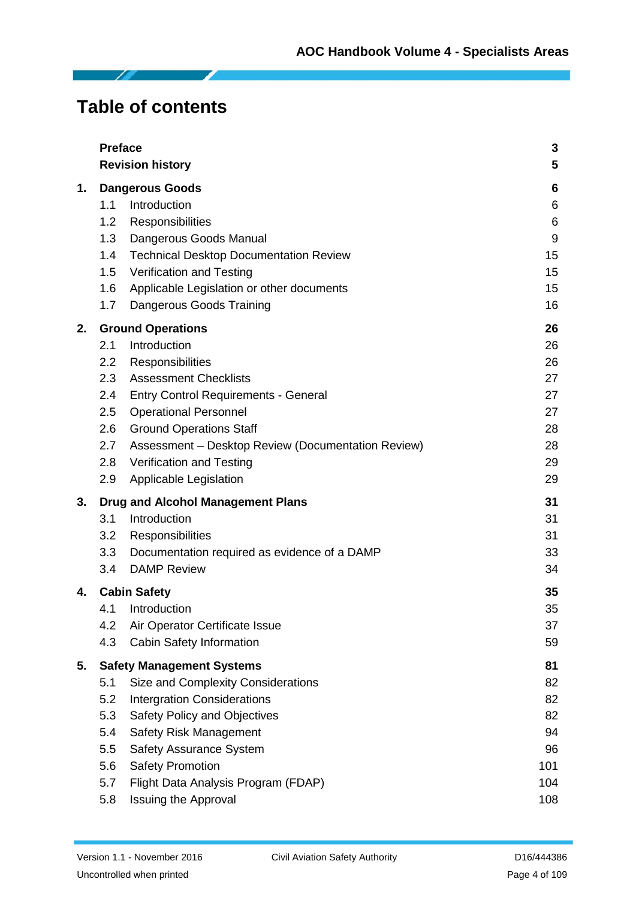# Table of contents

| | | |
|---|---|---|
| **Preface** | | **3** |
| **Revision history** | | **5** |
| **1.** | **Dangerous Goods** | **6** |
| 1.1 | Introduction | 6 |
| 1.2 | Responsibilities | 6 |
| 1.3 | Dangerous Goods Manual | 9 |
| 1.4 | Technical Desktop Documentation Review | 15 |
| 1.5 | Verification and Testing | 15 |
| 1.6 | Applicable Legislation or other documents | 15 |
| 1.7 | Dangerous Goods Training | 16 |
| **2.** | **Ground Operations** | **26** |
| 2.1 | Introduction | 26 |
| 2.2 | Responsibilities | 26 |
| 2.3 | Assessment Checklists | 27 |
| 2.4 | Entry Control Requirements - General | 27 |
| 2.5 | Operational Personnel | 27 |
| 2.6 | Ground Operations Staff | 28 |
| 2.7 | Assessment – Desktop Review (Documentation Review) | 28 |
| 2.8 | Verification and Testing | 29 |
| 2.9 | Applicable Legislation | 29 |
| **3.** | **Drug and Alcohol Management Plans** | **31** |
| 3.1 | Introduction | 31 |
| 3.2 | Responsibilities | 31 |
| 3.3 | Documentation required as evidence of a DAMP | 33 |
| 3.4 | DAMP Review | 34 |
| **4.** | **Cabin Safety** | **35** |
| 4.1 | Introduction | 35 |
| 4.2 | Air Operator Certificate Issue | 37 |
| 4.3 | Cabin Safety Information | 59 |
| **5.** | **Safety Management Systems** | **81** |
| 5.1 | Size and Complexity Considerations | 82 |
| 5.2 | Intergration Considerations | 82 |
| 5.3 | Safety Policy and Objectives | 82 |
| 5.4 | Safety Risk Management | 94 |
| 5.5 | Safety Assurance System | 96 |
| 5.6 | Safety Promotion | 101 |
| 5.7 | Flight Data Analysis Program (FDAP) | 104 |
| 5.8 | Issuing the Approval | 108 |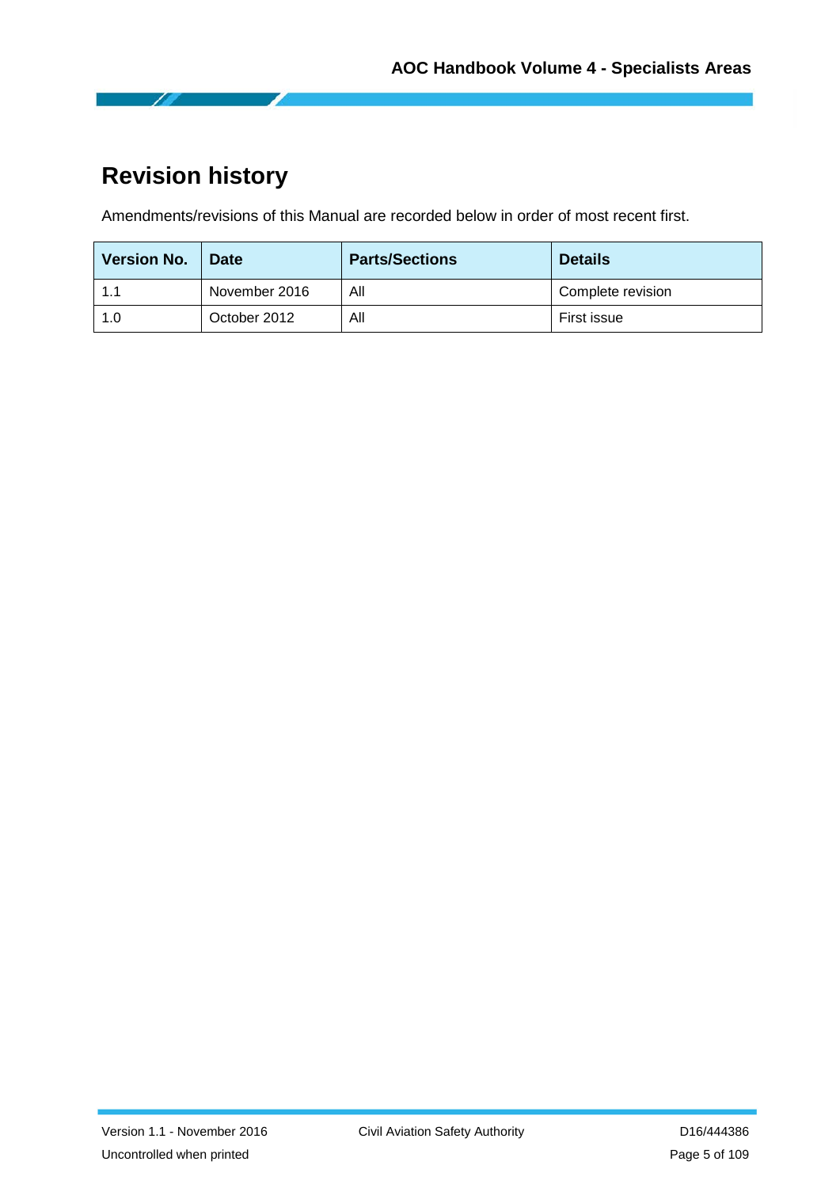# Revision history

Amendments/revisions of this Manual are recorded below in order of most recent first.

| Version No. | Date | Parts/Sections | Details |
|---|---|---|---|
| 1.1 | November 2016 | All | Complete revision |
| 1.0 | October 2012 | All | First issue |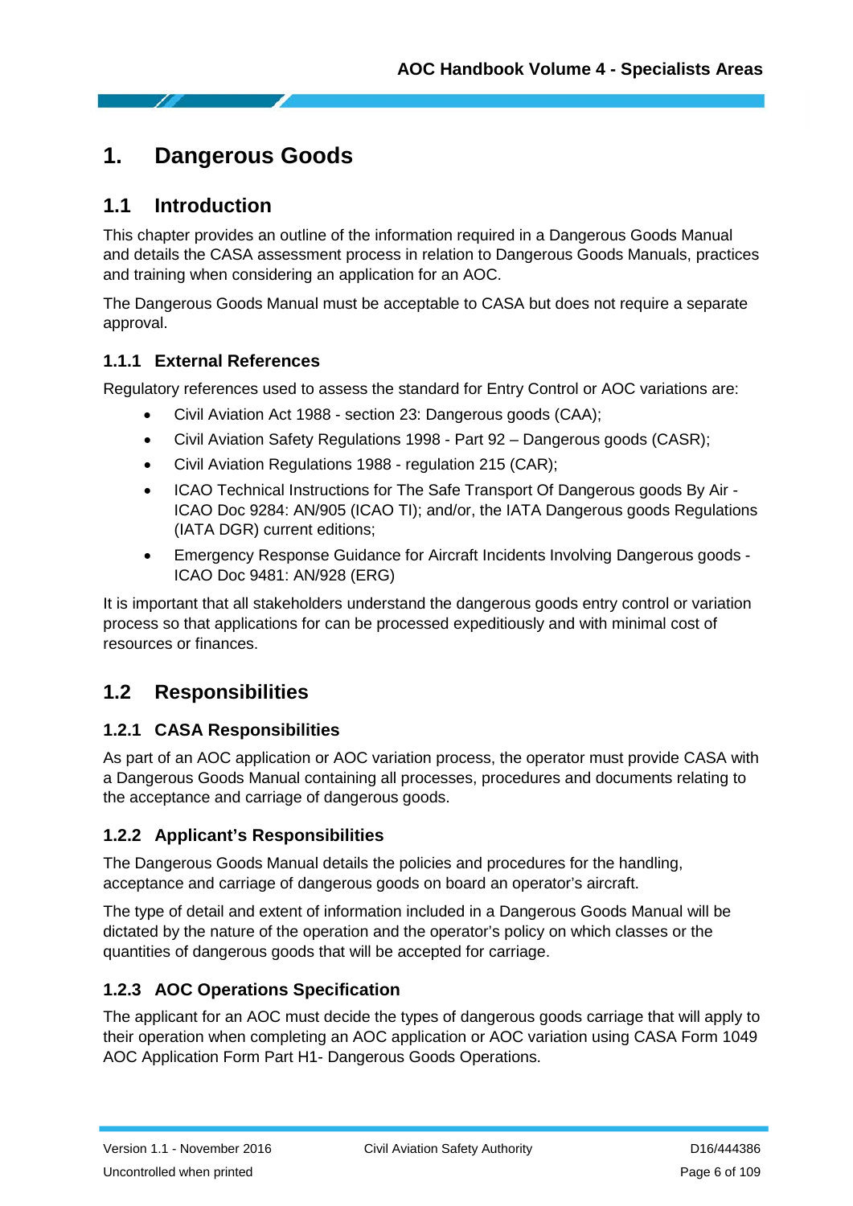# 1. Dangerous Goods

## 1.1 Introduction

This chapter provides an outline of the information required in a Dangerous Goods Manual and details the CASA assessment process in relation to Dangerous Goods Manuals, practices and training when considering an application for an AOC.

The Dangerous Goods Manual must be acceptable to CASA but does not require a separate approval.

### 1.1.1 External References

Regulatory references used to assess the standard for Entry Control or AOC variations are:

- Civil Aviation Act 1988 - section 23: Dangerous goods (CAA);
- Civil Aviation Safety Regulations 1998 - Part 92 – Dangerous goods (CASR);
- Civil Aviation Regulations 1988 - regulation 215 (CAR);
- ICAO Technical Instructions for The Safe Transport Of Dangerous goods By Air - ICAO Doc 9284: AN/905 (ICAO TI); and/or, the IATA Dangerous goods Regulations (IATA DGR) current editions;
- Emergency Response Guidance for Aircraft Incidents Involving Dangerous goods - ICAO Doc 9481: AN/928 (ERG)

It is important that all stakeholders understand the dangerous goods entry control or variation process so that applications for can be processed expeditiously and with minimal cost of resources or finances.

## 1.2 Responsibilities

### 1.2.1 CASA Responsibilities

As part of an AOC application or AOC variation process, the operator must provide CASA with a Dangerous Goods Manual containing all processes, procedures and documents relating to the acceptance and carriage of dangerous goods.

### 1.2.2 Applicant's Responsibilities

The Dangerous Goods Manual details the policies and procedures for the handling, acceptance and carriage of dangerous goods on board an operator's aircraft.

The type of detail and extent of information included in a Dangerous Goods Manual will be dictated by the nature of the operation and the operator's policy on which classes or the quantities of dangerous goods that will be accepted for carriage.

### 1.2.3 AOC Operations Specification

The applicant for an AOC must decide the types of dangerous goods carriage that will apply to their operation when completing an AOC application or AOC variation using CASA Form 1049 AOC Application Form Part H1- Dangerous Goods Operations.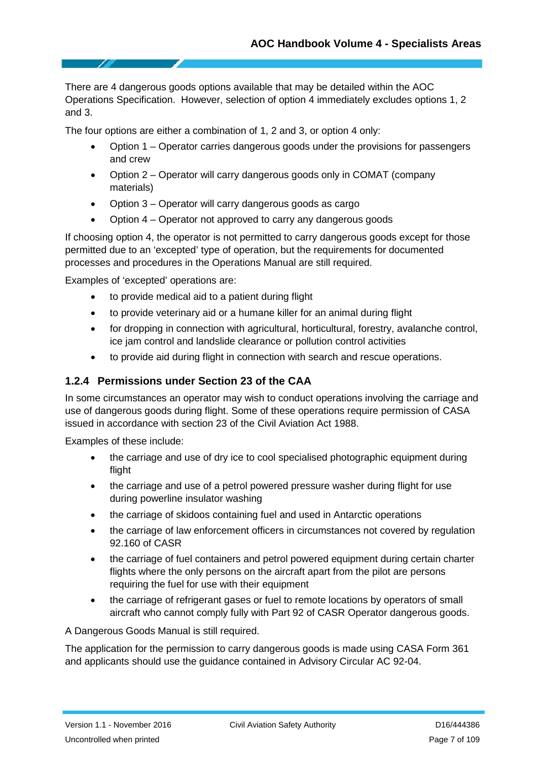There are 4 dangerous goods options available that may be detailed within the AOC Operations Specification. However, selection of option 4 immediately excludes options 1, 2 and 3.

The four options are either a combination of 1, 2 and 3, or option 4 only:

- Option 1 – Operator carries dangerous goods under the provisions for passengers and crew
- Option 2 – Operator will carry dangerous goods only in COMAT (company materials)
- Option 3 – Operator will carry dangerous goods as cargo
- Option 4 – Operator not approved to carry any dangerous goods

If choosing option 4, the operator is not permitted to carry dangerous goods except for those permitted due to an 'excepted' type of operation, but the requirements for documented processes and procedures in the Operations Manual are still required.

Examples of 'excepted' operations are:

- to provide medical aid to a patient during flight
- to provide veterinary aid or a humane killer for an animal during flight
- for dropping in connection with agricultural, horticultural, forestry, avalanche control, ice jam control and landslide clearance or pollution control activities
- to provide aid during flight in connection with search and rescue operations.

### 1.2.4 Permissions under Section 23 of the CAA

In some circumstances an operator may wish to conduct operations involving the carriage and use of dangerous goods during flight. Some of these operations require permission of CASA issued in accordance with section 23 of the Civil Aviation Act 1988.

Examples of these include:

- the carriage and use of dry ice to cool specialised photographic equipment during flight
- the carriage and use of a petrol powered pressure washer during flight for use during powerline insulator washing
- the carriage of skidoos containing fuel and used in Antarctic operations
- the carriage of law enforcement officers in circumstances not covered by regulation 92.160 of CASR
- the carriage of fuel containers and petrol powered equipment during certain charter flights where the only persons on the aircraft apart from the pilot are persons requiring the fuel for use with their equipment
- the carriage of refrigerant gases or fuel to remote locations by operators of small aircraft who cannot comply fully with Part 92 of CASR Operator dangerous goods.

A Dangerous Goods Manual is still required.

The application for the permission to carry dangerous goods is made using CASA Form 361 and applicants should use the guidance contained in Advisory Circular AC 92-04.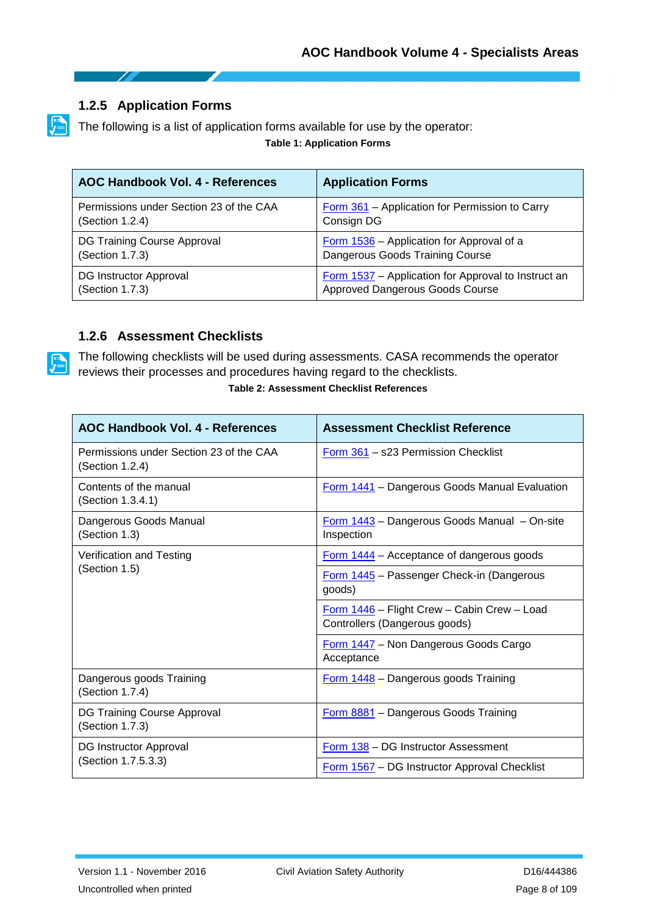### 1.2.5 Application Forms

The following is a list of application forms available for use by the operator:

**Table 1: Application Forms**

| AOC Handbook Vol. 4 - References | Application Forms |
|---|---|
| Permissions under Section 23 of the CAA (Section 1.2.4) | Form 361 – Application for Permission to Carry Consign DG |
| DG Training Course Approval (Section 1.7.3) | Form 1536 – Application for Approval of a Dangerous Goods Training Course |
| DG Instructor Approval (Section 1.7.3) | Form 1537 – Application for Approval to Instruct an Approved Dangerous Goods Course |

### 1.2.6 Assessment Checklists

The following checklists will be used during assessments. CASA recommends the operator reviews their processes and procedures having regard to the checklists.

**Table 2: Assessment Checklist References**

| AOC Handbook Vol. 4 - References | Assessment Checklist Reference |
|---|---|
| Permissions under Section 23 of the CAA (Section 1.2.4) | Form 361 – s23 Permission Checklist |
| Contents of the manual (Section 1.3.4.1) | Form 1441 – Dangerous Goods Manual Evaluation |
| Dangerous Goods Manual (Section 1.3) | Form 1443 – Dangerous Goods Manual – On-site Inspection |
| Verification and Testing (Section 1.5) | Form 1444 – Acceptance of dangerous goods |
| | Form 1445 – Passenger Check-in (Dangerous goods) |
| | Form 1446 – Flight Crew – Cabin Crew – Load Controllers (Dangerous goods) |
| | Form 1447 – Non Dangerous Goods Cargo Acceptance |
| Dangerous goods Training (Section 1.7.4) | Form 1448 – Dangerous goods Training |
| DG Training Course Approval (Section 1.7.3) | Form 8881 – Dangerous Goods Training |
| DG Instructor Approval (Section 1.7.5.3.3) | Form 138 – DG Instructor Assessment |
| | Form 1567 – DG Instructor Approval Checklist |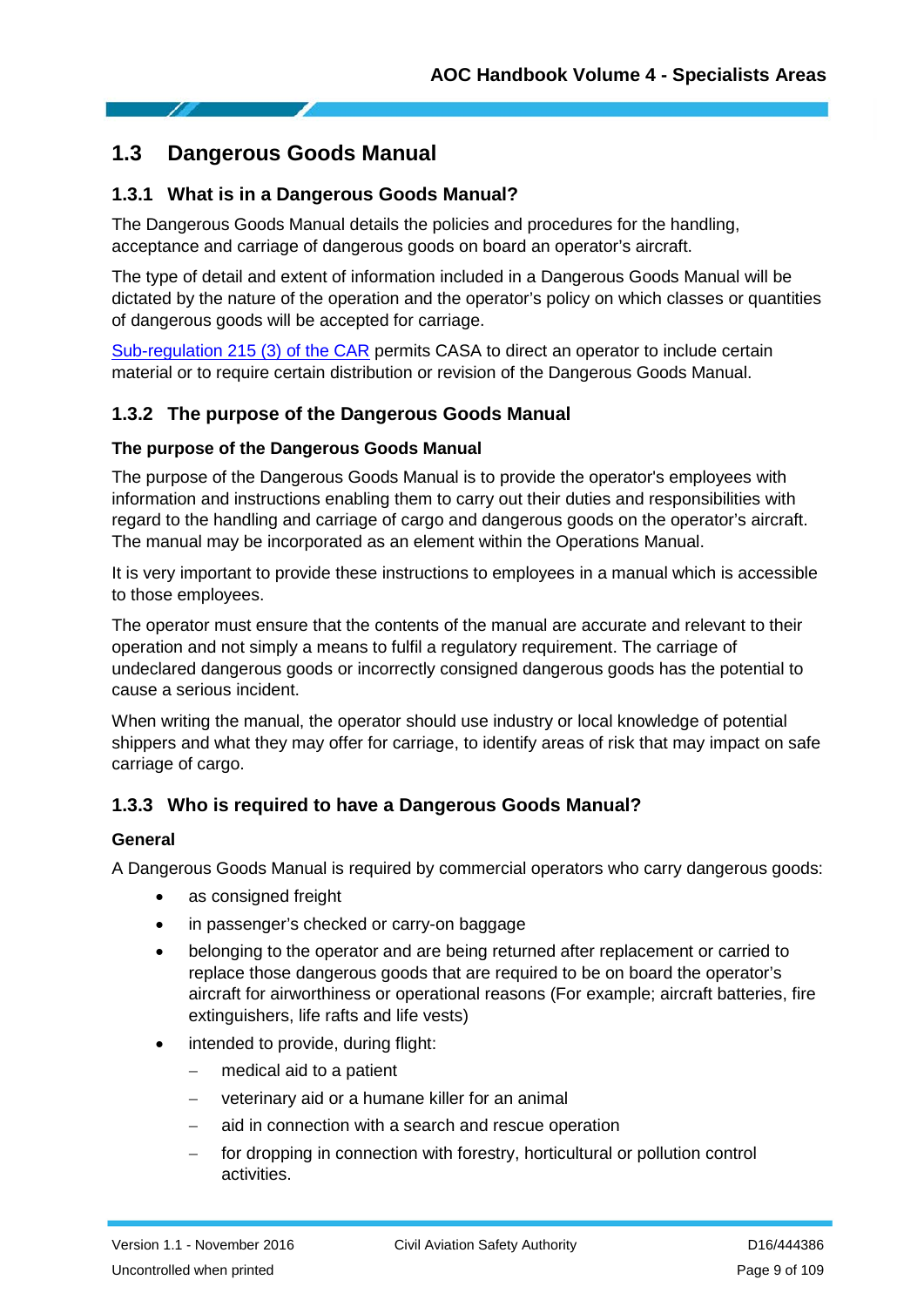## 1.3 Dangerous Goods Manual

### 1.3.1 What is in a Dangerous Goods Manual?

The Dangerous Goods Manual details the policies and procedures for the handling, acceptance and carriage of dangerous goods on board an operator's aircraft.

The type of detail and extent of information included in a Dangerous Goods Manual will be dictated by the nature of the operation and the operator's policy on which classes or quantities of dangerous goods will be accepted for carriage.

Sub-regulation 215 (3) of the CAR permits CASA to direct an operator to include certain material or to require certain distribution or revision of the Dangerous Goods Manual.

### 1.3.2 The purpose of the Dangerous Goods Manual

**The purpose of the Dangerous Goods Manual**

The purpose of the Dangerous Goods Manual is to provide the operator's employees with information and instructions enabling them to carry out their duties and responsibilities with regard to the handling and carriage of cargo and dangerous goods on the operator's aircraft. The manual may be incorporated as an element within the Operations Manual.

It is very important to provide these instructions to employees in a manual which is accessible to those employees.

The operator must ensure that the contents of the manual are accurate and relevant to their operation and not simply a means to fulfil a regulatory requirement. The carriage of undeclared dangerous goods or incorrectly consigned dangerous goods has the potential to cause a serious incident.

When writing the manual, the operator should use industry or local knowledge of potential shippers and what they may offer for carriage, to identify areas of risk that may impact on safe carriage of cargo.

### 1.3.3 Who is required to have a Dangerous Goods Manual?

**General**

A Dangerous Goods Manual is required by commercial operators who carry dangerous goods:

- as consigned freight
- in passenger's checked or carry-on baggage
- belonging to the operator and are being returned after replacement or carried to replace those dangerous goods that are required to be on board the operator's aircraft for airworthiness or operational reasons (For example; aircraft batteries, fire extinguishers, life rafts and life vests)
- intended to provide, during flight:
  - medical aid to a patient
  - veterinary aid or a humane killer for an animal
  - aid in connection with a search and rescue operation
  - for dropping in connection with forestry, horticultural or pollution control activities.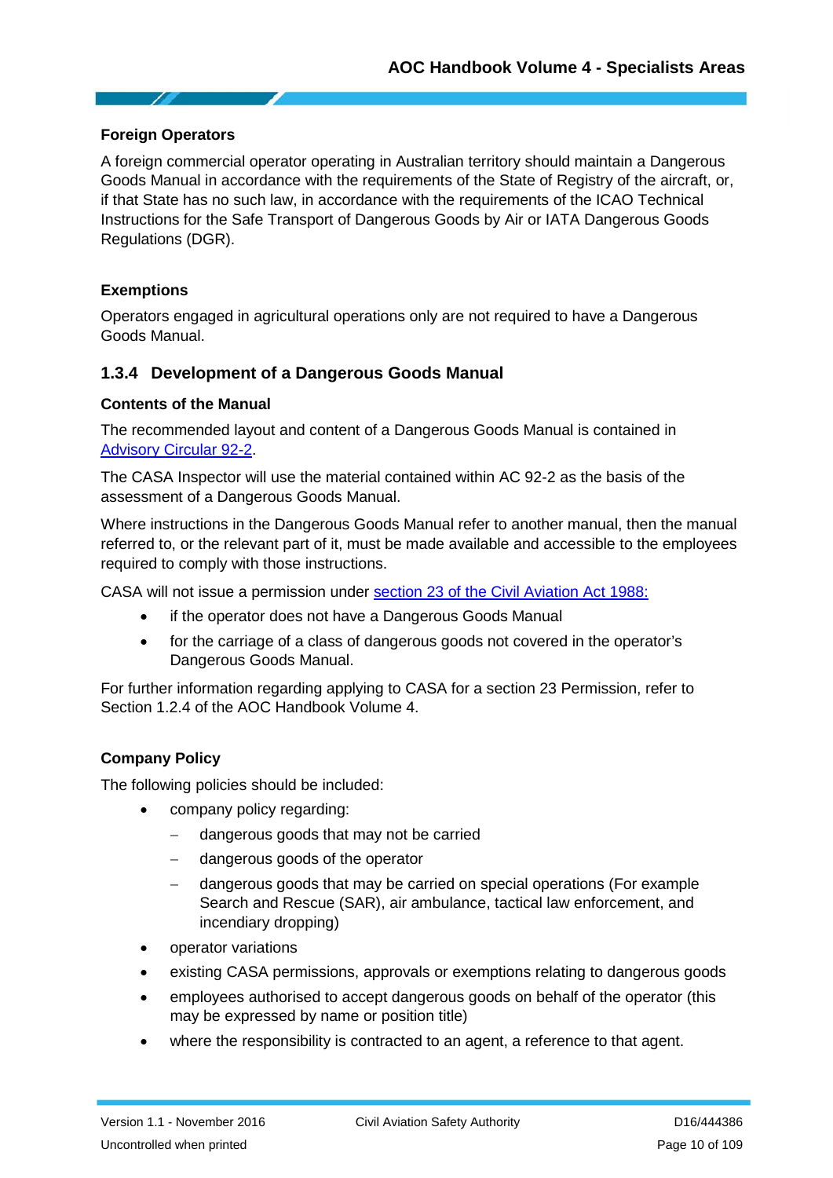**Foreign Operators**

A foreign commercial operator operating in Australian territory should maintain a Dangerous Goods Manual in accordance with the requirements of the State of Registry of the aircraft, or, if that State has no such law, in accordance with the requirements of the ICAO Technical Instructions for the Safe Transport of Dangerous Goods by Air or IATA Dangerous Goods Regulations (DGR).

**Exemptions**

Operators engaged in agricultural operations only are not required to have a Dangerous Goods Manual.

### 1.3.4 Development of a Dangerous Goods Manual

**Contents of the Manual**

The recommended layout and content of a Dangerous Goods Manual is contained in [Advisory Circular 92-2](Advisory Circular 92-2).

The CASA Inspector will use the material contained within AC 92-2 as the basis of the assessment of a Dangerous Goods Manual.

Where instructions in the Dangerous Goods Manual refer to another manual, then the manual referred to, or the relevant part of it, must be made available and accessible to the employees required to comply with those instructions.

CASA will not issue a permission under [section 23 of the Civil Aviation Act 1988:](section 23 of the Civil Aviation Act 1988:)

- if the operator does not have a Dangerous Goods Manual
- for the carriage of a class of dangerous goods not covered in the operator's Dangerous Goods Manual.

For further information regarding applying to CASA for a section 23 Permission, refer to Section 1.2.4 of the AOC Handbook Volume 4.

**Company Policy**

The following policies should be included:

- company policy regarding:
  - dangerous goods that may not be carried
  - dangerous goods of the operator
  - dangerous goods that may be carried on special operations (For example Search and Rescue (SAR), air ambulance, tactical law enforcement, and incendiary dropping)
- operator variations
- existing CASA permissions, approvals or exemptions relating to dangerous goods
- employees authorised to accept dangerous goods on behalf of the operator (this may be expressed by name or position title)
- where the responsibility is contracted to an agent, a reference to that agent.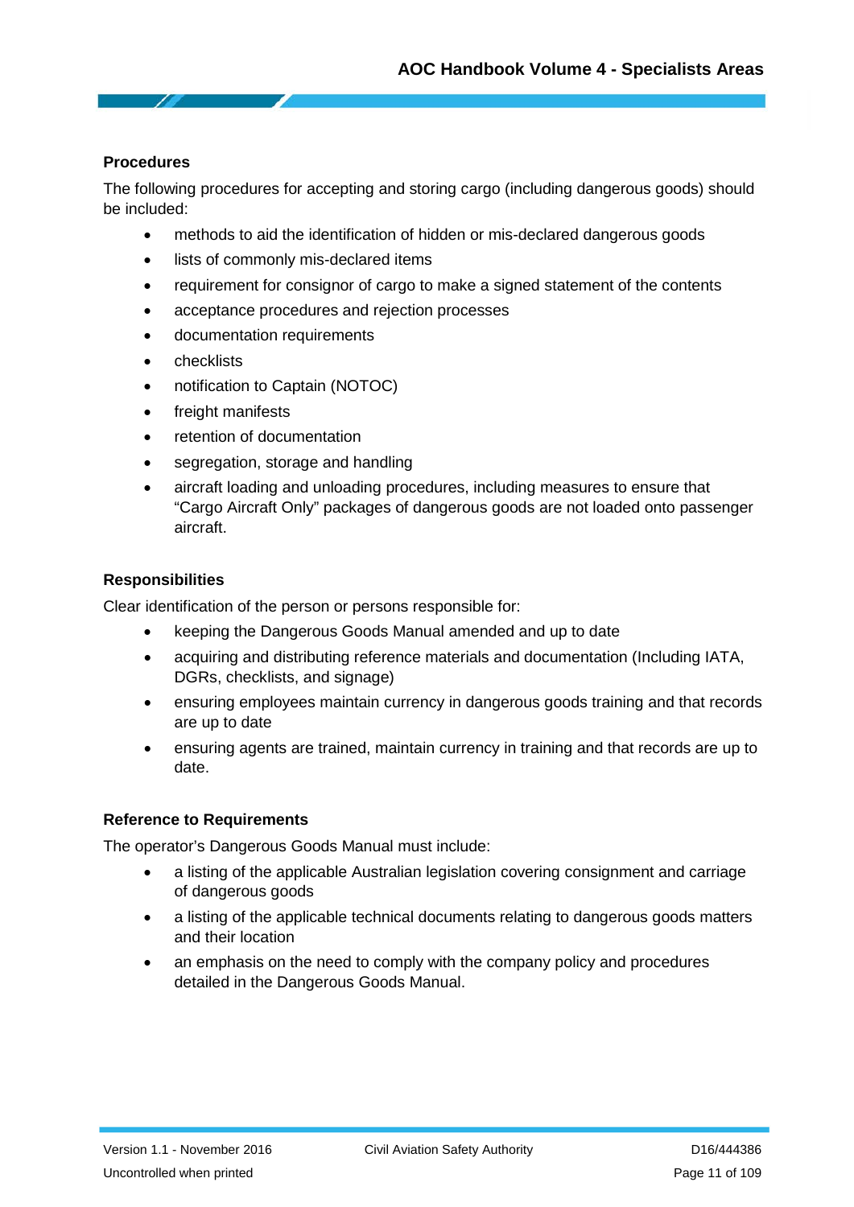**Procedures**

The following procedures for accepting and storing cargo (including dangerous goods) should be included:

- methods to aid the identification of hidden or mis-declared dangerous goods
- lists of commonly mis-declared items
- requirement for consignor of cargo to make a signed statement of the contents
- acceptance procedures and rejection processes
- documentation requirements
- checklists
- notification to Captain (NOTOC)
- freight manifests
- retention of documentation
- segregation, storage and handling
- aircraft loading and unloading procedures, including measures to ensure that "Cargo Aircraft Only" packages of dangerous goods are not loaded onto passenger aircraft.

**Responsibilities**

Clear identification of the person or persons responsible for:

- keeping the Dangerous Goods Manual amended and up to date
- acquiring and distributing reference materials and documentation (Including IATA, DGRs, checklists, and signage)
- ensuring employees maintain currency in dangerous goods training and that records are up to date
- ensuring agents are trained, maintain currency in training and that records are up to date.

**Reference to Requirements**

The operator's Dangerous Goods Manual must include:

- a listing of the applicable Australian legislation covering consignment and carriage of dangerous goods
- a listing of the applicable technical documents relating to dangerous goods matters and their location
- an emphasis on the need to comply with the company policy and procedures detailed in the Dangerous Goods Manual.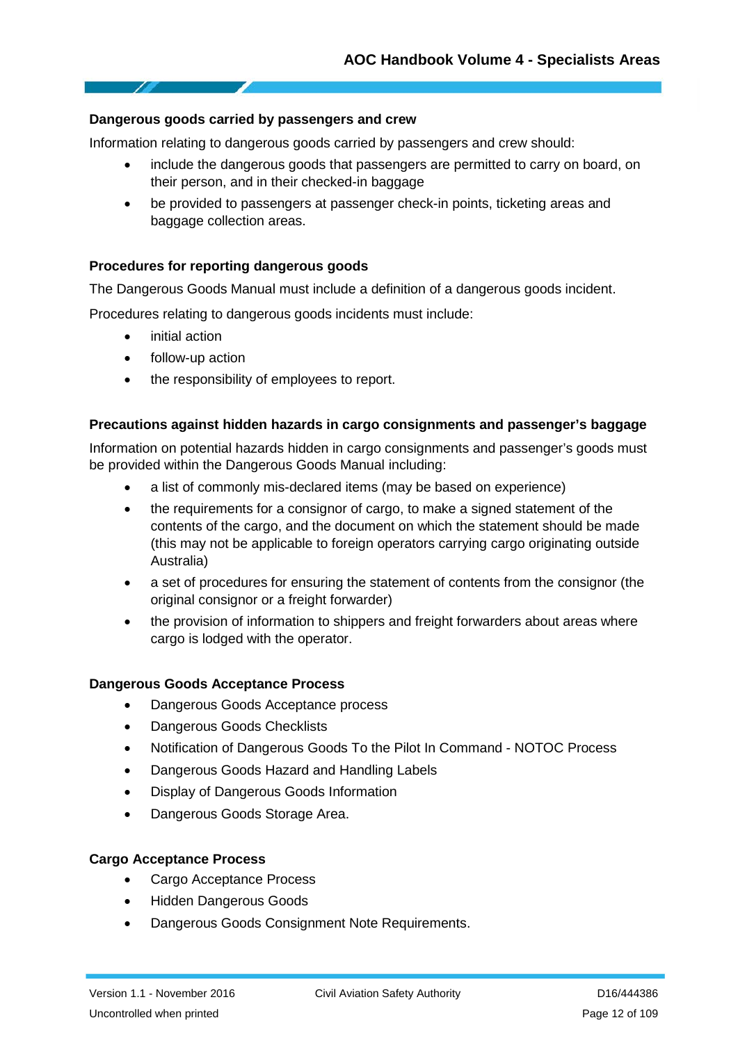#### Dangerous goods carried by passengers and crew

Information relating to dangerous goods carried by passengers and crew should:

- include the dangerous goods that passengers are permitted to carry on board, on their person, and in their checked-in baggage
- be provided to passengers at passenger check-in points, ticketing areas and baggage collection areas.

#### Procedures for reporting dangerous goods

The Dangerous Goods Manual must include a definition of a dangerous goods incident.

Procedures relating to dangerous goods incidents must include:

- initial action
- follow-up action
- the responsibility of employees to report.

#### Precautions against hidden hazards in cargo consignments and passenger's baggage

Information on potential hazards hidden in cargo consignments and passenger's goods must be provided within the Dangerous Goods Manual including:

- a list of commonly mis-declared items (may be based on experience)
- the requirements for a consignor of cargo, to make a signed statement of the contents of the cargo, and the document on which the statement should be made (this may not be applicable to foreign operators carrying cargo originating outside Australia)
- a set of procedures for ensuring the statement of contents from the consignor (the original consignor or a freight forwarder)
- the provision of information to shippers and freight forwarders about areas where cargo is lodged with the operator.

#### Dangerous Goods Acceptance Process

- Dangerous Goods Acceptance process
- Dangerous Goods Checklists
- Notification of Dangerous Goods To the Pilot In Command - NOTOC Process
- Dangerous Goods Hazard and Handling Labels
- Display of Dangerous Goods Information
- Dangerous Goods Storage Area.

#### Cargo Acceptance Process

- Cargo Acceptance Process
- Hidden Dangerous Goods
- Dangerous Goods Consignment Note Requirements.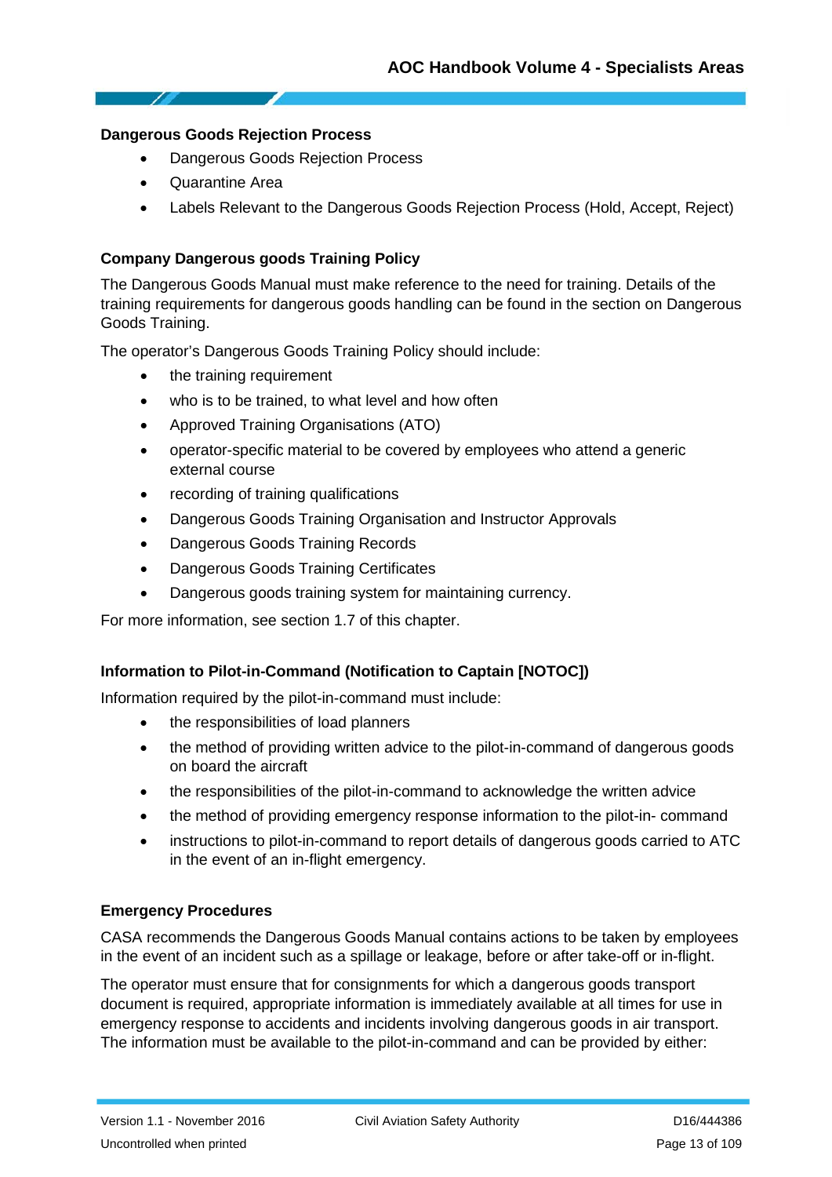### Dangerous Goods Rejection Process

- Dangerous Goods Rejection Process
- Quarantine Area
- Labels Relevant to the Dangerous Goods Rejection Process (Hold, Accept, Reject)

### Company Dangerous goods Training Policy

The Dangerous Goods Manual must make reference to the need for training. Details of the training requirements for dangerous goods handling can be found in the section on Dangerous Goods Training.

The operator's Dangerous Goods Training Policy should include:

- the training requirement
- who is to be trained, to what level and how often
- Approved Training Organisations (ATO)
- operator-specific material to be covered by employees who attend a generic external course
- recording of training qualifications
- Dangerous Goods Training Organisation and Instructor Approvals
- Dangerous Goods Training Records
- Dangerous Goods Training Certificates
- Dangerous goods training system for maintaining currency.

For more information, see section 1.7 of this chapter.

### Information to Pilot-in-Command (Notification to Captain [NOTOC])

Information required by the pilot-in-command must include:

- the responsibilities of load planners
- the method of providing written advice to the pilot-in-command of dangerous goods on board the aircraft
- the responsibilities of the pilot-in-command to acknowledge the written advice
- the method of providing emergency response information to the pilot-in- command
- instructions to pilot-in-command to report details of dangerous goods carried to ATC in the event of an in-flight emergency.

### Emergency Procedures

CASA recommends the Dangerous Goods Manual contains actions to be taken by employees in the event of an incident such as a spillage or leakage, before or after take-off or in-flight.

The operator must ensure that for consignments for which a dangerous goods transport document is required, appropriate information is immediately available at all times for use in emergency response to accidents and incidents involving dangerous goods in air transport. The information must be available to the pilot-in-command and can be provided by either: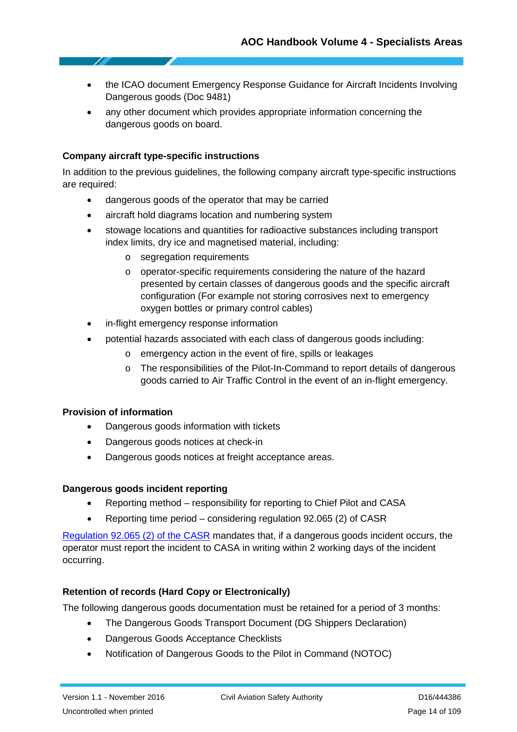- the ICAO document Emergency Response Guidance for Aircraft Incidents Involving Dangerous goods (Doc 9481)
- any other document which provides appropriate information concerning the dangerous goods on board.

**Company aircraft type-specific instructions**

In addition to the previous guidelines, the following company aircraft type-specific instructions are required:

- dangerous goods of the operator that may be carried
- aircraft hold diagrams location and numbering system
- stowage locations and quantities for radioactive substances including transport index limits, dry ice and magnetised material, including:
  - segregation requirements
  - operator-specific requirements considering the nature of the hazard presented by certain classes of dangerous goods and the specific aircraft configuration (For example not storing corrosives next to emergency oxygen bottles or primary control cables)
- in-flight emergency response information
- potential hazards associated with each class of dangerous goods including:
  - emergency action in the event of fire, spills or leakages
  - The responsibilities of the Pilot-In-Command to report details of dangerous goods carried to Air Traffic Control in the event of an in-flight emergency.

**Provision of information**

- Dangerous goods information with tickets
- Dangerous goods notices at check-in
- Dangerous goods notices at freight acceptance areas.

**Dangerous goods incident reporting**

- Reporting method – responsibility for reporting to Chief Pilot and CASA
- Reporting time period – considering regulation 92.065 (2) of CASR

Regulation 92.065 (2) of the CASR mandates that, if a dangerous goods incident occurs, the operator must report the incident to CASA in writing within 2 working days of the incident occurring.

**Retention of records (Hard Copy or Electronically)**

The following dangerous goods documentation must be retained for a period of 3 months:

- The Dangerous Goods Transport Document (DG Shippers Declaration)
- Dangerous Goods Acceptance Checklists
- Notification of Dangerous Goods to the Pilot in Command (NOTOC)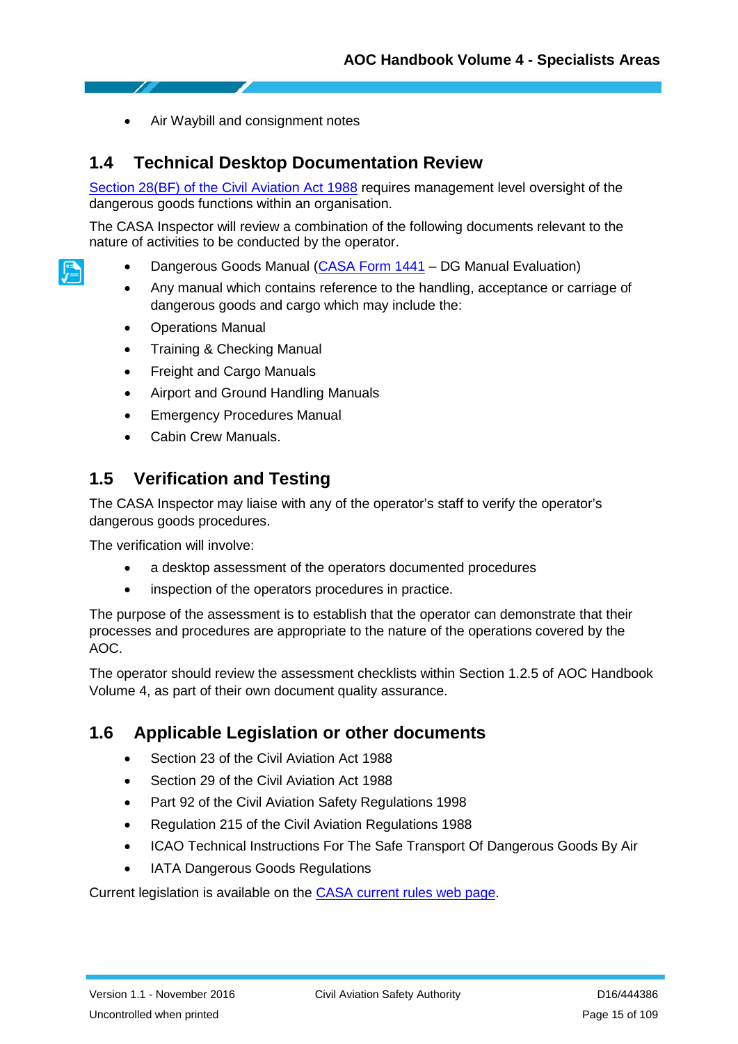- Air Waybill and consignment notes

## 1.4 Technical Desktop Documentation Review

Section 28(BF) of the Civil Aviation Act 1988 requires management level oversight of the dangerous goods functions within an organisation.

The CASA Inspector will review a combination of the following documents relevant to the nature of activities to be conducted by the operator.

- Dangerous Goods Manual (CASA Form 1441 – DG Manual Evaluation)
- Any manual which contains reference to the handling, acceptance or carriage of dangerous goods and cargo which may include the:
- Operations Manual
- Training & Checking Manual
- Freight and Cargo Manuals
- Airport and Ground Handling Manuals
- Emergency Procedures Manual
- Cabin Crew Manuals.

## 1.5 Verification and Testing

The CASA Inspector may liaise with any of the operator's staff to verify the operator's dangerous goods procedures.

The verification will involve:

- a desktop assessment of the operators documented procedures
- inspection of the operators procedures in practice.

The purpose of the assessment is to establish that the operator can demonstrate that their processes and procedures are appropriate to the nature of the operations covered by the AOC.

The operator should review the assessment checklists within Section 1.2.5 of AOC Handbook Volume 4, as part of their own document quality assurance.

## 1.6 Applicable Legislation or other documents

- Section 23 of the Civil Aviation Act 1988
- Section 29 of the Civil Aviation Act 1988
- Part 92 of the Civil Aviation Safety Regulations 1998
- Regulation 215 of the Civil Aviation Regulations 1988
- ICAO Technical Instructions For The Safe Transport Of Dangerous Goods By Air
- IATA Dangerous Goods Regulations

Current legislation is available on the CASA current rules web page.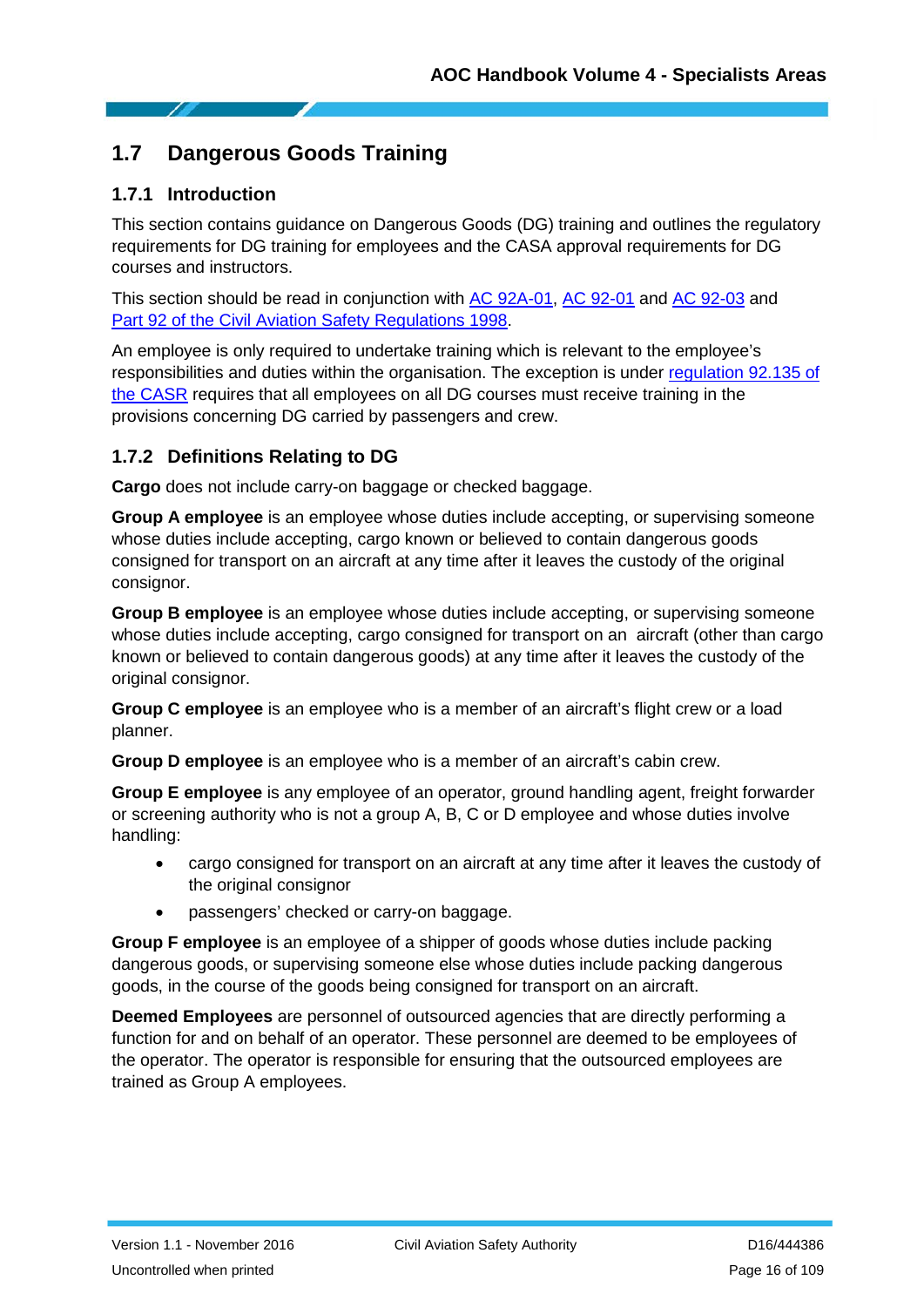## 1.7 Dangerous Goods Training

### 1.7.1 Introduction

This section contains guidance on Dangerous Goods (DG) training and outlines the regulatory requirements for DG training for employees and the CASA approval requirements for DG courses and instructors.

This section should be read in conjunction with AC 92A-01, AC 92-01 and AC 92-03 and Part 92 of the Civil Aviation Safety Regulations 1998.

An employee is only required to undertake training which is relevant to the employee's responsibilities and duties within the organisation. The exception is under regulation 92.135 of the CASR requires that all employees on all DG courses must receive training in the provisions concerning DG carried by passengers and crew.

### 1.7.2 Definitions Relating to DG

**Cargo** does not include carry-on baggage or checked baggage.

**Group A employee** is an employee whose duties include accepting, or supervising someone whose duties include accepting, cargo known or believed to contain dangerous goods consigned for transport on an aircraft at any time after it leaves the custody of the original consignor.

**Group B employee** is an employee whose duties include accepting, or supervising someone whose duties include accepting, cargo consigned for transport on an aircraft (other than cargo known or believed to contain dangerous goods) at any time after it leaves the custody of the original consignor.

**Group C employee** is an employee who is a member of an aircraft's flight crew or a load planner.

**Group D employee** is an employee who is a member of an aircraft's cabin crew.

**Group E employee** is any employee of an operator, ground handling agent, freight forwarder or screening authority who is not a group A, B, C or D employee and whose duties involve handling:

- cargo consigned for transport on an aircraft at any time after it leaves the custody of the original consignor
- passengers' checked or carry-on baggage.

**Group F employee** is an employee of a shipper of goods whose duties include packing dangerous goods, or supervising someone else whose duties include packing dangerous goods, in the course of the goods being consigned for transport on an aircraft.

**Deemed Employees** are personnel of outsourced agencies that are directly performing a function for and on behalf of an operator. These personnel are deemed to be employees of the operator. The operator is responsible for ensuring that the outsourced employees are trained as Group A employees.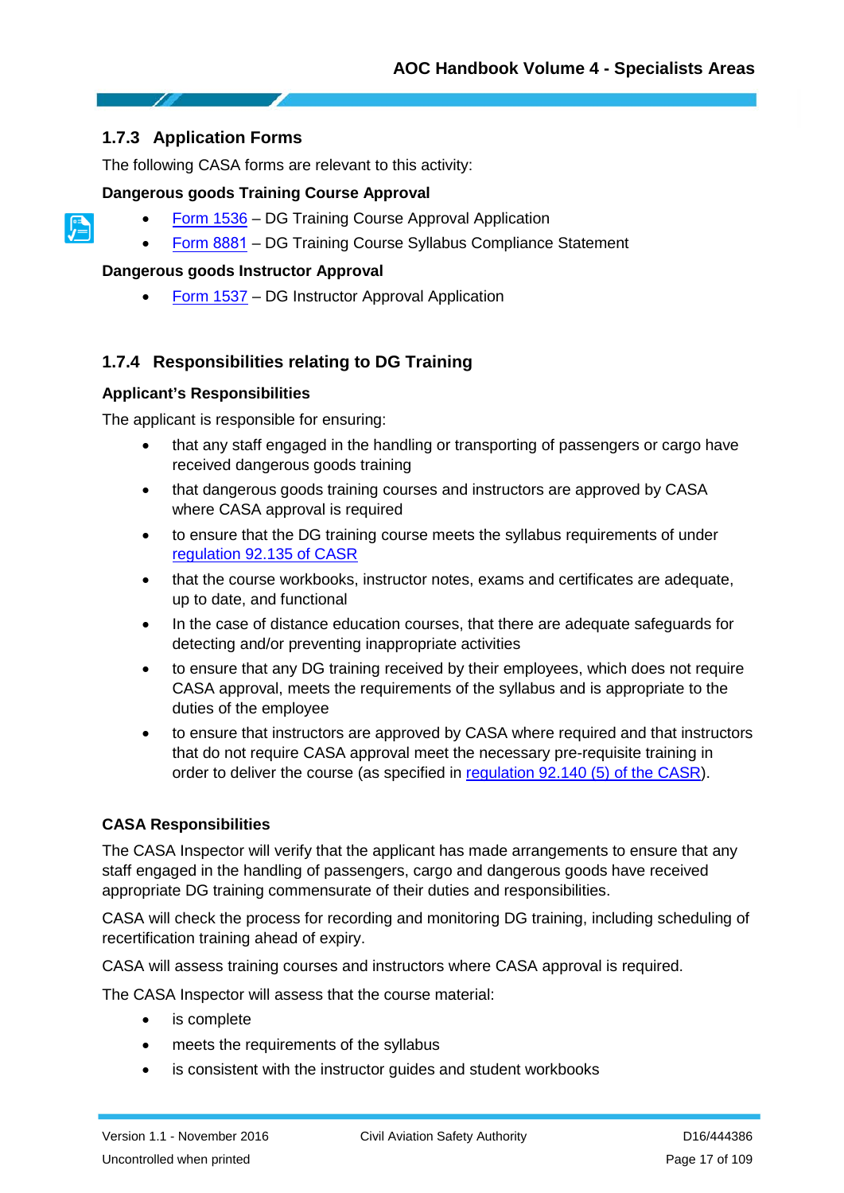### 1.7.3 Application Forms

The following CASA forms are relevant to this activity:

**Dangerous goods Training Course Approval**

- Form 1536 – DG Training Course Approval Application
- Form 8881 – DG Training Course Syllabus Compliance Statement

**Dangerous goods Instructor Approval**

- Form 1537 – DG Instructor Approval Application

### 1.7.4 Responsibilities relating to DG Training

**Applicant's Responsibilities**

The applicant is responsible for ensuring:

- that any staff engaged in the handling or transporting of passengers or cargo have received dangerous goods training
- that dangerous goods training courses and instructors are approved by CASA where CASA approval is required
- to ensure that the DG training course meets the syllabus requirements of under regulation 92.135 of CASR
- that the course workbooks, instructor notes, exams and certificates are adequate, up to date, and functional
- In the case of distance education courses, that there are adequate safeguards for detecting and/or preventing inappropriate activities
- to ensure that any DG training received by their employees, which does not require CASA approval, meets the requirements of the syllabus and is appropriate to the duties of the employee
- to ensure that instructors are approved by CASA where required and that instructors that do not require CASA approval meet the necessary pre-requisite training in order to deliver the course (as specified in regulation 92.140 (5) of the CASR).

**CASA Responsibilities**

The CASA Inspector will verify that the applicant has made arrangements to ensure that any staff engaged in the handling of passengers, cargo and dangerous goods have received appropriate DG training commensurate of their duties and responsibilities.

CASA will check the process for recording and monitoring DG training, including scheduling of recertification training ahead of expiry.

CASA will assess training courses and instructors where CASA approval is required.

The CASA Inspector will assess that the course material:

- is complete
- meets the requirements of the syllabus
- is consistent with the instructor guides and student workbooks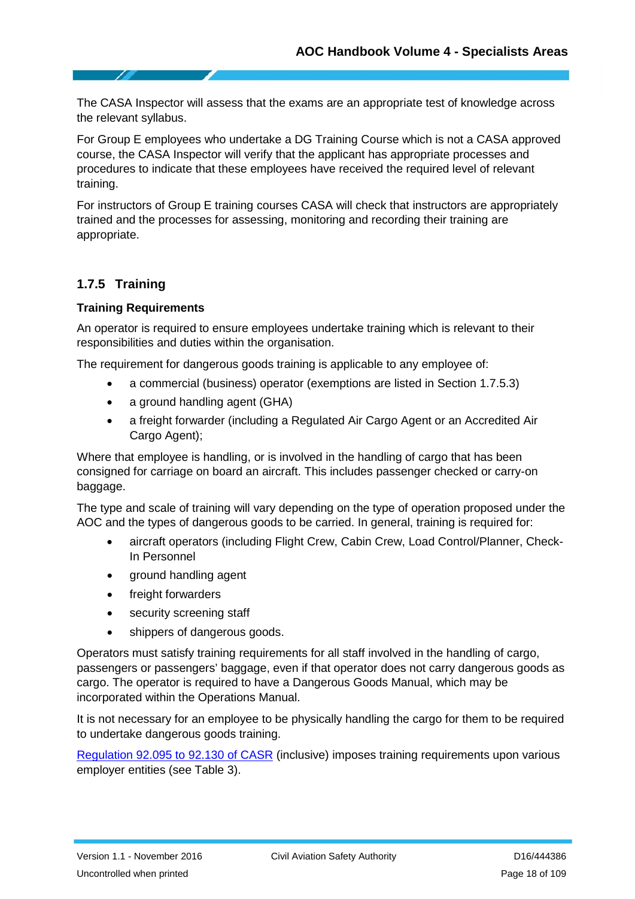The CASA Inspector will assess that the exams are an appropriate test of knowledge across the relevant syllabus.

For Group E employees who undertake a DG Training Course which is not a CASA approved course, the CASA Inspector will verify that the applicant has appropriate processes and procedures to indicate that these employees have received the required level of relevant training.

For instructors of Group E training courses CASA will check that instructors are appropriately trained and the processes for assessing, monitoring and recording their training are appropriate.

### 1.7.5 Training

**Training Requirements**

An operator is required to ensure employees undertake training which is relevant to their responsibilities and duties within the organisation.

The requirement for dangerous goods training is applicable to any employee of:

- a commercial (business) operator (exemptions are listed in Section 1.7.5.3)
- a ground handling agent (GHA)
- a freight forwarder (including a Regulated Air Cargo Agent or an Accredited Air Cargo Agent);

Where that employee is handling, or is involved in the handling of cargo that has been consigned for carriage on board an aircraft. This includes passenger checked or carry-on baggage.

The type and scale of training will vary depending on the type of operation proposed under the AOC and the types of dangerous goods to be carried. In general, training is required for:

- aircraft operators (including Flight Crew, Cabin Crew, Load Control/Planner, Check-In Personnel
- ground handling agent
- freight forwarders
- security screening staff
- shippers of dangerous goods.

Operators must satisfy training requirements for all staff involved in the handling of cargo, passengers or passengers' baggage, even if that operator does not carry dangerous goods as cargo. The operator is required to have a Dangerous Goods Manual, which may be incorporated within the Operations Manual.

It is not necessary for an employee to be physically handling the cargo for them to be required to undertake dangerous goods training.

Regulation 92.095 to 92.130 of CASR (inclusive) imposes training requirements upon various employer entities (see Table 3).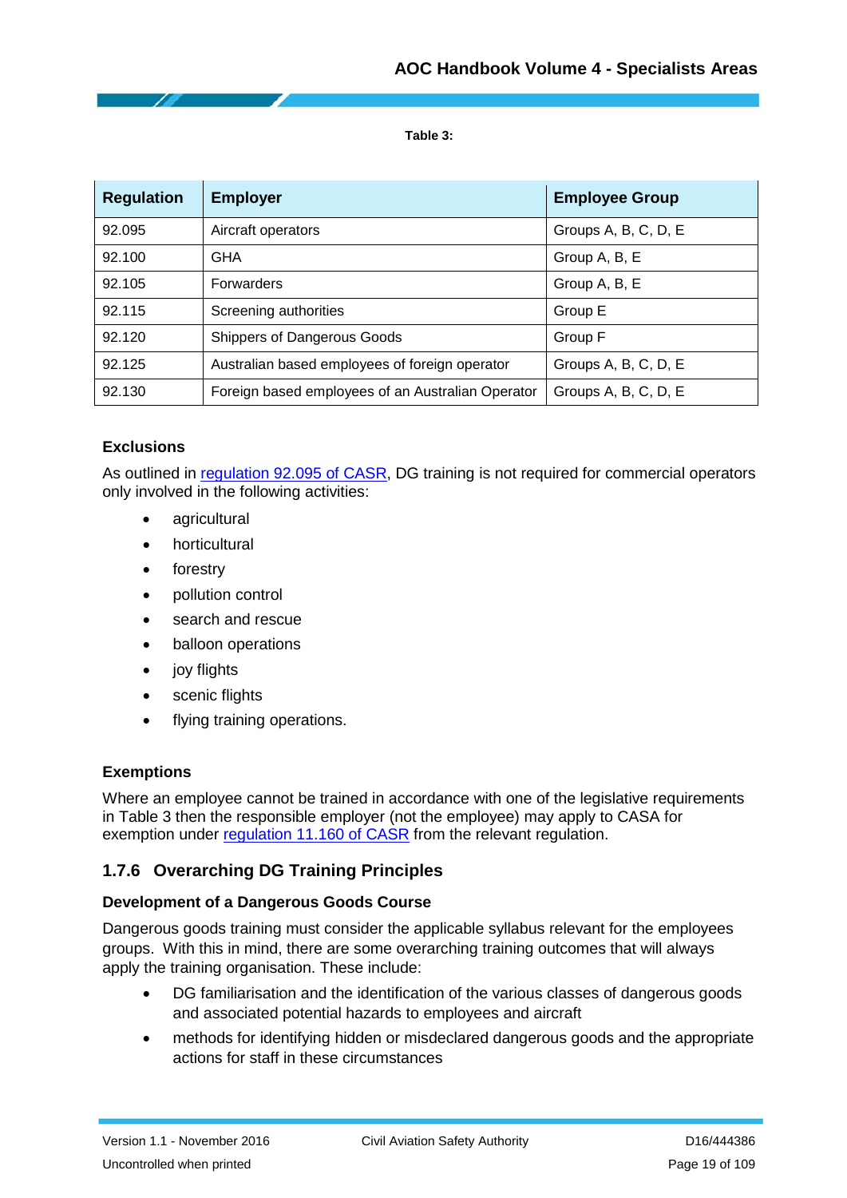**Table 3:**

| Regulation | Employer | Employee Group |
|---|---|---|
| 92.095 | Aircraft operators | Groups A, B, C, D, E |
| 92.100 | GHA | Group A, B, E |
| 92.105 | Forwarders | Group A, B, E |
| 92.115 | Screening authorities | Group E |
| 92.120 | Shippers of Dangerous Goods | Group F |
| 92.125 | Australian based employees of foreign operator | Groups A, B, C, D, E |
| 92.130 | Foreign based employees of an Australian Operator | Groups A, B, C, D, E |

**Exclusions**

As outlined in regulation 92.095 of CASR, DG training is not required for commercial operators only involved in the following activities:

- agricultural
- horticultural
- forestry
- pollution control
- search and rescue
- balloon operations
- joy flights
- scenic flights
- flying training operations.

**Exemptions**

Where an employee cannot be trained in accordance with one of the legislative requirements in Table 3 then the responsible employer (not the employee) may apply to CASA for exemption under regulation 11.160 of CASR from the relevant regulation.

### 1.7.6 Overarching DG Training Principles

**Development of a Dangerous Goods Course**

Dangerous goods training must consider the applicable syllabus relevant for the employees groups. With this in mind, there are some overarching training outcomes that will always apply the training organisation. These include:

- DG familiarisation and the identification of the various classes of dangerous goods and associated potential hazards to employees and aircraft
- methods for identifying hidden or misdeclared dangerous goods and the appropriate actions for staff in these circumstances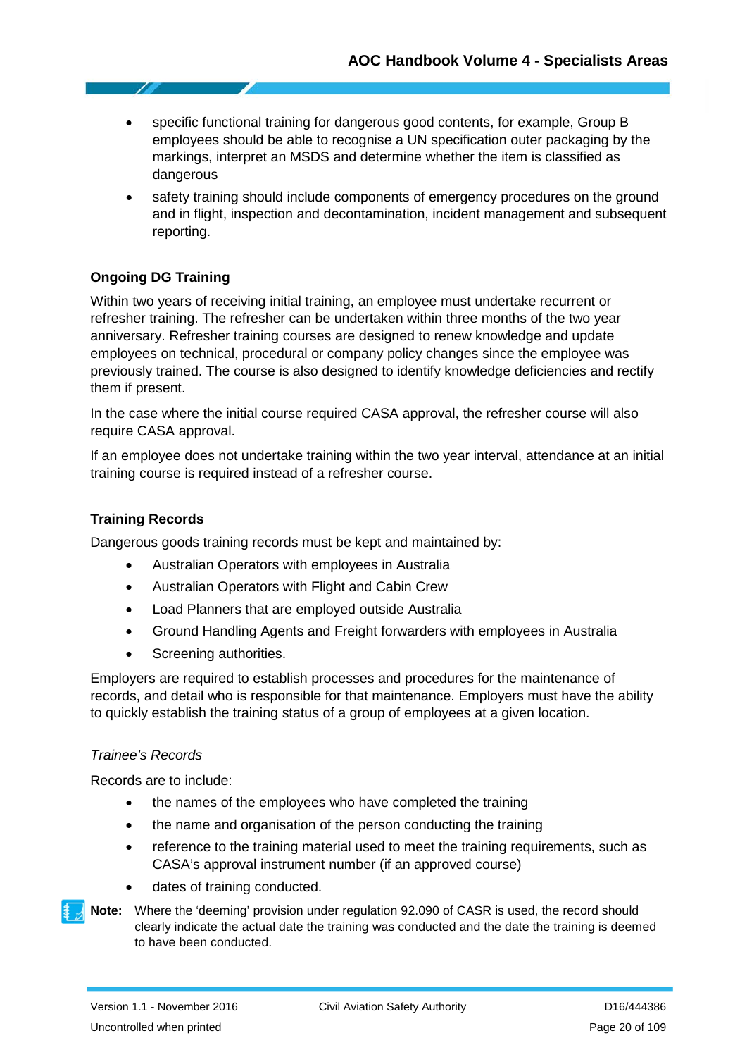- specific functional training for dangerous good contents, for example, Group B employees should be able to recognise a UN specification outer packaging by the markings, interpret an MSDS and determine whether the item is classified as dangerous
- safety training should include components of emergency procedures on the ground and in flight, inspection and decontamination, incident management and subsequent reporting.

### Ongoing DG Training

Within two years of receiving initial training, an employee must undertake recurrent or refresher training. The refresher can be undertaken within three months of the two year anniversary. Refresher training courses are designed to renew knowledge and update employees on technical, procedural or company policy changes since the employee was previously trained. The course is also designed to identify knowledge deficiencies and rectify them if present.

In the case where the initial course required CASA approval, the refresher course will also require CASA approval.

If an employee does not undertake training within the two year interval, attendance at an initial training course is required instead of a refresher course.

### Training Records

Dangerous goods training records must be kept and maintained by:

- Australian Operators with employees in Australia
- Australian Operators with Flight and Cabin Crew
- Load Planners that are employed outside Australia
- Ground Handling Agents and Freight forwarders with employees in Australia
- Screening authorities.

Employers are required to establish processes and procedures for the maintenance of records, and detail who is responsible for that maintenance. Employers must have the ability to quickly establish the training status of a group of employees at a given location.

*Trainee's Records*

Records are to include:

- the names of the employees who have completed the training
- the name and organisation of the person conducting the training
- reference to the training material used to meet the training requirements, such as CASA's approval instrument number (if an approved course)
- dates of training conducted.

**Note:** Where the 'deeming' provision under regulation 92.090 of CASR is used, the record should clearly indicate the actual date the training was conducted and the date the training is deemed to have been conducted.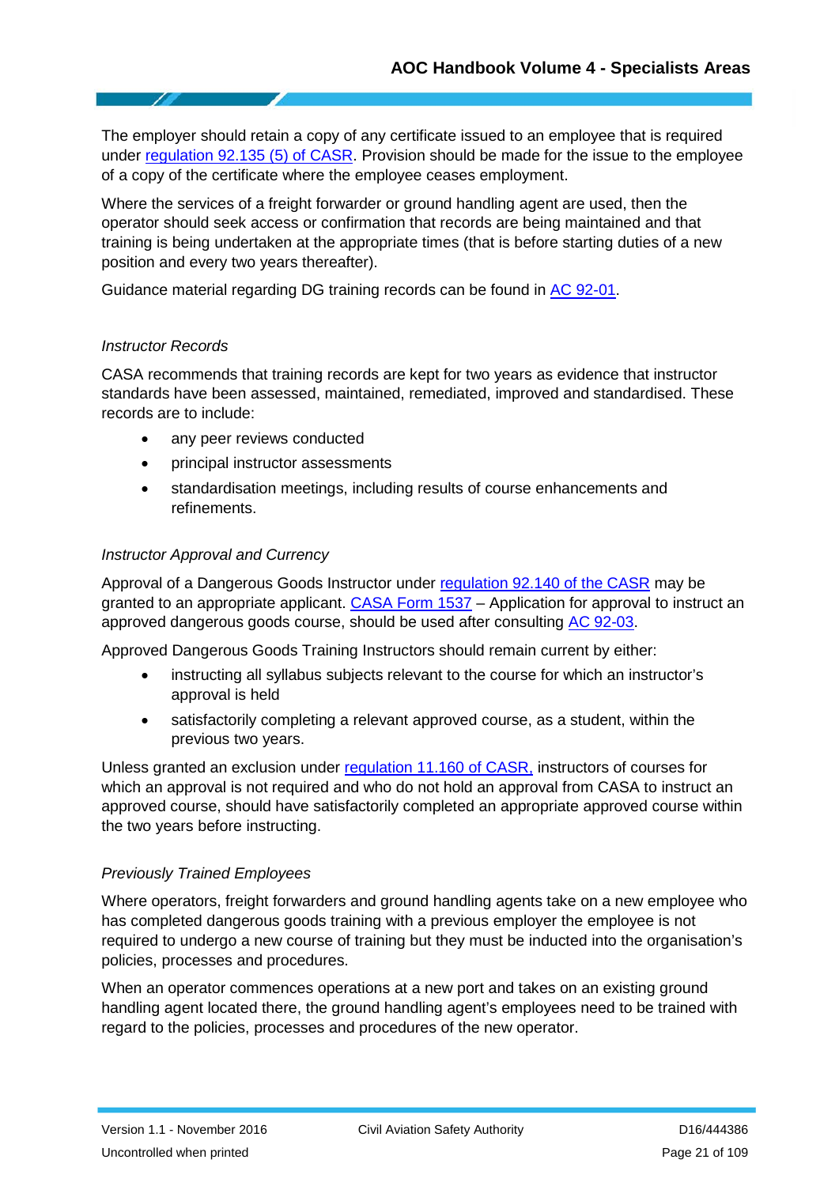The employer should retain a copy of any certificate issued to an employee that is required under regulation 92.135 (5) of CASR. Provision should be made for the issue to the employee of a copy of the certificate where the employee ceases employment.

Where the services of a freight forwarder or ground handling agent are used, then the operator should seek access or confirmation that records are being maintained and that training is being undertaken at the appropriate times (that is before starting duties of a new position and every two years thereafter).

Guidance material regarding DG training records can be found in AC 92-01.

*Instructor Records*

CASA recommends that training records are kept for two years as evidence that instructor standards have been assessed, maintained, remediated, improved and standardised. These records are to include:

- any peer reviews conducted
- principal instructor assessments
- standardisation meetings, including results of course enhancements and refinements.

*Instructor Approval and Currency*

Approval of a Dangerous Goods Instructor under regulation 92.140 of the CASR may be granted to an appropriate applicant. CASA Form 1537 – Application for approval to instruct an approved dangerous goods course, should be used after consulting AC 92-03.

Approved Dangerous Goods Training Instructors should remain current by either:

- instructing all syllabus subjects relevant to the course for which an instructor's approval is held
- satisfactorily completing a relevant approved course, as a student, within the previous two years.

Unless granted an exclusion under regulation 11.160 of CASR, instructors of courses for which an approval is not required and who do not hold an approval from CASA to instruct an approved course, should have satisfactorily completed an appropriate approved course within the two years before instructing.

*Previously Trained Employees*

Where operators, freight forwarders and ground handling agents take on a new employee who has completed dangerous goods training with a previous employer the employee is not required to undergo a new course of training but they must be inducted into the organisation's policies, processes and procedures.

When an operator commences operations at a new port and takes on an existing ground handling agent located there, the ground handling agent's employees need to be trained with regard to the policies, processes and procedures of the new operator.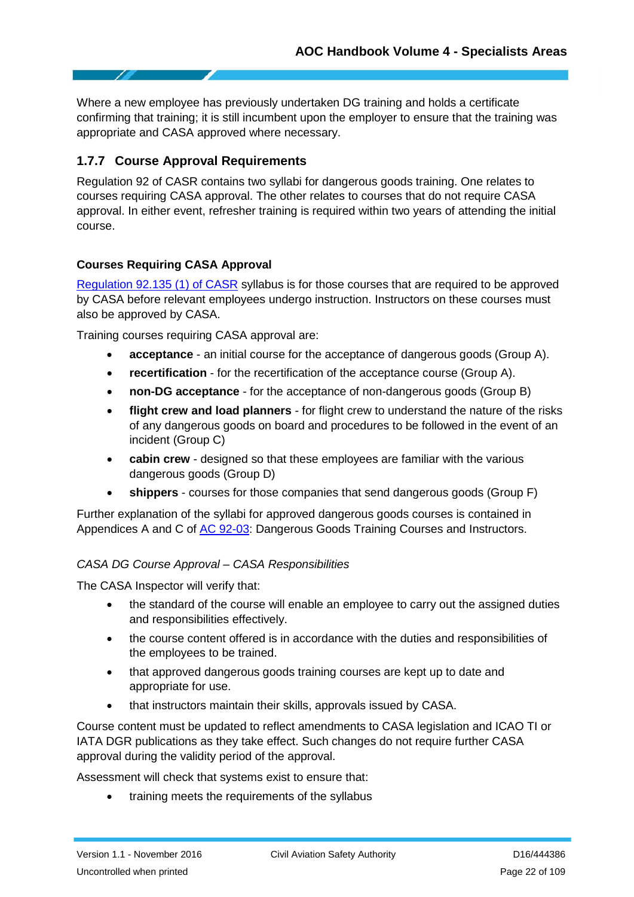Where a new employee has previously undertaken DG training and holds a certificate confirming that training; it is still incumbent upon the employer to ensure that the training was appropriate and CASA approved where necessary.

### 1.7.7 Course Approval Requirements

Regulation 92 of CASR contains two syllabi for dangerous goods training. One relates to courses requiring CASA approval. The other relates to courses that do not require CASA approval. In either event, refresher training is required within two years of attending the initial course.

#### Courses Requiring CASA Approval

Regulation 92.135 (1) of CASR syllabus is for those courses that are required to be approved by CASA before relevant employees undergo instruction. Instructors on these courses must also be approved by CASA.

Training courses requiring CASA approval are:

- **acceptance** - an initial course for the acceptance of dangerous goods (Group A).
- **recertification** - for the recertification of the acceptance course (Group A).
- **non-DG acceptance** - for the acceptance of non-dangerous goods (Group B)
- **flight crew and load planners** - for flight crew to understand the nature of the risks of any dangerous goods on board and procedures to be followed in the event of an incident (Group C)
- **cabin crew** - designed so that these employees are familiar with the various dangerous goods (Group D)
- **shippers** - courses for those companies that send dangerous goods (Group F)

Further explanation of the syllabi for approved dangerous goods courses is contained in Appendices A and C of AC 92-03: Dangerous Goods Training Courses and Instructors.

*CASA DG Course Approval – CASA Responsibilities*

The CASA Inspector will verify that:

- the standard of the course will enable an employee to carry out the assigned duties and responsibilities effectively.
- the course content offered is in accordance with the duties and responsibilities of the employees to be trained.
- that approved dangerous goods training courses are kept up to date and appropriate for use.
- that instructors maintain their skills, approvals issued by CASA.

Course content must be updated to reflect amendments to CASA legislation and ICAO TI or IATA DGR publications as they take effect. Such changes do not require further CASA approval during the validity period of the approval.

Assessment will check that systems exist to ensure that:

- training meets the requirements of the syllabus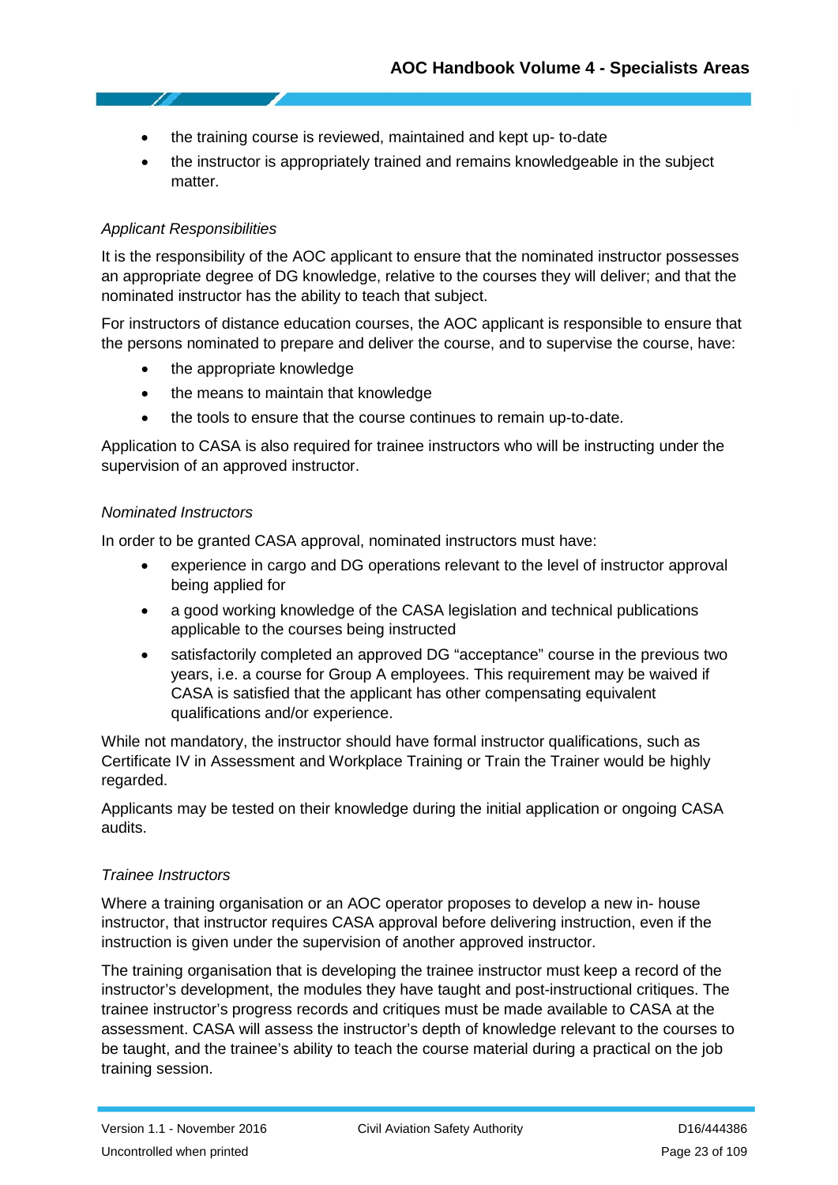- the training course is reviewed, maintained and kept up- to-date
- the instructor is appropriately trained and remains knowledgeable in the subject matter.

*Applicant Responsibilities*

It is the responsibility of the AOC applicant to ensure that the nominated instructor possesses an appropriate degree of DG knowledge, relative to the courses they will deliver; and that the nominated instructor has the ability to teach that subject.

For instructors of distance education courses, the AOC applicant is responsible to ensure that the persons nominated to prepare and deliver the course, and to supervise the course, have:

- the appropriate knowledge
- the means to maintain that knowledge
- the tools to ensure that the course continues to remain up-to-date.

Application to CASA is also required for trainee instructors who will be instructing under the supervision of an approved instructor.

*Nominated Instructors*

In order to be granted CASA approval, nominated instructors must have:

- experience in cargo and DG operations relevant to the level of instructor approval being applied for
- a good working knowledge of the CASA legislation and technical publications applicable to the courses being instructed
- satisfactorily completed an approved DG “acceptance” course in the previous two years, i.e. a course for Group A employees. This requirement may be waived if CASA is satisfied that the applicant has other compensating equivalent qualifications and/or experience.

While not mandatory, the instructor should have formal instructor qualifications, such as Certificate IV in Assessment and Workplace Training or Train the Trainer would be highly regarded.

Applicants may be tested on their knowledge during the initial application or ongoing CASA audits.

*Trainee Instructors*

Where a training organisation or an AOC operator proposes to develop a new in- house instructor, that instructor requires CASA approval before delivering instruction, even if the instruction is given under the supervision of another approved instructor.

The training organisation that is developing the trainee instructor must keep a record of the instructor’s development, the modules they have taught and post-instructional critiques. The trainee instructor’s progress records and critiques must be made available to CASA at the assessment. CASA will assess the instructor’s depth of knowledge relevant to the courses to be taught, and the trainee’s ability to teach the course material during a practical on the job training session.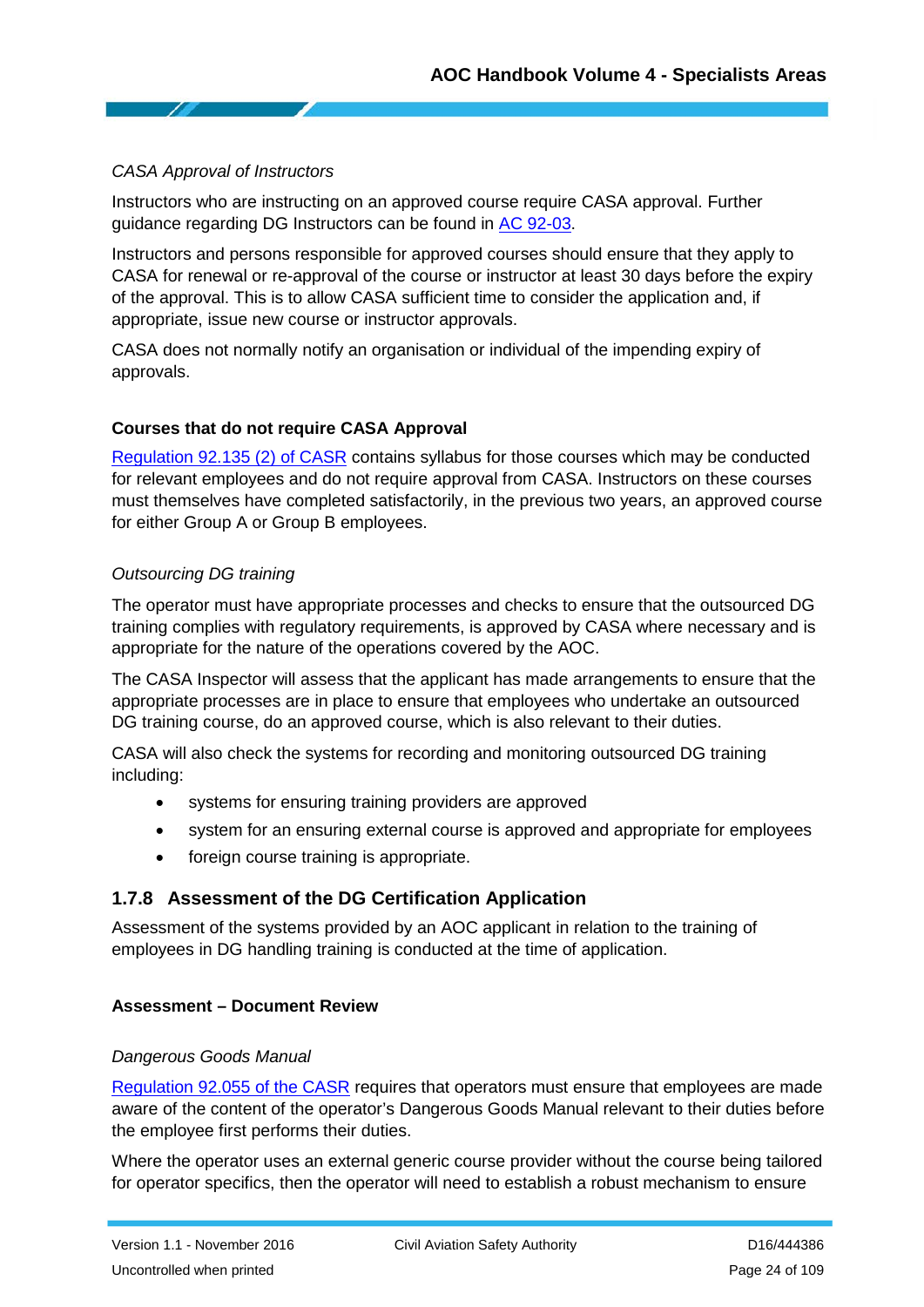*CASA Approval of Instructors*

Instructors who are instructing on an approved course require CASA approval. Further guidance regarding DG Instructors can be found in AC 92-03.

Instructors and persons responsible for approved courses should ensure that they apply to CASA for renewal or re-approval of the course or instructor at least 30 days before the expiry of the approval. This is to allow CASA sufficient time to consider the application and, if appropriate, issue new course or instructor approvals.

CASA does not normally notify an organisation or individual of the impending expiry of approvals.

**Courses that do not require CASA Approval**

Regulation 92.135 (2) of CASR contains syllabus for those courses which may be conducted for relevant employees and do not require approval from CASA. Instructors on these courses must themselves have completed satisfactorily, in the previous two years, an approved course for either Group A or Group B employees.

*Outsourcing DG training*

The operator must have appropriate processes and checks to ensure that the outsourced DG training complies with regulatory requirements, is approved by CASA where necessary and is appropriate for the nature of the operations covered by the AOC.

The CASA Inspector will assess that the applicant has made arrangements to ensure that the appropriate processes are in place to ensure that employees who undertake an outsourced DG training course, do an approved course, which is also relevant to their duties.

CASA will also check the systems for recording and monitoring outsourced DG training including:

- systems for ensuring training providers are approved
- system for an ensuring external course is approved and appropriate for employees
- foreign course training is appropriate.

### 1.7.8 Assessment of the DG Certification Application

Assessment of the systems provided by an AOC applicant in relation to the training of employees in DG handling training is conducted at the time of application.

**Assessment – Document Review**

*Dangerous Goods Manual*

Regulation 92.055 of the CASR requires that operators must ensure that employees are made aware of the content of the operator's Dangerous Goods Manual relevant to their duties before the employee first performs their duties.

Where the operator uses an external generic course provider without the course being tailored for operator specifics, then the operator will need to establish a robust mechanism to ensure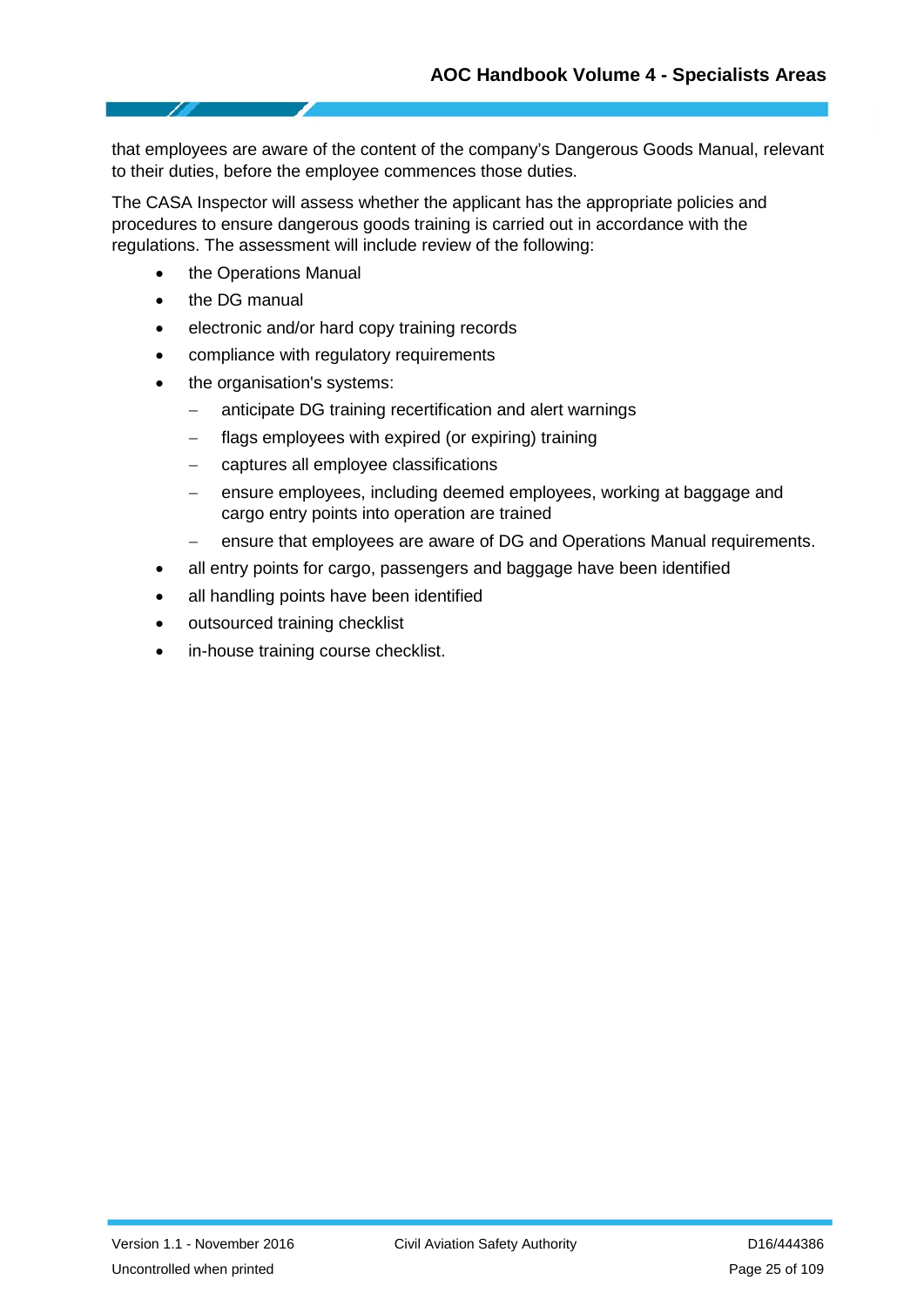that employees are aware of the content of the company's Dangerous Goods Manual, relevant to their duties, before the employee commences those duties.

The CASA Inspector will assess whether the applicant has the appropriate policies and procedures to ensure dangerous goods training is carried out in accordance with the regulations. The assessment will include review of the following:

- the Operations Manual
- the DG manual
- electronic and/or hard copy training records
- compliance with regulatory requirements
- the organisation's systems:
  - anticipate DG training recertification and alert warnings
  - flags employees with expired (or expiring) training
  - captures all employee classifications
  - ensure employees, including deemed employees, working at baggage and cargo entry points into operation are trained
  - ensure that employees are aware of DG and Operations Manual requirements.
- all entry points for cargo, passengers and baggage have been identified
- all handling points have been identified
- outsourced training checklist
- in-house training course checklist.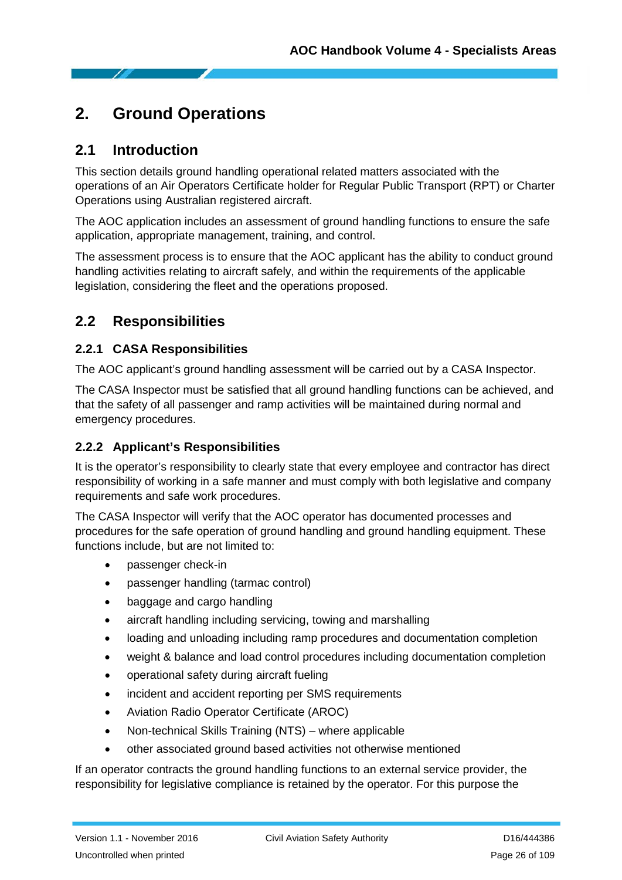# 2. Ground Operations

## 2.1 Introduction

This section details ground handling operational related matters associated with the operations of an Air Operators Certificate holder for Regular Public Transport (RPT) or Charter Operations using Australian registered aircraft.

The AOC application includes an assessment of ground handling functions to ensure the safe application, appropriate management, training, and control.

The assessment process is to ensure that the AOC applicant has the ability to conduct ground handling activities relating to aircraft safely, and within the requirements of the applicable legislation, considering the fleet and the operations proposed.

## 2.2 Responsibilities

### 2.2.1 CASA Responsibilities

The AOC applicant's ground handling assessment will be carried out by a CASA Inspector.

The CASA Inspector must be satisfied that all ground handling functions can be achieved, and that the safety of all passenger and ramp activities will be maintained during normal and emergency procedures.

### 2.2.2 Applicant's Responsibilities

It is the operator's responsibility to clearly state that every employee and contractor has direct responsibility of working in a safe manner and must comply with both legislative and company requirements and safe work procedures.

The CASA Inspector will verify that the AOC operator has documented processes and procedures for the safe operation of ground handling and ground handling equipment. These functions include, but are not limited to:

- passenger check-in
- passenger handling (tarmac control)
- baggage and cargo handling
- aircraft handling including servicing, towing and marshalling
- loading and unloading including ramp procedures and documentation completion
- weight & balance and load control procedures including documentation completion
- operational safety during aircraft fueling
- incident and accident reporting per SMS requirements
- Aviation Radio Operator Certificate (AROC)
- Non-technical Skills Training (NTS) – where applicable
- other associated ground based activities not otherwise mentioned

If an operator contracts the ground handling functions to an external service provider, the responsibility for legislative compliance is retained by the operator. For this purpose the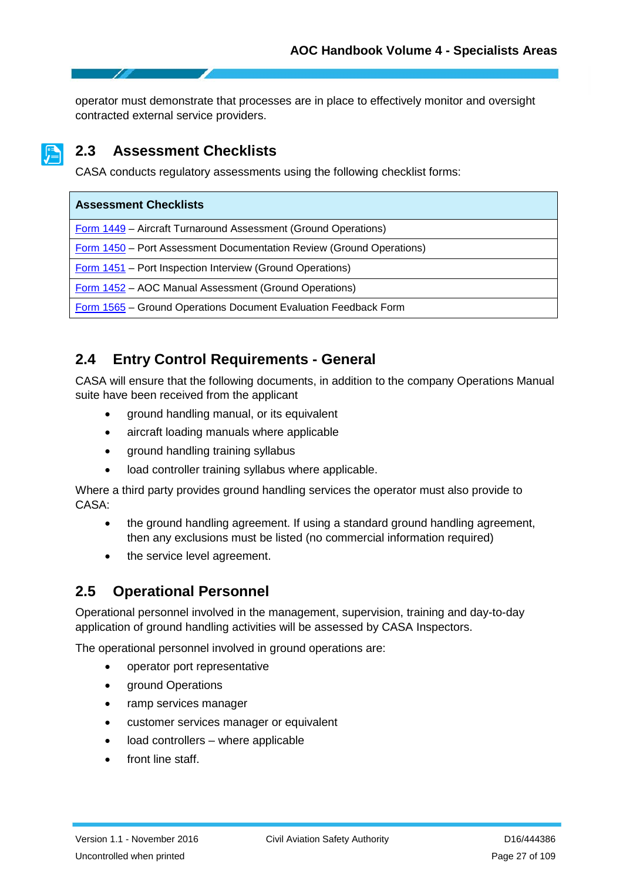operator must demonstrate that processes are in place to effectively monitor and oversight contracted external service providers.

## 2.3 Assessment Checklists

CASA conducts regulatory assessments using the following checklist forms:

| Assessment Checklists |
|---|
| Form 1449 – Aircraft Turnaround Assessment (Ground Operations) |
| Form 1450 – Port Assessment Documentation Review (Ground Operations) |
| Form 1451 – Port Inspection Interview (Ground Operations) |
| Form 1452 – AOC Manual Assessment (Ground Operations) |
| Form 1565 – Ground Operations Document Evaluation Feedback Form |

## 2.4 Entry Control Requirements - General

CASA will ensure that the following documents, in addition to the company Operations Manual suite have been received from the applicant

- ground handling manual, or its equivalent
- aircraft loading manuals where applicable
- ground handling training syllabus
- load controller training syllabus where applicable.

Where a third party provides ground handling services the operator must also provide to CASA:

- the ground handling agreement. If using a standard ground handling agreement, then any exclusions must be listed (no commercial information required)
- the service level agreement.

## 2.5 Operational Personnel

Operational personnel involved in the management, supervision, training and day-to-day application of ground handling activities will be assessed by CASA Inspectors.

The operational personnel involved in ground operations are:

- operator port representative
- ground Operations
- ramp services manager
- customer services manager or equivalent
- load controllers – where applicable
- front line staff.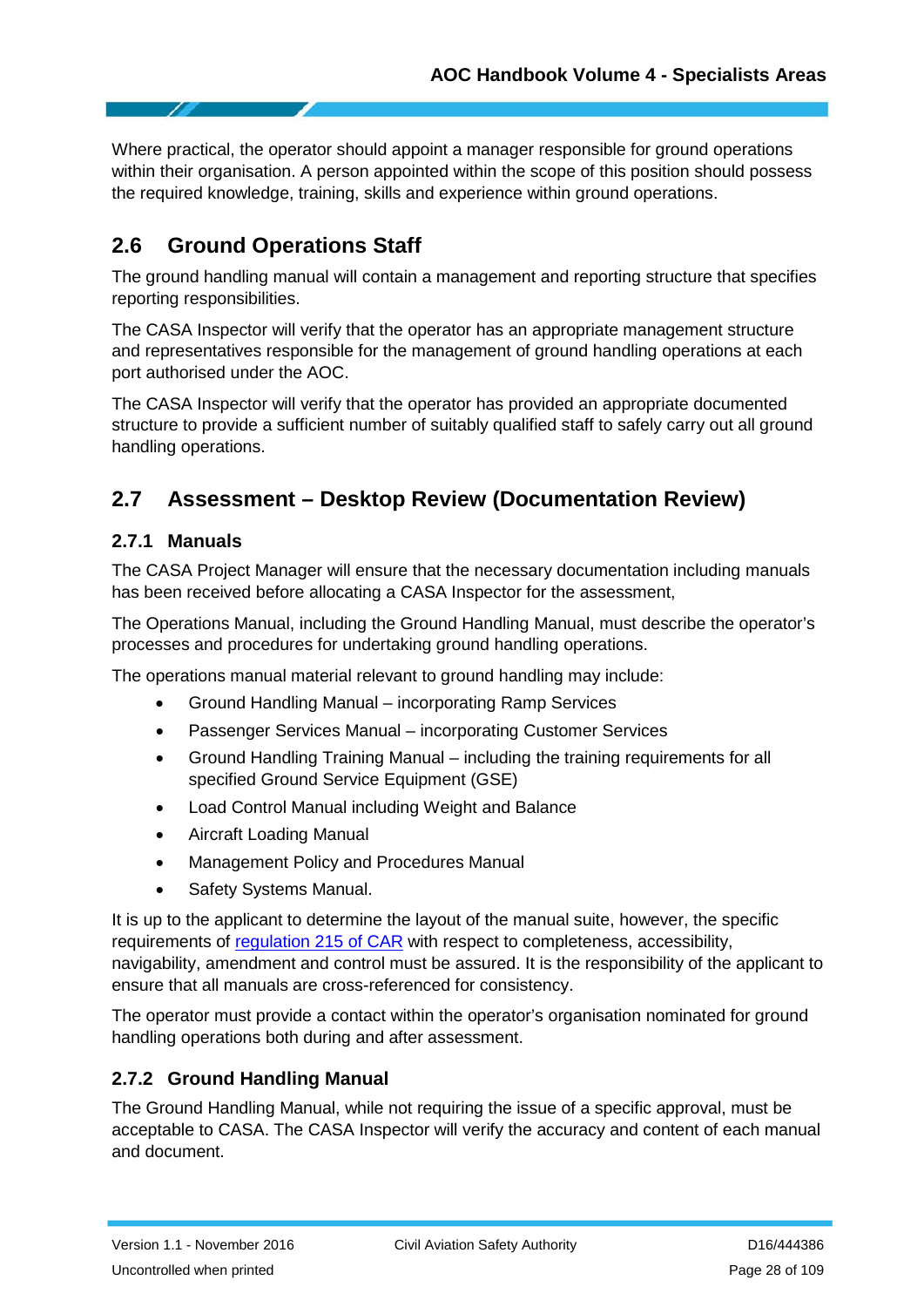Where practical, the operator should appoint a manager responsible for ground operations within their organisation. A person appointed within the scope of this position should possess the required knowledge, training, skills and experience within ground operations.

## 2.6 Ground Operations Staff

The ground handling manual will contain a management and reporting structure that specifies reporting responsibilities.

The CASA Inspector will verify that the operator has an appropriate management structure and representatives responsible for the management of ground handling operations at each port authorised under the AOC.

The CASA Inspector will verify that the operator has provided an appropriate documented structure to provide a sufficient number of suitably qualified staff to safely carry out all ground handling operations.

## 2.7 Assessment – Desktop Review (Documentation Review)

### 2.7.1 Manuals

The CASA Project Manager will ensure that the necessary documentation including manuals has been received before allocating a CASA Inspector for the assessment,

The Operations Manual, including the Ground Handling Manual, must describe the operator's processes and procedures for undertaking ground handling operations.

The operations manual material relevant to ground handling may include:

- Ground Handling Manual – incorporating Ramp Services
- Passenger Services Manual – incorporating Customer Services
- Ground Handling Training Manual – including the training requirements for all specified Ground Service Equipment (GSE)
- Load Control Manual including Weight and Balance
- Aircraft Loading Manual
- Management Policy and Procedures Manual
- Safety Systems Manual.

It is up to the applicant to determine the layout of the manual suite, however, the specific requirements of regulation 215 of CAR with respect to completeness, accessibility, navigability, amendment and control must be assured. It is the responsibility of the applicant to ensure that all manuals are cross-referenced for consistency.

The operator must provide a contact within the operator's organisation nominated for ground handling operations both during and after assessment.

### 2.7.2 Ground Handling Manual

The Ground Handling Manual, while not requiring the issue of a specific approval, must be acceptable to CASA. The CASA Inspector will verify the accuracy and content of each manual and document.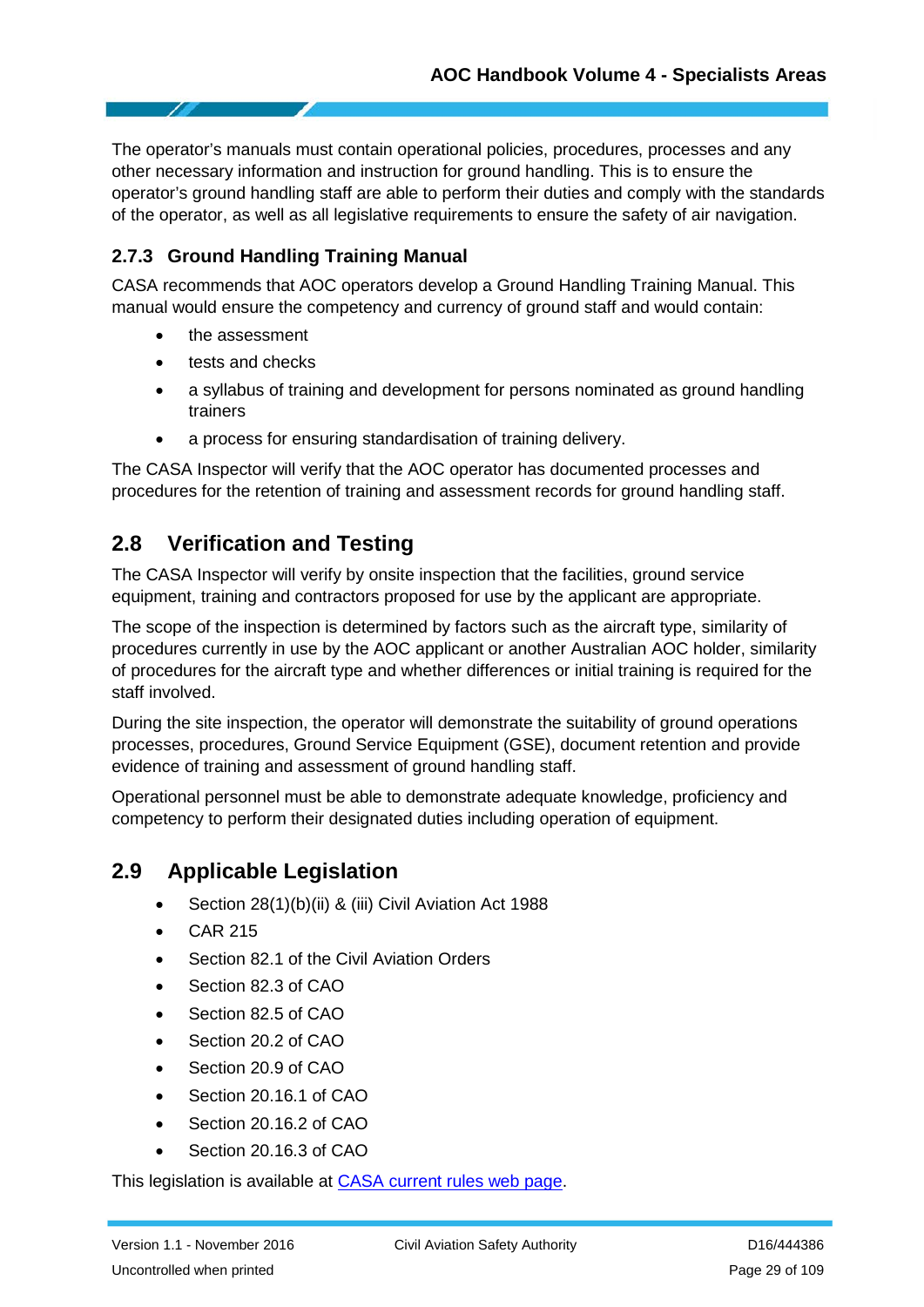The operator's manuals must contain operational policies, procedures, processes and any other necessary information and instruction for ground handling. This is to ensure the operator's ground handling staff are able to perform their duties and comply with the standards of the operator, as well as all legislative requirements to ensure the safety of air navigation.

### 2.7.3 Ground Handling Training Manual

CASA recommends that AOC operators develop a Ground Handling Training Manual. This manual would ensure the competency and currency of ground staff and would contain:

- the assessment
- tests and checks
- a syllabus of training and development for persons nominated as ground handling trainers
- a process for ensuring standardisation of training delivery.

The CASA Inspector will verify that the AOC operator has documented processes and procedures for the retention of training and assessment records for ground handling staff.

## 2.8 Verification and Testing

The CASA Inspector will verify by onsite inspection that the facilities, ground service equipment, training and contractors proposed for use by the applicant are appropriate.

The scope of the inspection is determined by factors such as the aircraft type, similarity of procedures currently in use by the AOC applicant or another Australian AOC holder, similarity of procedures for the aircraft type and whether differences or initial training is required for the staff involved.

During the site inspection, the operator will demonstrate the suitability of ground operations processes, procedures, Ground Service Equipment (GSE), document retention and provide evidence of training and assessment of ground handling staff.

Operational personnel must be able to demonstrate adequate knowledge, proficiency and competency to perform their designated duties including operation of equipment.

## 2.9 Applicable Legislation

- Section 28(1)(b)(ii) & (iii) Civil Aviation Act 1988
- CAR 215
- Section 82.1 of the Civil Aviation Orders
- Section 82.3 of CAO
- Section 82.5 of CAO
- Section 20.2 of CAO
- Section 20.9 of CAO
- Section 20.16.1 of CAO
- Section 20.16.2 of CAO
- Section 20.16.3 of CAO

This legislation is available at [CASA current rules web page].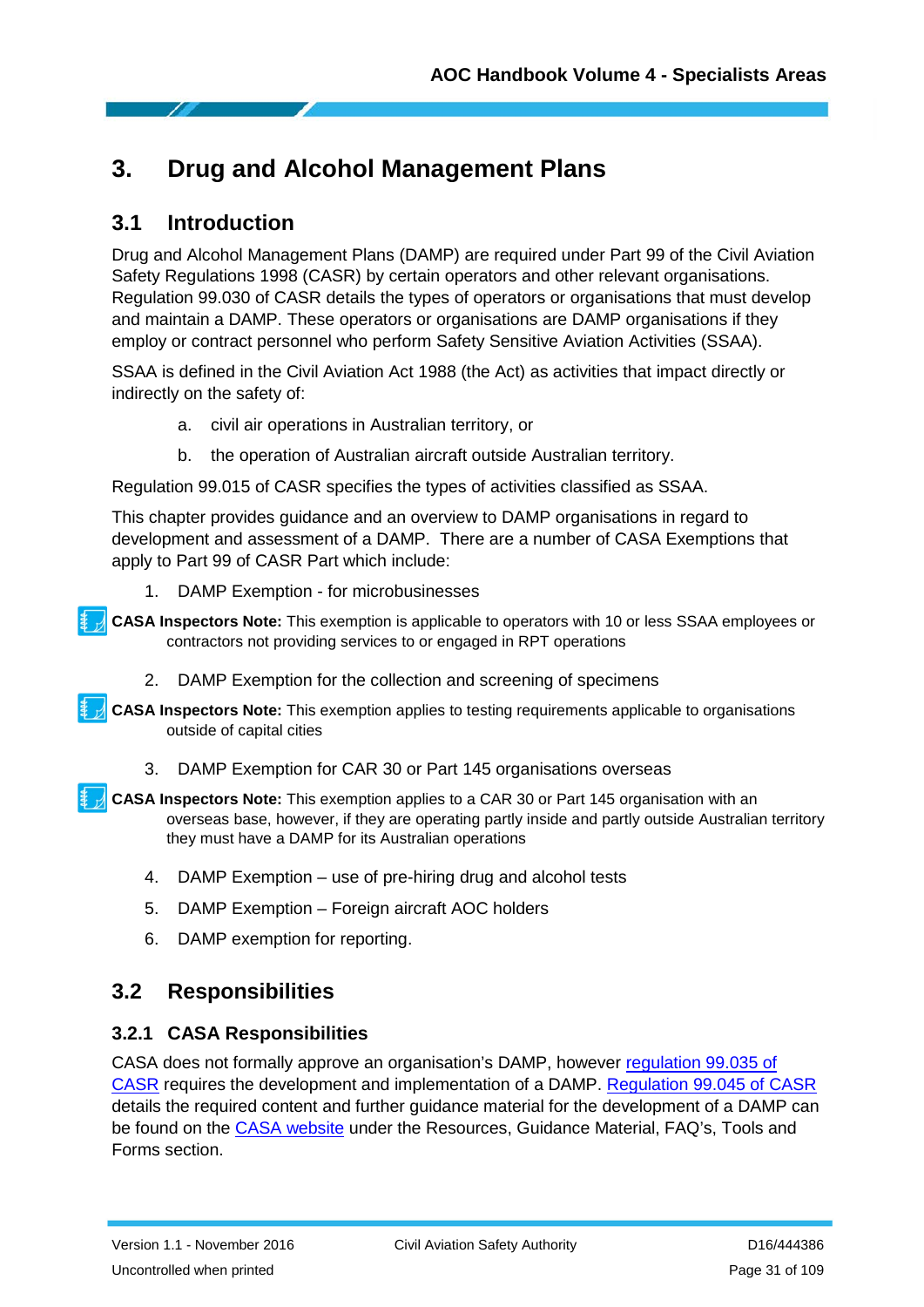# 3. Drug and Alcohol Management Plans

## 3.1 Introduction

Drug and Alcohol Management Plans (DAMP) are required under Part 99 of the Civil Aviation Safety Regulations 1998 (CASR) by certain operators and other relevant organisations. Regulation 99.030 of CASR details the types of operators or organisations that must develop and maintain a DAMP. These operators or organisations are DAMP organisations if they employ or contract personnel who perform Safety Sensitive Aviation Activities (SSAA).

SSAA is defined in the Civil Aviation Act 1988 (the Act) as activities that impact directly or indirectly on the safety of:

a. civil air operations in Australian territory, or

b. the operation of Australian aircraft outside Australian territory.

Regulation 99.015 of CASR specifies the types of activities classified as SSAA.

This chapter provides guidance and an overview to DAMP organisations in regard to development and assessment of a DAMP. There are a number of CASA Exemptions that apply to Part 99 of CASR Part which include:

1. DAMP Exemption - for microbusinesses

**CASA Inspectors Note:** This exemption is applicable to operators with 10 or less SSAA employees or contractors not providing services to or engaged in RPT operations

2. DAMP Exemption for the collection and screening of specimens

**CASA Inspectors Note:** This exemption applies to testing requirements applicable to organisations outside of capital cities

3. DAMP Exemption for CAR 30 or Part 145 organisations overseas

**CASA Inspectors Note:** This exemption applies to a CAR 30 or Part 145 organisation with an overseas base, however, if they are operating partly inside and partly outside Australian territory they must have a DAMP for its Australian operations

4. DAMP Exemption – use of pre-hiring drug and alcohol tests
5. DAMP Exemption – Foreign aircraft AOC holders
6. DAMP exemption for reporting.

## 3.2 Responsibilities

### 3.2.1 CASA Responsibilities

CASA does not formally approve an organisation's DAMP, however regulation 99.035 of CASR requires the development and implementation of a DAMP. Regulation 99.045 of CASR details the required content and further guidance material for the development of a DAMP can be found on the CASA website under the Resources, Guidance Material, FAQ's, Tools and Forms section.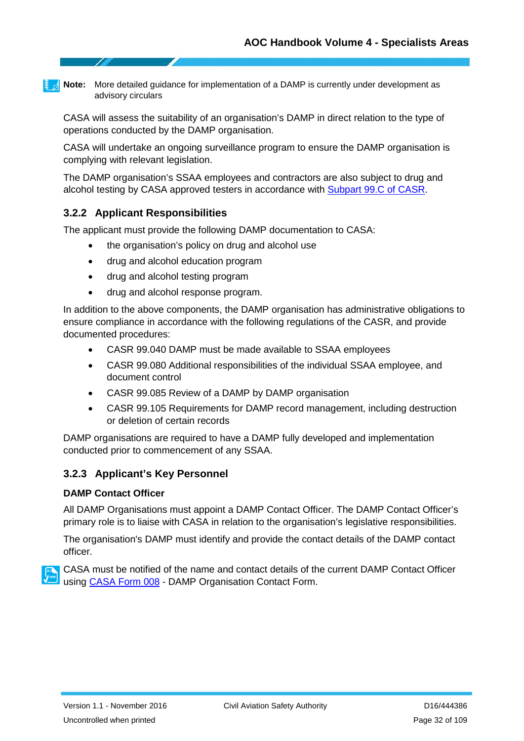**Note:** More detailed guidance for implementation of a DAMP is currently under development as advisory circulars

CASA will assess the suitability of an organisation's DAMP in direct relation to the type of operations conducted by the DAMP organisation.

CASA will undertake an ongoing surveillance program to ensure the DAMP organisation is complying with relevant legislation.

The DAMP organisation's SSAA employees and contractors are also subject to drug and alcohol testing by CASA approved testers in accordance with Subpart 99.C of CASR.

### 3.2.2 Applicant Responsibilities

The applicant must provide the following DAMP documentation to CASA:

- the organisation's policy on drug and alcohol use
- drug and alcohol education program
- drug and alcohol testing program
- drug and alcohol response program.

In addition to the above components, the DAMP organisation has administrative obligations to ensure compliance in accordance with the following regulations of the CASR, and provide documented procedures:

- CASR 99.040 DAMP must be made available to SSAA employees
- CASR 99.080 Additional responsibilities of the individual SSAA employee, and document control
- CASR 99.085 Review of a DAMP by DAMP organisation
- CASR 99.105 Requirements for DAMP record management, including destruction or deletion of certain records

DAMP organisations are required to have a DAMP fully developed and implementation conducted prior to commencement of any SSAA.

### 3.2.3 Applicant's Key Personnel

**DAMP Contact Officer**

All DAMP Organisations must appoint a DAMP Contact Officer. The DAMP Contact Officer's primary role is to liaise with CASA in relation to the organisation's legislative responsibilities.

The organisation's DAMP must identify and provide the contact details of the DAMP contact officer.

CASA must be notified of the name and contact details of the current DAMP Contact Officer using CASA Form 008 - DAMP Organisation Contact Form.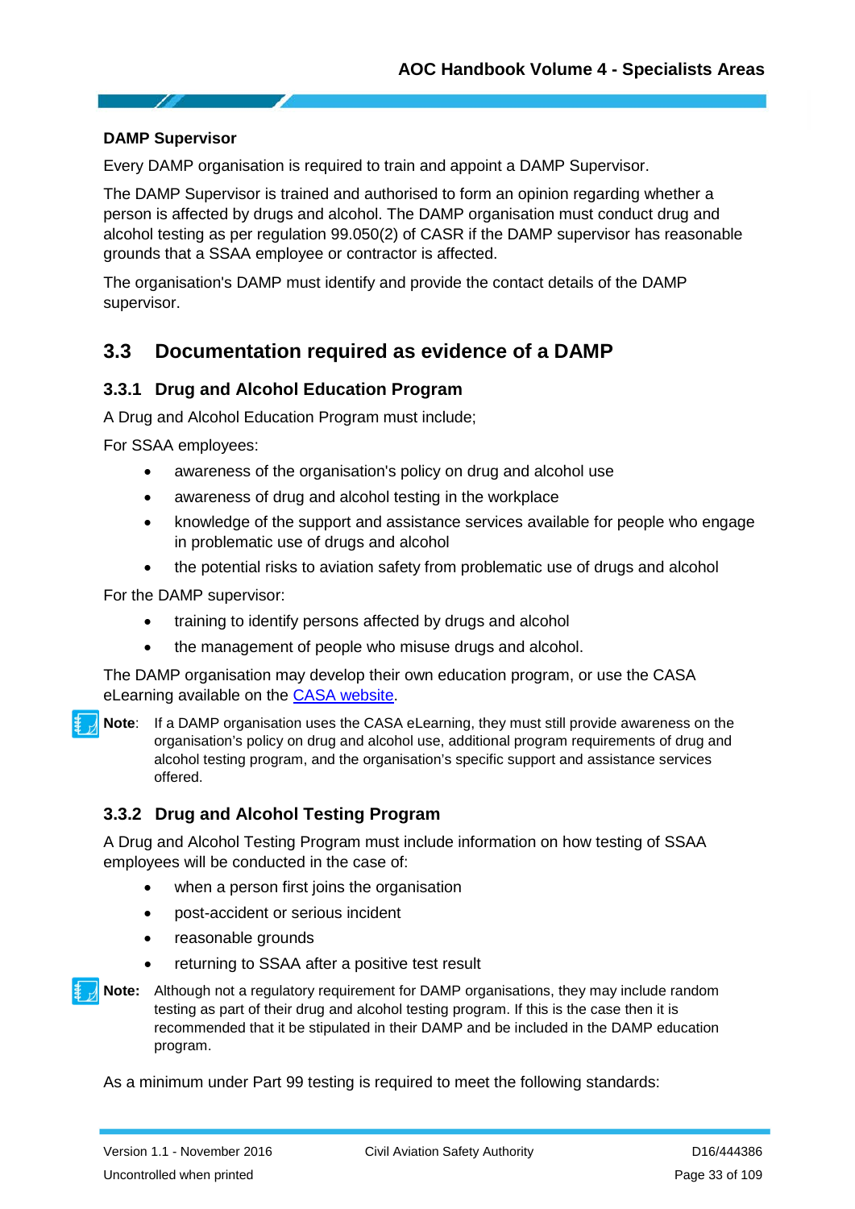**DAMP Supervisor**

Every DAMP organisation is required to train and appoint a DAMP Supervisor.

The DAMP Supervisor is trained and authorised to form an opinion regarding whether a person is affected by drugs and alcohol. The DAMP organisation must conduct drug and alcohol testing as per regulation 99.050(2) of CASR if the DAMP supervisor has reasonable grounds that a SSAA employee or contractor is affected.

The organisation's DAMP must identify and provide the contact details of the DAMP supervisor.

## 3.3 Documentation required as evidence of a DAMP

### 3.3.1 Drug and Alcohol Education Program

A Drug and Alcohol Education Program must include;

For SSAA employees:

- awareness of the organisation's policy on drug and alcohol use
- awareness of drug and alcohol testing in the workplace
- knowledge of the support and assistance services available for people who engage in problematic use of drugs and alcohol
- the potential risks to aviation safety from problematic use of drugs and alcohol

For the DAMP supervisor:

- training to identify persons affected by drugs and alcohol
- the management of people who misuse drugs and alcohol.

The DAMP organisation may develop their own education program, or use the CASA eLearning available on the [CASA website](CASA website).

**Note**: If a DAMP organisation uses the CASA eLearning, they must still provide awareness on the organisation's policy on drug and alcohol use, additional program requirements of drug and alcohol testing program, and the organisation's specific support and assistance services offered.

### 3.3.2 Drug and Alcohol Testing Program

A Drug and Alcohol Testing Program must include information on how testing of SSAA employees will be conducted in the case of:

- when a person first joins the organisation
- post-accident or serious incident
- reasonable grounds
- returning to SSAA after a positive test result

**Note:** Although not a regulatory requirement for DAMP organisations, they may include random testing as part of their drug and alcohol testing program. If this is the case then it is recommended that it be stipulated in their DAMP and be included in the DAMP education program.

As a minimum under Part 99 testing is required to meet the following standards: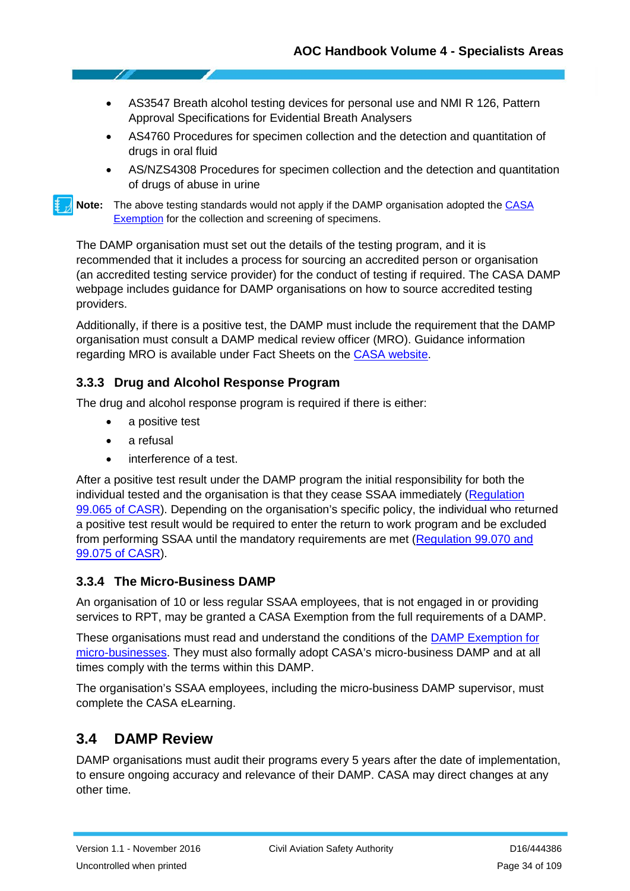- AS3547 Breath alcohol testing devices for personal use and NMI R 126, Pattern Approval Specifications for Evidential Breath Analysers
- AS4760 Procedures for specimen collection and the detection and quantitation of drugs in oral fluid
- AS/NZS4308 Procedures for specimen collection and the detection and quantitation of drugs of abuse in urine

**Note:** The above testing standards would not apply if the DAMP organisation adopted the CASA Exemption for the collection and screening of specimens.

The DAMP organisation must set out the details of the testing program, and it is recommended that it includes a process for sourcing an accredited person or organisation (an accredited testing service provider) for the conduct of testing if required. The CASA DAMP webpage includes guidance for DAMP organisations on how to source accredited testing providers.

Additionally, if there is a positive test, the DAMP must include the requirement that the DAMP organisation must consult a DAMP medical review officer (MRO). Guidance information regarding MRO is available under Fact Sheets on the CASA website.

### 3.3.3 Drug and Alcohol Response Program

The drug and alcohol response program is required if there is either:

- a positive test
- a refusal
- interference of a test.

After a positive test result under the DAMP program the initial responsibility for both the individual tested and the organisation is that they cease SSAA immediately (Regulation 99.065 of CASR). Depending on the organisation's specific policy, the individual who returned a positive test result would be required to enter the return to work program and be excluded from performing SSAA until the mandatory requirements are met (Regulation 99.070 and 99.075 of CASR).

### 3.3.4 The Micro-Business DAMP

An organisation of 10 or less regular SSAA employees, that is not engaged in or providing services to RPT, may be granted a CASA Exemption from the full requirements of a DAMP.

These organisations must read and understand the conditions of the DAMP Exemption for micro-businesses. They must also formally adopt CASA's micro-business DAMP and at all times comply with the terms within this DAMP.

The organisation's SSAA employees, including the micro-business DAMP supervisor, must complete the CASA eLearning.

## 3.4 DAMP Review

DAMP organisations must audit their programs every 5 years after the date of implementation, to ensure ongoing accuracy and relevance of their DAMP. CASA may direct changes at any other time.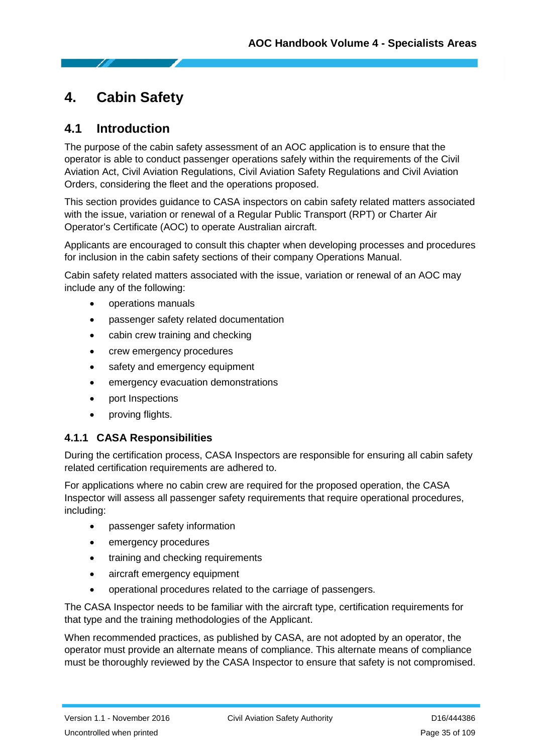# 4. Cabin Safety

## 4.1 Introduction

The purpose of the cabin safety assessment of an AOC application is to ensure that the operator is able to conduct passenger operations safely within the requirements of the Civil Aviation Act, Civil Aviation Regulations, Civil Aviation Safety Regulations and Civil Aviation Orders, considering the fleet and the operations proposed.

This section provides guidance to CASA inspectors on cabin safety related matters associated with the issue, variation or renewal of a Regular Public Transport (RPT) or Charter Air Operator's Certificate (AOC) to operate Australian aircraft.

Applicants are encouraged to consult this chapter when developing processes and procedures for inclusion in the cabin safety sections of their company Operations Manual.

Cabin safety related matters associated with the issue, variation or renewal of an AOC may include any of the following:

- operations manuals
- passenger safety related documentation
- cabin crew training and checking
- crew emergency procedures
- safety and emergency equipment
- emergency evacuation demonstrations
- port Inspections
- proving flights.

### 4.1.1 CASA Responsibilities

During the certification process, CASA Inspectors are responsible for ensuring all cabin safety related certification requirements are adhered to.

For applications where no cabin crew are required for the proposed operation, the CASA Inspector will assess all passenger safety requirements that require operational procedures, including:

- passenger safety information
- emergency procedures
- training and checking requirements
- aircraft emergency equipment
- operational procedures related to the carriage of passengers.

The CASA Inspector needs to be familiar with the aircraft type, certification requirements for that type and the training methodologies of the Applicant.

When recommended practices, as published by CASA, are not adopted by an operator, the operator must provide an alternate means of compliance. This alternate means of compliance must be thoroughly reviewed by the CASA Inspector to ensure that safety is not compromised.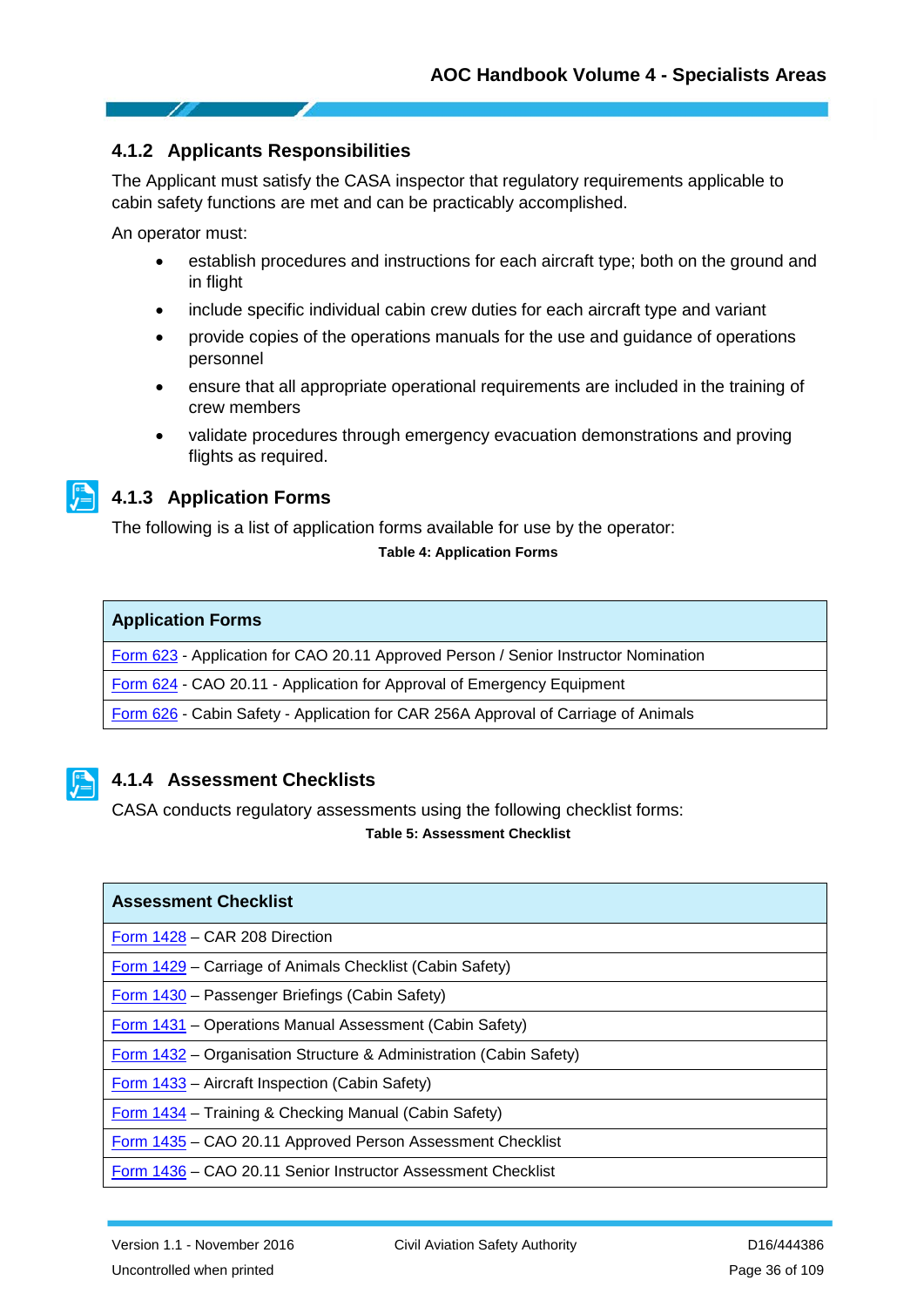### 4.1.2 Applicants Responsibilities

The Applicant must satisfy the CASA inspector that regulatory requirements applicable to cabin safety functions are met and can be practicably accomplished.

An operator must:

- establish procedures and instructions for each aircraft type; both on the ground and in flight
- include specific individual cabin crew duties for each aircraft type and variant
- provide copies of the operations manuals for the use and guidance of operations personnel
- ensure that all appropriate operational requirements are included in the training of crew members
- validate procedures through emergency evacuation demonstrations and proving flights as required.

### 4.1.3 Application Forms

The following is a list of application forms available for use by the operator:

**Table 4: Application Forms**

| Application Forms |
|---|
| Form 623 - Application for CAO 20.11 Approved Person / Senior Instructor Nomination |
| Form 624 - CAO 20.11 - Application for Approval of Emergency Equipment |
| Form 626 - Cabin Safety - Application for CAR 256A Approval of Carriage of Animals |

### 4.1.4 Assessment Checklists

CASA conducts regulatory assessments using the following checklist forms:

**Table 5: Assessment Checklist**

| Assessment Checklist |
|---|
| Form 1428 – CAR 208 Direction |
| Form 1429 – Carriage of Animals Checklist (Cabin Safety) |
| Form 1430 – Passenger Briefings (Cabin Safety) |
| Form 1431 – Operations Manual Assessment (Cabin Safety) |
| Form 1432 – Organisation Structure & Administration (Cabin Safety) |
| Form 1433 – Aircraft Inspection (Cabin Safety) |
| Form 1434 – Training & Checking Manual (Cabin Safety) |
| Form 1435 – CAO 20.11 Approved Person Assessment Checklist |
| Form 1436 – CAO 20.11 Senior Instructor Assessment Checklist |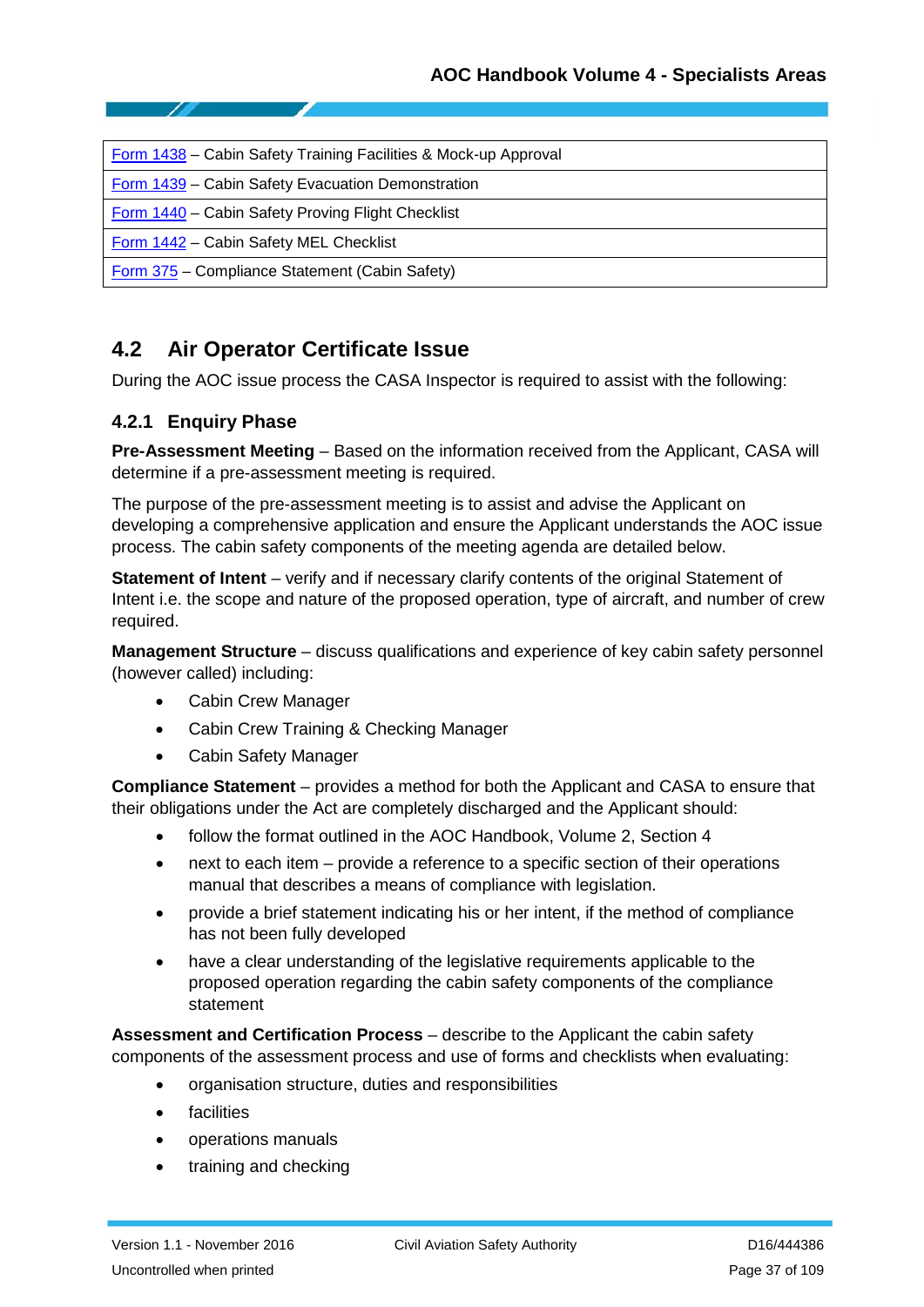| |
|---|
| Form 1438 – Cabin Safety Training Facilities & Mock-up Approval |
| Form 1439 – Cabin Safety Evacuation Demonstration |
| Form 1440 – Cabin Safety Proving Flight Checklist |
| Form 1442 – Cabin Safety MEL Checklist |
| Form 375 – Compliance Statement (Cabin Safety) |

## 4.2 Air Operator Certificate Issue

During the AOC issue process the CASA Inspector is required to assist with the following:

### 4.2.1 Enquiry Phase

**Pre-Assessment Meeting** – Based on the information received from the Applicant, CASA will determine if a pre-assessment meeting is required.

The purpose of the pre-assessment meeting is to assist and advise the Applicant on developing a comprehensive application and ensure the Applicant understands the AOC issue process. The cabin safety components of the meeting agenda are detailed below.

**Statement of Intent** – verify and if necessary clarify contents of the original Statement of Intent i.e. the scope and nature of the proposed operation, type of aircraft, and number of crew required.

**Management Structure** – discuss qualifications and experience of key cabin safety personnel (however called) including:

- Cabin Crew Manager
- Cabin Crew Training & Checking Manager
- Cabin Safety Manager

**Compliance Statement** – provides a method for both the Applicant and CASA to ensure that their obligations under the Act are completely discharged and the Applicant should:

- follow the format outlined in the AOC Handbook, Volume 2, Section 4
- next to each item – provide a reference to a specific section of their operations manual that describes a means of compliance with legislation.
- provide a brief statement indicating his or her intent, if the method of compliance has not been fully developed
- have a clear understanding of the legislative requirements applicable to the proposed operation regarding the cabin safety components of the compliance statement

**Assessment and Certification Process** – describe to the Applicant the cabin safety components of the assessment process and use of forms and checklists when evaluating:

- organisation structure, duties and responsibilities
- facilities
- operations manuals
- training and checking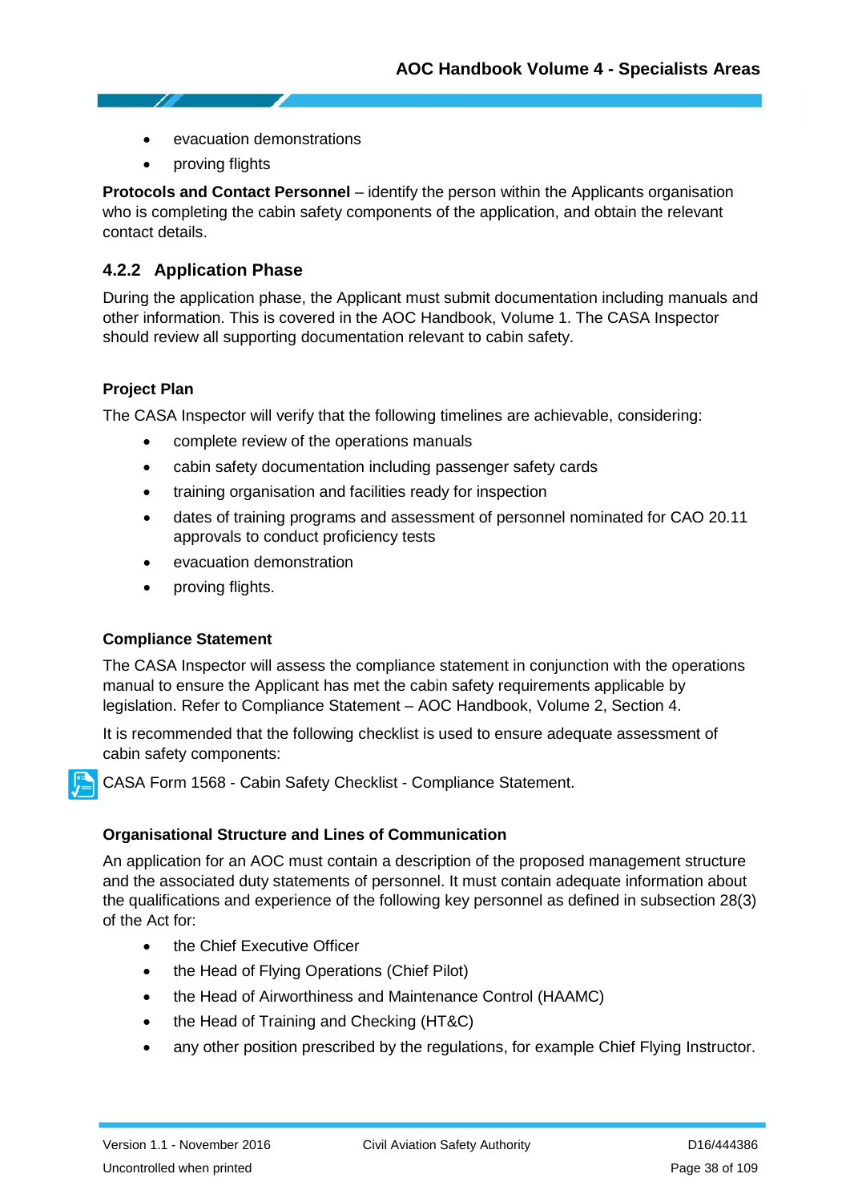- evacuation demonstrations
- proving flights

**Protocols and Contact Personnel** – identify the person within the Applicants organisation who is completing the cabin safety components of the application, and obtain the relevant contact details.

### 4.2.2 Application Phase

During the application phase, the Applicant must submit documentation including manuals and other information. This is covered in the AOC Handbook, Volume 1. The CASA Inspector should review all supporting documentation relevant to cabin safety.

**Project Plan**

The CASA Inspector will verify that the following timelines are achievable, considering:

- complete review of the operations manuals
- cabin safety documentation including passenger safety cards
- training organisation and facilities ready for inspection
- dates of training programs and assessment of personnel nominated for CAO 20.11 approvals to conduct proficiency tests
- evacuation demonstration
- proving flights.

**Compliance Statement**

The CASA Inspector will assess the compliance statement in conjunction with the operations manual to ensure the Applicant has met the cabin safety requirements applicable by legislation. Refer to Compliance Statement – AOC Handbook, Volume 2, Section 4.

It is recommended that the following checklist is used to ensure adequate assessment of cabin safety components:

CASA Form 1568 - Cabin Safety Checklist - Compliance Statement.

**Organisational Structure and Lines of Communication**

An application for an AOC must contain a description of the proposed management structure and the associated duty statements of personnel. It must contain adequate information about the qualifications and experience of the following key personnel as defined in subsection 28(3) of the Act for:

- the Chief Executive Officer
- the Head of Flying Operations (Chief Pilot)
- the Head of Airworthiness and Maintenance Control (HAAMC)
- the Head of Training and Checking (HT&C)
- any other position prescribed by the regulations, for example Chief Flying Instructor.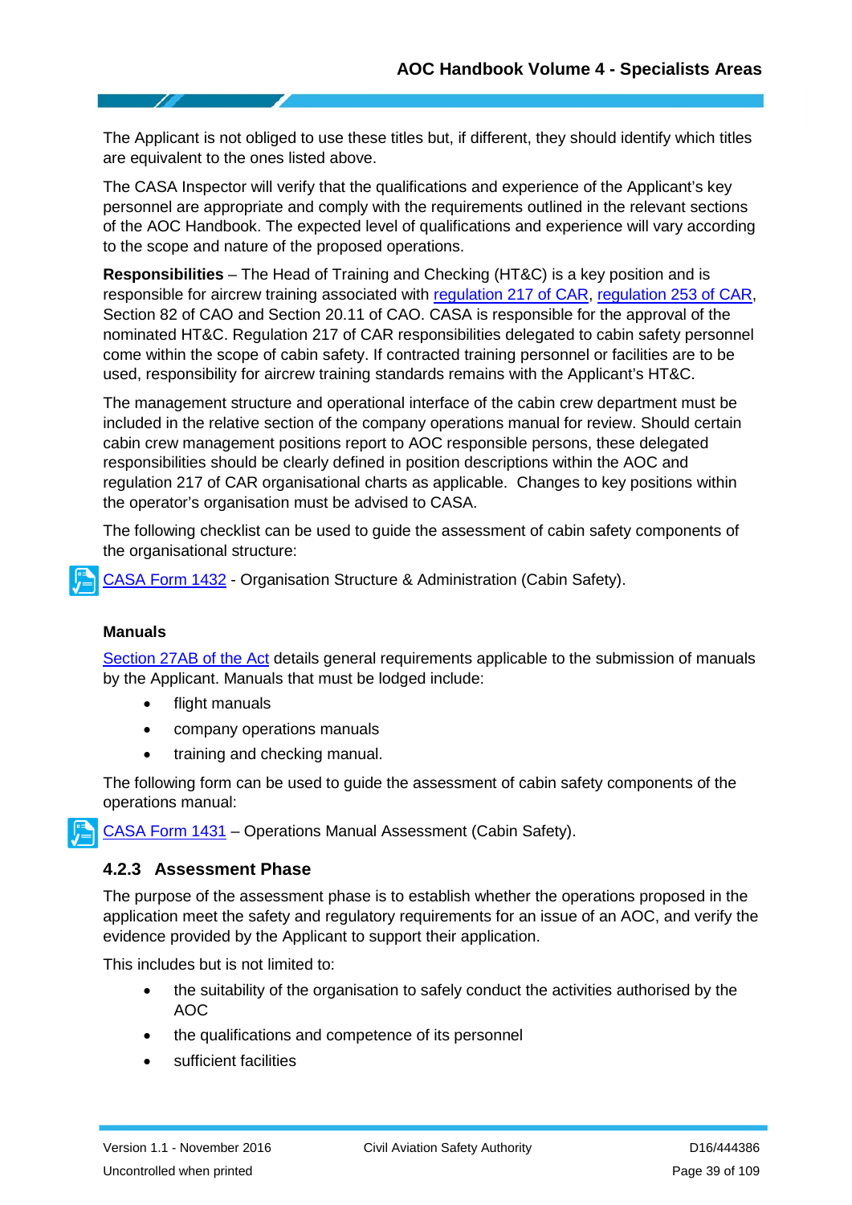The Applicant is not obliged to use these titles but, if different, they should identify which titles are equivalent to the ones listed above.

The CASA Inspector will verify that the qualifications and experience of the Applicant's key personnel are appropriate and comply with the requirements outlined in the relevant sections of the AOC Handbook. The expected level of qualifications and experience will vary according to the scope and nature of the proposed operations.

**Responsibilities** – The Head of Training and Checking (HT&C) is a key position and is responsible for aircrew training associated with regulation 217 of CAR, regulation 253 of CAR, Section 82 of CAO and Section 20.11 of CAO. CASA is responsible for the approval of the nominated HT&C. Regulation 217 of CAR responsibilities delegated to cabin safety personnel come within the scope of cabin safety. If contracted training personnel or facilities are to be used, responsibility for aircrew training standards remains with the Applicant's HT&C.

The management structure and operational interface of the cabin crew department must be included in the relative section of the company operations manual for review. Should certain cabin crew management positions report to AOC responsible persons, these delegated responsibilities should be clearly defined in position descriptions within the AOC and regulation 217 of CAR organisational charts as applicable. Changes to key positions within the operator's organisation must be advised to CASA.

The following checklist can be used to guide the assessment of cabin safety components of the organisational structure:

CASA Form 1432 - Organisation Structure & Administration (Cabin Safety).

**Manuals**

Section 27AB of the Act details general requirements applicable to the submission of manuals by the Applicant. Manuals that must be lodged include:

- flight manuals
- company operations manuals
- training and checking manual.

The following form can be used to guide the assessment of cabin safety components of the operations manual:

CASA Form 1431 – Operations Manual Assessment (Cabin Safety).

### 4.2.3 Assessment Phase

The purpose of the assessment phase is to establish whether the operations proposed in the application meet the safety and regulatory requirements for an issue of an AOC, and verify the evidence provided by the Applicant to support their application.

This includes but is not limited to:

- the suitability of the organisation to safely conduct the activities authorised by the AOC
- the qualifications and competence of its personnel
- sufficient facilities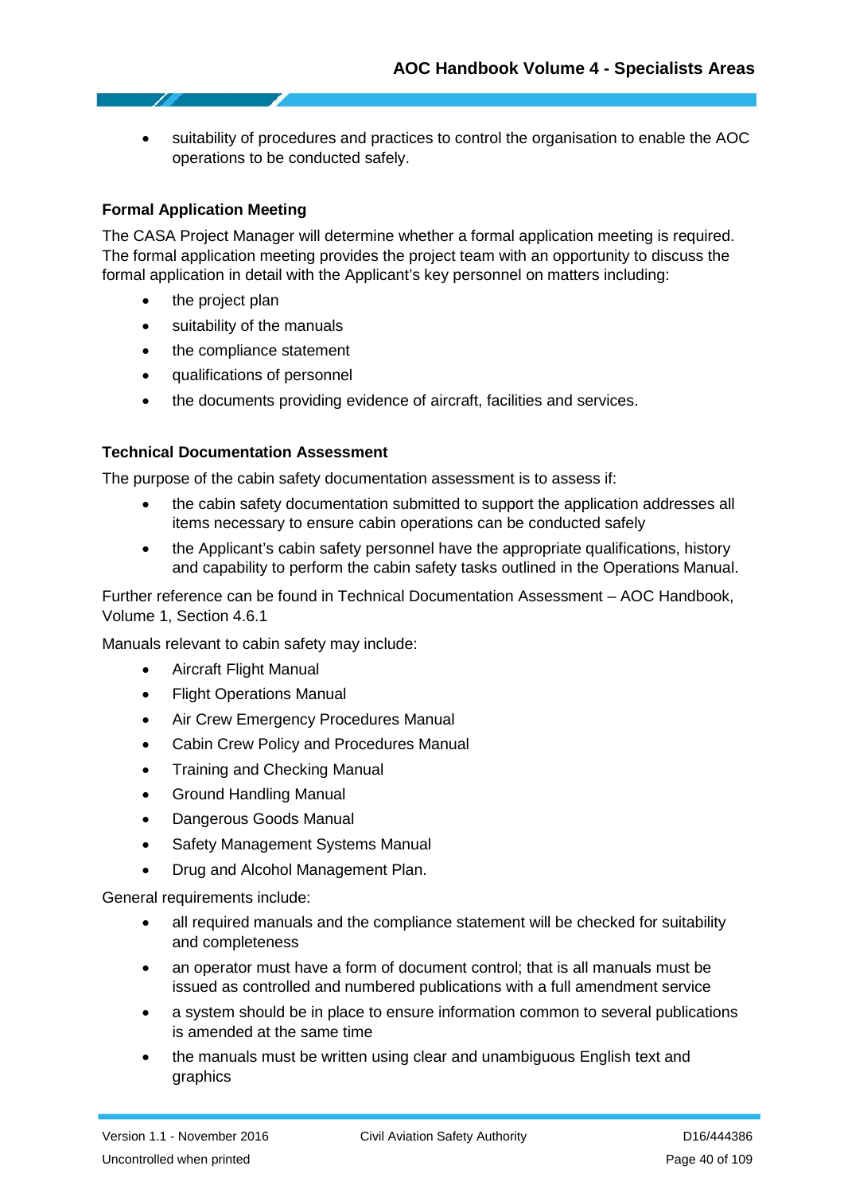- suitability of procedures and practices to control the organisation to enable the AOC operations to be conducted safely.

#### Formal Application Meeting

The CASA Project Manager will determine whether a formal application meeting is required. The formal application meeting provides the project team with an opportunity to discuss the formal application in detail with the Applicant's key personnel on matters including:

- the project plan
- suitability of the manuals
- the compliance statement
- qualifications of personnel
- the documents providing evidence of aircraft, facilities and services.

#### Technical Documentation Assessment

The purpose of the cabin safety documentation assessment is to assess if:

- the cabin safety documentation submitted to support the application addresses all items necessary to ensure cabin operations can be conducted safely
- the Applicant's cabin safety personnel have the appropriate qualifications, history and capability to perform the cabin safety tasks outlined in the Operations Manual.

Further reference can be found in Technical Documentation Assessment – AOC Handbook, Volume 1, Section 4.6.1

Manuals relevant to cabin safety may include:

- Aircraft Flight Manual
- Flight Operations Manual
- Air Crew Emergency Procedures Manual
- Cabin Crew Policy and Procedures Manual
- Training and Checking Manual
- Ground Handling Manual
- Dangerous Goods Manual
- Safety Management Systems Manual
- Drug and Alcohol Management Plan.

General requirements include:

- all required manuals and the compliance statement will be checked for suitability and completeness
- an operator must have a form of document control; that is all manuals must be issued as controlled and numbered publications with a full amendment service
- a system should be in place to ensure information common to several publications is amended at the same time
- the manuals must be written using clear and unambiguous English text and graphics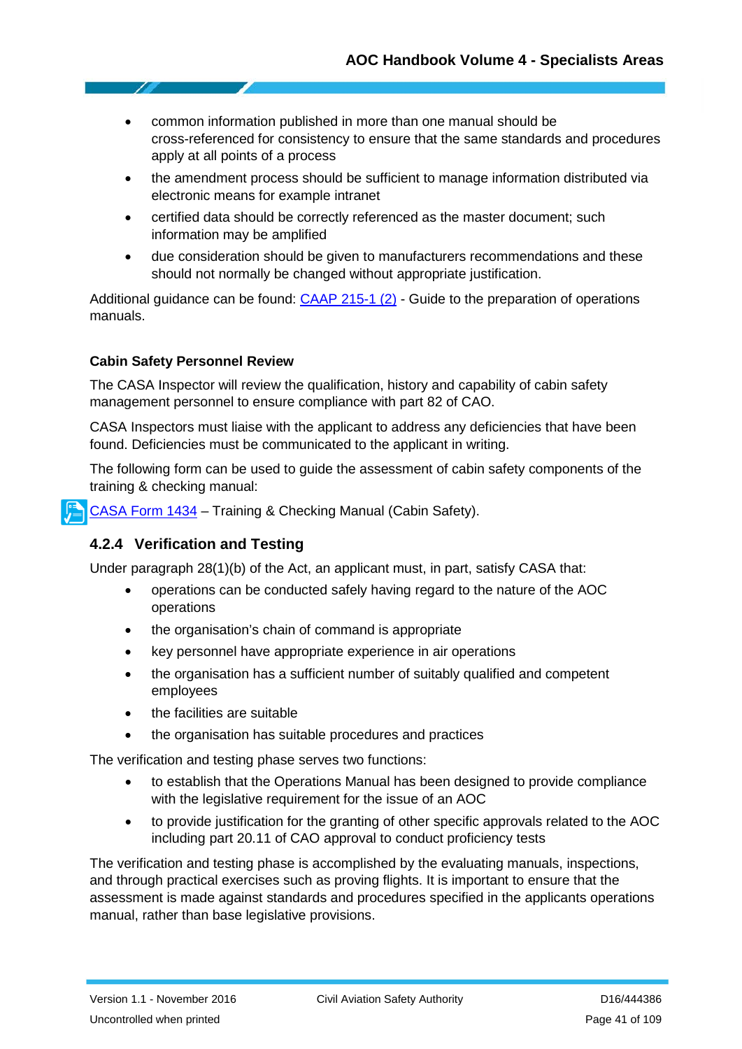- common information published in more than one manual should be cross-referenced for consistency to ensure that the same standards and procedures apply at all points of a process
- the amendment process should be sufficient to manage information distributed via electronic means for example intranet
- certified data should be correctly referenced as the master document; such information may be amplified
- due consideration should be given to manufacturers recommendations and these should not normally be changed without appropriate justification.

Additional guidance can be found: CAAP 215-1 (2) - Guide to the preparation of operations manuals.

**Cabin Safety Personnel Review**

The CASA Inspector will review the qualification, history and capability of cabin safety management personnel to ensure compliance with part 82 of CAO.

CASA Inspectors must liaise with the applicant to address any deficiencies that have been found. Deficiencies must be communicated to the applicant in writing.

The following form can be used to guide the assessment of cabin safety components of the training & checking manual:

CASA Form 1434 – Training & Checking Manual (Cabin Safety).

### 4.2.4 Verification and Testing

Under paragraph 28(1)(b) of the Act, an applicant must, in part, satisfy CASA that:

- operations can be conducted safely having regard to the nature of the AOC operations
- the organisation's chain of command is appropriate
- key personnel have appropriate experience in air operations
- the organisation has a sufficient number of suitably qualified and competent employees
- the facilities are suitable
- the organisation has suitable procedures and practices

The verification and testing phase serves two functions:

- to establish that the Operations Manual has been designed to provide compliance with the legislative requirement for the issue of an AOC
- to provide justification for the granting of other specific approvals related to the AOC including part 20.11 of CAO approval to conduct proficiency tests

The verification and testing phase is accomplished by the evaluating manuals, inspections, and through practical exercises such as proving flights. It is important to ensure that the assessment is made against standards and procedures specified in the applicants operations manual, rather than base legislative provisions.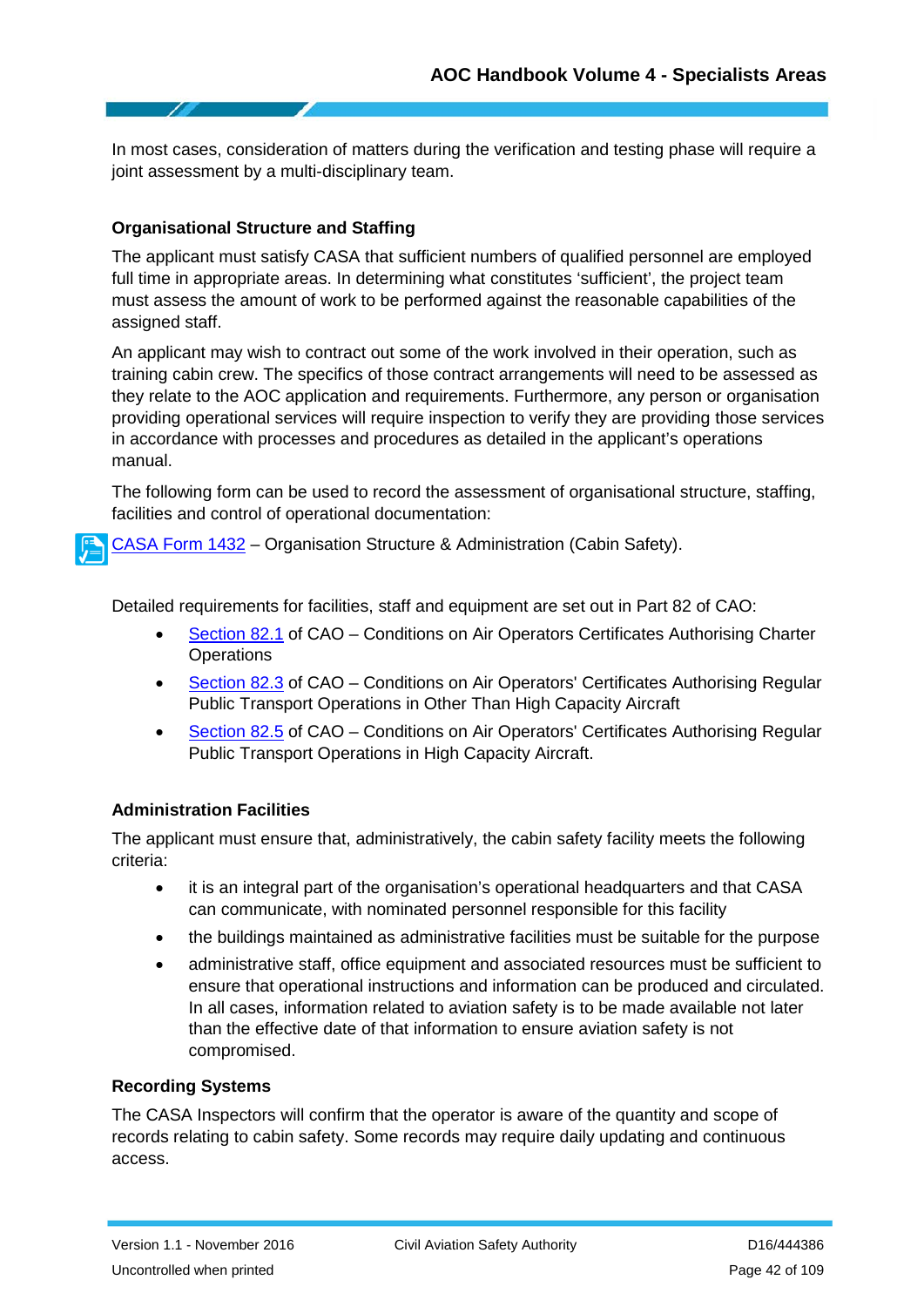In most cases, consideration of matters during the verification and testing phase will require a joint assessment by a multi-disciplinary team.

### Organisational Structure and Staffing

The applicant must satisfy CASA that sufficient numbers of qualified personnel are employed full time in appropriate areas. In determining what constitutes 'sufficient', the project team must assess the amount of work to be performed against the reasonable capabilities of the assigned staff.

An applicant may wish to contract out some of the work involved in their operation, such as training cabin crew. The specifics of those contract arrangements will need to be assessed as they relate to the AOC application and requirements. Furthermore, any person or organisation providing operational services will require inspection to verify they are providing those services in accordance with processes and procedures as detailed in the applicant's operations manual.

The following form can be used to record the assessment of organisational structure, staffing, facilities and control of operational documentation:

CASA Form 1432 – Organisation Structure & Administration (Cabin Safety).

Detailed requirements for facilities, staff and equipment are set out in Part 82 of CAO:

- Section 82.1 of CAO – Conditions on Air Operators Certificates Authorising Charter Operations
- Section 82.3 of CAO – Conditions on Air Operators' Certificates Authorising Regular Public Transport Operations in Other Than High Capacity Aircraft
- Section 82.5 of CAO – Conditions on Air Operators' Certificates Authorising Regular Public Transport Operations in High Capacity Aircraft.

### Administration Facilities

The applicant must ensure that, administratively, the cabin safety facility meets the following criteria:

- it is an integral part of the organisation's operational headquarters and that CASA can communicate, with nominated personnel responsible for this facility
- the buildings maintained as administrative facilities must be suitable for the purpose
- administrative staff, office equipment and associated resources must be sufficient to ensure that operational instructions and information can be produced and circulated. In all cases, information related to aviation safety is to be made available not later than the effective date of that information to ensure aviation safety is not compromised.

### Recording Systems

The CASA Inspectors will confirm that the operator is aware of the quantity and scope of records relating to cabin safety. Some records may require daily updating and continuous access.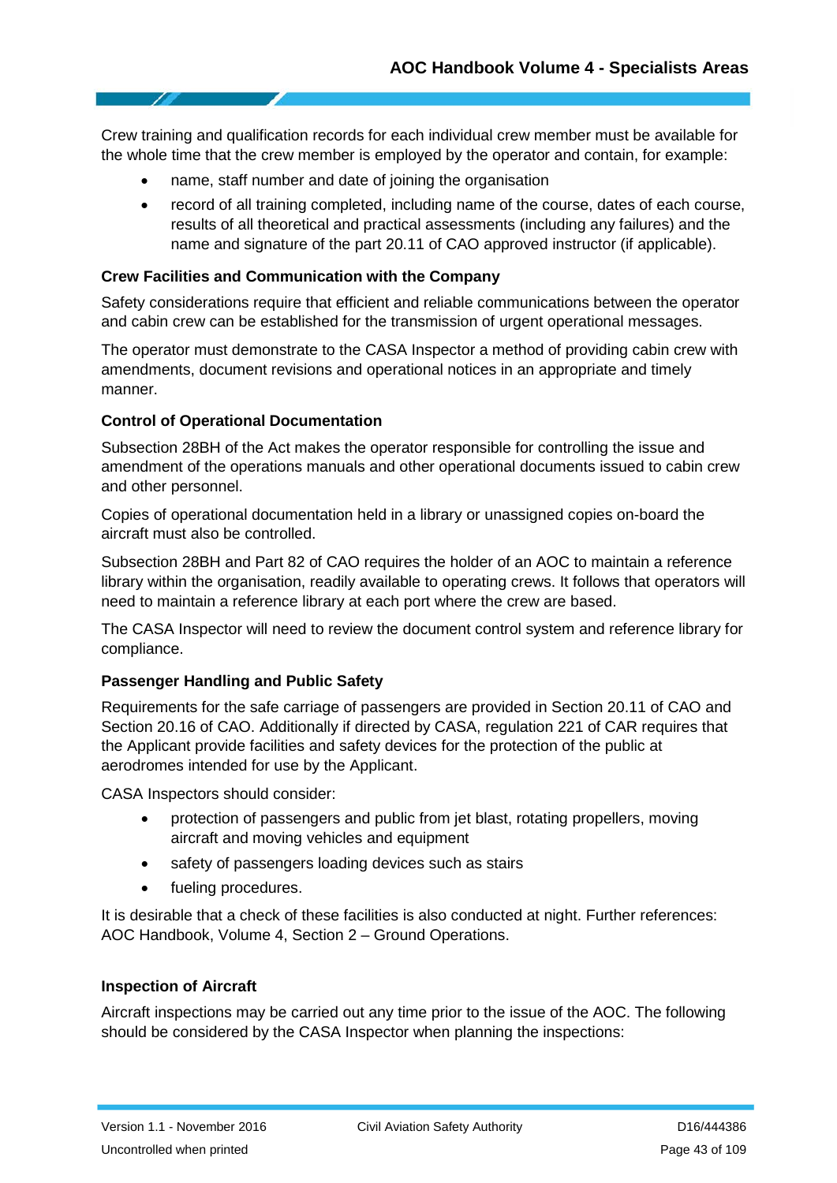Crew training and qualification records for each individual crew member must be available for the whole time that the crew member is employed by the operator and contain, for example:

- name, staff number and date of joining the organisation
- record of all training completed, including name of the course, dates of each course, results of all theoretical and practical assessments (including any failures) and the name and signature of the part 20.11 of CAO approved instructor (if applicable).

**Crew Facilities and Communication with the Company**

Safety considerations require that efficient and reliable communications between the operator and cabin crew can be established for the transmission of urgent operational messages.

The operator must demonstrate to the CASA Inspector a method of providing cabin crew with amendments, document revisions and operational notices in an appropriate and timely manner.

**Control of Operational Documentation**

Subsection 28BH of the Act makes the operator responsible for controlling the issue and amendment of the operations manuals and other operational documents issued to cabin crew and other personnel.

Copies of operational documentation held in a library or unassigned copies on-board the aircraft must also be controlled.

Subsection 28BH and Part 82 of CAO requires the holder of an AOC to maintain a reference library within the organisation, readily available to operating crews. It follows that operators will need to maintain a reference library at each port where the crew are based.

The CASA Inspector will need to review the document control system and reference library for compliance.

**Passenger Handling and Public Safety**

Requirements for the safe carriage of passengers are provided in Section 20.11 of CAO and Section 20.16 of CAO. Additionally if directed by CASA, regulation 221 of CAR requires that the Applicant provide facilities and safety devices for the protection of the public at aerodromes intended for use by the Applicant.

CASA Inspectors should consider:

- protection of passengers and public from jet blast, rotating propellers, moving aircraft and moving vehicles and equipment
- safety of passengers loading devices such as stairs
- fueling procedures.

It is desirable that a check of these facilities is also conducted at night. Further references: AOC Handbook, Volume 4, Section 2 – Ground Operations.

**Inspection of Aircraft**

Aircraft inspections may be carried out any time prior to the issue of the AOC. The following should be considered by the CASA Inspector when planning the inspections: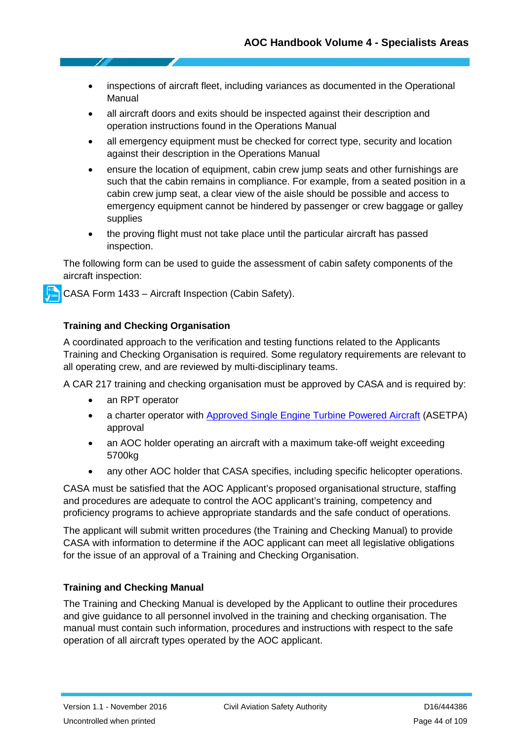- inspections of aircraft fleet, including variances as documented in the Operational Manual
- all aircraft doors and exits should be inspected against their description and operation instructions found in the Operations Manual
- all emergency equipment must be checked for correct type, security and location against their description in the Operations Manual
- ensure the location of equipment, cabin crew jump seats and other furnishings are such that the cabin remains in compliance. For example, from a seated position in a cabin crew jump seat, a clear view of the aisle should be possible and access to emergency equipment cannot be hindered by passenger or crew baggage or galley supplies
- the proving flight must not take place until the particular aircraft has passed inspection.

The following form can be used to guide the assessment of cabin safety components of the aircraft inspection:

CASA Form 1433 – Aircraft Inspection (Cabin Safety).

### Training and Checking Organisation

A coordinated approach to the verification and testing functions related to the Applicants Training and Checking Organisation is required. Some regulatory requirements are relevant to all operating crew, and are reviewed by multi-disciplinary teams.

A CAR 217 training and checking organisation must be approved by CASA and is required by:

- an RPT operator
- a charter operator with Approved Single Engine Turbine Powered Aircraft (ASETPA) approval
- an AOC holder operating an aircraft with a maximum take-off weight exceeding 5700kg
- any other AOC holder that CASA specifies, including specific helicopter operations.

CASA must be satisfied that the AOC Applicant's proposed organisational structure, staffing and procedures are adequate to control the AOC applicant's training, competency and proficiency programs to achieve appropriate standards and the safe conduct of operations.

The applicant will submit written procedures (the Training and Checking Manual) to provide CASA with information to determine if the AOC applicant can meet all legislative obligations for the issue of an approval of a Training and Checking Organisation.

### Training and Checking Manual

The Training and Checking Manual is developed by the Applicant to outline their procedures and give guidance to all personnel involved in the training and checking organisation. The manual must contain such information, procedures and instructions with respect to the safe operation of all aircraft types operated by the AOC applicant.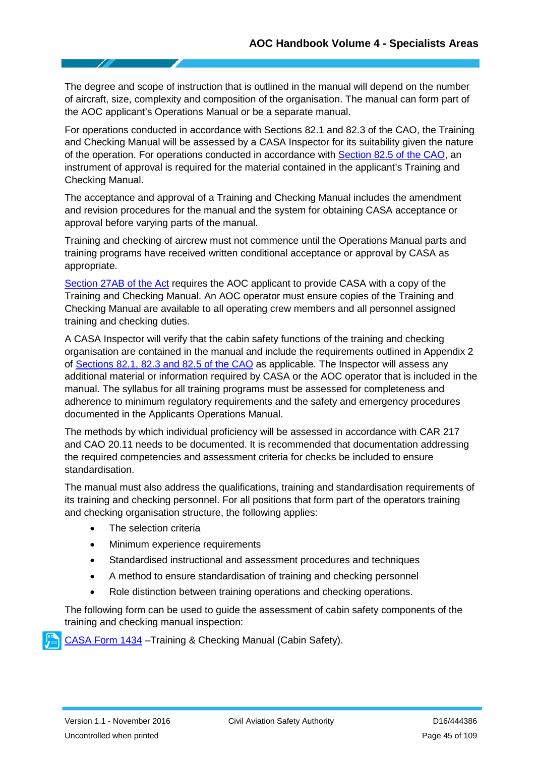The degree and scope of instruction that is outlined in the manual will depend on the number of aircraft, size, complexity and composition of the organisation. The manual can form part of the AOC applicant's Operations Manual or be a separate manual.

For operations conducted in accordance with Sections 82.1 and 82.3 of the CAO, the Training and Checking Manual will be assessed by a CASA Inspector for its suitability given the nature of the operation. For operations conducted in accordance with Section 82.5 of the CAO, an instrument of approval is required for the material contained in the applicant's Training and Checking Manual.

The acceptance and approval of a Training and Checking Manual includes the amendment and revision procedures for the manual and the system for obtaining CASA acceptance or approval before varying parts of the manual.

Training and checking of aircrew must not commence until the Operations Manual parts and training programs have received written conditional acceptance or approval by CASA as appropriate.

Section 27AB of the Act requires the AOC applicant to provide CASA with a copy of the Training and Checking Manual. An AOC operator must ensure copies of the Training and Checking Manual are available to all operating crew members and all personnel assigned training and checking duties.

A CASA Inspector will verify that the cabin safety functions of the training and checking organisation are contained in the manual and include the requirements outlined in Appendix 2 of Sections 82.1, 82.3 and 82.5 of the CAO as applicable. The Inspector will assess any additional material or information required by CASA or the AOC operator that is included in the manual. The syllabus for all training programs must be assessed for completeness and adherence to minimum regulatory requirements and the safety and emergency procedures documented in the Applicants Operations Manual.

The methods by which individual proficiency will be assessed in accordance with CAR 217 and CAO 20.11 needs to be documented. It is recommended that documentation addressing the required competencies and assessment criteria for checks be included to ensure standardisation.

The manual must also address the qualifications, training and standardisation requirements of its training and checking personnel. For all positions that form part of the operators training and checking organisation structure, the following applies:

- The selection criteria
- Minimum experience requirements
- Standardised instructional and assessment procedures and techniques
- A method to ensure standardisation of training and checking personnel
- Role distinction between training operations and checking operations.

The following form can be used to guide the assessment of cabin safety components of the training and checking manual inspection:

CASA Form 1434 –Training & Checking Manual (Cabin Safety).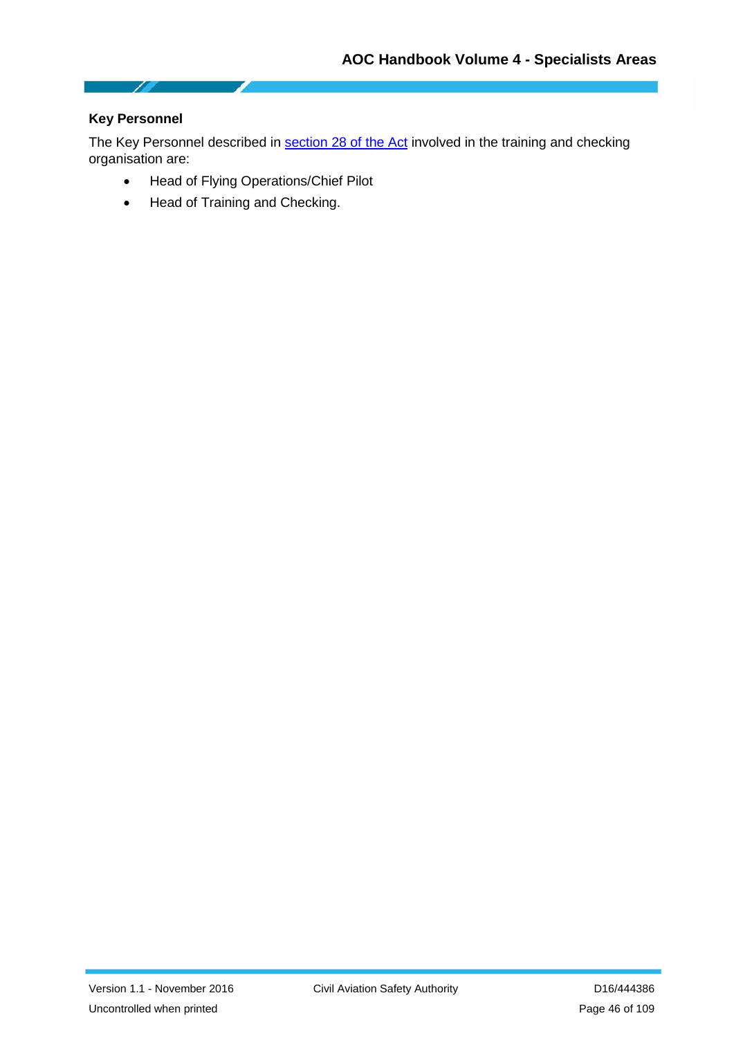### Key Personnel

The Key Personnel described in [section 28 of the Act] involved in the training and checking organisation are:

- Head of Flying Operations/Chief Pilot
- Head of Training and Checking.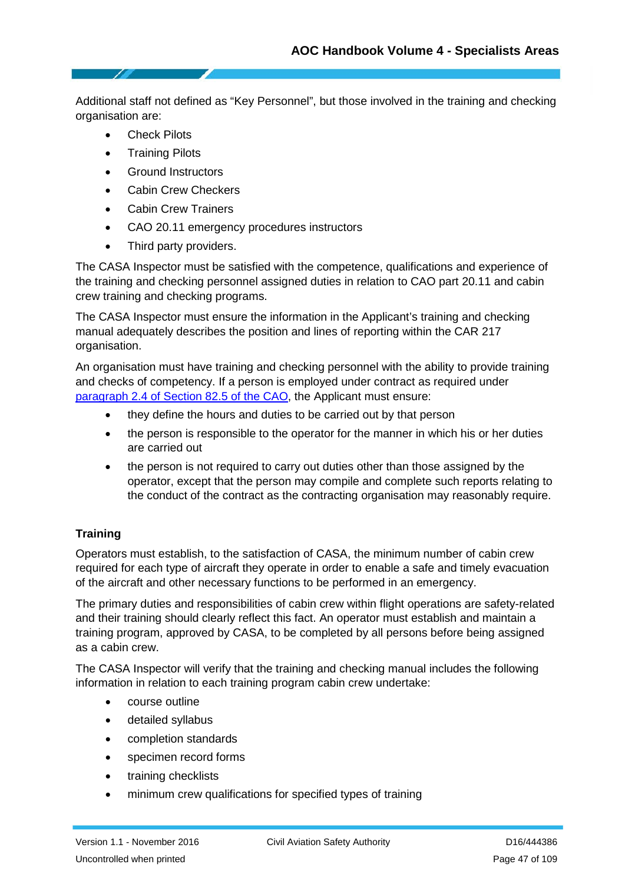Additional staff not defined as “Key Personnel”, but those involved in the training and checking organisation are:

- Check Pilots
- Training Pilots
- Ground Instructors
- Cabin Crew Checkers
- Cabin Crew Trainers
- CAO 20.11 emergency procedures instructors
- Third party providers.

The CASA Inspector must be satisfied with the competence, qualifications and experience of the training and checking personnel assigned duties in relation to CAO part 20.11 and cabin crew training and checking programs.

The CASA Inspector must ensure the information in the Applicant’s training and checking manual adequately describes the position and lines of reporting within the CAR 217 organisation.

An organisation must have training and checking personnel with the ability to provide training and checks of competency. If a person is employed under contract as required under [paragraph 2.4 of Section 82.5 of the CAO](), the Applicant must ensure:

- they define the hours and duties to be carried out by that person
- the person is responsible to the operator for the manner in which his or her duties are carried out
- the person is not required to carry out duties other than those assigned by the operator, except that the person may compile and complete such reports relating to the conduct of the contract as the contracting organisation may reasonably require.

#### Training

Operators must establish, to the satisfaction of CASA, the minimum number of cabin crew required for each type of aircraft they operate in order to enable a safe and timely evacuation of the aircraft and other necessary functions to be performed in an emergency.

The primary duties and responsibilities of cabin crew within flight operations are safety-related and their training should clearly reflect this fact. An operator must establish and maintain a training program, approved by CASA, to be completed by all persons before being assigned as a cabin crew.

The CASA Inspector will verify that the training and checking manual includes the following information in relation to each training program cabin crew undertake:

- course outline
- detailed syllabus
- completion standards
- specimen record forms
- training checklists
- minimum crew qualifications for specified types of training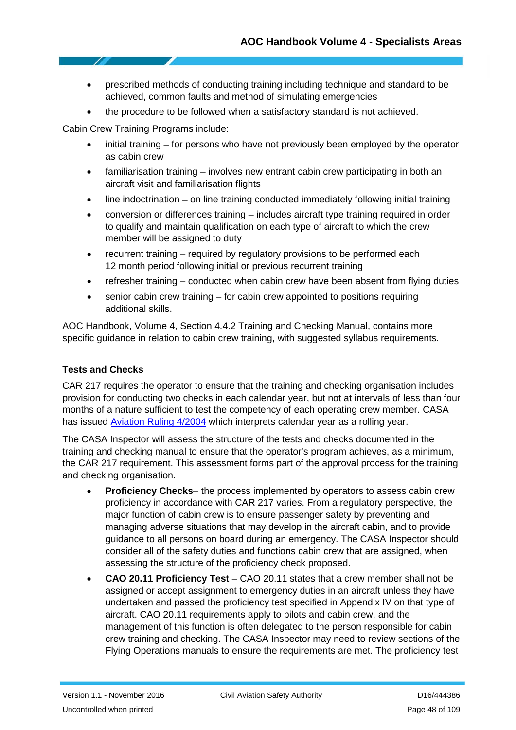- prescribed methods of conducting training including technique and standard to be achieved, common faults and method of simulating emergencies
- the procedure to be followed when a satisfactory standard is not achieved.

Cabin Crew Training Programs include:

- initial training – for persons who have not previously been employed by the operator as cabin crew
- familiarisation training – involves new entrant cabin crew participating in both an aircraft visit and familiarisation flights
- line indoctrination – on line training conducted immediately following initial training
- conversion or differences training – includes aircraft type training required in order to qualify and maintain qualification on each type of aircraft to which the crew member will be assigned to duty
- recurrent training – required by regulatory provisions to be performed each 12 month period following initial or previous recurrent training
- refresher training – conducted when cabin crew have been absent from flying duties
- senior cabin crew training – for cabin crew appointed to positions requiring additional skills.

AOC Handbook, Volume 4, Section 4.4.2 Training and Checking Manual, contains more specific guidance in relation to cabin crew training, with suggested syllabus requirements.

**Tests and Checks**

CAR 217 requires the operator to ensure that the training and checking organisation includes provision for conducting two checks in each calendar year, but not at intervals of less than four months of a nature sufficient to test the competency of each operating crew member. CASA has issued [Aviation Ruling 4/2004] which interprets calendar year as a rolling year.

The CASA Inspector will assess the structure of the tests and checks documented in the training and checking manual to ensure that the operator's program achieves, as a minimum, the CAR 217 requirement. This assessment forms part of the approval process for the training and checking organisation.

- **Proficiency Checks**– the process implemented by operators to assess cabin crew proficiency in accordance with CAR 217 varies. From a regulatory perspective, the major function of cabin crew is to ensure passenger safety by preventing and managing adverse situations that may develop in the aircraft cabin, and to provide guidance to all persons on board during an emergency. The CASA Inspector should consider all of the safety duties and functions cabin crew that are assigned, when assessing the structure of the proficiency check proposed.
- **CAO 20.11 Proficiency Test** – CAO 20.11 states that a crew member shall not be assigned or accept assignment to emergency duties in an aircraft unless they have undertaken and passed the proficiency test specified in Appendix IV on that type of aircraft. CAO 20.11 requirements apply to pilots and cabin crew, and the management of this function is often delegated to the person responsible for cabin crew training and checking. The CASA Inspector may need to review sections of the Flying Operations manuals to ensure the requirements are met. The proficiency test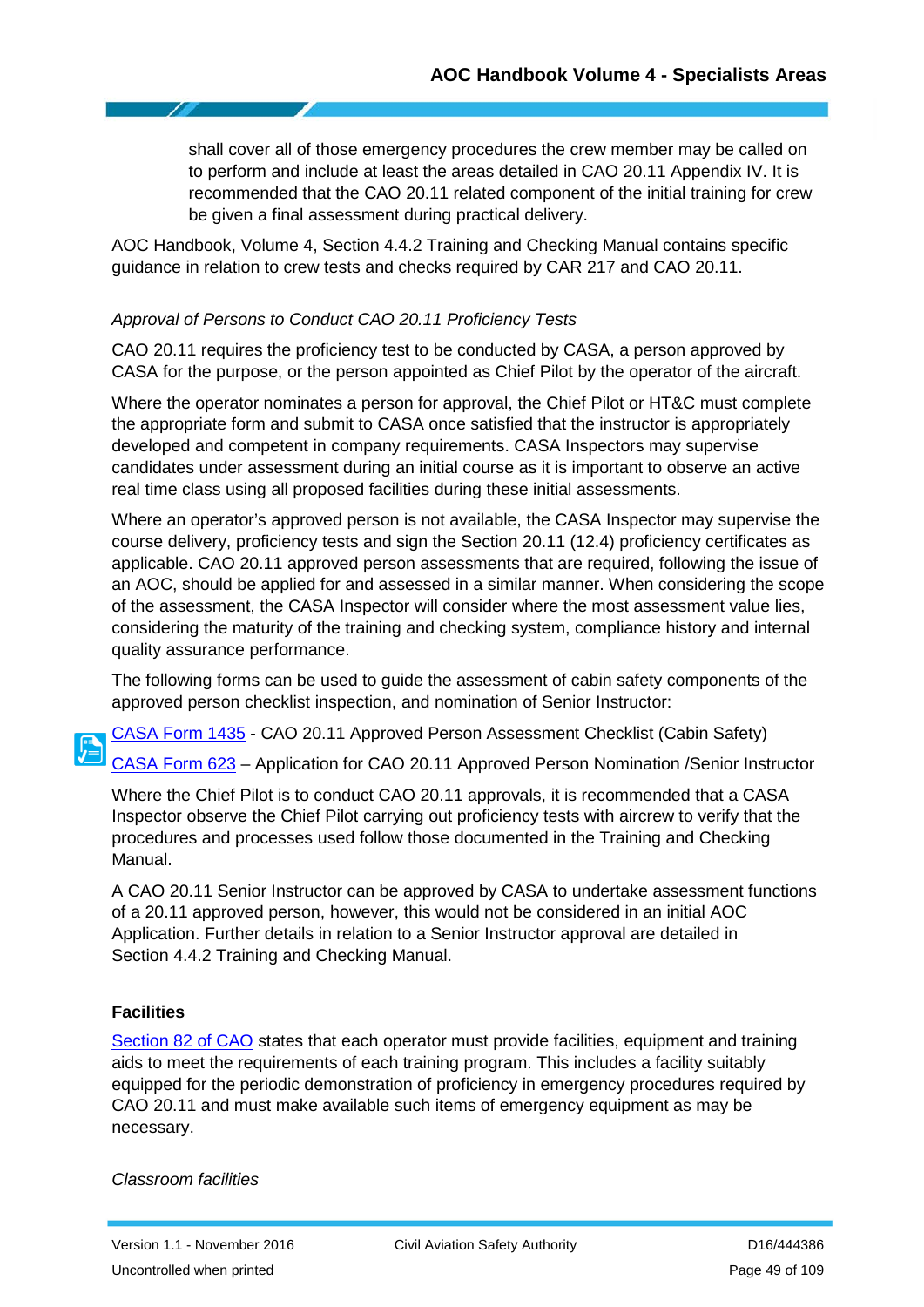shall cover all of those emergency procedures the crew member may be called on to perform and include at least the areas detailed in CAO 20.11 Appendix IV. It is recommended that the CAO 20.11 related component of the initial training for crew be given a final assessment during practical delivery.

AOC Handbook, Volume 4, Section 4.4.2 Training and Checking Manual contains specific guidance in relation to crew tests and checks required by CAR 217 and CAO 20.11.

*Approval of Persons to Conduct CAO 20.11 Proficiency Tests*

CAO 20.11 requires the proficiency test to be conducted by CASA, a person approved by CASA for the purpose, or the person appointed as Chief Pilot by the operator of the aircraft.

Where the operator nominates a person for approval, the Chief Pilot or HT&C must complete the appropriate form and submit to CASA once satisfied that the instructor is appropriately developed and competent in company requirements. CASA Inspectors may supervise candidates under assessment during an initial course as it is important to observe an active real time class using all proposed facilities during these initial assessments.

Where an operator's approved person is not available, the CASA Inspector may supervise the course delivery, proficiency tests and sign the Section 20.11 (12.4) proficiency certificates as applicable. CAO 20.11 approved person assessments that are required, following the issue of an AOC, should be applied for and assessed in a similar manner. When considering the scope of the assessment, the CASA Inspector will consider where the most assessment value lies, considering the maturity of the training and checking system, compliance history and internal quality assurance performance.

The following forms can be used to guide the assessment of cabin safety components of the approved person checklist inspection, and nomination of Senior Instructor:

CASA Form 1435 - CAO 20.11 Approved Person Assessment Checklist (Cabin Safety)

CASA Form 623 – Application for CAO 20.11 Approved Person Nomination /Senior Instructor

Where the Chief Pilot is to conduct CAO 20.11 approvals, it is recommended that a CASA Inspector observe the Chief Pilot carrying out proficiency tests with aircrew to verify that the procedures and processes used follow those documented in the Training and Checking Manual.

A CAO 20.11 Senior Instructor can be approved by CASA to undertake assessment functions of a 20.11 approved person, however, this would not be considered in an initial AOC Application. Further details in relation to a Senior Instructor approval are detailed in Section 4.4.2 Training and Checking Manual.

**Facilities**

Section 82 of CAO states that each operator must provide facilities, equipment and training aids to meet the requirements of each training program. This includes a facility suitably equipped for the periodic demonstration of proficiency in emergency procedures required by CAO 20.11 and must make available such items of emergency equipment as may be necessary.

*Classroom facilities*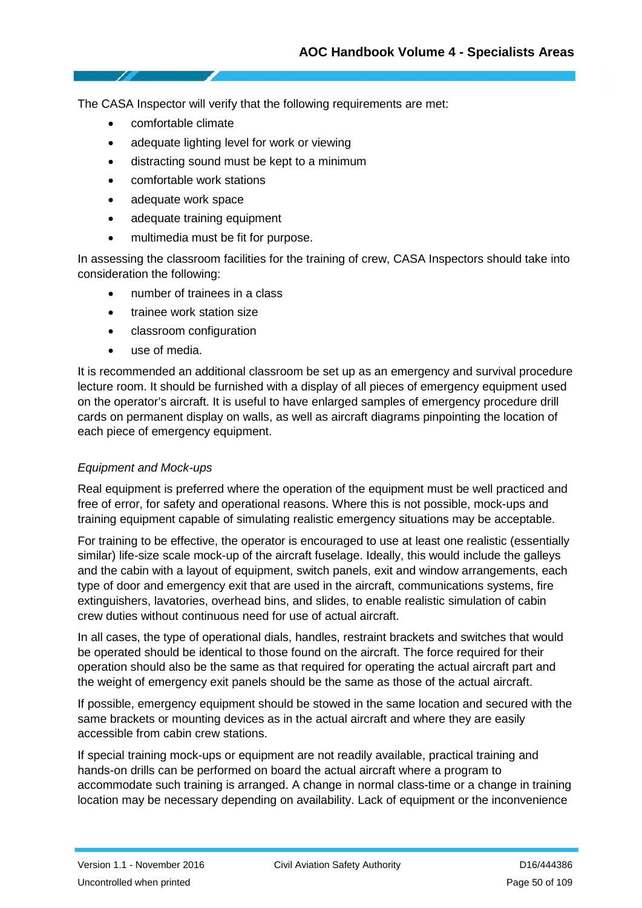The CASA Inspector will verify that the following requirements are met:

- comfortable climate
- adequate lighting level for work or viewing
- distracting sound must be kept to a minimum
- comfortable work stations
- adequate work space
- adequate training equipment
- multimedia must be fit for purpose.

In assessing the classroom facilities for the training of crew, CASA Inspectors should take into consideration the following:

- number of trainees in a class
- trainee work station size
- classroom configuration
- use of media.

It is recommended an additional classroom be set up as an emergency and survival procedure lecture room. It should be furnished with a display of all pieces of emergency equipment used on the operator's aircraft. It is useful to have enlarged samples of emergency procedure drill cards on permanent display on walls, as well as aircraft diagrams pinpointing the location of each piece of emergency equipment.

*Equipment and Mock-ups*

Real equipment is preferred where the operation of the equipment must be well practiced and free of error, for safety and operational reasons. Where this is not possible, mock-ups and training equipment capable of simulating realistic emergency situations may be acceptable.

For training to be effective, the operator is encouraged to use at least one realistic (essentially similar) life-size scale mock-up of the aircraft fuselage. Ideally, this would include the galleys and the cabin with a layout of equipment, switch panels, exit and window arrangements, each type of door and emergency exit that are used in the aircraft, communications systems, fire extinguishers, lavatories, overhead bins, and slides, to enable realistic simulation of cabin crew duties without continuous need for use of actual aircraft.

In all cases, the type of operational dials, handles, restraint brackets and switches that would be operated should be identical to those found on the aircraft. The force required for their operation should also be the same as that required for operating the actual aircraft part and the weight of emergency exit panels should be the same as those of the actual aircraft.

If possible, emergency equipment should be stowed in the same location and secured with the same brackets or mounting devices as in the actual aircraft and where they are easily accessible from cabin crew stations.

If special training mock-ups or equipment are not readily available, practical training and hands-on drills can be performed on board the actual aircraft where a program to accommodate such training is arranged. A change in normal class-time or a change in training location may be necessary depending on availability. Lack of equipment or the inconvenience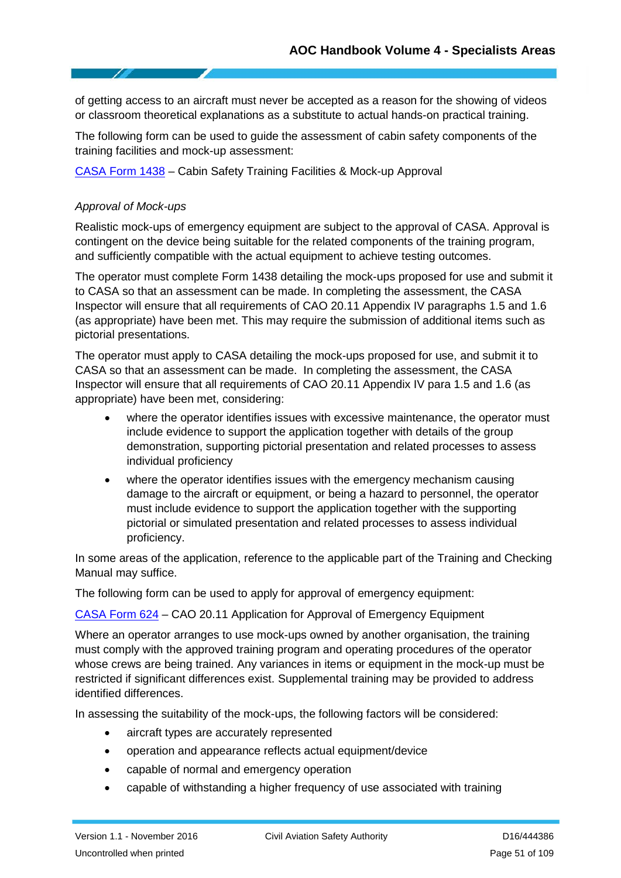of getting access to an aircraft must never be accepted as a reason for the showing of videos or classroom theoretical explanations as a substitute to actual hands-on practical training.

The following form can be used to guide the assessment of cabin safety components of the training facilities and mock-up assessment:

[CASA Form 1438] – Cabin Safety Training Facilities & Mock-up Approval

*Approval of Mock-ups*

Realistic mock-ups of emergency equipment are subject to the approval of CASA. Approval is contingent on the device being suitable for the related components of the training program, and sufficiently compatible with the actual equipment to achieve testing outcomes.

The operator must complete Form 1438 detailing the mock-ups proposed for use and submit it to CASA so that an assessment can be made. In completing the assessment, the CASA Inspector will ensure that all requirements of CAO 20.11 Appendix IV paragraphs 1.5 and 1.6 (as appropriate) have been met. This may require the submission of additional items such as pictorial presentations.

The operator must apply to CASA detailing the mock-ups proposed for use, and submit it to CASA so that an assessment can be made. In completing the assessment, the CASA Inspector will ensure that all requirements of CAO 20.11 Appendix IV para 1.5 and 1.6 (as appropriate) have been met, considering:

- where the operator identifies issues with excessive maintenance, the operator must include evidence to support the application together with details of the group demonstration, supporting pictorial presentation and related processes to assess individual proficiency
- where the operator identifies issues with the emergency mechanism causing damage to the aircraft or equipment, or being a hazard to personnel, the operator must include evidence to support the application together with the supporting pictorial or simulated presentation and related processes to assess individual proficiency.

In some areas of the application, reference to the applicable part of the Training and Checking Manual may suffice.

The following form can be used to apply for approval of emergency equipment:

[CASA Form 624] – CAO 20.11 Application for Approval of Emergency Equipment

Where an operator arranges to use mock-ups owned by another organisation, the training must comply with the approved training program and operating procedures of the operator whose crews are being trained. Any variances in items or equipment in the mock-up must be restricted if significant differences exist. Supplemental training may be provided to address identified differences.

In assessing the suitability of the mock-ups, the following factors will be considered:

- aircraft types are accurately represented
- operation and appearance reflects actual equipment/device
- capable of normal and emergency operation
- capable of withstanding a higher frequency of use associated with training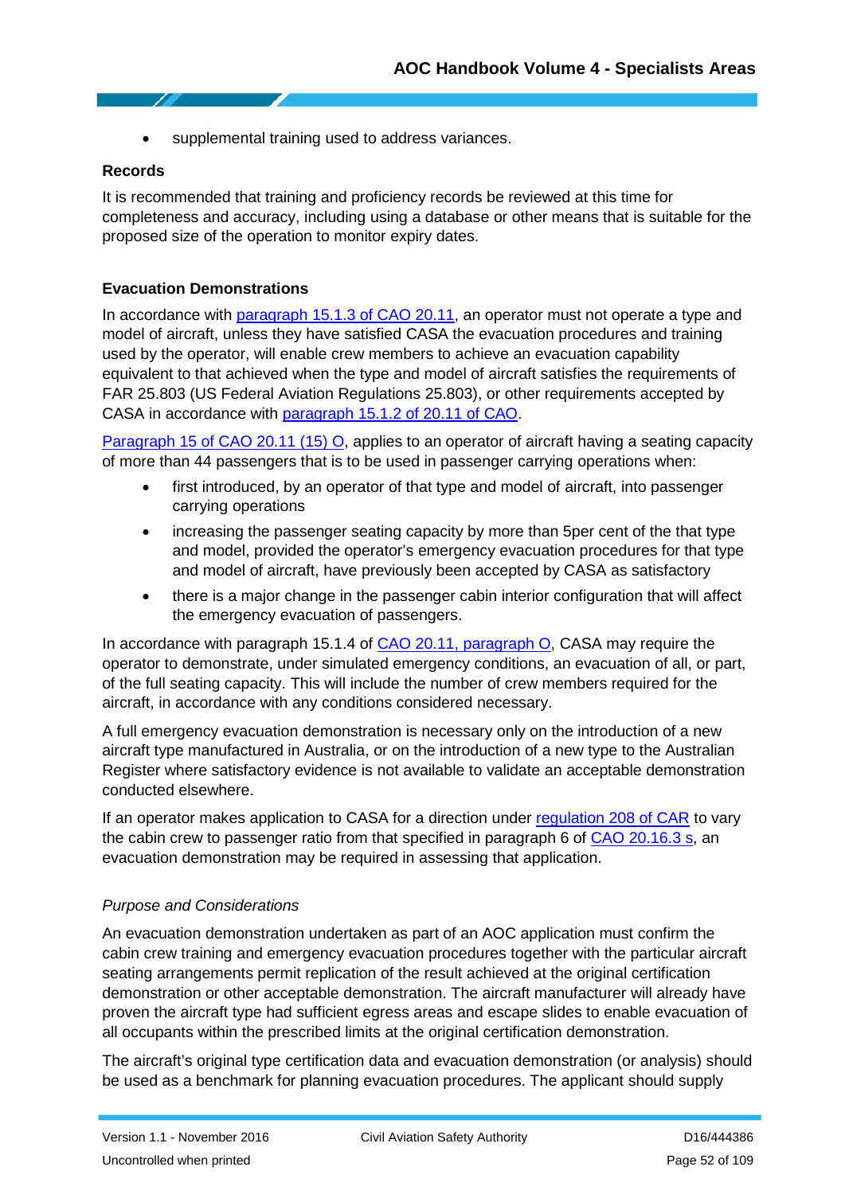- supplemental training used to address variances.

**Records**

It is recommended that training and proficiency records be reviewed at this time for completeness and accuracy, including using a database or other means that is suitable for the proposed size of the operation to monitor expiry dates.

**Evacuation Demonstrations**

In accordance with paragraph 15.1.3 of CAO 20.11, an operator must not operate a type and model of aircraft, unless they have satisfied CASA the evacuation procedures and training used by the operator, will enable crew members to achieve an evacuation capability equivalent to that achieved when the type and model of aircraft satisfies the requirements of FAR 25.803 (US Federal Aviation Regulations 25.803), or other requirements accepted by CASA in accordance with paragraph 15.1.2 of 20.11 of CAO.

Paragraph 15 of CAO 20.11 (15) O, applies to an operator of aircraft having a seating capacity of more than 44 passengers that is to be used in passenger carrying operations when:

- first introduced, by an operator of that type and model of aircraft, into passenger carrying operations
- increasing the passenger seating capacity by more than 5per cent of the that type and model, provided the operator's emergency evacuation procedures for that type and model of aircraft, have previously been accepted by CASA as satisfactory
- there is a major change in the passenger cabin interior configuration that will affect the emergency evacuation of passengers.

In accordance with paragraph 15.1.4 of CAO 20.11, paragraph O, CASA may require the operator to demonstrate, under simulated emergency conditions, an evacuation of all, or part, of the full seating capacity. This will include the number of crew members required for the aircraft, in accordance with any conditions considered necessary.

A full emergency evacuation demonstration is necessary only on the introduction of a new aircraft type manufactured in Australia, or on the introduction of a new type to the Australian Register where satisfactory evidence is not available to validate an acceptable demonstration conducted elsewhere.

If an operator makes application to CASA for a direction under regulation 208 of CAR to vary the cabin crew to passenger ratio from that specified in paragraph 6 of CAO 20.16.3 s, an evacuation demonstration may be required in assessing that application.

*Purpose and Considerations*

An evacuation demonstration undertaken as part of an AOC application must confirm the cabin crew training and emergency evacuation procedures together with the particular aircraft seating arrangements permit replication of the result achieved at the original certification demonstration or other acceptable demonstration. The aircraft manufacturer will already have proven the aircraft type had sufficient egress areas and escape slides to enable evacuation of all occupants within the prescribed limits at the original certification demonstration.

The aircraft's original type certification data and evacuation demonstration (or analysis) should be used as a benchmark for planning evacuation procedures. The applicant should supply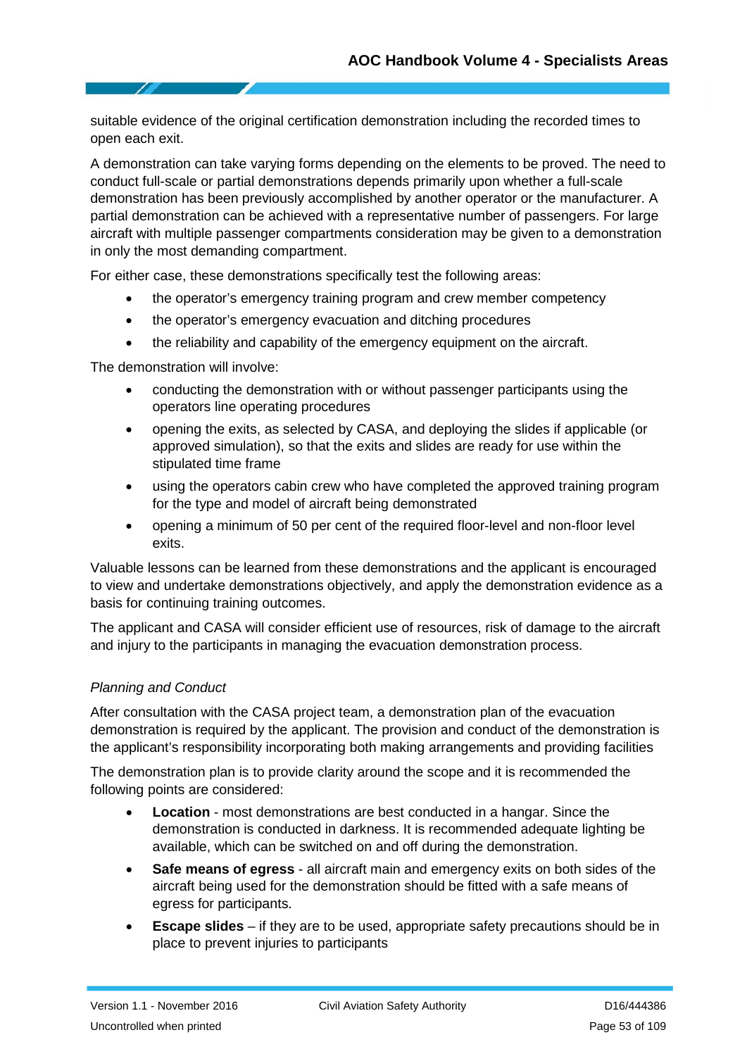suitable evidence of the original certification demonstration including the recorded times to open each exit.

A demonstration can take varying forms depending on the elements to be proved. The need to conduct full-scale or partial demonstrations depends primarily upon whether a full-scale demonstration has been previously accomplished by another operator or the manufacturer. A partial demonstration can be achieved with a representative number of passengers. For large aircraft with multiple passenger compartments consideration may be given to a demonstration in only the most demanding compartment.

For either case, these demonstrations specifically test the following areas:

- the operator's emergency training program and crew member competency
- the operator's emergency evacuation and ditching procedures
- the reliability and capability of the emergency equipment on the aircraft.

The demonstration will involve:

- conducting the demonstration with or without passenger participants using the operators line operating procedures
- opening the exits, as selected by CASA, and deploying the slides if applicable (or approved simulation), so that the exits and slides are ready for use within the stipulated time frame
- using the operators cabin crew who have completed the approved training program for the type and model of aircraft being demonstrated
- opening a minimum of 50 per cent of the required floor-level and non-floor level exits.

Valuable lessons can be learned from these demonstrations and the applicant is encouraged to view and undertake demonstrations objectively, and apply the demonstration evidence as a basis for continuing training outcomes.

The applicant and CASA will consider efficient use of resources, risk of damage to the aircraft and injury to the participants in managing the evacuation demonstration process.

*Planning and Conduct*

After consultation with the CASA project team, a demonstration plan of the evacuation demonstration is required by the applicant. The provision and conduct of the demonstration is the applicant's responsibility incorporating both making arrangements and providing facilities

The demonstration plan is to provide clarity around the scope and it is recommended the following points are considered:

- **Location** - most demonstrations are best conducted in a hangar. Since the demonstration is conducted in darkness. It is recommended adequate lighting be available, which can be switched on and off during the demonstration.
- **Safe means of egress** - all aircraft main and emergency exits on both sides of the aircraft being used for the demonstration should be fitted with a safe means of egress for participants.
- **Escape slides** – if they are to be used, appropriate safety precautions should be in place to prevent injuries to participants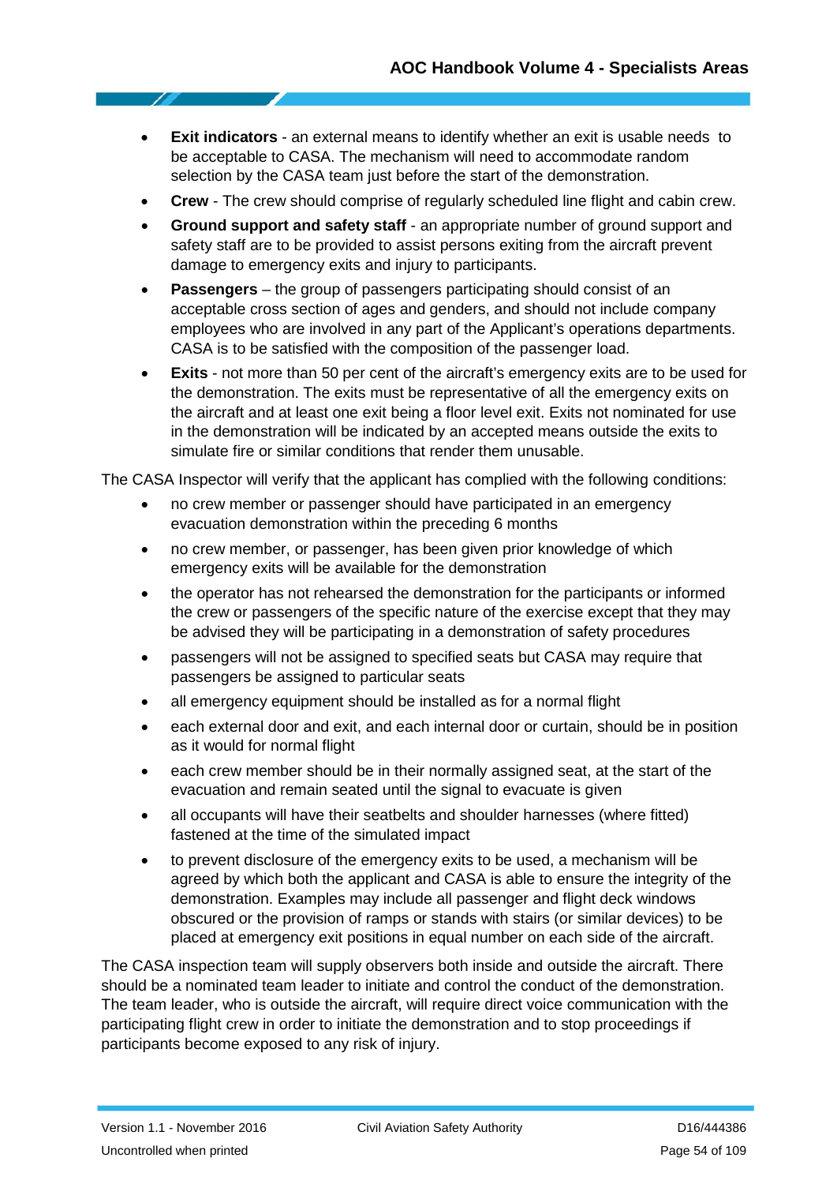- **Exit indicators** - an external means to identify whether an exit is usable needs to be acceptable to CASA. The mechanism will need to accommodate random selection by the CASA team just before the start of the demonstration.
- **Crew** - The crew should comprise of regularly scheduled line flight and cabin crew.
- **Ground support and safety staff** - an appropriate number of ground support and safety staff are to be provided to assist persons exiting from the aircraft prevent damage to emergency exits and injury to participants.
- **Passengers** – the group of passengers participating should consist of an acceptable cross section of ages and genders, and should not include company employees who are involved in any part of the Applicant's operations departments. CASA is to be satisfied with the composition of the passenger load.
- **Exits** - not more than 50 per cent of the aircraft's emergency exits are to be used for the demonstration. The exits must be representative of all the emergency exits on the aircraft and at least one exit being a floor level exit. Exits not nominated for use in the demonstration will be indicated by an accepted means outside the exits to simulate fire or similar conditions that render them unusable.

The CASA Inspector will verify that the applicant has complied with the following conditions:

- no crew member or passenger should have participated in an emergency evacuation demonstration within the preceding 6 months
- no crew member, or passenger, has been given prior knowledge of which emergency exits will be available for the demonstration
- the operator has not rehearsed the demonstration for the participants or informed the crew or passengers of the specific nature of the exercise except that they may be advised they will be participating in a demonstration of safety procedures
- passengers will not be assigned to specified seats but CASA may require that passengers be assigned to particular seats
- all emergency equipment should be installed as for a normal flight
- each external door and exit, and each internal door or curtain, should be in position as it would for normal flight
- each crew member should be in their normally assigned seat, at the start of the evacuation and remain seated until the signal to evacuate is given
- all occupants will have their seatbelts and shoulder harnesses (where fitted) fastened at the time of the simulated impact
- to prevent disclosure of the emergency exits to be used, a mechanism will be agreed by which both the applicant and CASA is able to ensure the integrity of the demonstration. Examples may include all passenger and flight deck windows obscured or the provision of ramps or stands with stairs (or similar devices) to be placed at emergency exit positions in equal number on each side of the aircraft.

The CASA inspection team will supply observers both inside and outside the aircraft. There should be a nominated team leader to initiate and control the conduct of the demonstration. The team leader, who is outside the aircraft, will require direct voice communication with the participating flight crew in order to initiate the demonstration and to stop proceedings if participants become exposed to any risk of injury.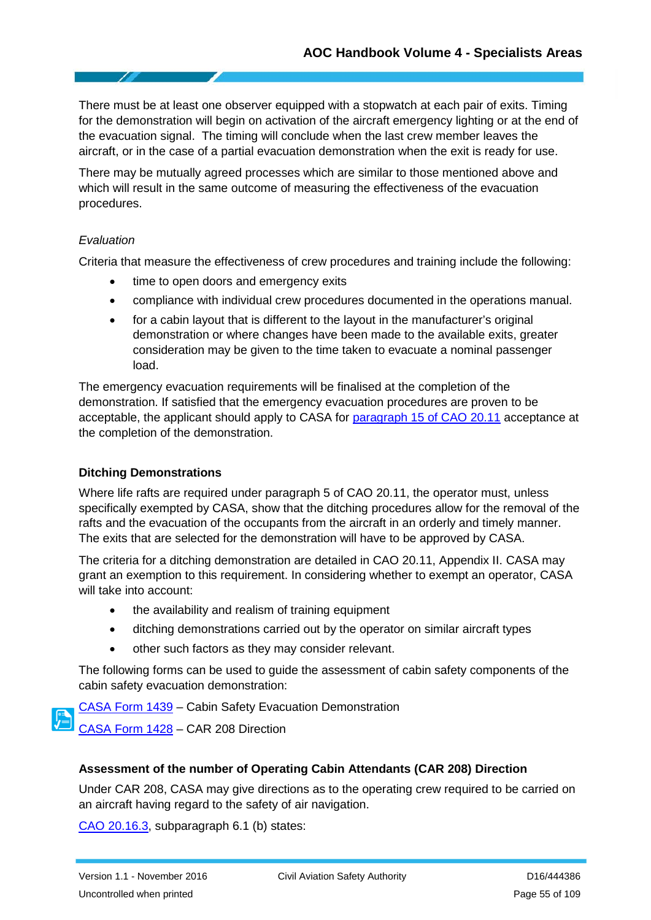There must be at least one observer equipped with a stopwatch at each pair of exits. Timing for the demonstration will begin on activation of the aircraft emergency lighting or at the end of the evacuation signal. The timing will conclude when the last crew member leaves the aircraft, or in the case of a partial evacuation demonstration when the exit is ready for use.

There may be mutually agreed processes which are similar to those mentioned above and which will result in the same outcome of measuring the effectiveness of the evacuation procedures.

*Evaluation*

Criteria that measure the effectiveness of crew procedures and training include the following:

- time to open doors and emergency exits
- compliance with individual crew procedures documented in the operations manual.
- for a cabin layout that is different to the layout in the manufacturer's original demonstration or where changes have been made to the available exits, greater consideration may be given to the time taken to evacuate a nominal passenger load.

The emergency evacuation requirements will be finalised at the completion of the demonstration. If satisfied that the emergency evacuation procedures are proven to be acceptable, the applicant should apply to CASA for paragraph 15 of CAO 20.11 acceptance at the completion of the demonstration.

**Ditching Demonstrations**

Where life rafts are required under paragraph 5 of CAO 20.11, the operator must, unless specifically exempted by CASA, show that the ditching procedures allow for the removal of the rafts and the evacuation of the occupants from the aircraft in an orderly and timely manner. The exits that are selected for the demonstration will have to be approved by CASA.

The criteria for a ditching demonstration are detailed in CAO 20.11, Appendix II. CASA may grant an exemption to this requirement. In considering whether to exempt an operator, CASA will take into account:

- the availability and realism of training equipment
- ditching demonstrations carried out by the operator on similar aircraft types
- other such factors as they may consider relevant.

The following forms can be used to guide the assessment of cabin safety components of the cabin safety evacuation demonstration:

CASA Form 1439 – Cabin Safety Evacuation Demonstration

CASA Form 1428 – CAR 208 Direction

**Assessment of the number of Operating Cabin Attendants (CAR 208) Direction**

Under CAR 208, CASA may give directions as to the operating crew required to be carried on an aircraft having regard to the safety of air navigation.

CAO 20.16.3, subparagraph 6.1 (b) states: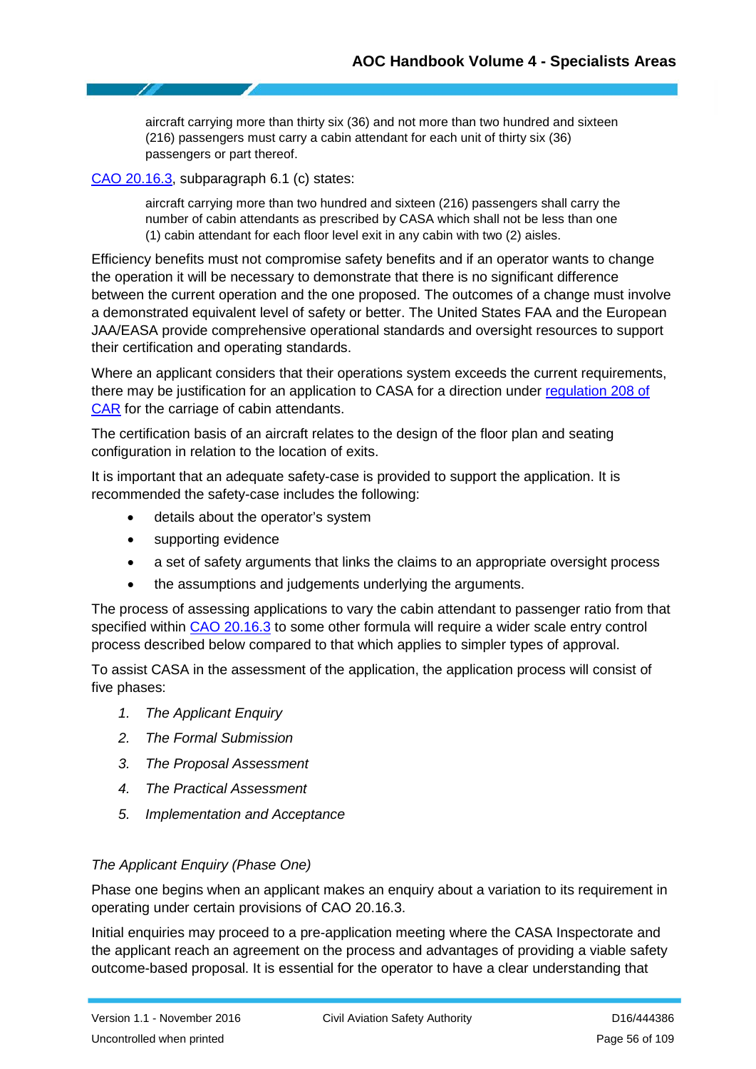> aircraft carrying more than thirty six (36) and not more than two hundred and sixteen (216) passengers must carry a cabin attendant for each unit of thirty six (36) passengers or part thereof.

[CAO 20.16.3](), subparagraph 6.1 (c) states:

> aircraft carrying more than two hundred and sixteen (216) passengers shall carry the number of cabin attendants as prescribed by CASA which shall not be less than one (1) cabin attendant for each floor level exit in any cabin with two (2) aisles.

Efficiency benefits must not compromise safety benefits and if an operator wants to change the operation it will be necessary to demonstrate that there is no significant difference between the current operation and the one proposed. The outcomes of a change must involve a demonstrated equivalent level of safety or better. The United States FAA and the European JAA/EASA provide comprehensive operational standards and oversight resources to support their certification and operating standards.

Where an applicant considers that their operations system exceeds the current requirements, there may be justification for an application to CASA for a direction under [regulation 208 of CAR]() for the carriage of cabin attendants.

The certification basis of an aircraft relates to the design of the floor plan and seating configuration in relation to the location of exits.

It is important that an adequate safety-case is provided to support the application. It is recommended the safety-case includes the following:

- details about the operator's system
- supporting evidence
- a set of safety arguments that links the claims to an appropriate oversight process
- the assumptions and judgements underlying the arguments.

The process of assessing applications to vary the cabin attendant to passenger ratio from that specified within [CAO 20.16.3]() to some other formula will require a wider scale entry control process described below compared to that which applies to simpler types of approval.

To assist CASA in the assessment of the application, the application process will consist of five phases:

1. *The Applicant Enquiry*
2. *The Formal Submission*
3. *The Proposal Assessment*
4. *The Practical Assessment*
5. *Implementation and Acceptance*

*The Applicant Enquiry (Phase One)*

Phase one begins when an applicant makes an enquiry about a variation to its requirement in operating under certain provisions of CAO 20.16.3.

Initial enquiries may proceed to a pre-application meeting where the CASA Inspectorate and the applicant reach an agreement on the process and advantages of providing a viable safety outcome-based proposal. It is essential for the operator to have a clear understanding that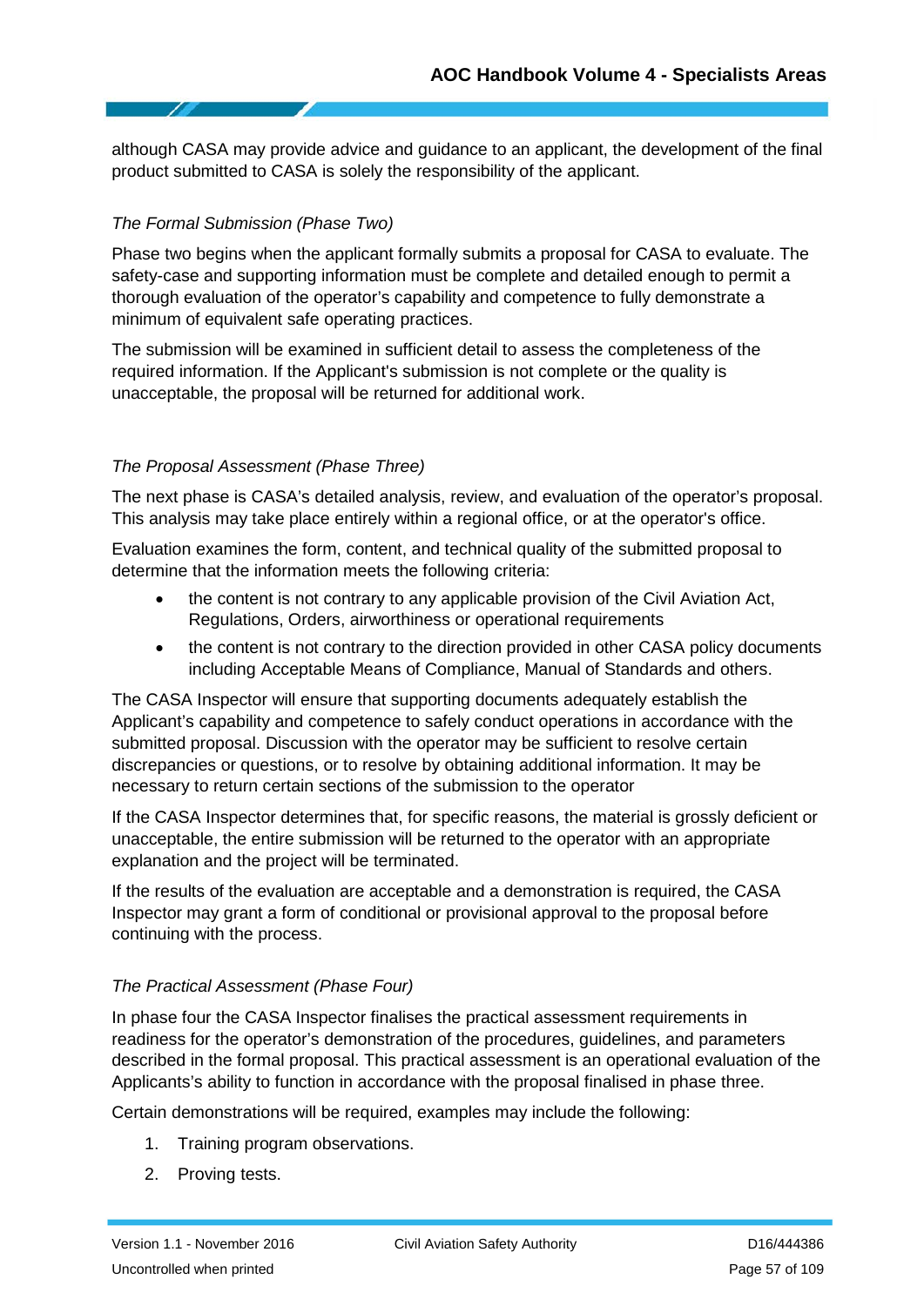although CASA may provide advice and guidance to an applicant, the development of the final product submitted to CASA is solely the responsibility of the applicant.

*The Formal Submission (Phase Two)*

Phase two begins when the applicant formally submits a proposal for CASA to evaluate. The safety-case and supporting information must be complete and detailed enough to permit a thorough evaluation of the operator's capability and competence to fully demonstrate a minimum of equivalent safe operating practices.

The submission will be examined in sufficient detail to assess the completeness of the required information. If the Applicant's submission is not complete or the quality is unacceptable, the proposal will be returned for additional work.

*The Proposal Assessment (Phase Three)*

The next phase is CASA's detailed analysis, review, and evaluation of the operator's proposal. This analysis may take place entirely within a regional office, or at the operator's office.

Evaluation examines the form, content, and technical quality of the submitted proposal to determine that the information meets the following criteria:

- the content is not contrary to any applicable provision of the Civil Aviation Act, Regulations, Orders, airworthiness or operational requirements
- the content is not contrary to the direction provided in other CASA policy documents including Acceptable Means of Compliance, Manual of Standards and others.

The CASA Inspector will ensure that supporting documents adequately establish the Applicant's capability and competence to safely conduct operations in accordance with the submitted proposal. Discussion with the operator may be sufficient to resolve certain discrepancies or questions, or to resolve by obtaining additional information. It may be necessary to return certain sections of the submission to the operator

If the CASA Inspector determines that, for specific reasons, the material is grossly deficient or unacceptable, the entire submission will be returned to the operator with an appropriate explanation and the project will be terminated.

If the results of the evaluation are acceptable and a demonstration is required, the CASA Inspector may grant a form of conditional or provisional approval to the proposal before continuing with the process.

*The Practical Assessment (Phase Four)*

In phase four the CASA Inspector finalises the practical assessment requirements in readiness for the operator's demonstration of the procedures, guidelines, and parameters described in the formal proposal. This practical assessment is an operational evaluation of the Applicants's ability to function in accordance with the proposal finalised in phase three.

Certain demonstrations will be required, examples may include the following:

1. Training program observations.
2. Proving tests.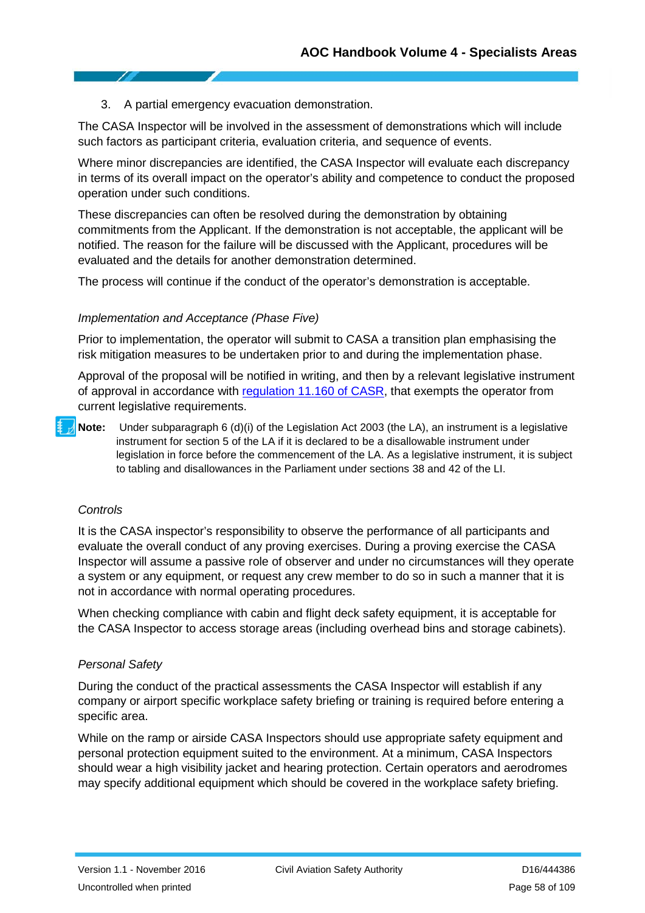3. A partial emergency evacuation demonstration.

The CASA Inspector will be involved in the assessment of demonstrations which will include such factors as participant criteria, evaluation criteria, and sequence of events.

Where minor discrepancies are identified, the CASA Inspector will evaluate each discrepancy in terms of its overall impact on the operator's ability and competence to conduct the proposed operation under such conditions.

These discrepancies can often be resolved during the demonstration by obtaining commitments from the Applicant. If the demonstration is not acceptable, the applicant will be notified. The reason for the failure will be discussed with the Applicant, procedures will be evaluated and the details for another demonstration determined.

The process will continue if the conduct of the operator's demonstration is acceptable.

*Implementation and Acceptance (Phase Five)*

Prior to implementation, the operator will submit to CASA a transition plan emphasising the risk mitigation measures to be undertaken prior to and during the implementation phase.

Approval of the proposal will be notified in writing, and then by a relevant legislative instrument of approval in accordance with regulation 11.160 of CASR, that exempts the operator from current legislative requirements.

**Note:** Under subparagraph 6 (d)(i) of the Legislation Act 2003 (the LA), an instrument is a legislative instrument for section 5 of the LA if it is declared to be a disallowable instrument under legislation in force before the commencement of the LA. As a legislative instrument, it is subject to tabling and disallowances in the Parliament under sections 38 and 42 of the LI.

*Controls*

It is the CASA inspector's responsibility to observe the performance of all participants and evaluate the overall conduct of any proving exercises. During a proving exercise the CASA Inspector will assume a passive role of observer and under no circumstances will they operate a system or any equipment, or request any crew member to do so in such a manner that it is not in accordance with normal operating procedures.

When checking compliance with cabin and flight deck safety equipment, it is acceptable for the CASA Inspector to access storage areas (including overhead bins and storage cabinets).

*Personal Safety*

During the conduct of the practical assessments the CASA Inspector will establish if any company or airport specific workplace safety briefing or training is required before entering a specific area.

While on the ramp or airside CASA Inspectors should use appropriate safety equipment and personal protection equipment suited to the environment. At a minimum, CASA Inspectors should wear a high visibility jacket and hearing protection. Certain operators and aerodromes may specify additional equipment which should be covered in the workplace safety briefing.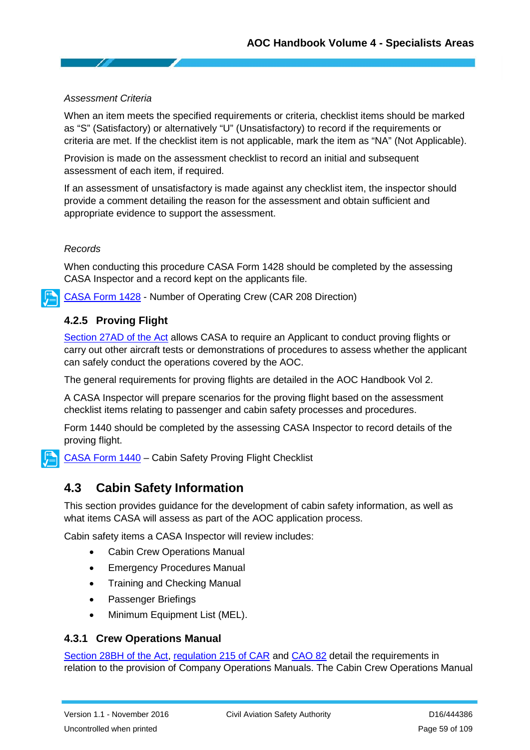*Assessment Criteria*

When an item meets the specified requirements or criteria, checklist items should be marked as "S" (Satisfactory) or alternatively "U" (Unsatisfactory) to record if the requirements or criteria are met. If the checklist item is not applicable, mark the item as "NA" (Not Applicable).

Provision is made on the assessment checklist to record an initial and subsequent assessment of each item, if required.

If an assessment of unsatisfactory is made against any checklist item, the inspector should provide a comment detailing the reason for the assessment and obtain sufficient and appropriate evidence to support the assessment.

*Records*

When conducting this procedure CASA Form 1428 should be completed by the assessing CASA Inspector and a record kept on the applicants file.

CASA Form 1428 - Number of Operating Crew (CAR 208 Direction)

### 4.2.5 Proving Flight

Section 27AD of the Act allows CASA to require an Applicant to conduct proving flights or carry out other aircraft tests or demonstrations of procedures to assess whether the applicant can safely conduct the operations covered by the AOC.

The general requirements for proving flights are detailed in the AOC Handbook Vol 2.

A CASA Inspector will prepare scenarios for the proving flight based on the assessment checklist items relating to passenger and cabin safety processes and procedures.

Form 1440 should be completed by the assessing CASA Inspector to record details of the proving flight.

CASA Form 1440 – Cabin Safety Proving Flight Checklist

## 4.3 Cabin Safety Information

This section provides guidance for the development of cabin safety information, as well as what items CASA will assess as part of the AOC application process.

Cabin safety items a CASA Inspector will review includes:

- Cabin Crew Operations Manual
- Emergency Procedures Manual
- Training and Checking Manual
- Passenger Briefings
- Minimum Equipment List (MEL).

### 4.3.1 Crew Operations Manual

Section 28BH of the Act, regulation 215 of CAR and CAO 82 detail the requirements in relation to the provision of Company Operations Manuals. The Cabin Crew Operations Manual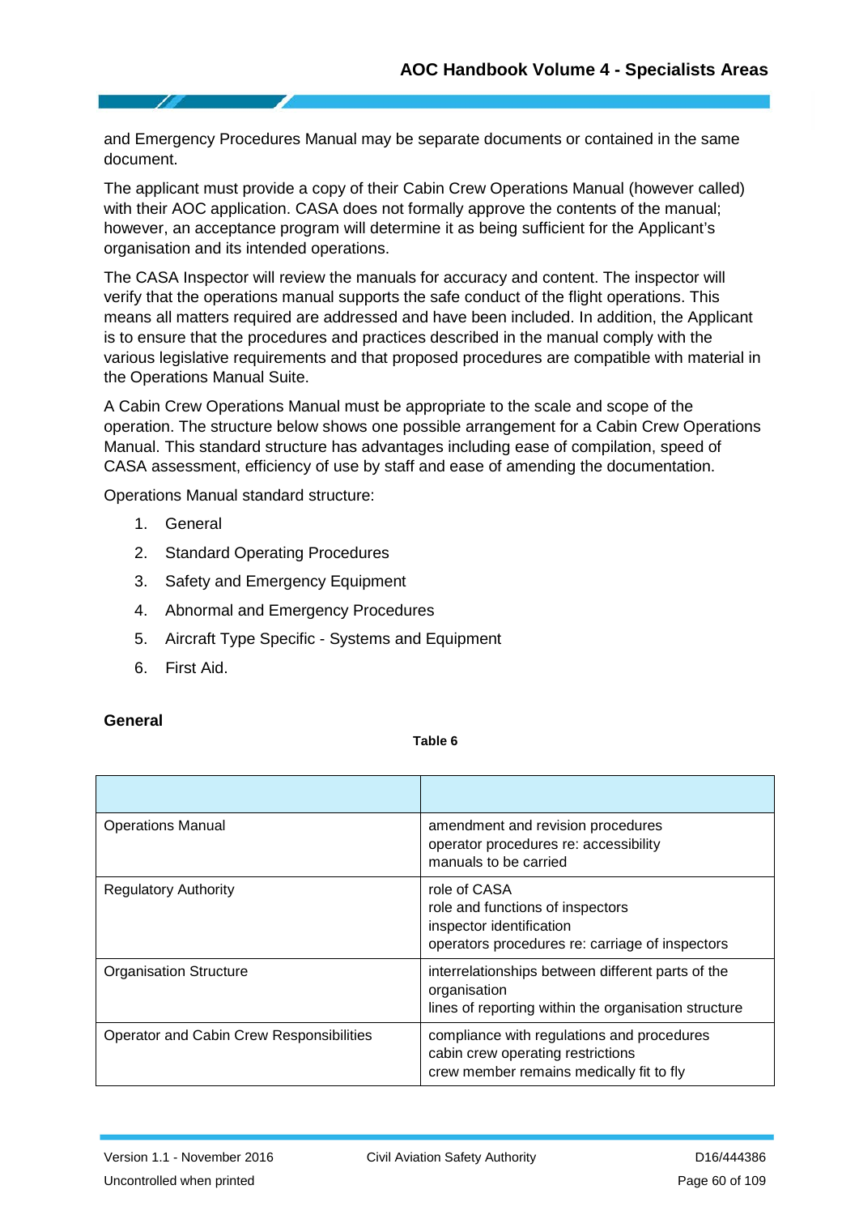and Emergency Procedures Manual may be separate documents or contained in the same document.

The applicant must provide a copy of their Cabin Crew Operations Manual (however called) with their AOC application. CASA does not formally approve the contents of the manual; however, an acceptance program will determine it as being sufficient for the Applicant's organisation and its intended operations.

The CASA Inspector will review the manuals for accuracy and content. The inspector will verify that the operations manual supports the safe conduct of the flight operations. This means all matters required are addressed and have been included. In addition, the Applicant is to ensure that the procedures and practices described in the manual comply with the various legislative requirements and that proposed procedures are compatible with material in the Operations Manual Suite.

A Cabin Crew Operations Manual must be appropriate to the scale and scope of the operation. The structure below shows one possible arrangement for a Cabin Crew Operations Manual. This standard structure has advantages including ease of compilation, speed of CASA assessment, efficiency of use by staff and ease of amending the documentation.

Operations Manual standard structure:

1. General
2. Standard Operating Procedures
3. Safety and Emergency Equipment
4. Abnormal and Emergency Procedures
5. Aircraft Type Specific - Systems and Equipment
6. First Aid.

**General**

**Table 6**

| | |
|---|---|
| Operations Manual | amendment and revision procedures<br>operator procedures re: accessibility<br>manuals to be carried |
| Regulatory Authority | role of CASA<br>role and functions of inspectors<br>inspector identification<br>operators procedures re: carriage of inspectors |
| Organisation Structure | interrelationships between different parts of the organisation<br>lines of reporting within the organisation structure |
| Operator and Cabin Crew Responsibilities | compliance with regulations and procedures<br>cabin crew operating restrictions<br>crew member remains medically fit to fly |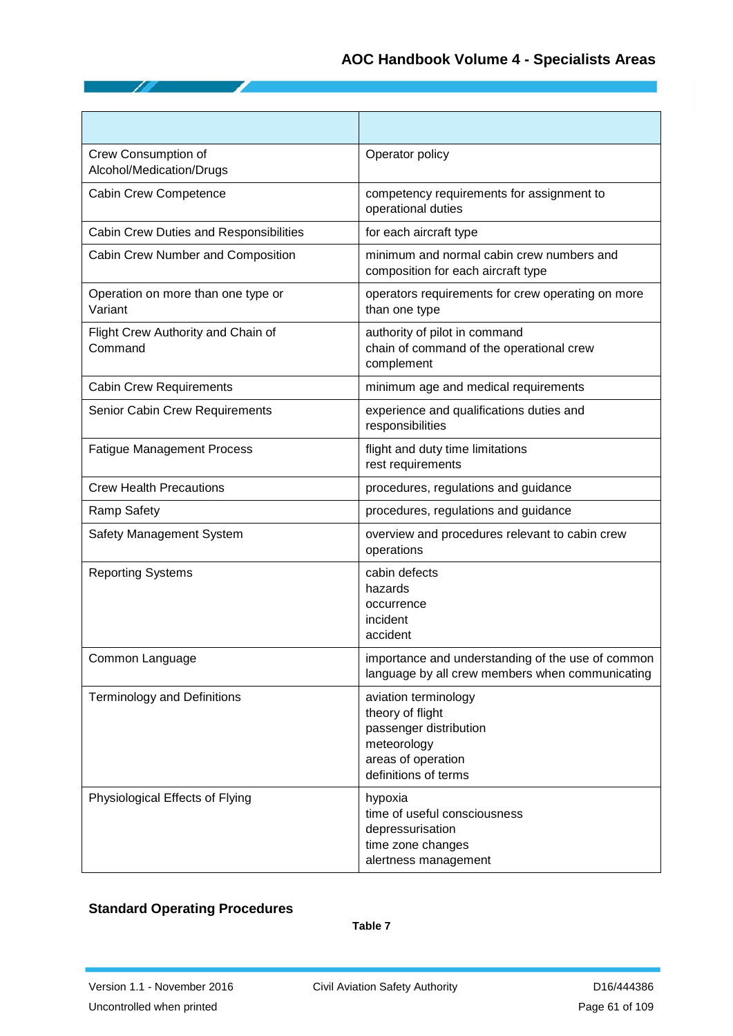| | |
|---|---|
| Crew Consumption of Alcohol/Medication/Drugs | Operator policy |
| Cabin Crew Competence | competency requirements for assignment to operational duties |
| Cabin Crew Duties and Responsibilities | for each aircraft type |
| Cabin Crew Number and Composition | minimum and normal cabin crew numbers and composition for each aircraft type |
| Operation on more than one type or Variant | operators requirements for crew operating on more than one type |
| Flight Crew Authority and Chain of Command | authority of pilot in command<br>chain of command of the operational crew complement |
| Cabin Crew Requirements | minimum age and medical requirements |
| Senior Cabin Crew Requirements | experience and qualifications duties and responsibilities |
| Fatigue Management Process | flight and duty time limitations<br>rest requirements |
| Crew Health Precautions | procedures, regulations and guidance |
| Ramp Safety | procedures, regulations and guidance |
| Safety Management System | overview and procedures relevant to cabin crew operations |
| Reporting Systems | cabin defects<br>hazards<br>occurrence<br>incident<br>accident |
| Common Language | importance and understanding of the use of common language by all crew members when communicating |
| Terminology and Definitions | aviation terminology<br>theory of flight<br>passenger distribution<br>meteorology<br>areas of operation<br>definitions of terms |
| Physiological Effects of Flying | hypoxia<br>time of useful consciousness<br>depressurisation<br>time zone changes<br>alertness management |

**Standard Operating Procedures**

**Table 7**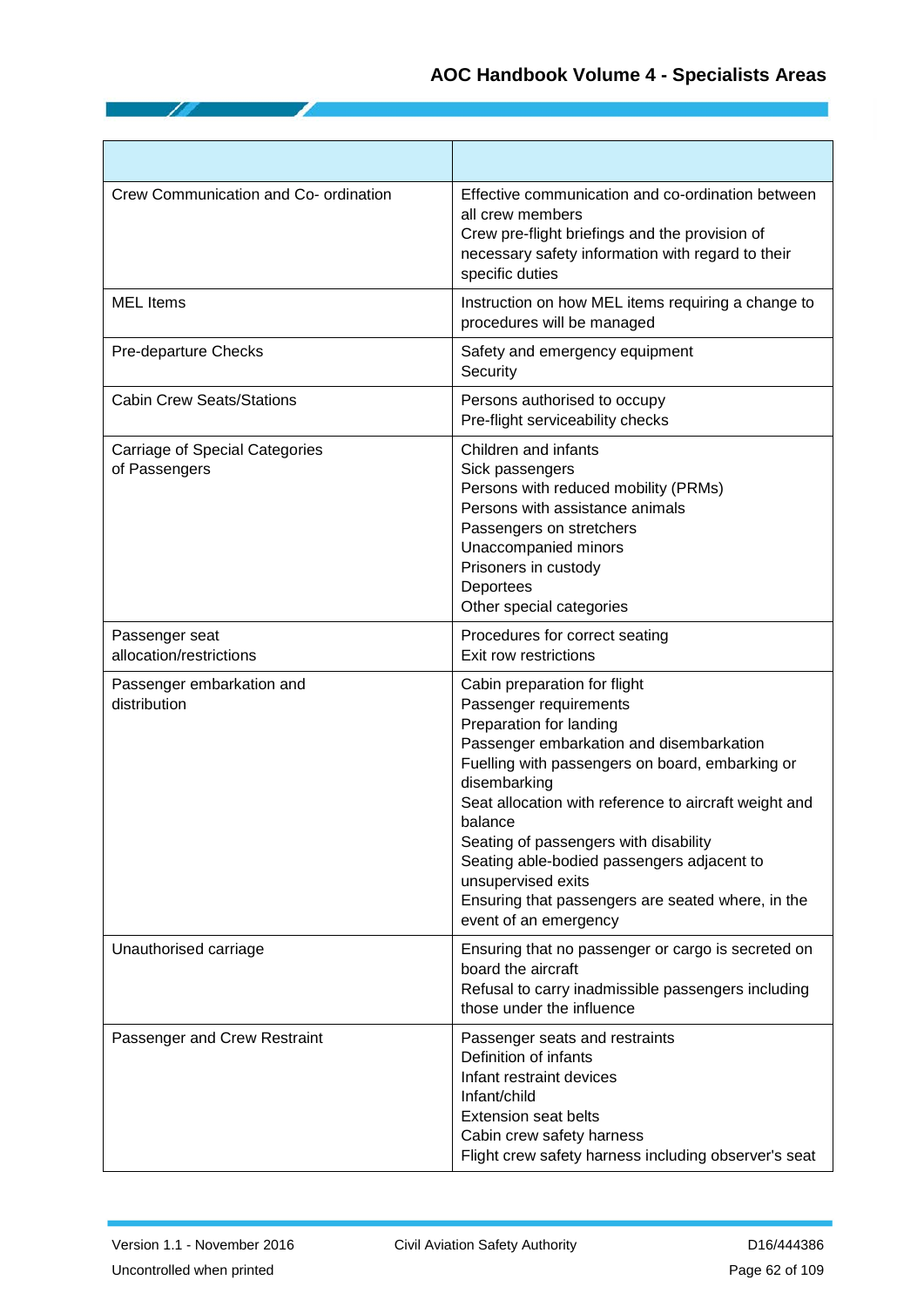| | |
|---|---|
| Crew Communication and Co- ordination | Effective communication and co-ordination between all crew members<br>Crew pre-flight briefings and the provision of necessary safety information with regard to their specific duties |
| MEL Items | Instruction on how MEL items requiring a change to procedures will be managed |
| Pre-departure Checks | Safety and emergency equipment<br>Security |
| Cabin Crew Seats/Stations | Persons authorised to occupy<br>Pre-flight serviceability checks |
| Carriage of Special Categories of Passengers | Children and infants<br>Sick passengers<br>Persons with reduced mobility (PRMs)<br>Persons with assistance animals<br>Passengers on stretchers<br>Unaccompanied minors<br>Prisoners in custody<br>Deportees<br>Other special categories |
| Passenger seat allocation/restrictions | Procedures for correct seating<br>Exit row restrictions |
| Passenger embarkation and distribution | Cabin preparation for flight<br>Passenger requirements<br>Preparation for landing<br>Passenger embarkation and disembarkation<br>Fuelling with passengers on board, embarking or disembarking<br>Seat allocation with reference to aircraft weight and balance<br>Seating of passengers with disability<br>Seating able-bodied passengers adjacent to unsupervised exits<br>Ensuring that passengers are seated where, in the event of an emergency |
| Unauthorised carriage | Ensuring that no passenger or cargo is secreted on board the aircraft<br>Refusal to carry inadmissible passengers including those under the influence |
| Passenger and Crew Restraint | Passenger seats and restraints<br>Definition of infants<br>Infant restraint devices<br>Infant/child<br>Extension seat belts<br>Cabin crew safety harness<br>Flight crew safety harness including observer's seat |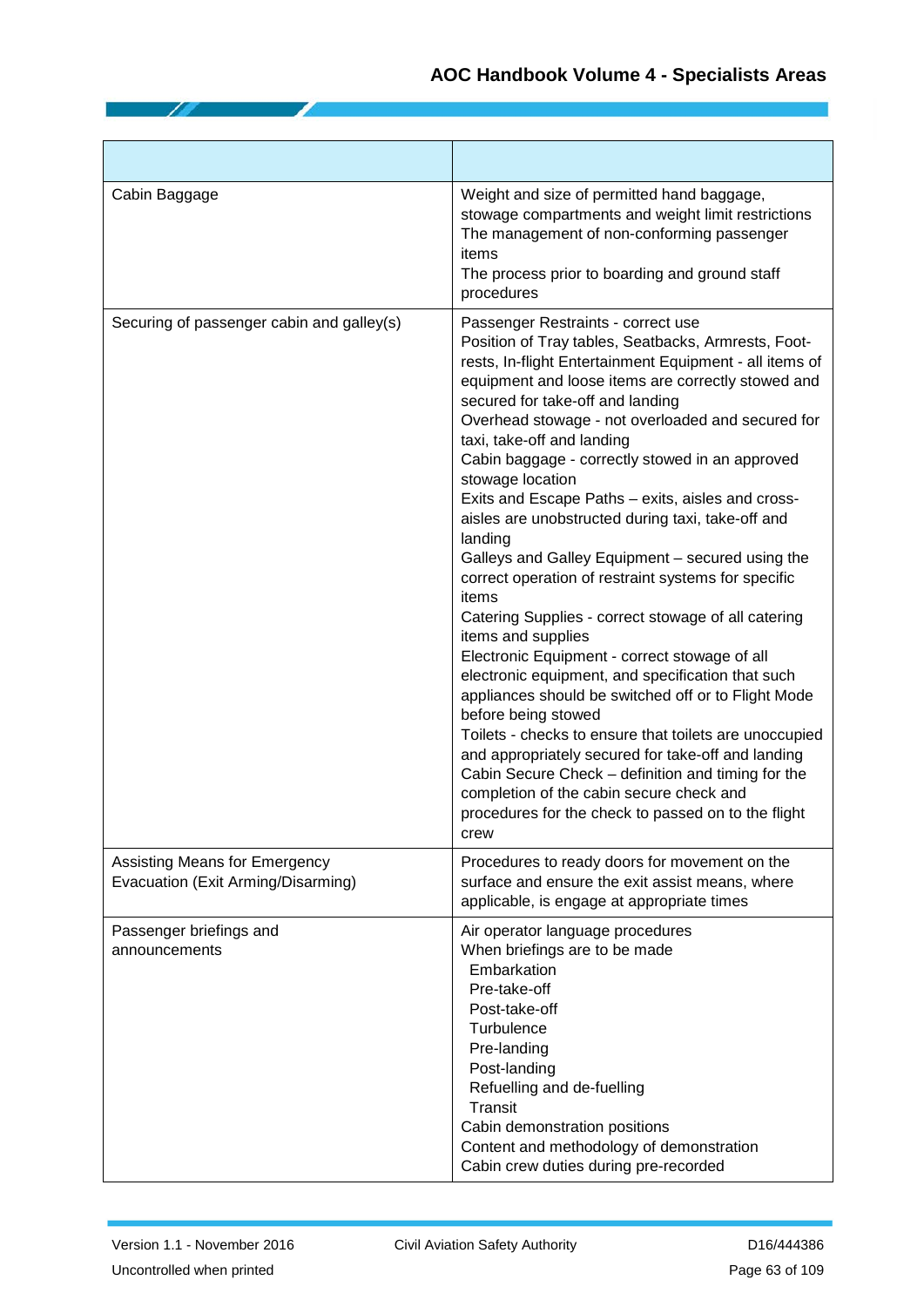| | |
|---|---|
| Cabin Baggage | Weight and size of permitted hand baggage, stowage compartments and weight limit restrictions<br>The management of non-conforming passenger items<br>The process prior to boarding and ground staff procedures |
| Securing of passenger cabin and galley(s) | Passenger Restraints - correct use<br>Position of Tray tables, Seatbacks, Armrests, Foot-rests, In-flight Entertainment Equipment - all items of equipment and loose items are correctly stowed and secured for take-off and landing<br>Overhead stowage - not overloaded and secured for taxi, take-off and landing<br>Cabin baggage - correctly stowed in an approved stowage location<br>Exits and Escape Paths – exits, aisles and cross-aisles are unobstructed during taxi, take-off and landing<br>Galleys and Galley Equipment – secured using the correct operation of restraint systems for specific items<br>Catering Supplies - correct stowage of all catering items and supplies<br>Electronic Equipment - correct stowage of all electronic equipment, and specification that such appliances should be switched off or to Flight Mode before being stowed<br>Toilets - checks to ensure that toilets are unoccupied and appropriately secured for take-off and landing<br>Cabin Secure Check – definition and timing for the completion of the cabin secure check and procedures for the check to passed on to the flight crew |
| Assisting Means for Emergency Evacuation (Exit Arming/Disarming) | Procedures to ready doors for movement on the surface and ensure the exit assist means, where applicable, is engage at appropriate times |
| Passenger briefings and announcements | Air operator language procedures<br>When briefings are to be made<br>Embarkation<br>Pre-take-off<br>Post-take-off<br>Turbulence<br>Pre-landing<br>Post-landing<br>Refuelling and de-fuelling<br>Transit<br>Cabin demonstration positions<br>Content and methodology of demonstration<br>Cabin crew duties during pre-recorded |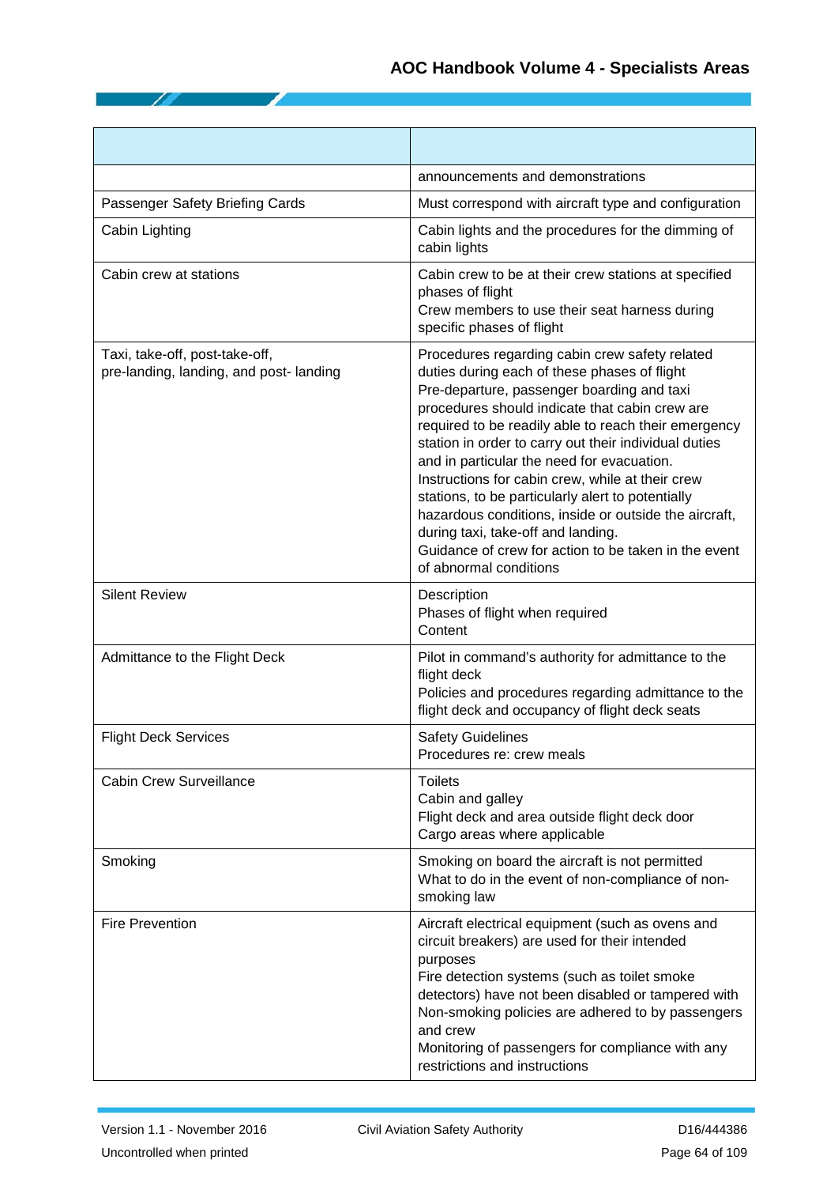| | |
|---|---|
| | announcements and demonstrations |
| Passenger Safety Briefing Cards | Must correspond with aircraft type and configuration |
| Cabin Lighting | Cabin lights and the procedures for the dimming of cabin lights |
| Cabin crew at stations | Cabin crew to be at their crew stations at specified phases of flight<br>Crew members to use their seat harness during specific phases of flight |
| Taxi, take-off, post-take-off, pre-landing, landing, and post- landing | Procedures regarding cabin crew safety related duties during each of these phases of flight<br>Pre-departure, passenger boarding and taxi procedures should indicate that cabin crew are required to be readily able to reach their emergency station in order to carry out their individual duties and in particular the need for evacuation.<br>Instructions for cabin crew, while at their crew stations, to be particularly alert to potentially hazardous conditions, inside or outside the aircraft, during taxi, take-off and landing.<br>Guidance of crew for action to be taken in the event of abnormal conditions |
| Silent Review | Description<br>Phases of flight when required<br>Content |
| Admittance to the Flight Deck | Pilot in command's authority for admittance to the flight deck<br>Policies and procedures regarding admittance to the flight deck and occupancy of flight deck seats |
| Flight Deck Services | Safety Guidelines<br>Procedures re: crew meals |
| Cabin Crew Surveillance | Toilets<br>Cabin and galley<br>Flight deck and area outside flight deck door<br>Cargo areas where applicable |
| Smoking | Smoking on board the aircraft is not permitted<br>What to do in the event of non-compliance of non-smoking law |
| Fire Prevention | Aircraft electrical equipment (such as ovens and circuit breakers) are used for their intended purposes<br>Fire detection systems (such as toilet smoke detectors) have not been disabled or tampered with<br>Non-smoking policies are adhered to by passengers and crew<br>Monitoring of passengers for compliance with any restrictions and instructions |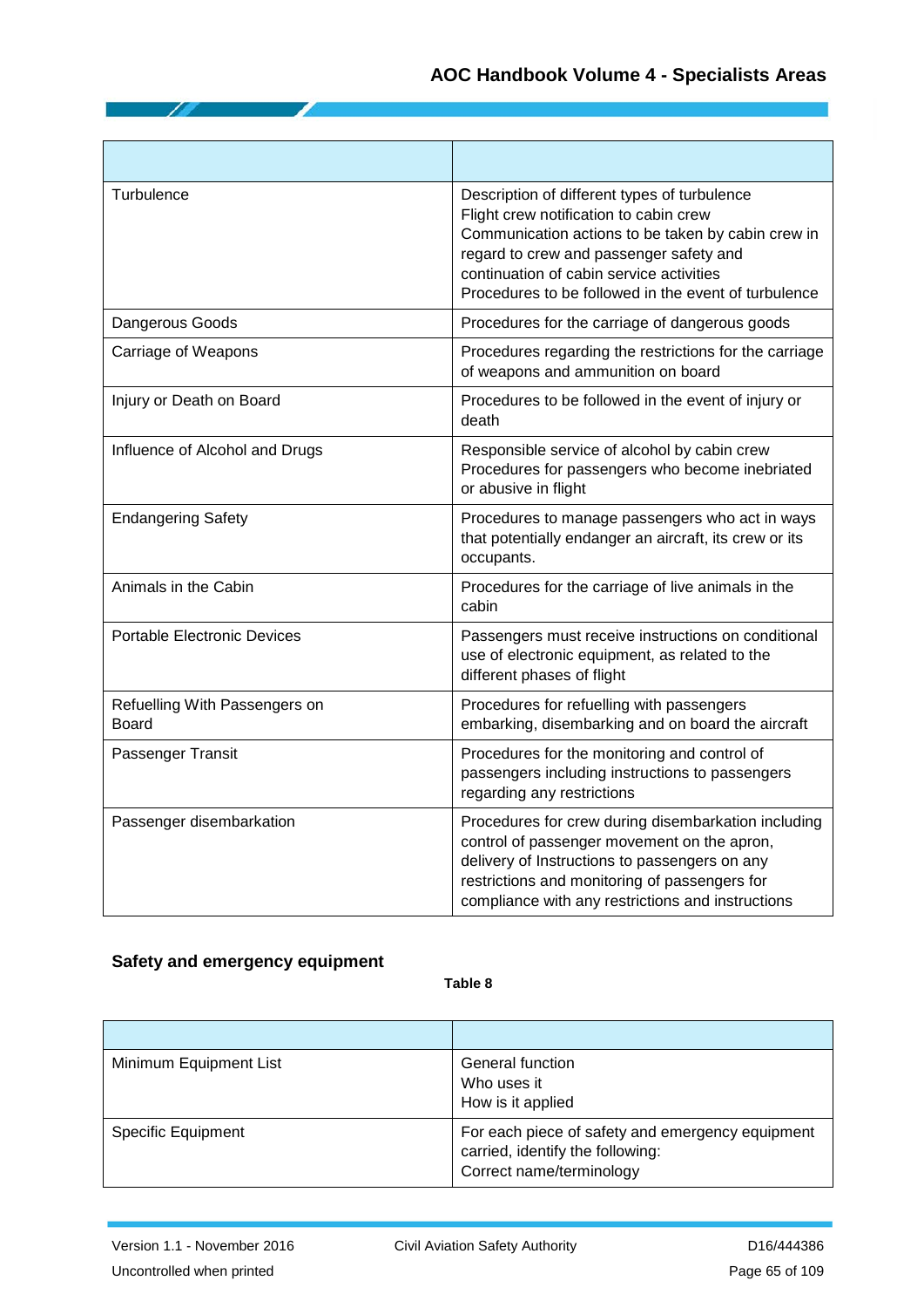| | |
|---|---|
| Turbulence | Description of different types of turbulence<br>Flight crew notification to cabin crew<br>Communication actions to be taken by cabin crew in regard to crew and passenger safety and continuation of cabin service activities<br>Procedures to be followed in the event of turbulence |
| Dangerous Goods | Procedures for the carriage of dangerous goods |
| Carriage of Weapons | Procedures regarding the restrictions for the carriage of weapons and ammunition on board |
| Injury or Death on Board | Procedures to be followed in the event of injury or death |
| Influence of Alcohol and Drugs | Responsible service of alcohol by cabin crew<br>Procedures for passengers who become inebriated or abusive in flight |
| Endangering Safety | Procedures to manage passengers who act in ways that potentially endanger an aircraft, its crew or its occupants. |
| Animals in the Cabin | Procedures for the carriage of live animals in the cabin |
| Portable Electronic Devices | Passengers must receive instructions on conditional use of electronic equipment, as related to the different phases of flight |
| Refuelling With Passengers on Board | Procedures for refuelling with passengers embarking, disembarking and on board the aircraft |
| Passenger Transit | Procedures for the monitoring and control of passengers including instructions to passengers regarding any restrictions |
| Passenger disembarkation | Procedures for crew during disembarkation including control of passenger movement on the apron, delivery of Instructions to passengers on any restrictions and monitoring of passengers for compliance with any restrictions and instructions |

### Safety and emergency equipment

**Table 8**

| | |
|---|---|
| Minimum Equipment List | General function<br>Who uses it<br>How is it applied |
| Specific Equipment | For each piece of safety and emergency equipment carried, identify the following:<br>Correct name/terminology |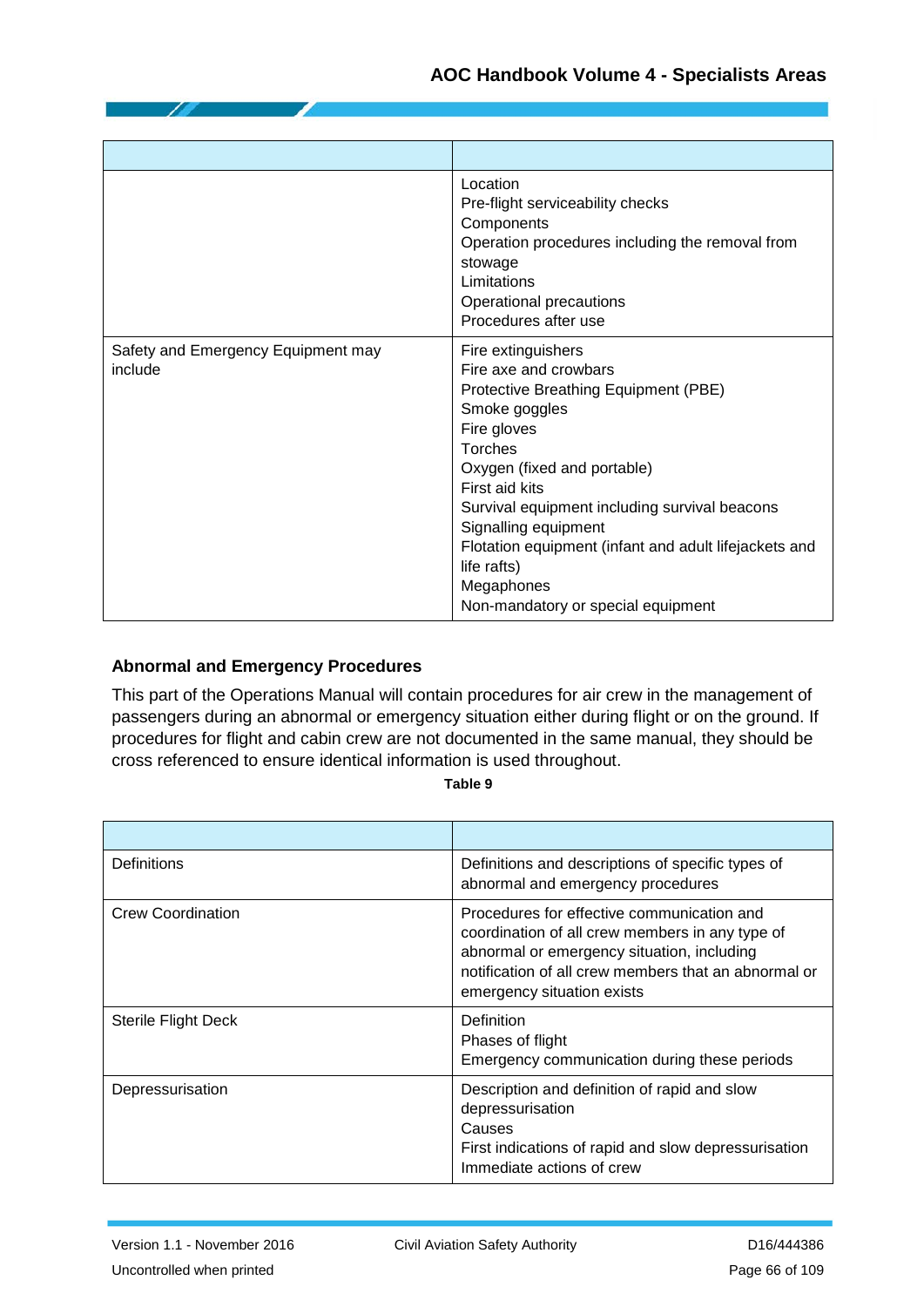| | |
|---|---|
| | Location<br>Pre-flight serviceability checks<br>Components<br>Operation procedures including the removal from stowage<br>Limitations<br>Operational precautions<br>Procedures after use |
| Safety and Emergency Equipment may include | Fire extinguishers<br>Fire axe and crowbars<br>Protective Breathing Equipment (PBE)<br>Smoke goggles<br>Fire gloves<br>Torches<br>Oxygen (fixed and portable)<br>First aid kits<br>Survival equipment including survival beacons<br>Signalling equipment<br>Flotation equipment (infant and adult lifejackets and life rafts)<br>Megaphones<br>Non-mandatory or special equipment |

### Abnormal and Emergency Procedures

This part of the Operations Manual will contain procedures for air crew in the management of passengers during an abnormal or emergency situation either during flight or on the ground. If procedures for flight and cabin crew are not documented in the same manual, they should be cross referenced to ensure identical information is used throughout.

**Table 9**

| | |
|---|---|
| Definitions | Definitions and descriptions of specific types of abnormal and emergency procedures |
| Crew Coordination | Procedures for effective communication and coordination of all crew members in any type of abnormal or emergency situation, including notification of all crew members that an abnormal or emergency situation exists |
| Sterile Flight Deck | Definition<br>Phases of flight<br>Emergency communication during these periods |
| Depressurisation | Description and definition of rapid and slow depressurisation<br>Causes<br>First indications of rapid and slow depressurisation<br>Immediate actions of crew |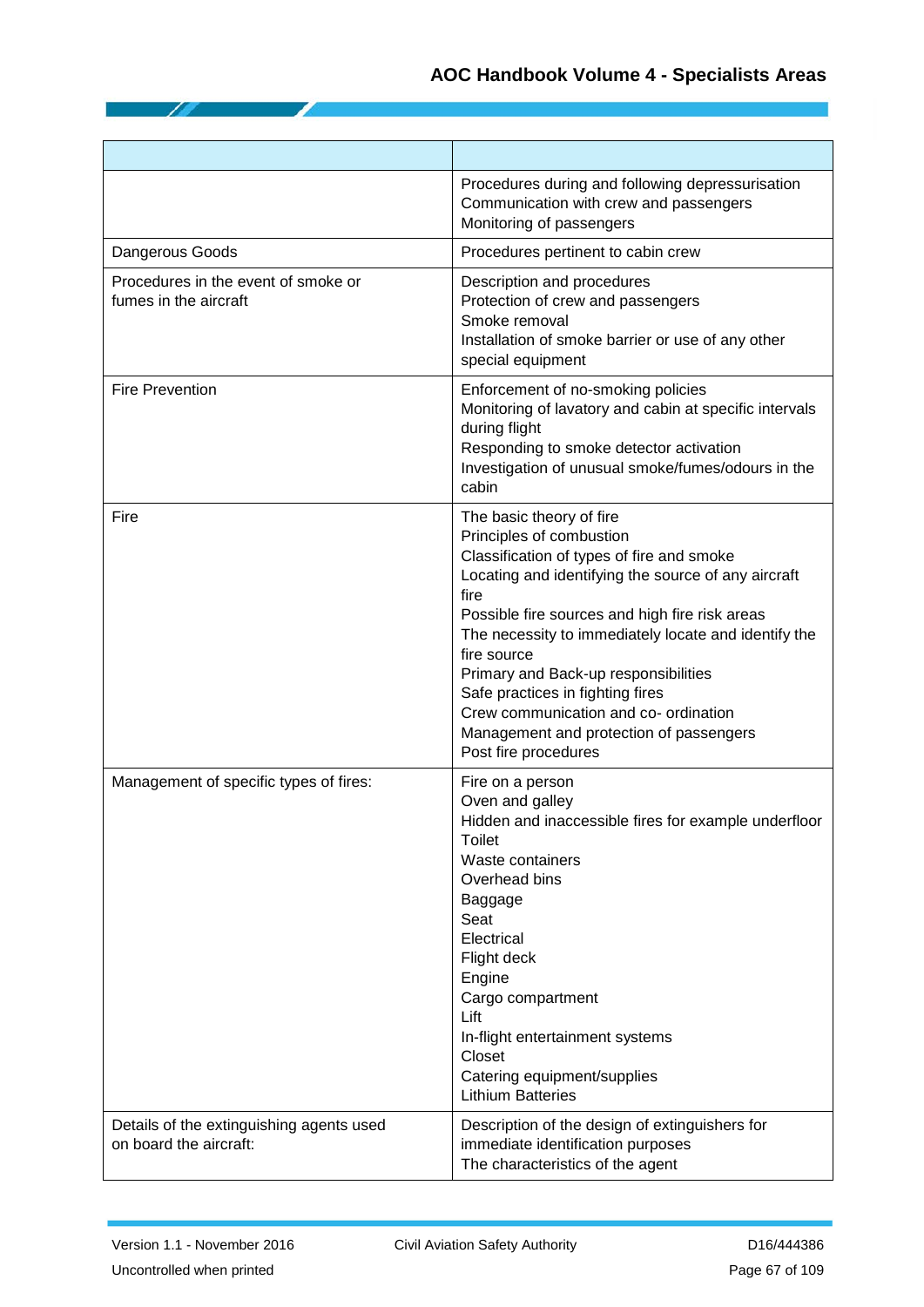| | |
|---|---|
| | Procedures during and following depressurisation<br>Communication with crew and passengers<br>Monitoring of passengers |
| Dangerous Goods | Procedures pertinent to cabin crew |
| Procedures in the event of smoke or fumes in the aircraft | Description and procedures<br>Protection of crew and passengers<br>Smoke removal<br>Installation of smoke barrier or use of any other special equipment |
| Fire Prevention | Enforcement of no-smoking policies<br>Monitoring of lavatory and cabin at specific intervals during flight<br>Responding to smoke detector activation<br>Investigation of unusual smoke/fumes/odours in the cabin |
| Fire | The basic theory of fire<br>Principles of combustion<br>Classification of types of fire and smoke<br>Locating and identifying the source of any aircraft fire<br>Possible fire sources and high fire risk areas<br>The necessity to immediately locate and identify the fire source<br>Primary and Back-up responsibilities<br>Safe practices in fighting fires<br>Crew communication and co- ordination<br>Management and protection of passengers<br>Post fire procedures |
| Management of specific types of fires: | Fire on a person<br>Oven and galley<br>Hidden and inaccessible fires for example underfloor<br>Toilet<br>Waste containers<br>Overhead bins<br>Baggage<br>Seat<br>Electrical<br>Flight deck<br>Engine<br>Cargo compartment<br>Lift<br>In-flight entertainment systems<br>Closet<br>Catering equipment/supplies<br>Lithium Batteries |
| Details of the extinguishing agents used on board the aircraft: | Description of the design of extinguishers for immediate identification purposes<br>The characteristics of the agent |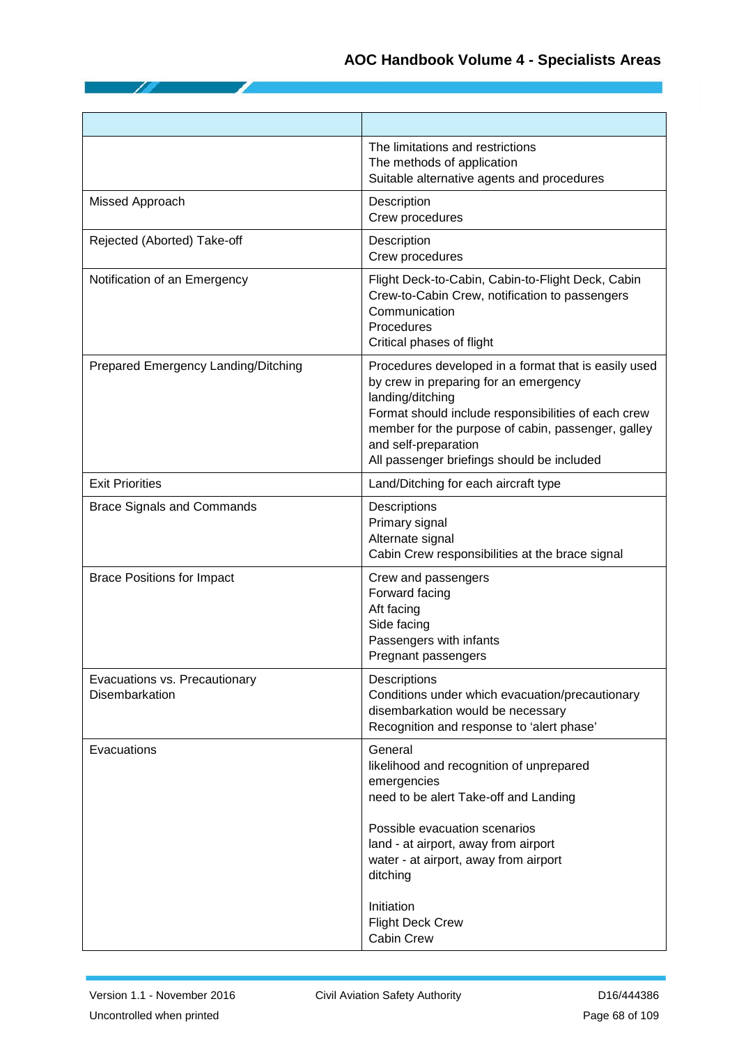| | |
|---|---|
| | The limitations and restrictions<br>The methods of application<br>Suitable alternative agents and procedures |
| Missed Approach | Description<br>Crew procedures |
| Rejected (Aborted) Take-off | Description<br>Crew procedures |
| Notification of an Emergency | Flight Deck-to-Cabin, Cabin-to-Flight Deck, Cabin Crew-to-Cabin Crew, notification to passengers<br>Communication<br>Procedures<br>Critical phases of flight |
| Prepared Emergency Landing/Ditching | Procedures developed in a format that is easily used by crew in preparing for an emergency landing/ditching<br>Format should include responsibilities of each crew member for the purpose of cabin, passenger, galley and self-preparation<br>All passenger briefings should be included |
| Exit Priorities | Land/Ditching for each aircraft type |
| Brace Signals and Commands | Descriptions<br>Primary signal<br>Alternate signal<br>Cabin Crew responsibilities at the brace signal |
| Brace Positions for Impact | Crew and passengers<br>Forward facing<br>Aft facing<br>Side facing<br>Passengers with infants<br>Pregnant passengers |
| Evacuations vs. Precautionary Disembarkation | Descriptions<br>Conditions under which evacuation/precautionary disembarkation would be necessary<br>Recognition and response to 'alert phase' |
| Evacuations | General<br>likelihood and recognition of unprepared emergencies<br>need to be alert Take-off and Landing<br><br>Possible evacuation scenarios<br>land - at airport, away from airport<br>water - at airport, away from airport<br>ditching<br><br>Initiation<br>Flight Deck Crew<br>Cabin Crew |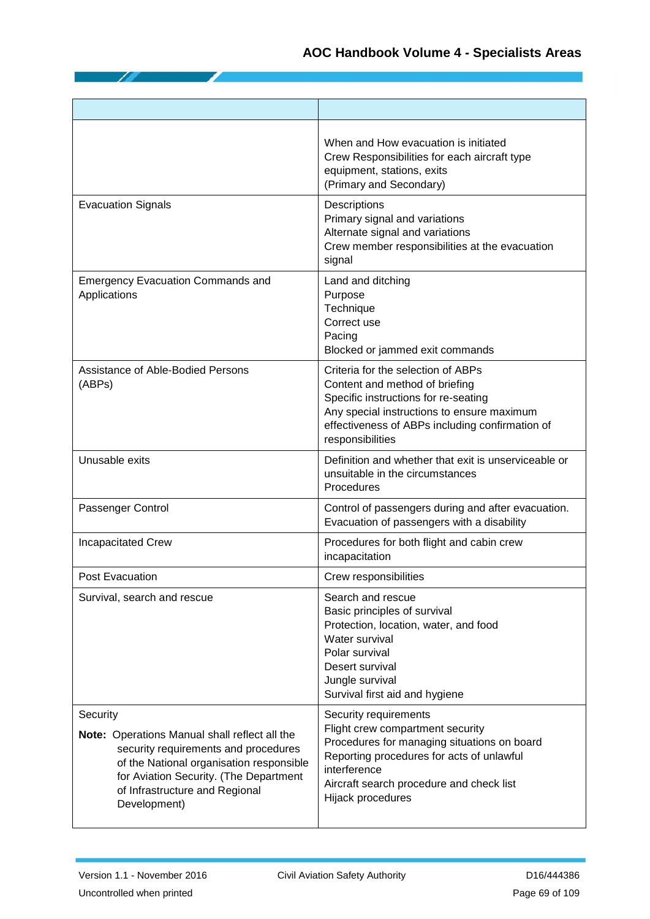| | |
|---|---|
| | When and How evacuation is initiated<br>Crew Responsibilities for each aircraft type equipment, stations, exits<br>(Primary and Secondary) |
| Evacuation Signals | Descriptions<br>Primary signal and variations<br>Alternate signal and variations<br>Crew member responsibilities at the evacuation signal |
| Emergency Evacuation Commands and Applications | Land and ditching<br>Purpose<br>Technique<br>Correct use<br>Pacing<br>Blocked or jammed exit commands |
| Assistance of Able-Bodied Persons (ABPs) | Criteria for the selection of ABPs<br>Content and method of briefing<br>Specific instructions for re-seating<br>Any special instructions to ensure maximum effectiveness of ABPs including confirmation of responsibilities |
| Unusable exits | Definition and whether that exit is unserviceable or unsuitable in the circumstances<br>Procedures |
| Passenger Control | Control of passengers during and after evacuation.<br>Evacuation of passengers with a disability |
| Incapacitated Crew | Procedures for both flight and cabin crew incapacitation |
| Post Evacuation | Crew responsibilities |
| Survival, search and rescue | Search and rescue<br>Basic principles of survival<br>Protection, location, water, and food<br>Water survival<br>Polar survival<br>Desert survival<br>Jungle survival<br>Survival first aid and hygiene |
| Security<br>**Note:** Operations Manual shall reflect all the security requirements and procedures of the National organisation responsible for Aviation Security. (The Department of Infrastructure and Regional Development) | Security requirements<br>Flight crew compartment security<br>Procedures for managing situations on board<br>Reporting procedures for acts of unlawful interference<br>Aircraft search procedure and check list<br>Hijack procedures |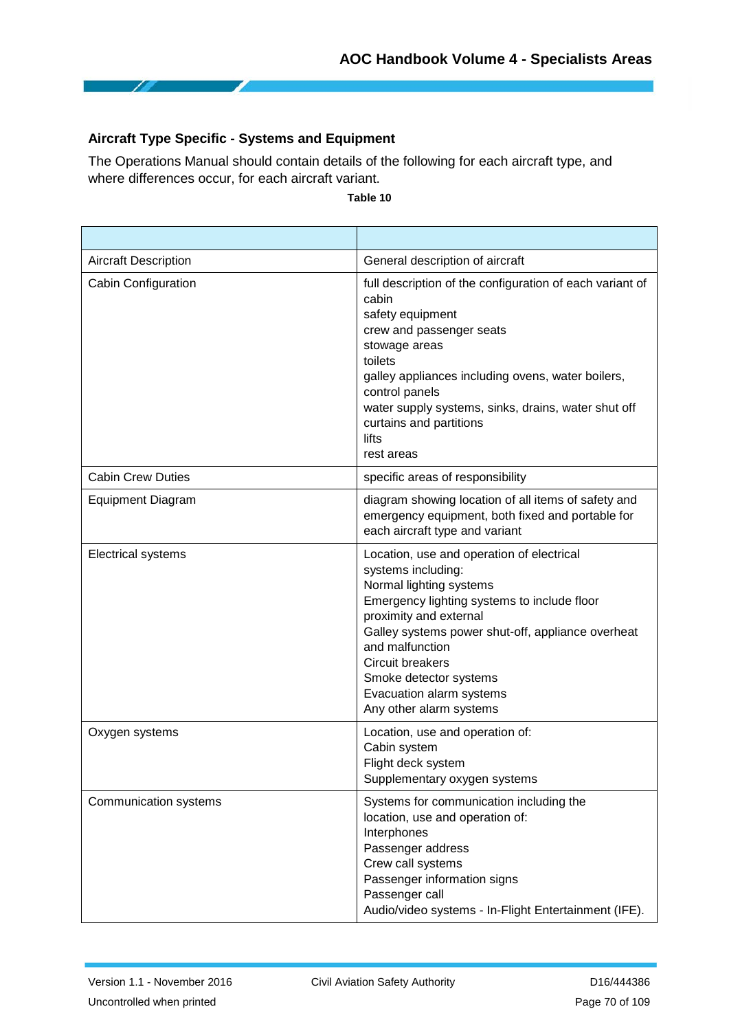### Aircraft Type Specific - Systems and Equipment

The Operations Manual should contain details of the following for each aircraft type, and where differences occur, for each aircraft variant.

**Table 10**

| | |
|---|---|
| Aircraft Description | General description of aircraft |
| Cabin Configuration | full description of the configuration of each variant of cabin<br>safety equipment<br>crew and passenger seats<br>stowage areas<br>toilets<br>galley appliances including ovens, water boilers, control panels<br>water supply systems, sinks, drains, water shut off<br>curtains and partitions<br>lifts<br>rest areas |
| Cabin Crew Duties | specific areas of responsibility |
| Equipment Diagram | diagram showing location of all items of safety and emergency equipment, both fixed and portable for each aircraft type and variant |
| Electrical systems | Location, use and operation of electrical systems including:<br>Normal lighting systems<br>Emergency lighting systems to include floor proximity and external<br>Galley systems power shut-off, appliance overheat and malfunction<br>Circuit breakers<br>Smoke detector systems<br>Evacuation alarm systems<br>Any other alarm systems |
| Oxygen systems | Location, use and operation of:<br>Cabin system<br>Flight deck system<br>Supplementary oxygen systems |
| Communication systems | Systems for communication including the location, use and operation of:<br>Interphones<br>Passenger address<br>Crew call systems<br>Passenger information signs<br>Passenger call<br>Audio/video systems - In-Flight Entertainment (IFE). |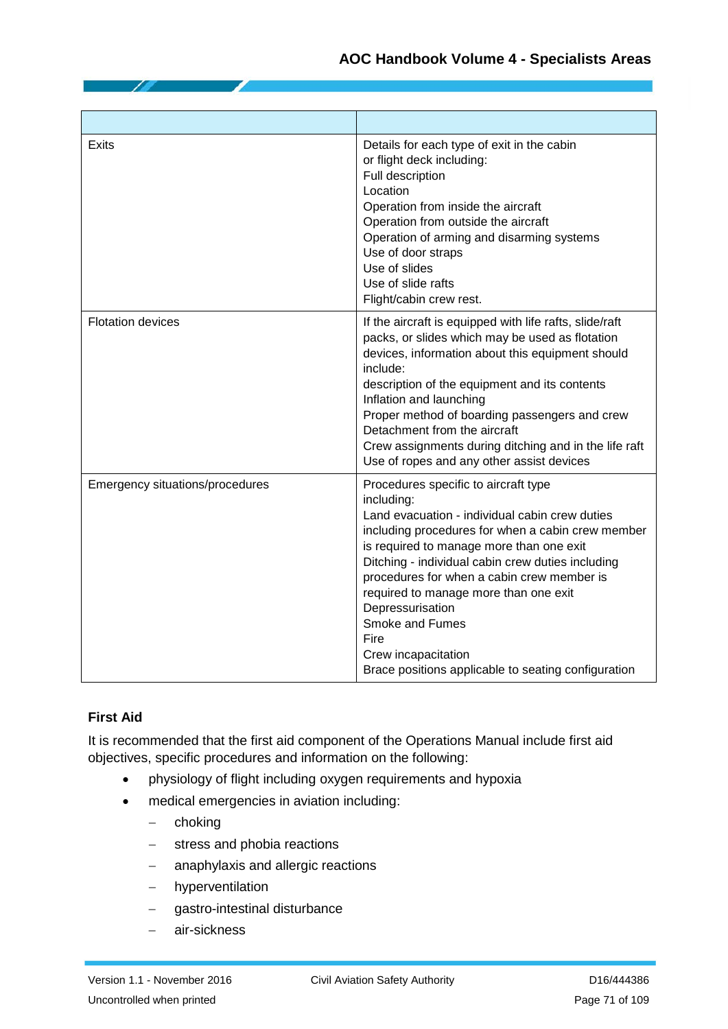| | |
|---|---|
| Exits | Details for each type of exit in the cabin or flight deck including:<br>Full description<br>Location<br>Operation from inside the aircraft<br>Operation from outside the aircraft<br>Operation of arming and disarming systems<br>Use of door straps<br>Use of slides<br>Use of slide rafts<br>Flight/cabin crew rest. |
| Flotation devices | If the aircraft is equipped with life rafts, slide/raft packs, or slides which may be used as flotation devices, information about this equipment should include:<br>description of the equipment and its contents<br>Inflation and launching<br>Proper method of boarding passengers and crew<br>Detachment from the aircraft<br>Crew assignments during ditching and in the life raft<br>Use of ropes and any other assist devices |
| Emergency situations/procedures | Procedures specific to aircraft type including:<br>Land evacuation - individual cabin crew duties including procedures for when a cabin crew member is required to manage more than one exit<br>Ditching - individual cabin crew duties including procedures for when a cabin crew member is required to manage more than one exit<br>Depressurisation<br>Smoke and Fumes<br>Fire<br>Crew incapacitation<br>Brace positions applicable to seating configuration |

### First Aid

It is recommended that the first aid component of the Operations Manual include first aid objectives, specific procedures and information on the following:

- physiology of flight including oxygen requirements and hypoxia
- medical emergencies in aviation including:
  - choking
  - stress and phobia reactions
  - anaphylaxis and allergic reactions
  - hyperventilation
  - gastro-intestinal disturbance
  - air-sickness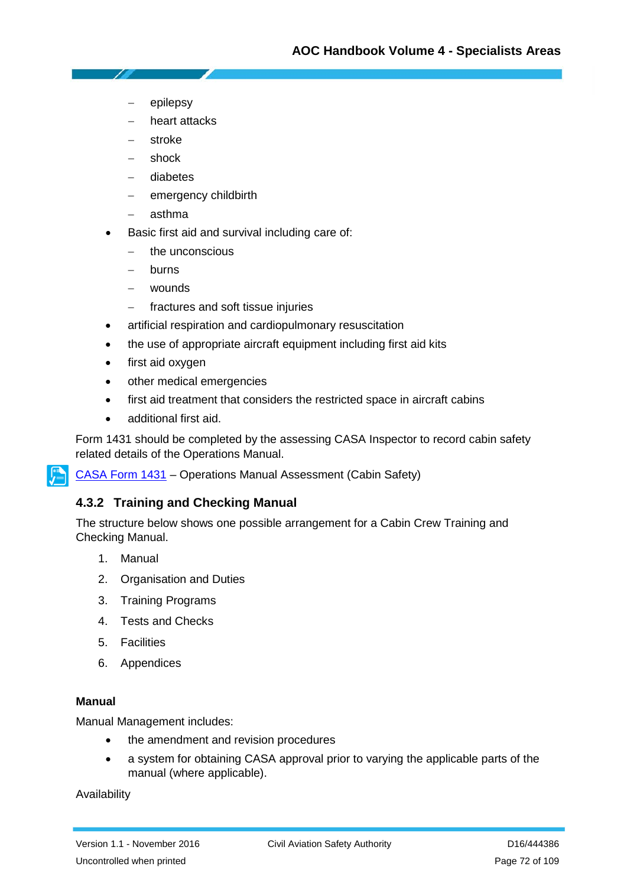- epilepsy
  - heart attacks
  - stroke
  - shock
  - diabetes
  - emergency childbirth
  - asthma
- Basic first aid and survival including care of:
  - the unconscious
  - burns
  - wounds
  - fractures and soft tissue injuries
- artificial respiration and cardiopulmonary resuscitation
- the use of appropriate aircraft equipment including first aid kits
- first aid oxygen
- other medical emergencies
- first aid treatment that considers the restricted space in aircraft cabins
- additional first aid.

Form 1431 should be completed by the assessing CASA Inspector to record cabin safety related details of the Operations Manual.

CASA Form 1431 – Operations Manual Assessment (Cabin Safety)

### 4.3.2 Training and Checking Manual

The structure below shows one possible arrangement for a Cabin Crew Training and Checking Manual.

1. Manual
2. Organisation and Duties
3. Training Programs
4. Tests and Checks
5. Facilities
6. Appendices

**Manual**

Manual Management includes:

- the amendment and revision procedures
- a system for obtaining CASA approval prior to varying the applicable parts of the manual (where applicable).

Availability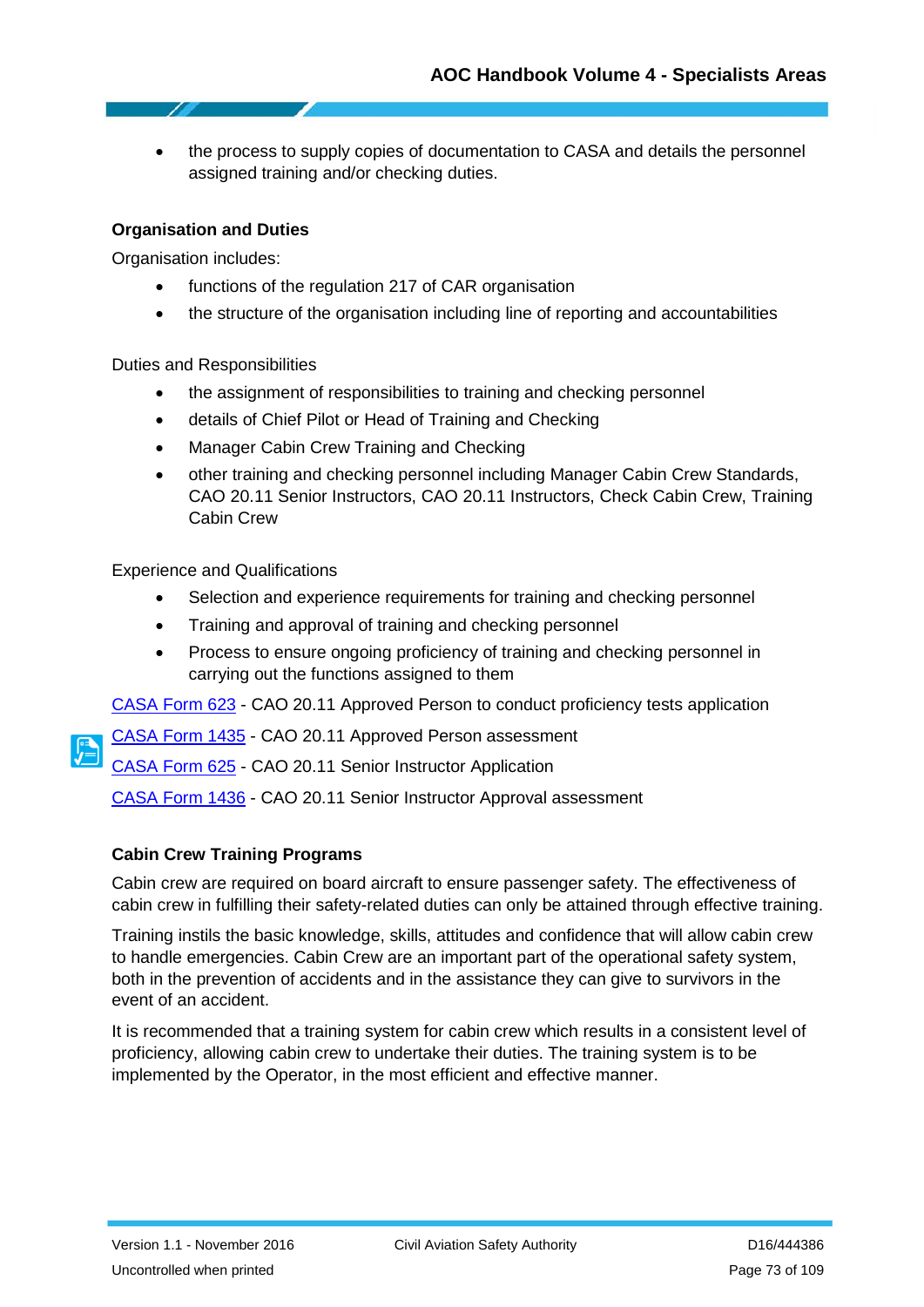- the process to supply copies of documentation to CASA and details the personnel assigned training and/or checking duties.

**Organisation and Duties**

Organisation includes:

- functions of the regulation 217 of CAR organisation
- the structure of the organisation including line of reporting and accountabilities

Duties and Responsibilities

- the assignment of responsibilities to training and checking personnel
- details of Chief Pilot or Head of Training and Checking
- Manager Cabin Crew Training and Checking
- other training and checking personnel including Manager Cabin Crew Standards, CAO 20.11 Senior Instructors, CAO 20.11 Instructors, Check Cabin Crew, Training Cabin Crew

Experience and Qualifications

- Selection and experience requirements for training and checking personnel
- Training and approval of training and checking personnel
- Process to ensure ongoing proficiency of training and checking personnel in carrying out the functions assigned to them

CASA Form 623 - CAO 20.11 Approved Person to conduct proficiency tests application

CASA Form 1435 - CAO 20.11 Approved Person assessment

CASA Form 625 - CAO 20.11 Senior Instructor Application

CASA Form 1436 - CAO 20.11 Senior Instructor Approval assessment

**Cabin Crew Training Programs**

Cabin crew are required on board aircraft to ensure passenger safety. The effectiveness of cabin crew in fulfilling their safety-related duties can only be attained through effective training.

Training instils the basic knowledge, skills, attitudes and confidence that will allow cabin crew to handle emergencies. Cabin Crew are an important part of the operational safety system, both in the prevention of accidents and in the assistance they can give to survivors in the event of an accident.

It is recommended that a training system for cabin crew which results in a consistent level of proficiency, allowing cabin crew to undertake their duties. The training system is to be implemented by the Operator, in the most efficient and effective manner.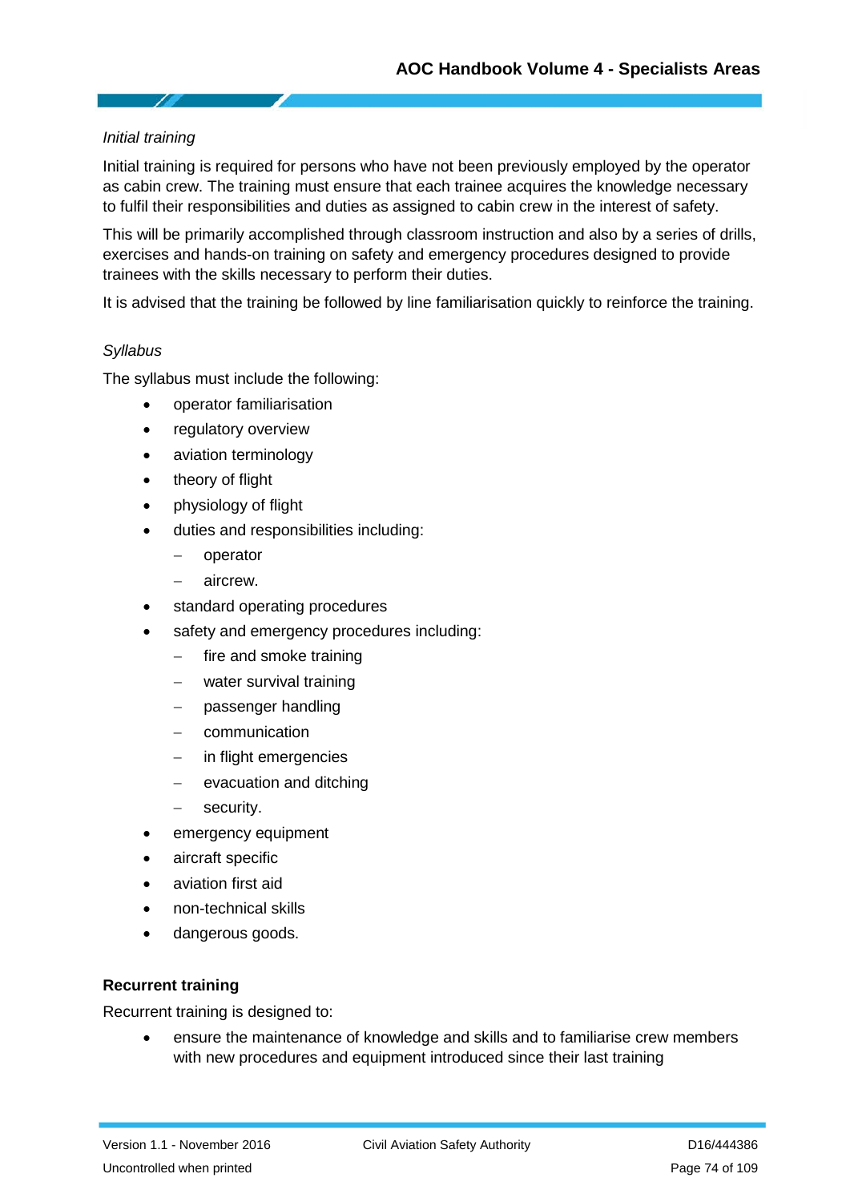*Initial training*

Initial training is required for persons who have not been previously employed by the operator as cabin crew. The training must ensure that each trainee acquires the knowledge necessary to fulfil their responsibilities and duties as assigned to cabin crew in the interest of safety.

This will be primarily accomplished through classroom instruction and also by a series of drills, exercises and hands-on training on safety and emergency procedures designed to provide trainees with the skills necessary to perform their duties.

It is advised that the training be followed by line familiarisation quickly to reinforce the training.

*Syllabus*

The syllabus must include the following:

- operator familiarisation
- regulatory overview
- aviation terminology
- theory of flight
- physiology of flight
- duties and responsibilities including:
  - operator
  - aircrew.
- standard operating procedures
- safety and emergency procedures including:
  - fire and smoke training
  - water survival training
  - passenger handling
  - communication
  - in flight emergencies
  - evacuation and ditching
  - security.
- emergency equipment
- aircraft specific
- aviation first aid
- non-technical skills
- dangerous goods.

**Recurrent training**

Recurrent training is designed to:

- ensure the maintenance of knowledge and skills and to familiarise crew members with new procedures and equipment introduced since their last training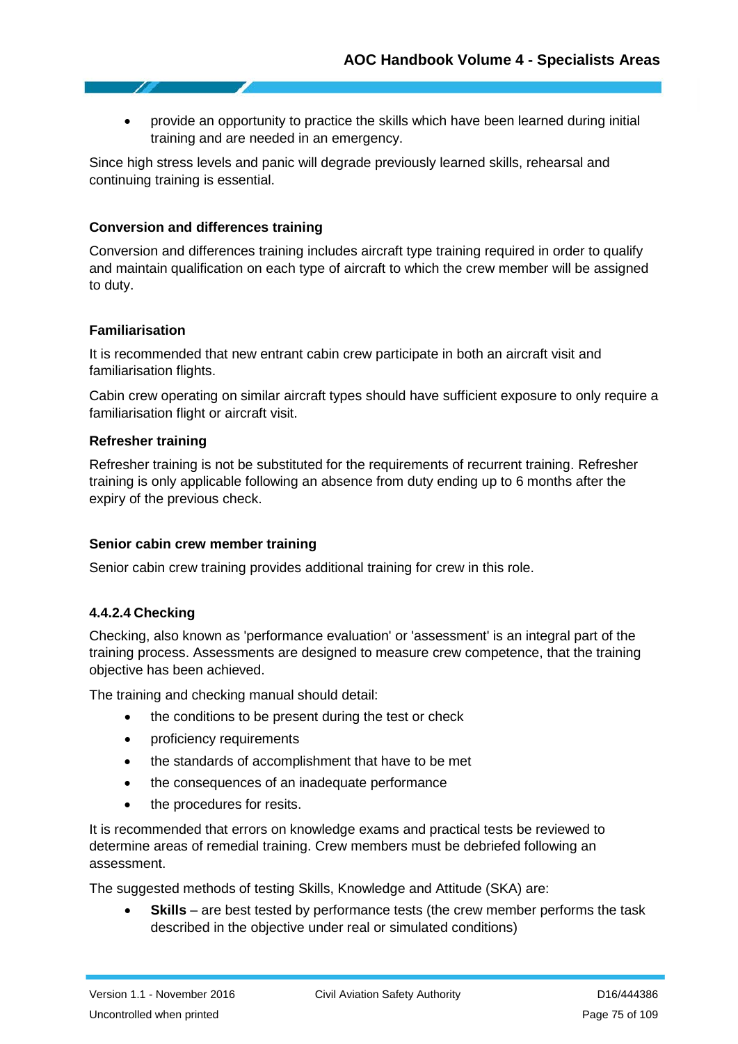- provide an opportunity to practice the skills which have been learned during initial training and are needed in an emergency.

Since high stress levels and panic will degrade previously learned skills, rehearsal and continuing training is essential.

#### Conversion and differences training

Conversion and differences training includes aircraft type training required in order to qualify and maintain qualification on each type of aircraft to which the crew member will be assigned to duty.

#### Familiarisation

It is recommended that new entrant cabin crew participate in both an aircraft visit and familiarisation flights.

Cabin crew operating on similar aircraft types should have sufficient exposure to only require a familiarisation flight or aircraft visit.

#### Refresher training

Refresher training is not be substituted for the requirements of recurrent training. Refresher training is only applicable following an absence from duty ending up to 6 months after the expiry of the previous check.

#### Senior cabin crew member training

Senior cabin crew training provides additional training for crew in this role.

### 4.4.2.4 Checking

Checking, also known as 'performance evaluation' or 'assessment' is an integral part of the training process. Assessments are designed to measure crew competence, that the training objective has been achieved.

The training and checking manual should detail:

- the conditions to be present during the test or check
- proficiency requirements
- the standards of accomplishment that have to be met
- the consequences of an inadequate performance
- the procedures for resits.

It is recommended that errors on knowledge exams and practical tests be reviewed to determine areas of remedial training. Crew members must be debriefed following an assessment.

The suggested methods of testing Skills, Knowledge and Attitude (SKA) are:

- **Skills** – are best tested by performance tests (the crew member performs the task described in the objective under real or simulated conditions)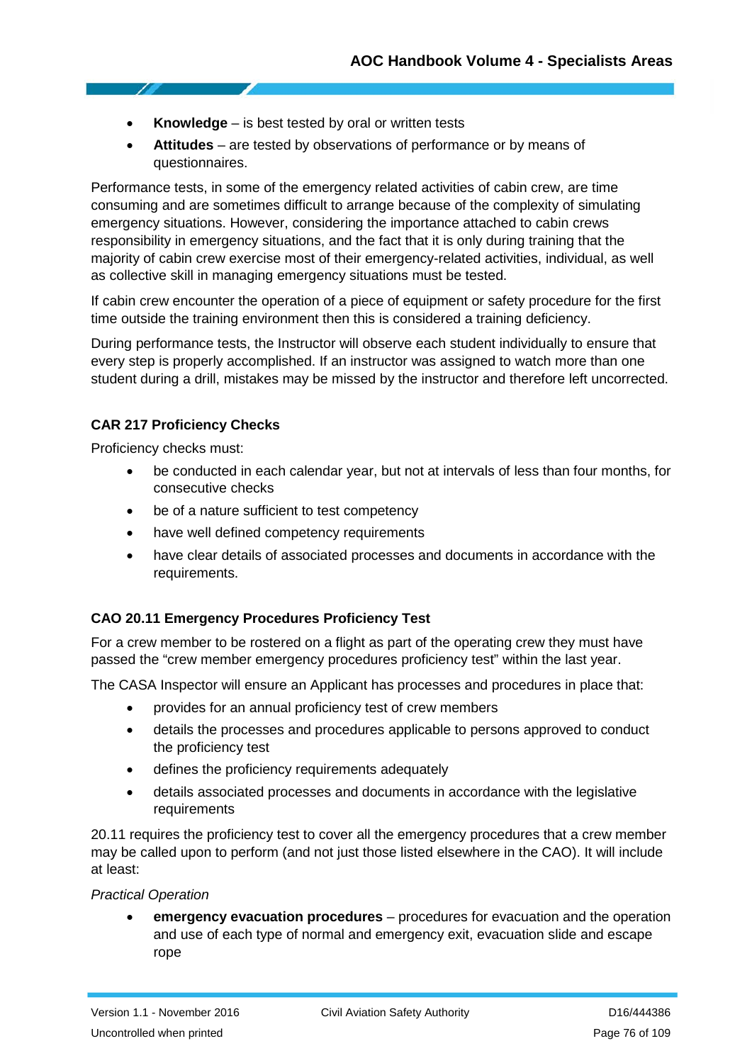- **Knowledge** – is best tested by oral or written tests
- **Attitudes** – are tested by observations of performance or by means of questionnaires.

Performance tests, in some of the emergency related activities of cabin crew, are time consuming and are sometimes difficult to arrange because of the complexity of simulating emergency situations. However, considering the importance attached to cabin crews responsibility in emergency situations, and the fact that it is only during training that the majority of cabin crew exercise most of their emergency-related activities, individual, as well as collective skill in managing emergency situations must be tested.

If cabin crew encounter the operation of a piece of equipment or safety procedure for the first time outside the training environment then this is considered a training deficiency.

During performance tests, the Instructor will observe each student individually to ensure that every step is properly accomplished. If an instructor was assigned to watch more than one student during a drill, mistakes may be missed by the instructor and therefore left uncorrected.

#### CAR 217 Proficiency Checks

Proficiency checks must:

- be conducted in each calendar year, but not at intervals of less than four months, for consecutive checks
- be of a nature sufficient to test competency
- have well defined competency requirements
- have clear details of associated processes and documents in accordance with the requirements.

#### CAO 20.11 Emergency Procedures Proficiency Test

For a crew member to be rostered on a flight as part of the operating crew they must have passed the "crew member emergency procedures proficiency test" within the last year.

The CASA Inspector will ensure an Applicant has processes and procedures in place that:

- provides for an annual proficiency test of crew members
- details the processes and procedures applicable to persons approved to conduct the proficiency test
- defines the proficiency requirements adequately
- details associated processes and documents in accordance with the legislative requirements

20.11 requires the proficiency test to cover all the emergency procedures that a crew member may be called upon to perform (and not just those listed elsewhere in the CAO). It will include at least:

*Practical Operation*

- **emergency evacuation procedures** – procedures for evacuation and the operation and use of each type of normal and emergency exit, evacuation slide and escape rope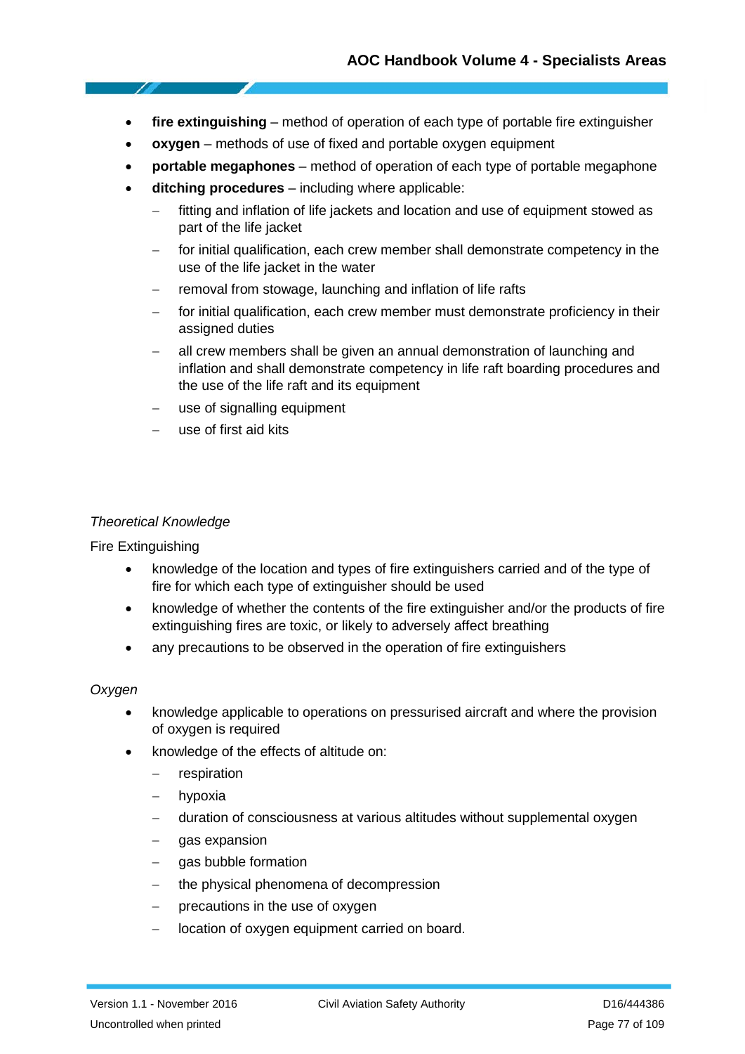- **fire extinguishing** – method of operation of each type of portable fire extinguisher
- **oxygen** – methods of use of fixed and portable oxygen equipment
- **portable megaphones** – method of operation of each type of portable megaphone
- **ditching procedures** – including where applicable:
  - fitting and inflation of life jackets and location and use of equipment stowed as part of the life jacket
  - for initial qualification, each crew member shall demonstrate competency in the use of the life jacket in the water
  - removal from stowage, launching and inflation of life rafts
  - for initial qualification, each crew member must demonstrate proficiency in their assigned duties
  - all crew members shall be given an annual demonstration of launching and inflation and shall demonstrate competency in life raft boarding procedures and the use of the life raft and its equipment
  - use of signalling equipment
  - use of first aid kits

*Theoretical Knowledge*

Fire Extinguishing

- knowledge of the location and types of fire extinguishers carried and of the type of fire for which each type of extinguisher should be used
- knowledge of whether the contents of the fire extinguisher and/or the products of fire extinguishing fires are toxic, or likely to adversely affect breathing
- any precautions to be observed in the operation of fire extinguishers

*Oxygen*

- knowledge applicable to operations on pressurised aircraft and where the provision of oxygen is required
- knowledge of the effects of altitude on:
  - respiration
  - hypoxia
  - duration of consciousness at various altitudes without supplemental oxygen
  - gas expansion
  - gas bubble formation
  - the physical phenomena of decompression
  - precautions in the use of oxygen
  - location of oxygen equipment carried on board.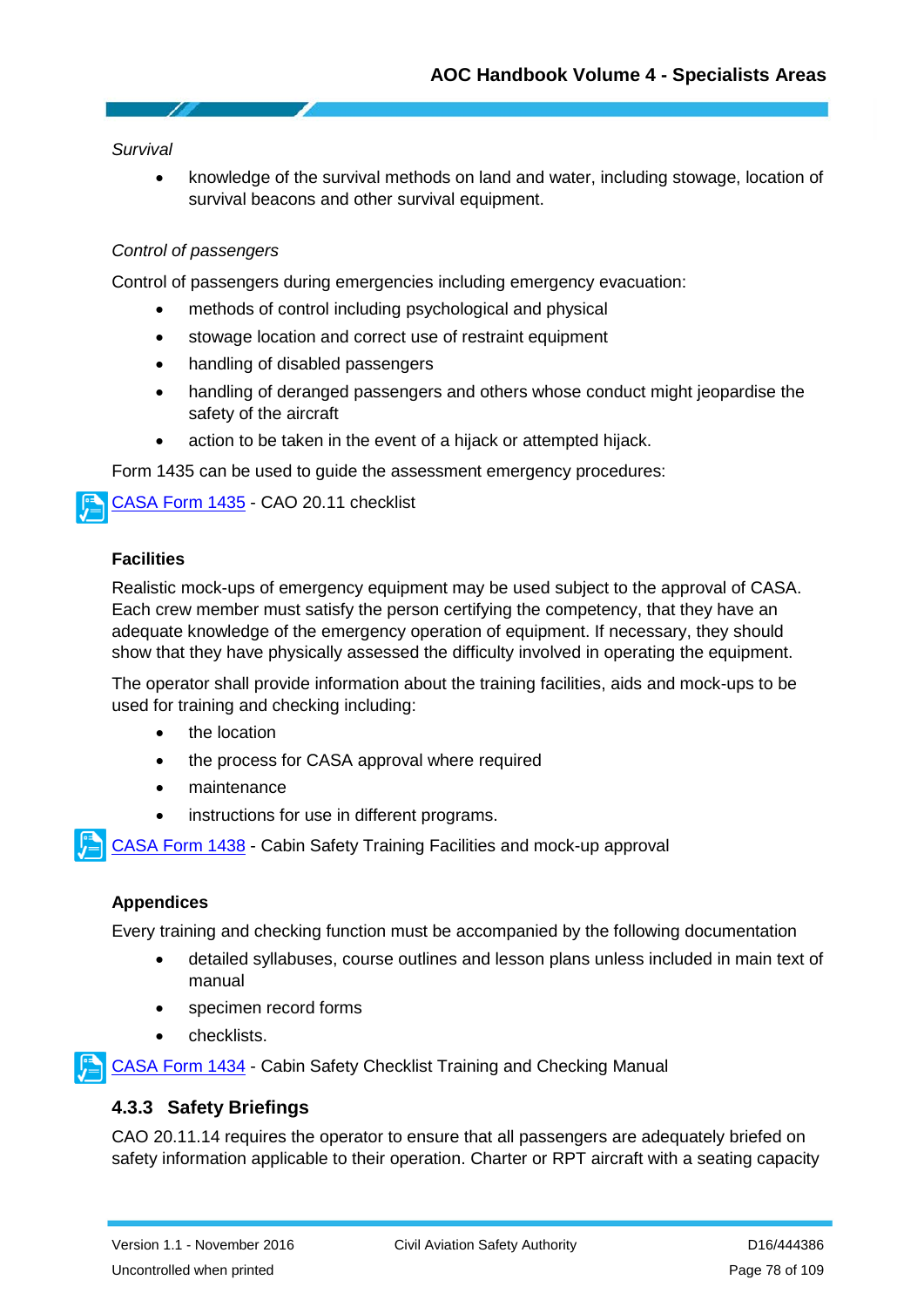*Survival*

- knowledge of the survival methods on land and water, including stowage, location of survival beacons and other survival equipment.

*Control of passengers*

Control of passengers during emergencies including emergency evacuation:

- methods of control including psychological and physical
- stowage location and correct use of restraint equipment
- handling of disabled passengers
- handling of deranged passengers and others whose conduct might jeopardise the safety of the aircraft
- action to be taken in the event of a hijack or attempted hijack.

Form 1435 can be used to guide the assessment emergency procedures:

CASA Form 1435 - CAO 20.11 checklist

**Facilities**

Realistic mock-ups of emergency equipment may be used subject to the approval of CASA. Each crew member must satisfy the person certifying the competency, that they have an adequate knowledge of the emergency operation of equipment. If necessary, they should show that they have physically assessed the difficulty involved in operating the equipment.

The operator shall provide information about the training facilities, aids and mock-ups to be used for training and checking including:

- the location
- the process for CASA approval where required
- maintenance
- instructions for use in different programs.

CASA Form 1438 - Cabin Safety Training Facilities and mock-up approval

**Appendices**

Every training and checking function must be accompanied by the following documentation

- detailed syllabuses, course outlines and lesson plans unless included in main text of manual
- specimen record forms
- checklists.

CASA Form 1434 - Cabin Safety Checklist Training and Checking Manual

### 4.3.3 Safety Briefings

CAO 20.11.14 requires the operator to ensure that all passengers are adequately briefed on safety information applicable to their operation. Charter or RPT aircraft with a seating capacity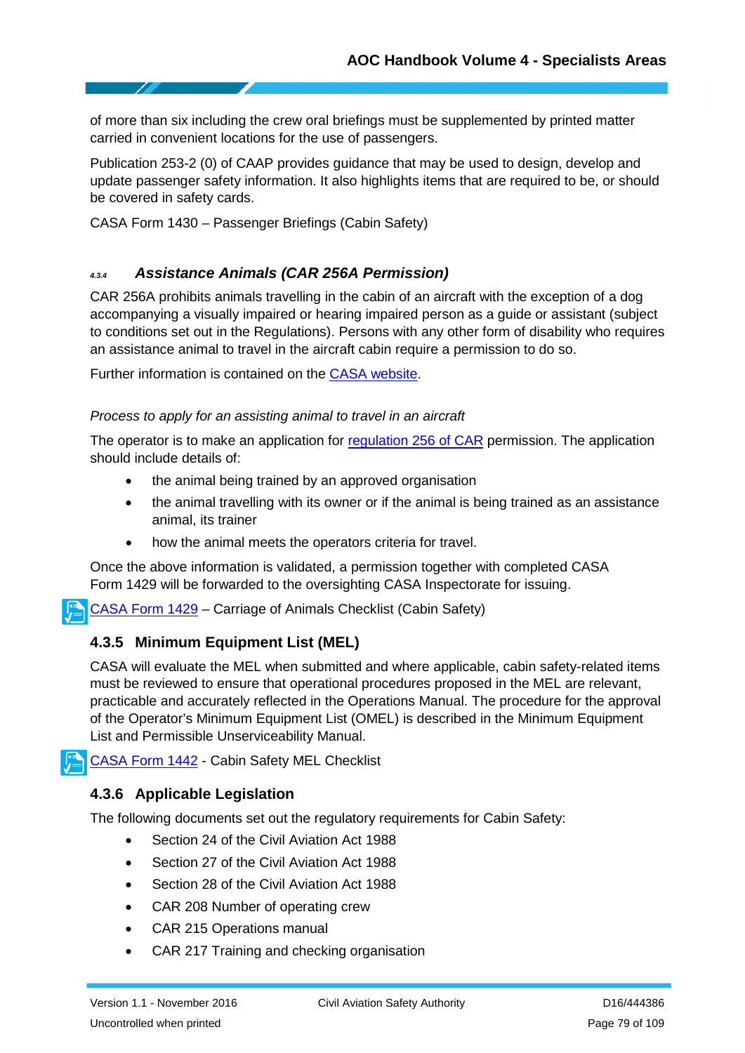of more than six including the crew oral briefings must be supplemented by printed matter carried in convenient locations for the use of passengers.

Publication 253-2 (0) of CAAP provides guidance that may be used to design, develop and update passenger safety information. It also highlights items that are required to be, or should be covered in safety cards.

CASA Form 1430 – Passenger Briefings (Cabin Safety)

#### 4.3.4 *Assistance Animals (CAR 256A Permission)*

CAR 256A prohibits animals travelling in the cabin of an aircraft with the exception of a dog accompanying a visually impaired or hearing impaired person as a guide or assistant (subject to conditions set out in the Regulations). Persons with any other form of disability who requires an assistance animal to travel in the aircraft cabin require a permission to do so.

Further information is contained on the CASA website.

*Process to apply for an assisting animal to travel in an aircraft*

The operator is to make an application for regulation 256 of CAR permission. The application should include details of:

- the animal being trained by an approved organisation
- the animal travelling with its owner or if the animal is being trained as an assistance animal, its trainer
- how the animal meets the operators criteria for travel.

Once the above information is validated, a permission together with completed CASA Form 1429 will be forwarded to the oversighting CASA Inspectorate for issuing.

CASA Form 1429 – Carriage of Animals Checklist (Cabin Safety)

### 4.3.5 Minimum Equipment List (MEL)

CASA will evaluate the MEL when submitted and where applicable, cabin safety-related items must be reviewed to ensure that operational procedures proposed in the MEL are relevant, practicable and accurately reflected in the Operations Manual. The procedure for the approval of the Operator's Minimum Equipment List (OMEL) is described in the Minimum Equipment List and Permissible Unserviceability Manual.

CASA Form 1442 - Cabin Safety MEL Checklist

### 4.3.6 Applicable Legislation

The following documents set out the regulatory requirements for Cabin Safety:

- Section 24 of the Civil Aviation Act 1988
- Section 27 of the Civil Aviation Act 1988
- Section 28 of the Civil Aviation Act 1988
- CAR 208 Number of operating crew
- CAR 215 Operations manual
- CAR 217 Training and checking organisation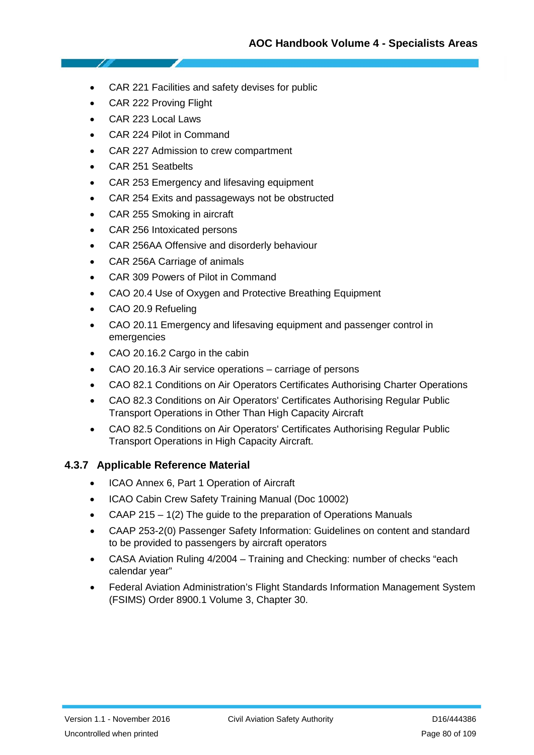- CAR 221 Facilities and safety devises for public
- CAR 222 Proving Flight
- CAR 223 Local Laws
- CAR 224 Pilot in Command
- CAR 227 Admission to crew compartment
- CAR 251 Seatbelts
- CAR 253 Emergency and lifesaving equipment
- CAR 254 Exits and passageways not be obstructed
- CAR 255 Smoking in aircraft
- CAR 256 Intoxicated persons
- CAR 256AA Offensive and disorderly behaviour
- CAR 256A Carriage of animals
- CAR 309 Powers of Pilot in Command
- CAO 20.4 Use of Oxygen and Protective Breathing Equipment
- CAO 20.9 Refueling
- CAO 20.11 Emergency and lifesaving equipment and passenger control in emergencies
- CAO 20.16.2 Cargo in the cabin
- CAO 20.16.3 Air service operations – carriage of persons
- CAO 82.1 Conditions on Air Operators Certificates Authorising Charter Operations
- CAO 82.3 Conditions on Air Operators' Certificates Authorising Regular Public Transport Operations in Other Than High Capacity Aircraft
- CAO 82.5 Conditions on Air Operators' Certificates Authorising Regular Public Transport Operations in High Capacity Aircraft.

### 4.3.7 Applicable Reference Material

- ICAO Annex 6, Part 1 Operation of Aircraft
- ICAO Cabin Crew Safety Training Manual (Doc 10002)
- CAAP 215 – 1(2) The guide to the preparation of Operations Manuals
- CAAP 253-2(0) Passenger Safety Information: Guidelines on content and standard to be provided to passengers by aircraft operators
- CASA Aviation Ruling 4/2004 – Training and Checking: number of checks "each calendar year"
- Federal Aviation Administration's Flight Standards Information Management System (FSIMS) Order 8900.1 Volume 3, Chapter 30.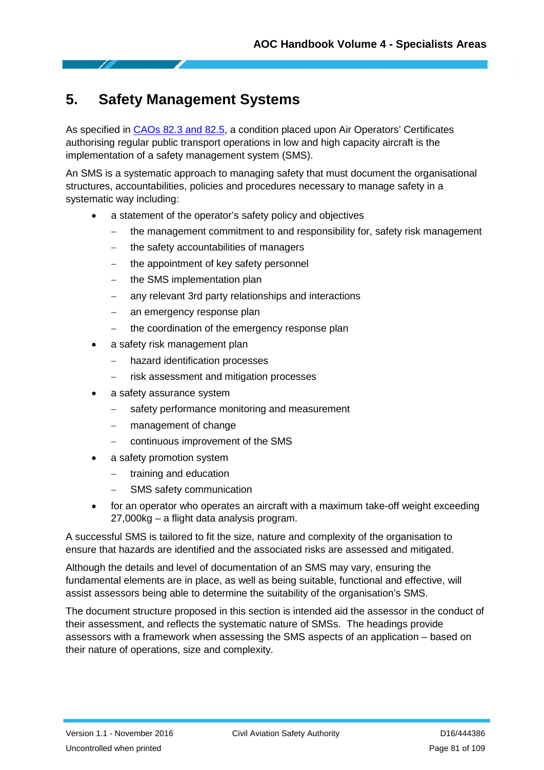# 5. Safety Management Systems

As specified in CAOs 82.3 and 82.5, a condition placed upon Air Operators' Certificates authorising regular public transport operations in low and high capacity aircraft is the implementation of a safety management system (SMS).

An SMS is a systematic approach to managing safety that must document the organisational structures, accountabilities, policies and procedures necessary to manage safety in a systematic way including:

- a statement of the operator's safety policy and objectives
  - the management commitment to and responsibility for, safety risk management
  - the safety accountabilities of managers
  - the appointment of key safety personnel
  - the SMS implementation plan
  - any relevant 3rd party relationships and interactions
  - an emergency response plan
  - the coordination of the emergency response plan
- a safety risk management plan
  - hazard identification processes
  - risk assessment and mitigation processes
- a safety assurance system
  - safety performance monitoring and measurement
  - management of change
  - continuous improvement of the SMS
- a safety promotion system
  - training and education
  - SMS safety communication
- for an operator who operates an aircraft with a maximum take-off weight exceeding 27,000kg – a flight data analysis program.

A successful SMS is tailored to fit the size, nature and complexity of the organisation to ensure that hazards are identified and the associated risks are assessed and mitigated.

Although the details and level of documentation of an SMS may vary, ensuring the fundamental elements are in place, as well as being suitable, functional and effective, will assist assessors being able to determine the suitability of the organisation's SMS.

The document structure proposed in this section is intended aid the assessor in the conduct of their assessment, and reflects the systematic nature of SMSs. The headings provide assessors with a framework when assessing the SMS aspects of an application – based on their nature of operations, size and complexity.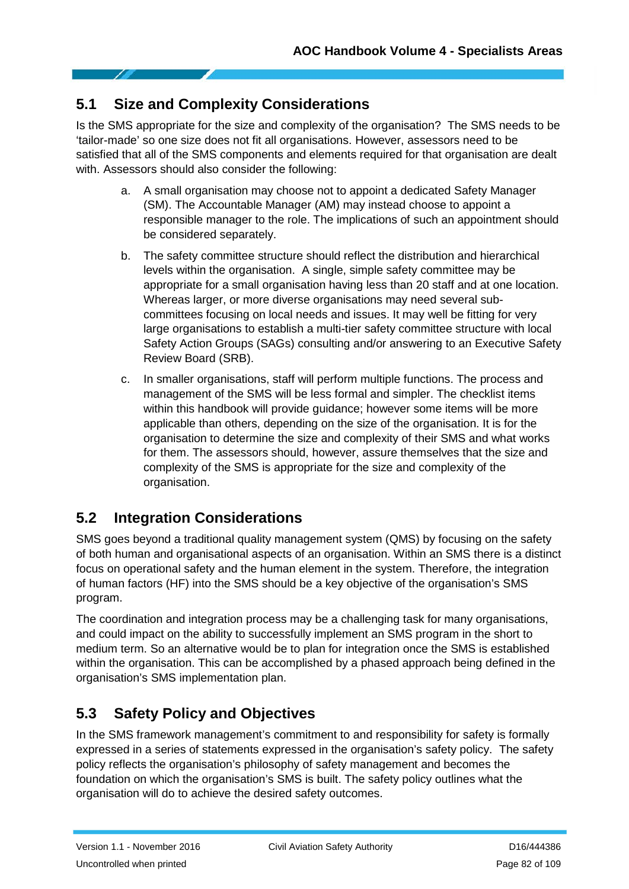## 5.1 Size and Complexity Considerations

Is the SMS appropriate for the size and complexity of the organisation? The SMS needs to be 'tailor-made' so one size does not fit all organisations. However, assessors need to be satisfied that all of the SMS components and elements required for that organisation are dealt with. Assessors should also consider the following:

a. A small organisation may choose not to appoint a dedicated Safety Manager (SM). The Accountable Manager (AM) may instead choose to appoint a responsible manager to the role. The implications of such an appointment should be considered separately.

b. The safety committee structure should reflect the distribution and hierarchical levels within the organisation. A single, simple safety committee may be appropriate for a small organisation having less than 20 staff and at one location. Whereas larger, or more diverse organisations may need several sub-committees focusing on local needs and issues. It may well be fitting for very large organisations to establish a multi-tier safety committee structure with local Safety Action Groups (SAGs) consulting and/or answering to an Executive Safety Review Board (SRB).

c. In smaller organisations, staff will perform multiple functions. The process and management of the SMS will be less formal and simpler. The checklist items within this handbook will provide guidance; however some items will be more applicable than others, depending on the size of the organisation. It is for the organisation to determine the size and complexity of their SMS and what works for them. The assessors should, however, assure themselves that the size and complexity of the SMS is appropriate for the size and complexity of the organisation.

## 5.2 Integration Considerations

SMS goes beyond a traditional quality management system (QMS) by focusing on the safety of both human and organisational aspects of an organisation. Within an SMS there is a distinct focus on operational safety and the human element in the system. Therefore, the integration of human factors (HF) into the SMS should be a key objective of the organisation's SMS program.

The coordination and integration process may be a challenging task for many organisations, and could impact on the ability to successfully implement an SMS program in the short to medium term. So an alternative would be to plan for integration once the SMS is established within the organisation. This can be accomplished by a phased approach being defined in the organisation's SMS implementation plan.

## 5.3 Safety Policy and Objectives

In the SMS framework management's commitment to and responsibility for safety is formally expressed in a series of statements expressed in the organisation's safety policy. The safety policy reflects the organisation's philosophy of safety management and becomes the foundation on which the organisation's SMS is built. The safety policy outlines what the organisation will do to achieve the desired safety outcomes.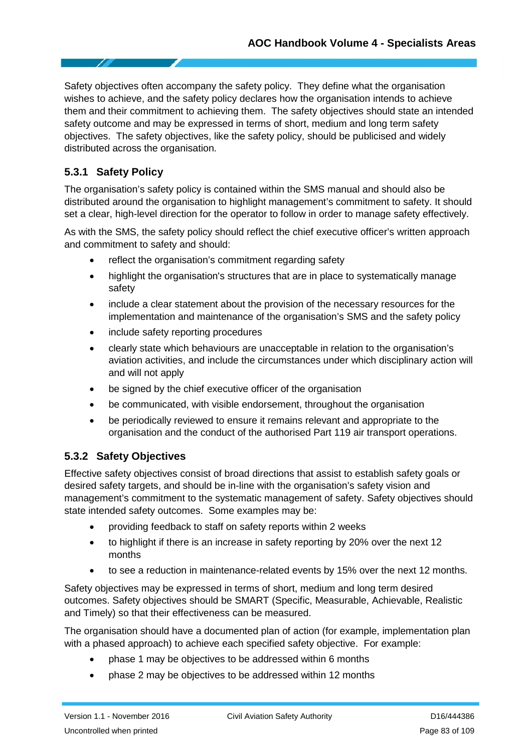Safety objectives often accompany the safety policy. They define what the organisation wishes to achieve, and the safety policy declares how the organisation intends to achieve them and their commitment to achieving them. The safety objectives should state an intended safety outcome and may be expressed in terms of short, medium and long term safety objectives. The safety objectives, like the safety policy, should be publicised and widely distributed across the organisation.

### 5.3.1 Safety Policy

The organisation's safety policy is contained within the SMS manual and should also be distributed around the organisation to highlight management's commitment to safety. It should set a clear, high-level direction for the operator to follow in order to manage safety effectively.

As with the SMS, the safety policy should reflect the chief executive officer's written approach and commitment to safety and should:

- reflect the organisation's commitment regarding safety
- highlight the organisation's structures that are in place to systematically manage safety
- include a clear statement about the provision of the necessary resources for the implementation and maintenance of the organisation's SMS and the safety policy
- include safety reporting procedures
- clearly state which behaviours are unacceptable in relation to the organisation's aviation activities, and include the circumstances under which disciplinary action will and will not apply
- be signed by the chief executive officer of the organisation
- be communicated, with visible endorsement, throughout the organisation
- be periodically reviewed to ensure it remains relevant and appropriate to the organisation and the conduct of the authorised Part 119 air transport operations.

### 5.3.2 Safety Objectives

Effective safety objectives consist of broad directions that assist to establish safety goals or desired safety targets, and should be in-line with the organisation's safety vision and management's commitment to the systematic management of safety. Safety objectives should state intended safety outcomes. Some examples may be:

- providing feedback to staff on safety reports within 2 weeks
- to highlight if there is an increase in safety reporting by 20% over the next 12 months
- to see a reduction in maintenance-related events by 15% over the next 12 months.

Safety objectives may be expressed in terms of short, medium and long term desired outcomes. Safety objectives should be SMART (Specific, Measurable, Achievable, Realistic and Timely) so that their effectiveness can be measured.

The organisation should have a documented plan of action (for example, implementation plan with a phased approach) to achieve each specified safety objective. For example:

- phase 1 may be objectives to be addressed within 6 months
- phase 2 may be objectives to be addressed within 12 months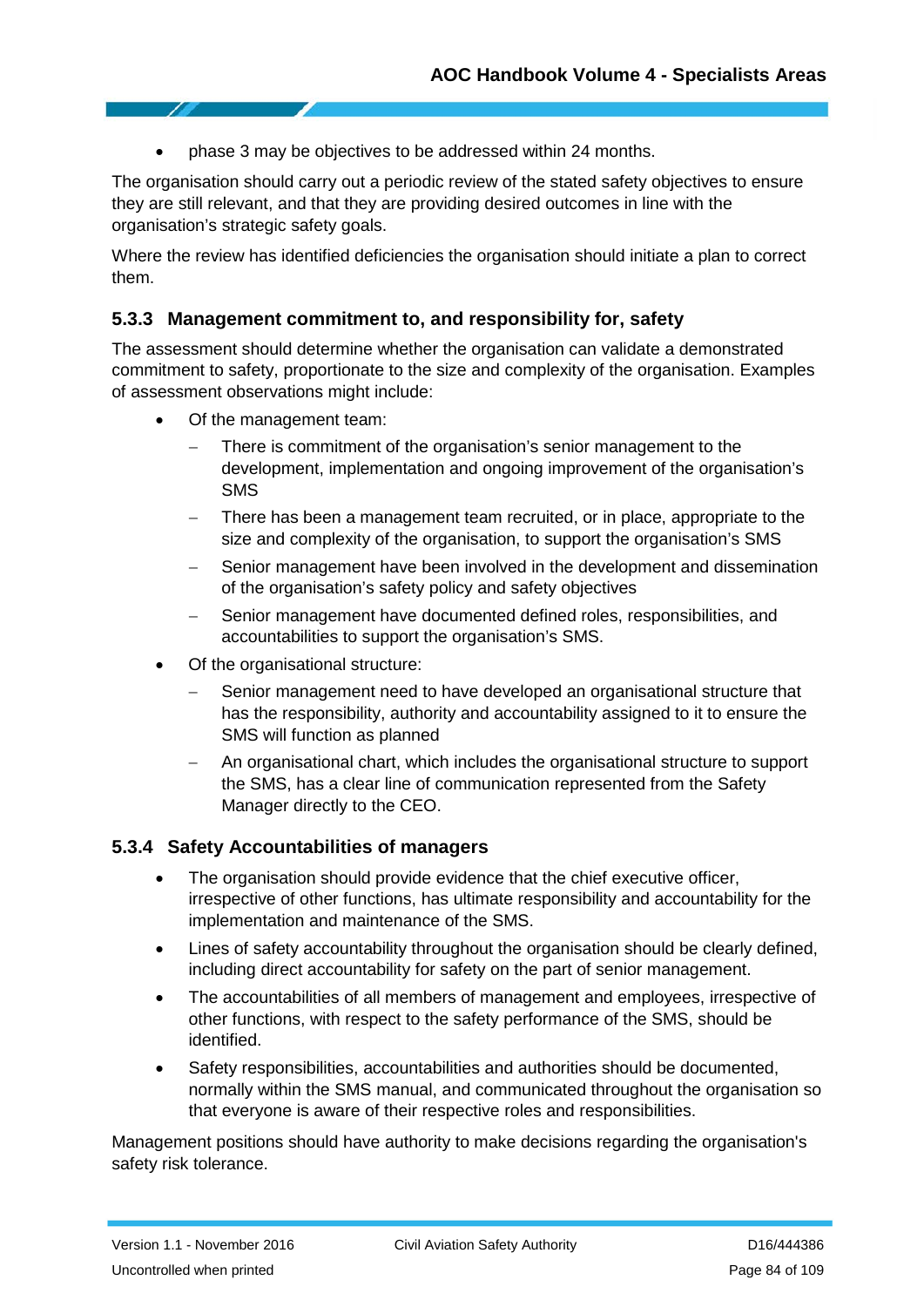- phase 3 may be objectives to be addressed within 24 months.

The organisation should carry out a periodic review of the stated safety objectives to ensure they are still relevant, and that they are providing desired outcomes in line with the organisation's strategic safety goals.

Where the review has identified deficiencies the organisation should initiate a plan to correct them.

### 5.3.3 Management commitment to, and responsibility for, safety

The assessment should determine whether the organisation can validate a demonstrated commitment to safety, proportionate to the size and complexity of the organisation. Examples of assessment observations might include:

- Of the management team:
  - There is commitment of the organisation's senior management to the development, implementation and ongoing improvement of the organisation's SMS
  - There has been a management team recruited, or in place, appropriate to the size and complexity of the organisation, to support the organisation's SMS
  - Senior management have been involved in the development and dissemination of the organisation's safety policy and safety objectives
  - Senior management have documented defined roles, responsibilities, and accountabilities to support the organisation's SMS.
- Of the organisational structure:
  - Senior management need to have developed an organisational structure that has the responsibility, authority and accountability assigned to it to ensure the SMS will function as planned
  - An organisational chart, which includes the organisational structure to support the SMS, has a clear line of communication represented from the Safety Manager directly to the CEO.

### 5.3.4 Safety Accountabilities of managers

- The organisation should provide evidence that the chief executive officer, irrespective of other functions, has ultimate responsibility and accountability for the implementation and maintenance of the SMS.
- Lines of safety accountability throughout the organisation should be clearly defined, including direct accountability for safety on the part of senior management.
- The accountabilities of all members of management and employees, irrespective of other functions, with respect to the safety performance of the SMS, should be identified.
- Safety responsibilities, accountabilities and authorities should be documented, normally within the SMS manual, and communicated throughout the organisation so that everyone is aware of their respective roles and responsibilities.

Management positions should have authority to make decisions regarding the organisation's safety risk tolerance.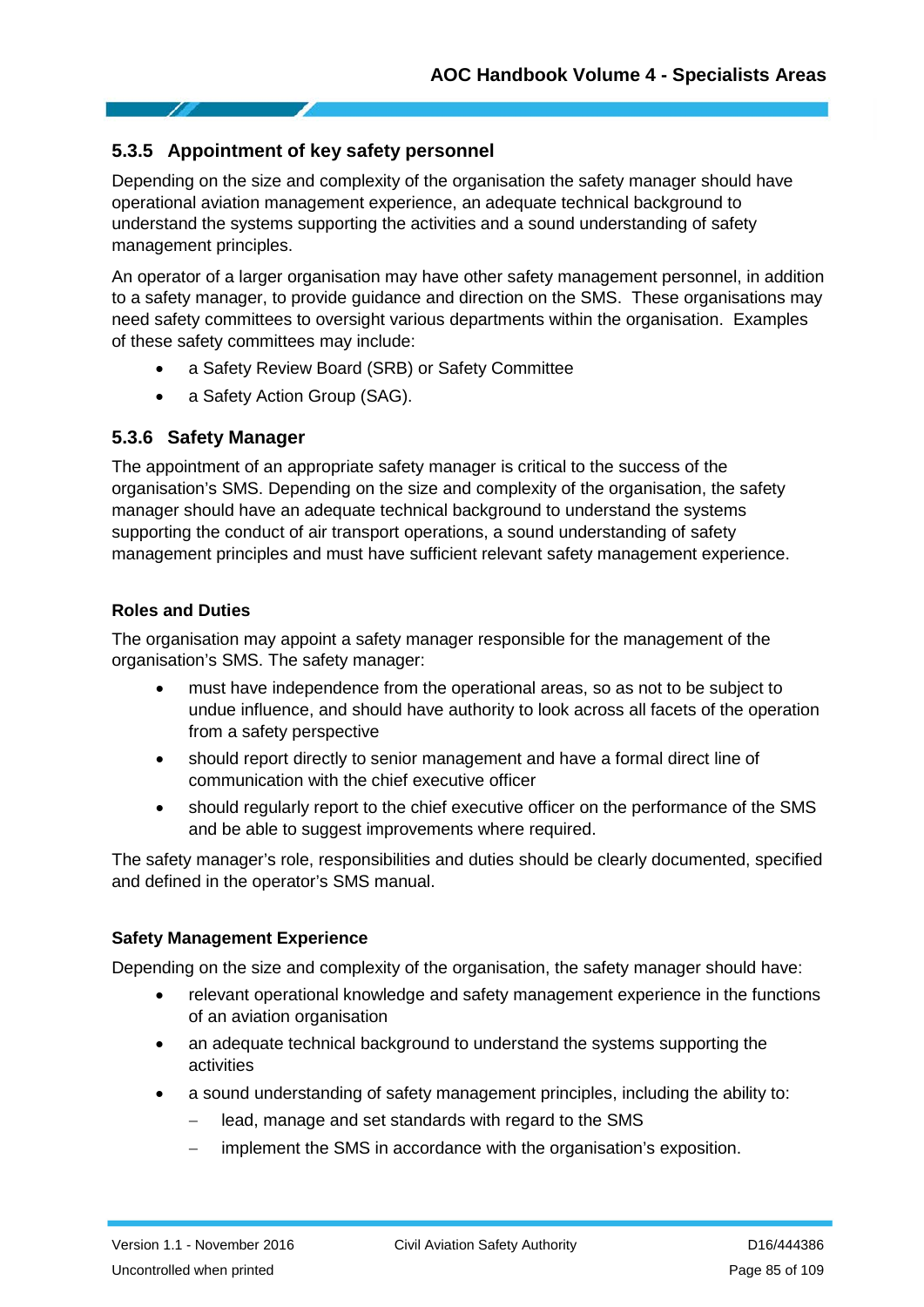### 5.3.5 Appointment of key safety personnel

Depending on the size and complexity of the organisation the safety manager should have operational aviation management experience, an adequate technical background to understand the systems supporting the activities and a sound understanding of safety management principles.

An operator of a larger organisation may have other safety management personnel, in addition to a safety manager, to provide guidance and direction on the SMS. These organisations may need safety committees to oversight various departments within the organisation. Examples of these safety committees may include:

- a Safety Review Board (SRB) or Safety Committee
- a Safety Action Group (SAG).

### 5.3.6 Safety Manager

The appointment of an appropriate safety manager is critical to the success of the organisation's SMS. Depending on the size and complexity of the organisation, the safety manager should have an adequate technical background to understand the systems supporting the conduct of air transport operations, a sound understanding of safety management principles and must have sufficient relevant safety management experience.

#### Roles and Duties

The organisation may appoint a safety manager responsible for the management of the organisation's SMS. The safety manager:

- must have independence from the operational areas, so as not to be subject to undue influence, and should have authority to look across all facets of the operation from a safety perspective
- should report directly to senior management and have a formal direct line of communication with the chief executive officer
- should regularly report to the chief executive officer on the performance of the SMS and be able to suggest improvements where required.

The safety manager's role, responsibilities and duties should be clearly documented, specified and defined in the operator's SMS manual.

#### Safety Management Experience

Depending on the size and complexity of the organisation, the safety manager should have:

- relevant operational knowledge and safety management experience in the functions of an aviation organisation
- an adequate technical background to understand the systems supporting the activities
- a sound understanding of safety management principles, including the ability to:
  - lead, manage and set standards with regard to the SMS
  - implement the SMS in accordance with the organisation's exposition.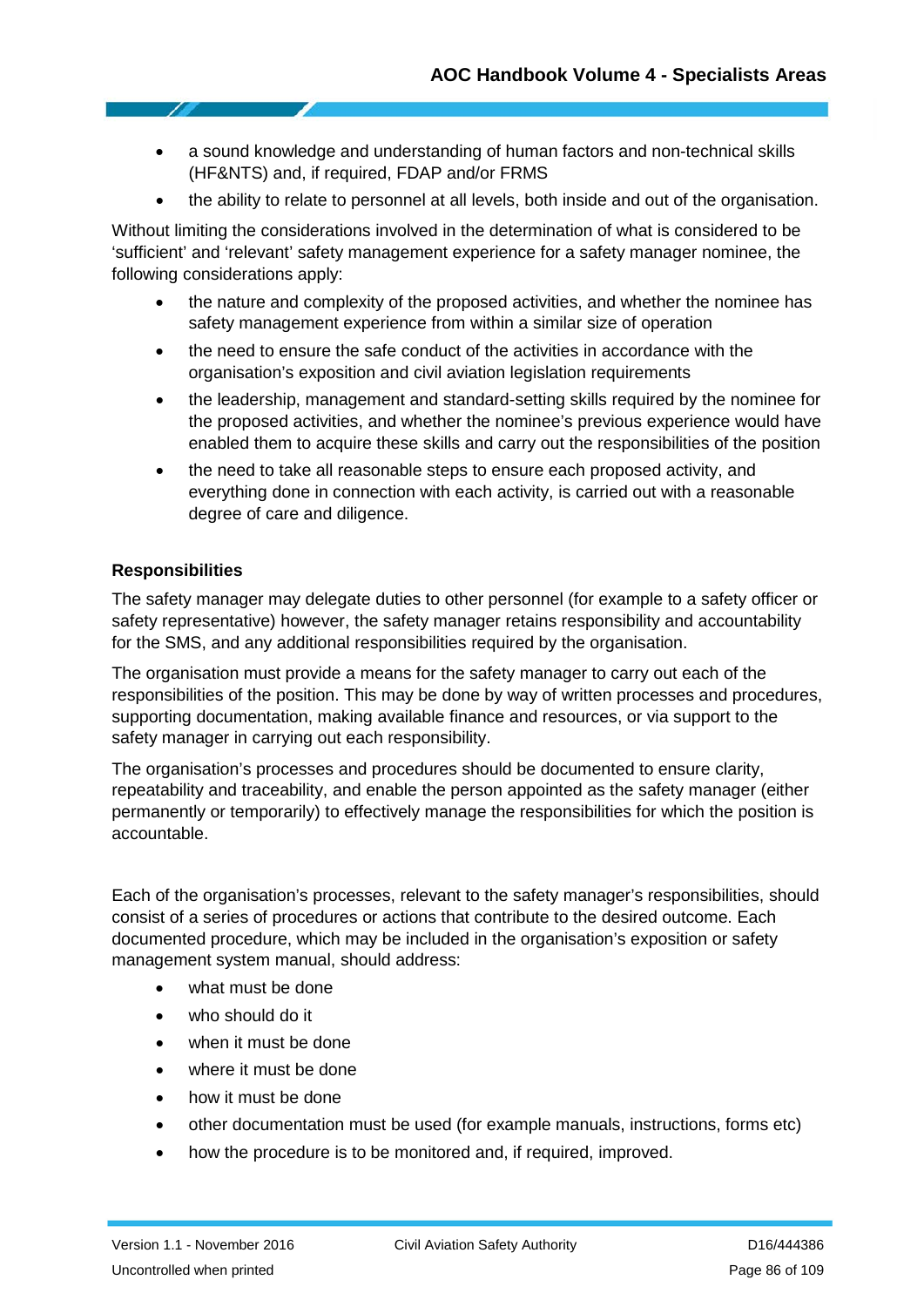- a sound knowledge and understanding of human factors and non-technical skills (HF&NTS) and, if required, FDAP and/or FRMS
- the ability to relate to personnel at all levels, both inside and out of the organisation.

Without limiting the considerations involved in the determination of what is considered to be 'sufficient' and 'relevant' safety management experience for a safety manager nominee, the following considerations apply:

- the nature and complexity of the proposed activities, and whether the nominee has safety management experience from within a similar size of operation
- the need to ensure the safe conduct of the activities in accordance with the organisation's exposition and civil aviation legislation requirements
- the leadership, management and standard-setting skills required by the nominee for the proposed activities, and whether the nominee's previous experience would have enabled them to acquire these skills and carry out the responsibilities of the position
- the need to take all reasonable steps to ensure each proposed activity, and everything done in connection with each activity, is carried out with a reasonable degree of care and diligence.

**Responsibilities**

The safety manager may delegate duties to other personnel (for example to a safety officer or safety representative) however, the safety manager retains responsibility and accountability for the SMS, and any additional responsibilities required by the organisation.

The organisation must provide a means for the safety manager to carry out each of the responsibilities of the position. This may be done by way of written processes and procedures, supporting documentation, making available finance and resources, or via support to the safety manager in carrying out each responsibility.

The organisation's processes and procedures should be documented to ensure clarity, repeatability and traceability, and enable the person appointed as the safety manager (either permanently or temporarily) to effectively manage the responsibilities for which the position is accountable.

Each of the organisation's processes, relevant to the safety manager's responsibilities, should consist of a series of procedures or actions that contribute to the desired outcome. Each documented procedure, which may be included in the organisation's exposition or safety management system manual, should address:

- what must be done
- who should do it
- when it must be done
- where it must be done
- how it must be done
- other documentation must be used (for example manuals, instructions, forms etc)
- how the procedure is to be monitored and, if required, improved.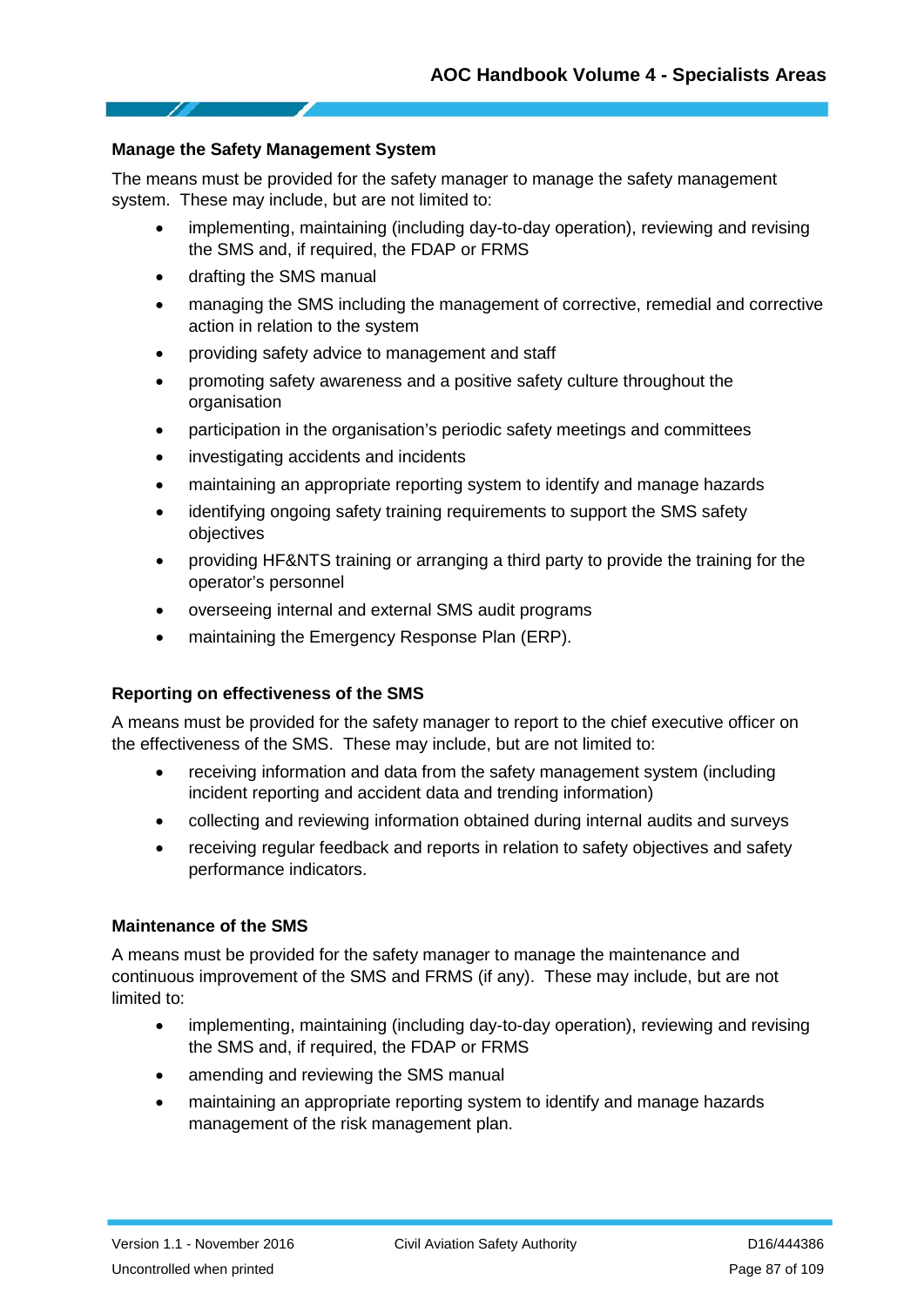### Manage the Safety Management System

The means must be provided for the safety manager to manage the safety management system. These may include, but are not limited to:

- implementing, maintaining (including day-to-day operation), reviewing and revising the SMS and, if required, the FDAP or FRMS
- drafting the SMS manual
- managing the SMS including the management of corrective, remedial and corrective action in relation to the system
- providing safety advice to management and staff
- promoting safety awareness and a positive safety culture throughout the organisation
- participation in the organisation's periodic safety meetings and committees
- investigating accidents and incidents
- maintaining an appropriate reporting system to identify and manage hazards
- identifying ongoing safety training requirements to support the SMS safety objectives
- providing HF&NTS training or arranging a third party to provide the training for the operator's personnel
- overseeing internal and external SMS audit programs
- maintaining the Emergency Response Plan (ERP).

### Reporting on effectiveness of the SMS

A means must be provided for the safety manager to report to the chief executive officer on the effectiveness of the SMS. These may include, but are not limited to:

- receiving information and data from the safety management system (including incident reporting and accident data and trending information)
- collecting and reviewing information obtained during internal audits and surveys
- receiving regular feedback and reports in relation to safety objectives and safety performance indicators.

### Maintenance of the SMS

A means must be provided for the safety manager to manage the maintenance and continuous improvement of the SMS and FRMS (if any). These may include, but are not limited to:

- implementing, maintaining (including day-to-day operation), reviewing and revising the SMS and, if required, the FDAP or FRMS
- amending and reviewing the SMS manual
- maintaining an appropriate reporting system to identify and manage hazards management of the risk management plan.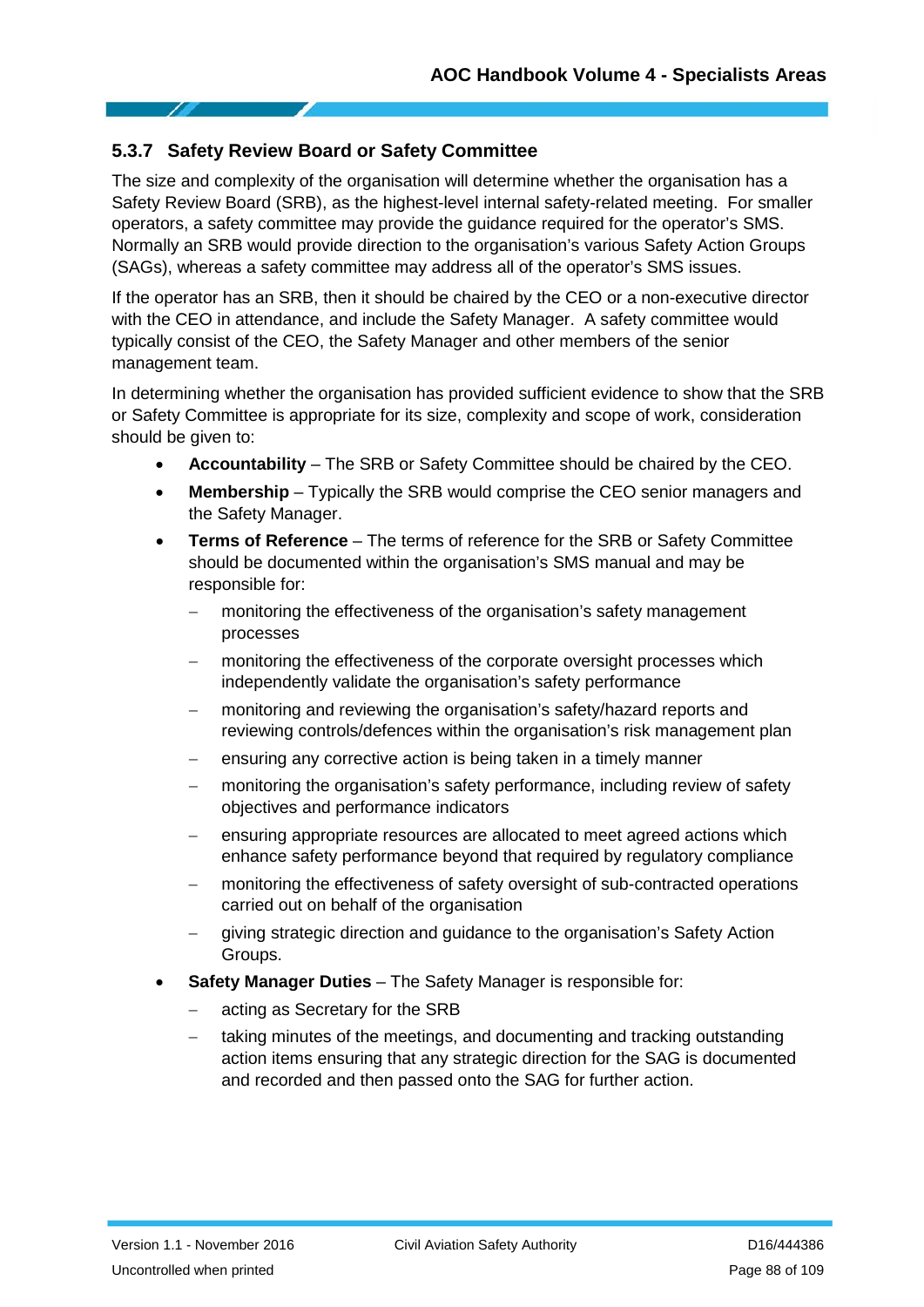### 5.3.7 Safety Review Board or Safety Committee

The size and complexity of the organisation will determine whether the organisation has a Safety Review Board (SRB), as the highest-level internal safety-related meeting. For smaller operators, a safety committee may provide the guidance required for the operator's SMS. Normally an SRB would provide direction to the organisation's various Safety Action Groups (SAGs), whereas a safety committee may address all of the operator's SMS issues.

If the operator has an SRB, then it should be chaired by the CEO or a non-executive director with the CEO in attendance, and include the Safety Manager. A safety committee would typically consist of the CEO, the Safety Manager and other members of the senior management team.

In determining whether the organisation has provided sufficient evidence to show that the SRB or Safety Committee is appropriate for its size, complexity and scope of work, consideration should be given to:

- **Accountability** – The SRB or Safety Committee should be chaired by the CEO.
- **Membership** – Typically the SRB would comprise the CEO senior managers and the Safety Manager.
- **Terms of Reference** – The terms of reference for the SRB or Safety Committee should be documented within the organisation's SMS manual and may be responsible for:
  - monitoring the effectiveness of the organisation's safety management processes
  - monitoring the effectiveness of the corporate oversight processes which independently validate the organisation's safety performance
  - monitoring and reviewing the organisation's safety/hazard reports and reviewing controls/defences within the organisation's risk management plan
  - ensuring any corrective action is being taken in a timely manner
  - monitoring the organisation's safety performance, including review of safety objectives and performance indicators
  - ensuring appropriate resources are allocated to meet agreed actions which enhance safety performance beyond that required by regulatory compliance
  - monitoring the effectiveness of safety oversight of sub-contracted operations carried out on behalf of the organisation
  - giving strategic direction and guidance to the organisation's Safety Action Groups.
- **Safety Manager Duties** – The Safety Manager is responsible for:
  - acting as Secretary for the SRB
  - taking minutes of the meetings, and documenting and tracking outstanding action items ensuring that any strategic direction for the SAG is documented and recorded and then passed onto the SAG for further action.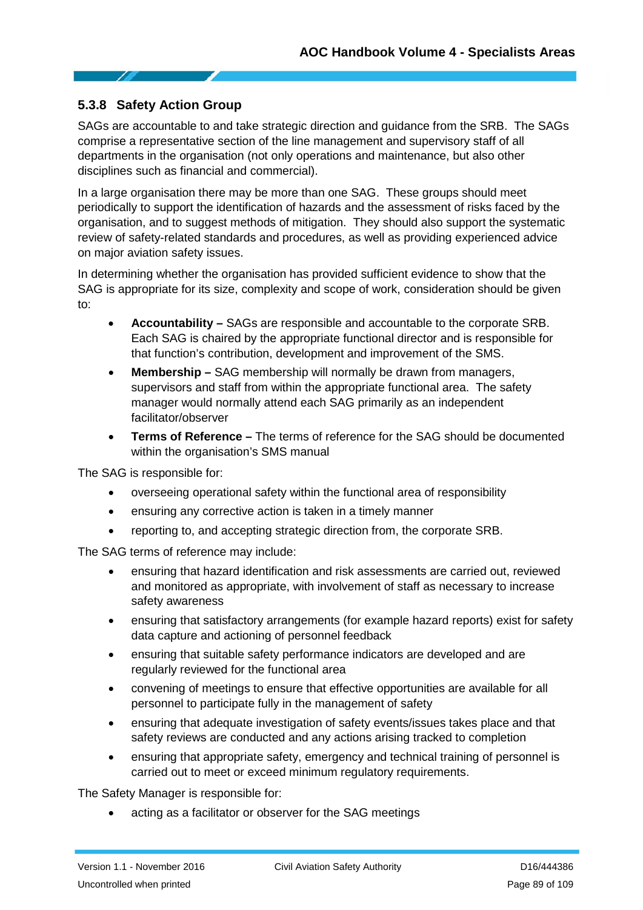### 5.3.8 Safety Action Group

SAGs are accountable to and take strategic direction and guidance from the SRB. The SAGs comprise a representative section of the line management and supervisory staff of all departments in the organisation (not only operations and maintenance, but also other disciplines such as financial and commercial).

In a large organisation there may be more than one SAG. These groups should meet periodically to support the identification of hazards and the assessment of risks faced by the organisation, and to suggest methods of mitigation. They should also support the systematic review of safety-related standards and procedures, as well as providing experienced advice on major aviation safety issues.

In determining whether the organisation has provided sufficient evidence to show that the SAG is appropriate for its size, complexity and scope of work, consideration should be given to:

- **Accountability –** SAGs are responsible and accountable to the corporate SRB. Each SAG is chaired by the appropriate functional director and is responsible for that function's contribution, development and improvement of the SMS.
- **Membership –** SAG membership will normally be drawn from managers, supervisors and staff from within the appropriate functional area. The safety manager would normally attend each SAG primarily as an independent facilitator/observer
- **Terms of Reference –** The terms of reference for the SAG should be documented within the organisation's SMS manual

The SAG is responsible for:

- overseeing operational safety within the functional area of responsibility
- ensuring any corrective action is taken in a timely manner
- reporting to, and accepting strategic direction from, the corporate SRB.

The SAG terms of reference may include:

- ensuring that hazard identification and risk assessments are carried out, reviewed and monitored as appropriate, with involvement of staff as necessary to increase safety awareness
- ensuring that satisfactory arrangements (for example hazard reports) exist for safety data capture and actioning of personnel feedback
- ensuring that suitable safety performance indicators are developed and are regularly reviewed for the functional area
- convening of meetings to ensure that effective opportunities are available for all personnel to participate fully in the management of safety
- ensuring that adequate investigation of safety events/issues takes place and that safety reviews are conducted and any actions arising tracked to completion
- ensuring that appropriate safety, emergency and technical training of personnel is carried out to meet or exceed minimum regulatory requirements.

The Safety Manager is responsible for:

- acting as a facilitator or observer for the SAG meetings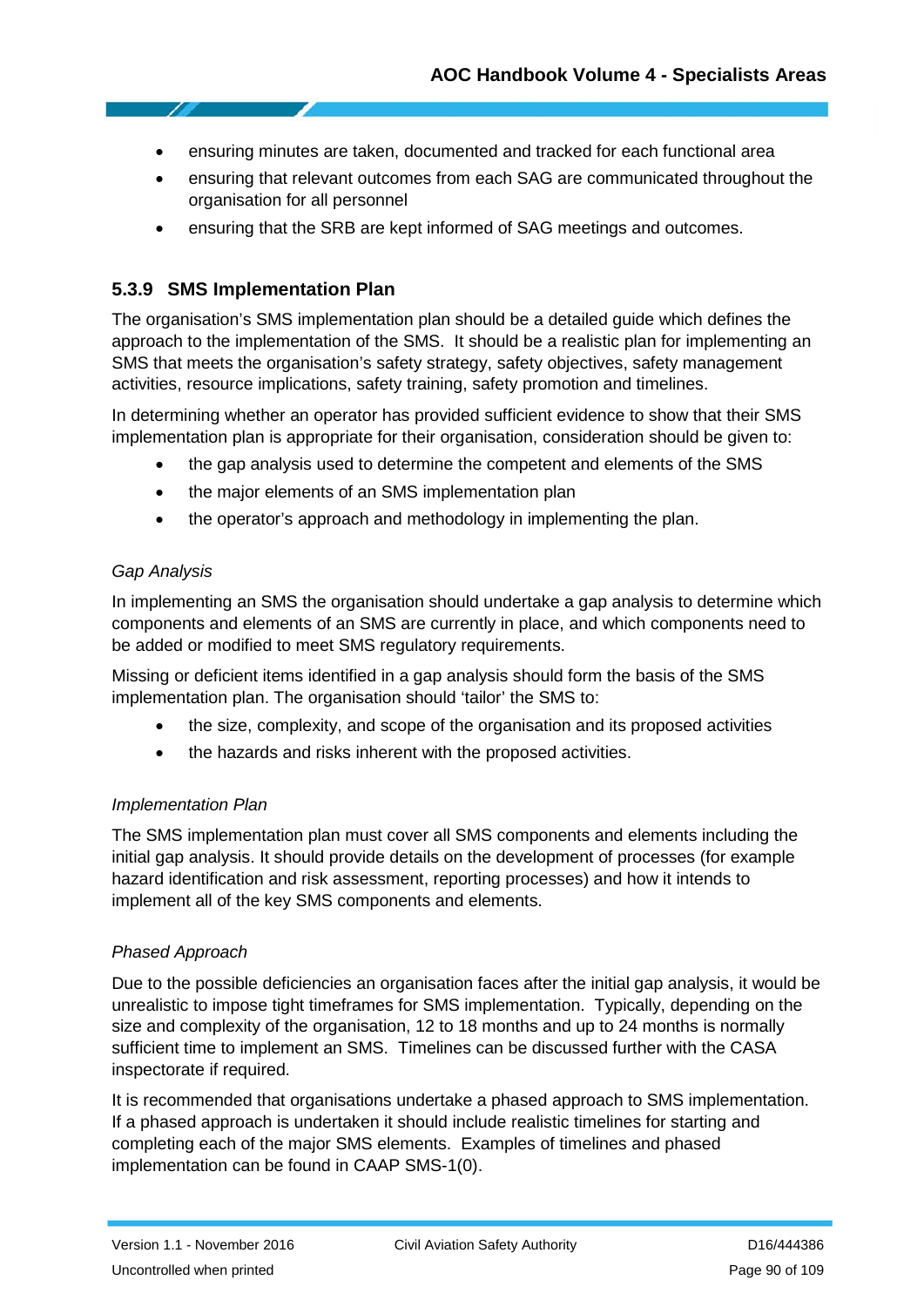- ensuring minutes are taken, documented and tracked for each functional area
- ensuring that relevant outcomes from each SAG are communicated throughout the organisation for all personnel
- ensuring that the SRB are kept informed of SAG meetings and outcomes.

### 5.3.9 SMS Implementation Plan

The organisation's SMS implementation plan should be a detailed guide which defines the approach to the implementation of the SMS. It should be a realistic plan for implementing an SMS that meets the organisation's safety strategy, safety objectives, safety management activities, resource implications, safety training, safety promotion and timelines.

In determining whether an operator has provided sufficient evidence to show that their SMS implementation plan is appropriate for their organisation, consideration should be given to:

- the gap analysis used to determine the competent and elements of the SMS
- the major elements of an SMS implementation plan
- the operator's approach and methodology in implementing the plan.

*Gap Analysis*

In implementing an SMS the organisation should undertake a gap analysis to determine which components and elements of an SMS are currently in place, and which components need to be added or modified to meet SMS regulatory requirements.

Missing or deficient items identified in a gap analysis should form the basis of the SMS implementation plan. The organisation should 'tailor' the SMS to:

- the size, complexity, and scope of the organisation and its proposed activities
- the hazards and risks inherent with the proposed activities.

*Implementation Plan*

The SMS implementation plan must cover all SMS components and elements including the initial gap analysis. It should provide details on the development of processes (for example hazard identification and risk assessment, reporting processes) and how it intends to implement all of the key SMS components and elements.

*Phased Approach*

Due to the possible deficiencies an organisation faces after the initial gap analysis, it would be unrealistic to impose tight timeframes for SMS implementation. Typically, depending on the size and complexity of the organisation, 12 to 18 months and up to 24 months is normally sufficient time to implement an SMS. Timelines can be discussed further with the CASA inspectorate if required.

It is recommended that organisations undertake a phased approach to SMS implementation. If a phased approach is undertaken it should include realistic timelines for starting and completing each of the major SMS elements. Examples of timelines and phased implementation can be found in CAAP SMS-1(0).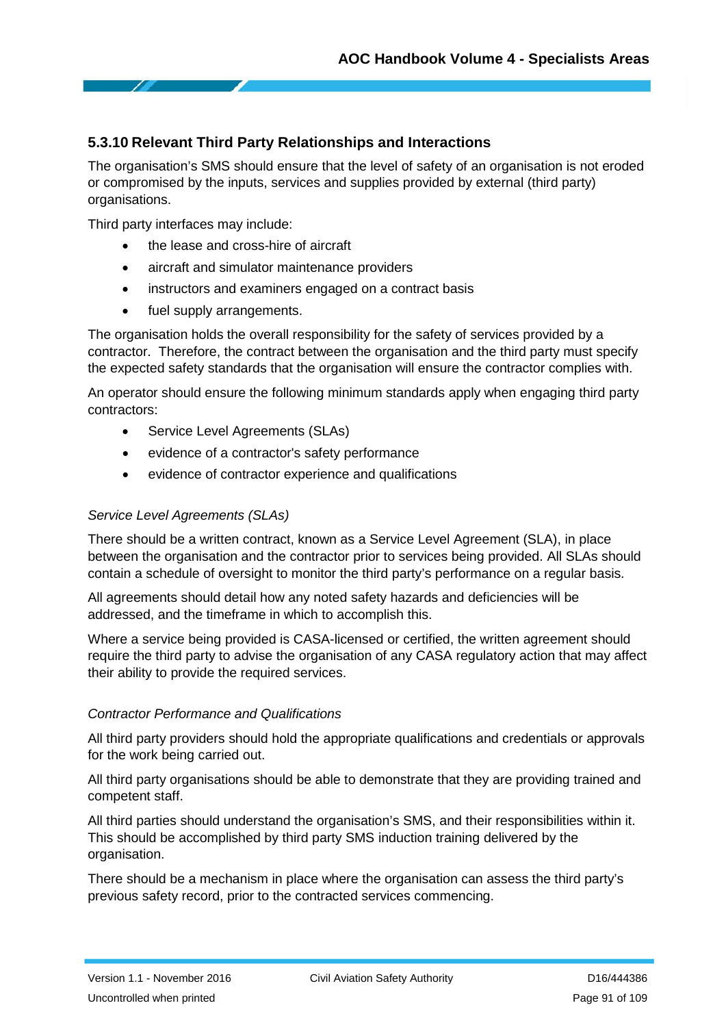### 5.3.10 Relevant Third Party Relationships and Interactions

The organisation's SMS should ensure that the level of safety of an organisation is not eroded or compromised by the inputs, services and supplies provided by external (third party) organisations.

Third party interfaces may include:

- the lease and cross-hire of aircraft
- aircraft and simulator maintenance providers
- instructors and examiners engaged on a contract basis
- fuel supply arrangements.

The organisation holds the overall responsibility for the safety of services provided by a contractor. Therefore, the contract between the organisation and the third party must specify the expected safety standards that the organisation will ensure the contractor complies with.

An operator should ensure the following minimum standards apply when engaging third party contractors:

- Service Level Agreements (SLAs)
- evidence of a contractor's safety performance
- evidence of contractor experience and qualifications

*Service Level Agreements (SLAs)*

There should be a written contract, known as a Service Level Agreement (SLA), in place between the organisation and the contractor prior to services being provided. All SLAs should contain a schedule of oversight to monitor the third party's performance on a regular basis.

All agreements should detail how any noted safety hazards and deficiencies will be addressed, and the timeframe in which to accomplish this.

Where a service being provided is CASA-licensed or certified, the written agreement should require the third party to advise the organisation of any CASA regulatory action that may affect their ability to provide the required services.

*Contractor Performance and Qualifications*

All third party providers should hold the appropriate qualifications and credentials or approvals for the work being carried out.

All third party organisations should be able to demonstrate that they are providing trained and competent staff.

All third parties should understand the organisation's SMS, and their responsibilities within it. This should be accomplished by third party SMS induction training delivered by the organisation.

There should be a mechanism in place where the organisation can assess the third party's previous safety record, prior to the contracted services commencing.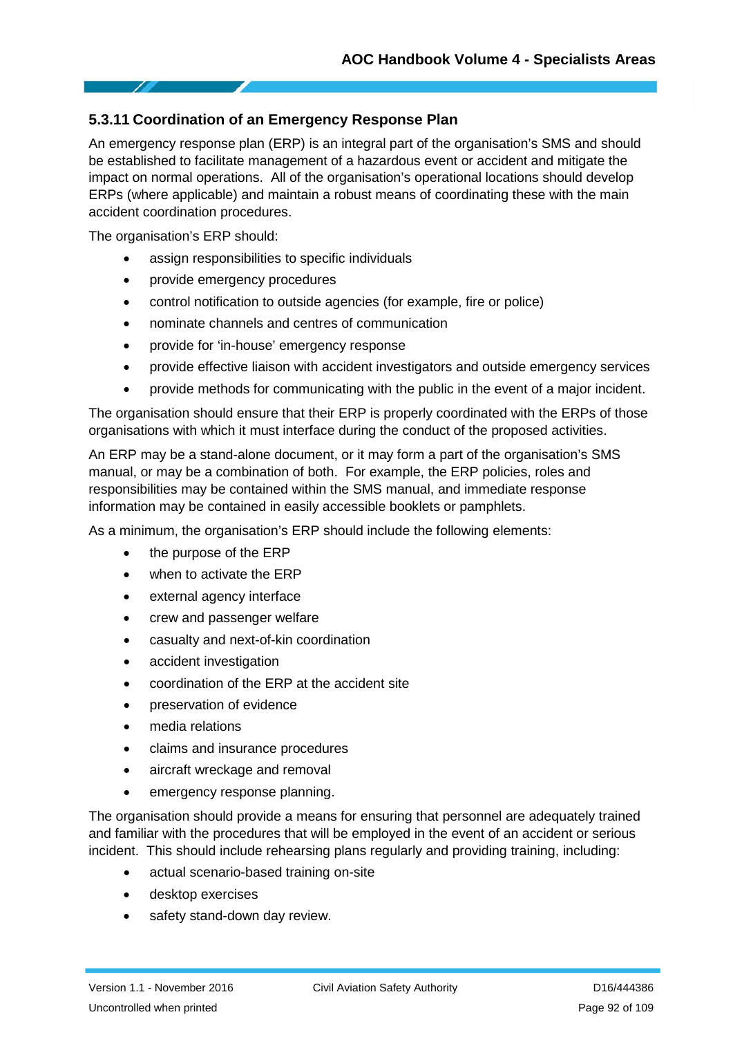### 5.3.11 Coordination of an Emergency Response Plan

An emergency response plan (ERP) is an integral part of the organisation's SMS and should be established to facilitate management of a hazardous event or accident and mitigate the impact on normal operations. All of the organisation's operational locations should develop ERPs (where applicable) and maintain a robust means of coordinating these with the main accident coordination procedures.

The organisation's ERP should:

- assign responsibilities to specific individuals
- provide emergency procedures
- control notification to outside agencies (for example, fire or police)
- nominate channels and centres of communication
- provide for 'in-house' emergency response
- provide effective liaison with accident investigators and outside emergency services
- provide methods for communicating with the public in the event of a major incident.

The organisation should ensure that their ERP is properly coordinated with the ERPs of those organisations with which it must interface during the conduct of the proposed activities.

An ERP may be a stand-alone document, or it may form a part of the organisation's SMS manual, or may be a combination of both. For example, the ERP policies, roles and responsibilities may be contained within the SMS manual, and immediate response information may be contained in easily accessible booklets or pamphlets.

As a minimum, the organisation's ERP should include the following elements:

- the purpose of the ERP
- when to activate the ERP
- external agency interface
- crew and passenger welfare
- casualty and next-of-kin coordination
- accident investigation
- coordination of the ERP at the accident site
- preservation of evidence
- media relations
- claims and insurance procedures
- aircraft wreckage and removal
- emergency response planning.

The organisation should provide a means for ensuring that personnel are adequately trained and familiar with the procedures that will be employed in the event of an accident or serious incident. This should include rehearsing plans regularly and providing training, including:

- actual scenario-based training on-site
- desktop exercises
- safety stand-down day review.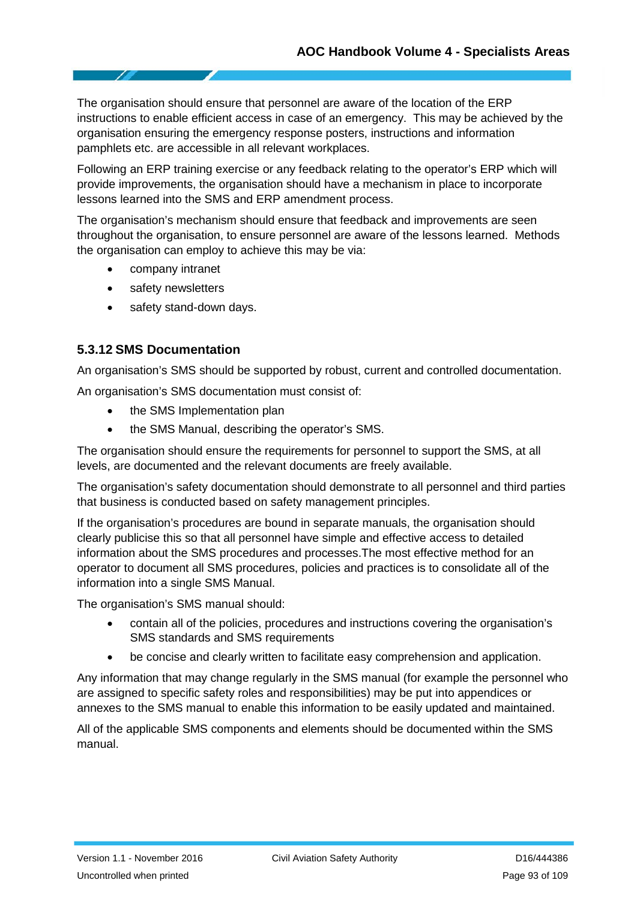The organisation should ensure that personnel are aware of the location of the ERP instructions to enable efficient access in case of an emergency. This may be achieved by the organisation ensuring the emergency response posters, instructions and information pamphlets etc. are accessible in all relevant workplaces.

Following an ERP training exercise or any feedback relating to the operator's ERP which will provide improvements, the organisation should have a mechanism in place to incorporate lessons learned into the SMS and ERP amendment process.

The organisation's mechanism should ensure that feedback and improvements are seen throughout the organisation, to ensure personnel are aware of the lessons learned. Methods the organisation can employ to achieve this may be via:

- company intranet
- safety newsletters
- safety stand-down days.

### 5.3.12 SMS Documentation

An organisation's SMS should be supported by robust, current and controlled documentation.

An organisation's SMS documentation must consist of:

- the SMS Implementation plan
- the SMS Manual, describing the operator's SMS.

The organisation should ensure the requirements for personnel to support the SMS, at all levels, are documented and the relevant documents are freely available.

The organisation's safety documentation should demonstrate to all personnel and third parties that business is conducted based on safety management principles.

If the organisation's procedures are bound in separate manuals, the organisation should clearly publicise this so that all personnel have simple and effective access to detailed information about the SMS procedures and processes.The most effective method for an operator to document all SMS procedures, policies and practices is to consolidate all of the information into a single SMS Manual.

The organisation's SMS manual should:

- contain all of the policies, procedures and instructions covering the organisation's SMS standards and SMS requirements
- be concise and clearly written to facilitate easy comprehension and application.

Any information that may change regularly in the SMS manual (for example the personnel who are assigned to specific safety roles and responsibilities) may be put into appendices or annexes to the SMS manual to enable this information to be easily updated and maintained.

All of the applicable SMS components and elements should be documented within the SMS manual.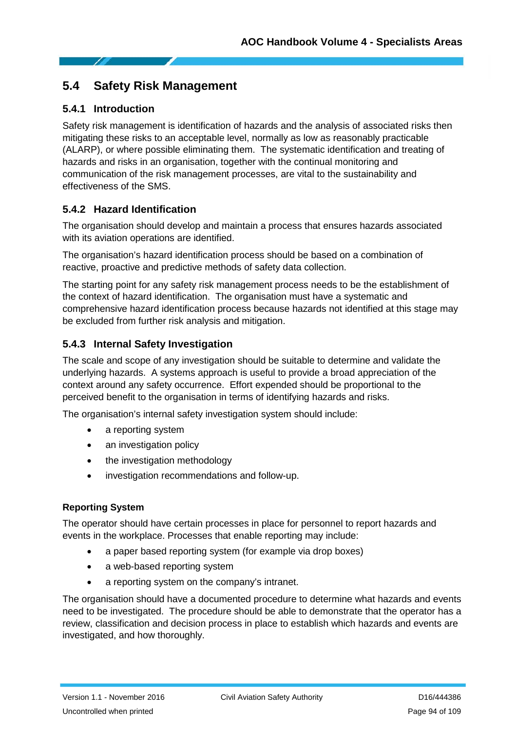## 5.4 Safety Risk Management

### 5.4.1 Introduction

Safety risk management is identification of hazards and the analysis of associated risks then mitigating these risks to an acceptable level, normally as low as reasonably practicable (ALARP), or where possible eliminating them. The systematic identification and treating of hazards and risks in an organisation, together with the continual monitoring and communication of the risk management processes, are vital to the sustainability and effectiveness of the SMS.

### 5.4.2 Hazard Identification

The organisation should develop and maintain a process that ensures hazards associated with its aviation operations are identified.

The organisation's hazard identification process should be based on a combination of reactive, proactive and predictive methods of safety data collection.

The starting point for any safety risk management process needs to be the establishment of the context of hazard identification. The organisation must have a systematic and comprehensive hazard identification process because hazards not identified at this stage may be excluded from further risk analysis and mitigation.

### 5.4.3 Internal Safety Investigation

The scale and scope of any investigation should be suitable to determine and validate the underlying hazards. A systems approach is useful to provide a broad appreciation of the context around any safety occurrence. Effort expended should be proportional to the perceived benefit to the organisation in terms of identifying hazards and risks.

The organisation's internal safety investigation system should include:

- a reporting system
- an investigation policy
- the investigation methodology
- investigation recommendations and follow-up.

**Reporting System**

The operator should have certain processes in place for personnel to report hazards and events in the workplace. Processes that enable reporting may include:

- a paper based reporting system (for example via drop boxes)
- a web-based reporting system
- a reporting system on the company's intranet.

The organisation should have a documented procedure to determine what hazards and events need to be investigated. The procedure should be able to demonstrate that the operator has a review, classification and decision process in place to establish which hazards and events are investigated, and how thoroughly.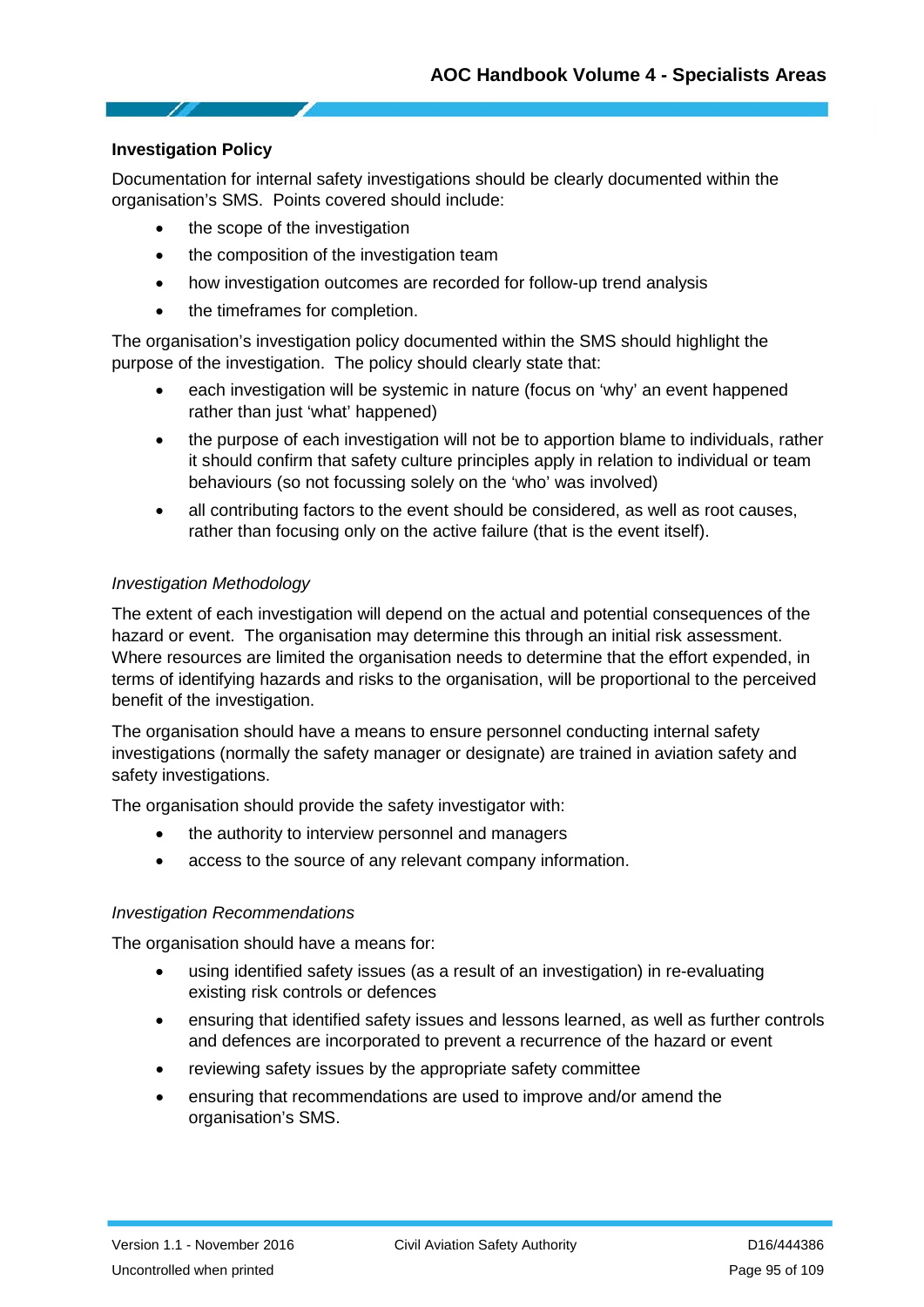**Investigation Policy**

Documentation for internal safety investigations should be clearly documented within the organisation's SMS. Points covered should include:

- the scope of the investigation
- the composition of the investigation team
- how investigation outcomes are recorded for follow-up trend analysis
- the timeframes for completion.

The organisation's investigation policy documented within the SMS should highlight the purpose of the investigation. The policy should clearly state that:

- each investigation will be systemic in nature (focus on 'why' an event happened rather than just 'what' happened)
- the purpose of each investigation will not be to apportion blame to individuals, rather it should confirm that safety culture principles apply in relation to individual or team behaviours (so not focussing solely on the 'who' was involved)
- all contributing factors to the event should be considered, as well as root causes, rather than focusing only on the active failure (that is the event itself).

*Investigation Methodology*

The extent of each investigation will depend on the actual and potential consequences of the hazard or event. The organisation may determine this through an initial risk assessment. Where resources are limited the organisation needs to determine that the effort expended, in terms of identifying hazards and risks to the organisation, will be proportional to the perceived benefit of the investigation.

The organisation should have a means to ensure personnel conducting internal safety investigations (normally the safety manager or designate) are trained in aviation safety and safety investigations.

The organisation should provide the safety investigator with:

- the authority to interview personnel and managers
- access to the source of any relevant company information.

*Investigation Recommendations*

The organisation should have a means for:

- using identified safety issues (as a result of an investigation) in re-evaluating existing risk controls or defences
- ensuring that identified safety issues and lessons learned, as well as further controls and defences are incorporated to prevent a recurrence of the hazard or event
- reviewing safety issues by the appropriate safety committee
- ensuring that recommendations are used to improve and/or amend the organisation's SMS.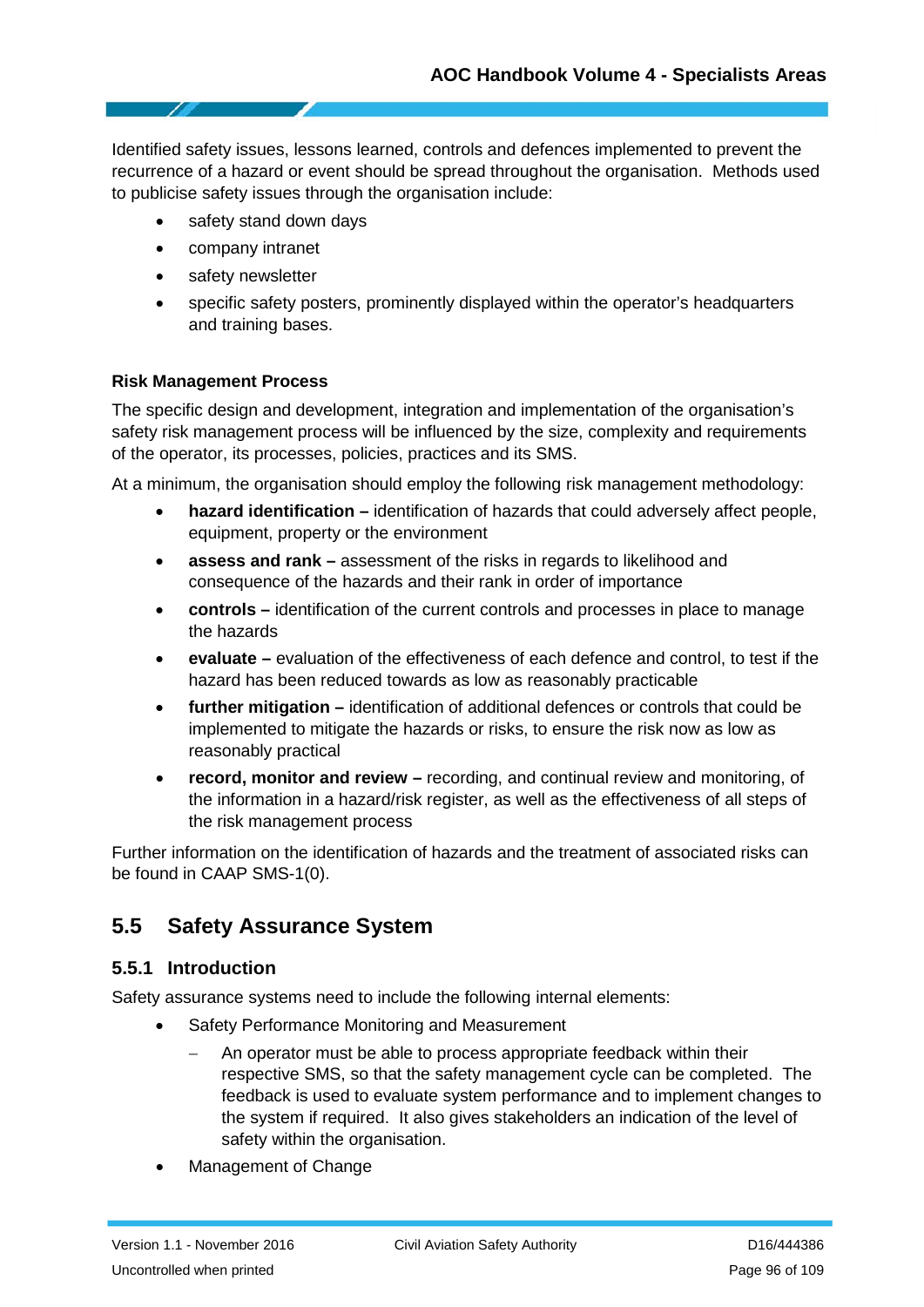Identified safety issues, lessons learned, controls and defences implemented to prevent the recurrence of a hazard or event should be spread throughout the organisation. Methods used to publicise safety issues through the organisation include:

- safety stand down days
- company intranet
- safety newsletter
- specific safety posters, prominently displayed within the operator's headquarters and training bases.

**Risk Management Process**

The specific design and development, integration and implementation of the organisation's safety risk management process will be influenced by the size, complexity and requirements of the operator, its processes, policies, practices and its SMS.

At a minimum, the organisation should employ the following risk management methodology:

- **hazard identification –** identification of hazards that could adversely affect people, equipment, property or the environment
- **assess and rank –** assessment of the risks in regards to likelihood and consequence of the hazards and their rank in order of importance
- **controls –** identification of the current controls and processes in place to manage the hazards
- **evaluate –** evaluation of the effectiveness of each defence and control, to test if the hazard has been reduced towards as low as reasonably practicable
- **further mitigation –** identification of additional defences or controls that could be implemented to mitigate the hazards or risks, to ensure the risk now as low as reasonably practical
- **record, monitor and review –** recording, and continual review and monitoring, of the information in a hazard/risk register, as well as the effectiveness of all steps of the risk management process

Further information on the identification of hazards and the treatment of associated risks can be found in CAAP SMS-1(0).

## 5.5 Safety Assurance System

### 5.5.1 Introduction

Safety assurance systems need to include the following internal elements:

- Safety Performance Monitoring and Measurement
  - An operator must be able to process appropriate feedback within their respective SMS, so that the safety management cycle can be completed. The feedback is used to evaluate system performance and to implement changes to the system if required. It also gives stakeholders an indication of the level of safety within the organisation.
- Management of Change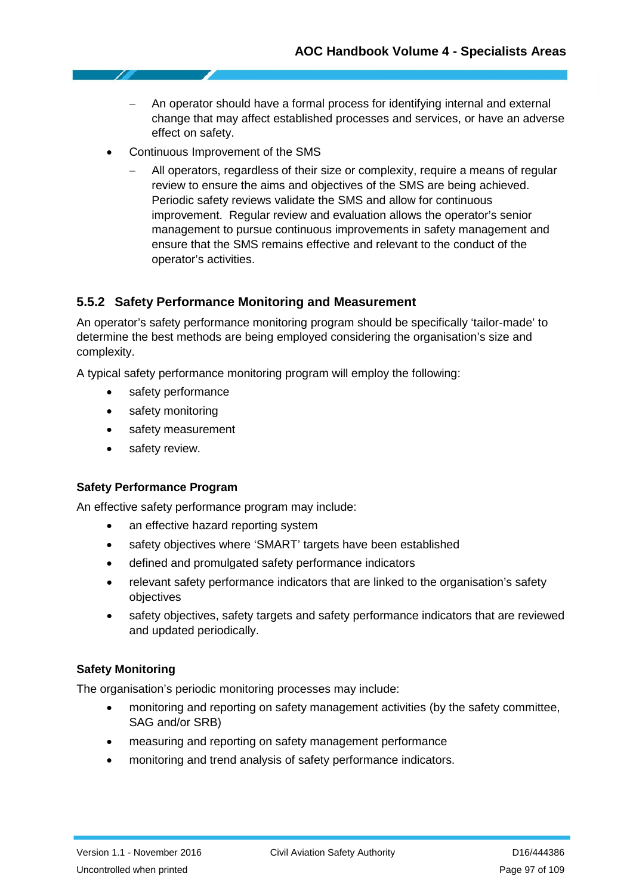- An operator should have a formal process for identifying internal and external change that may affect established processes and services, or have an adverse effect on safety.
- Continuous Improvement of the SMS
  - All operators, regardless of their size or complexity, require a means of regular review to ensure the aims and objectives of the SMS are being achieved. Periodic safety reviews validate the SMS and allow for continuous improvement. Regular review and evaluation allows the operator's senior management to pursue continuous improvements in safety management and ensure that the SMS remains effective and relevant to the conduct of the operator's activities.

### 5.5.2 Safety Performance Monitoring and Measurement

An operator's safety performance monitoring program should be specifically 'tailor-made' to determine the best methods are being employed considering the organisation's size and complexity.

A typical safety performance monitoring program will employ the following:

- safety performance
- safety monitoring
- safety measurement
- safety review.

#### Safety Performance Program

An effective safety performance program may include:

- an effective hazard reporting system
- safety objectives where 'SMART' targets have been established
- defined and promulgated safety performance indicators
- relevant safety performance indicators that are linked to the organisation's safety objectives
- safety objectives, safety targets and safety performance indicators that are reviewed and updated periodically.

#### Safety Monitoring

The organisation's periodic monitoring processes may include:

- monitoring and reporting on safety management activities (by the safety committee, SAG and/or SRB)
- measuring and reporting on safety management performance
- monitoring and trend analysis of safety performance indicators.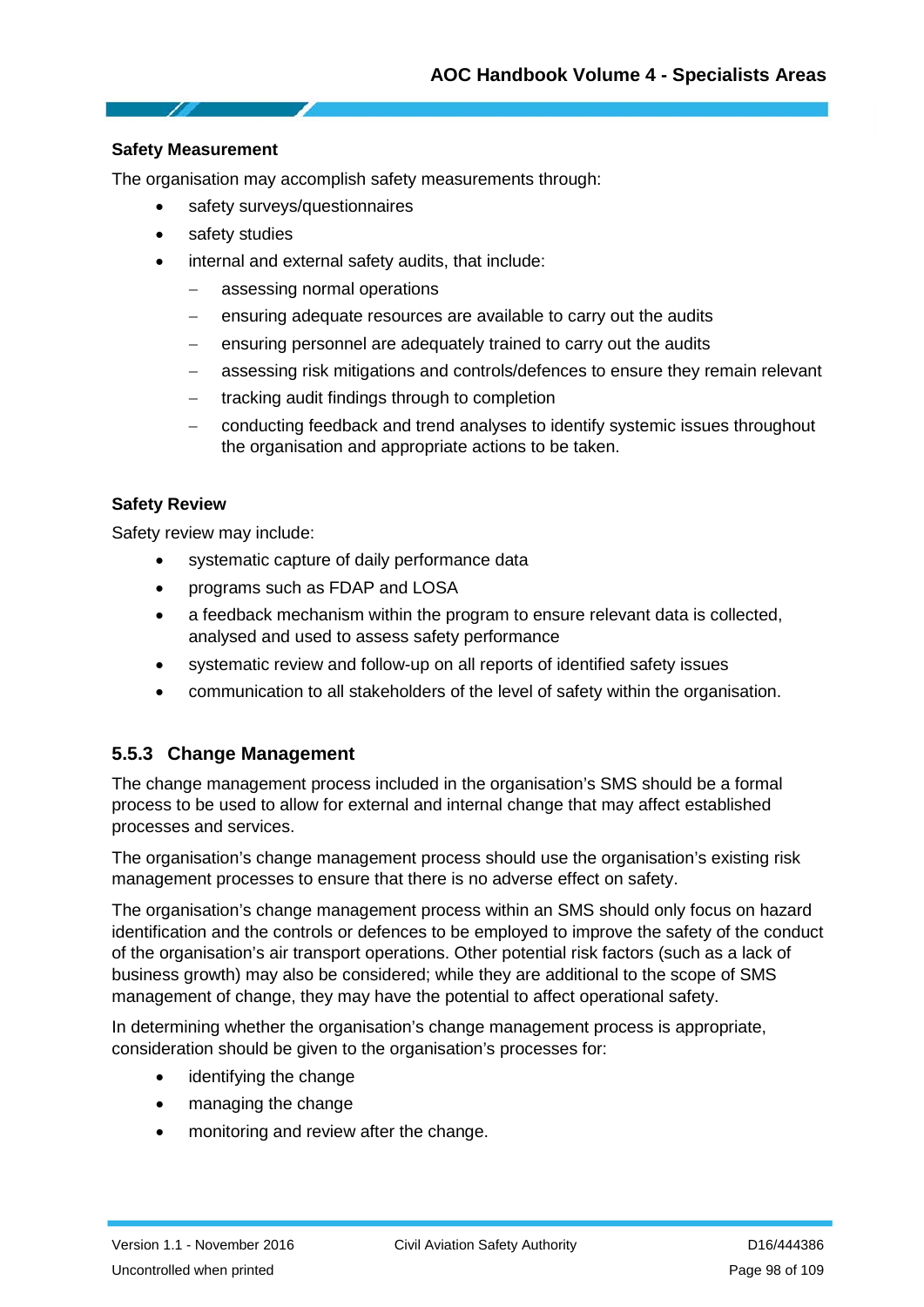**Safety Measurement**

The organisation may accomplish safety measurements through:

- safety surveys/questionnaires
- safety studies
- internal and external safety audits, that include:
  - assessing normal operations
  - ensuring adequate resources are available to carry out the audits
  - ensuring personnel are adequately trained to carry out the audits
  - assessing risk mitigations and controls/defences to ensure they remain relevant
  - tracking audit findings through to completion
  - conducting feedback and trend analyses to identify systemic issues throughout the organisation and appropriate actions to be taken.

**Safety Review**

Safety review may include:

- systematic capture of daily performance data
- programs such as FDAP and LOSA
- a feedback mechanism within the program to ensure relevant data is collected, analysed and used to assess safety performance
- systematic review and follow-up on all reports of identified safety issues
- communication to all stakeholders of the level of safety within the organisation.

### 5.5.3 Change Management

The change management process included in the organisation's SMS should be a formal process to be used to allow for external and internal change that may affect established processes and services.

The organisation's change management process should use the organisation's existing risk management processes to ensure that there is no adverse effect on safety.

The organisation's change management process within an SMS should only focus on hazard identification and the controls or defences to be employed to improve the safety of the conduct of the organisation's air transport operations. Other potential risk factors (such as a lack of business growth) may also be considered; while they are additional to the scope of SMS management of change, they may have the potential to affect operational safety.

In determining whether the organisation's change management process is appropriate, consideration should be given to the organisation's processes for:

- identifying the change
- managing the change
- monitoring and review after the change.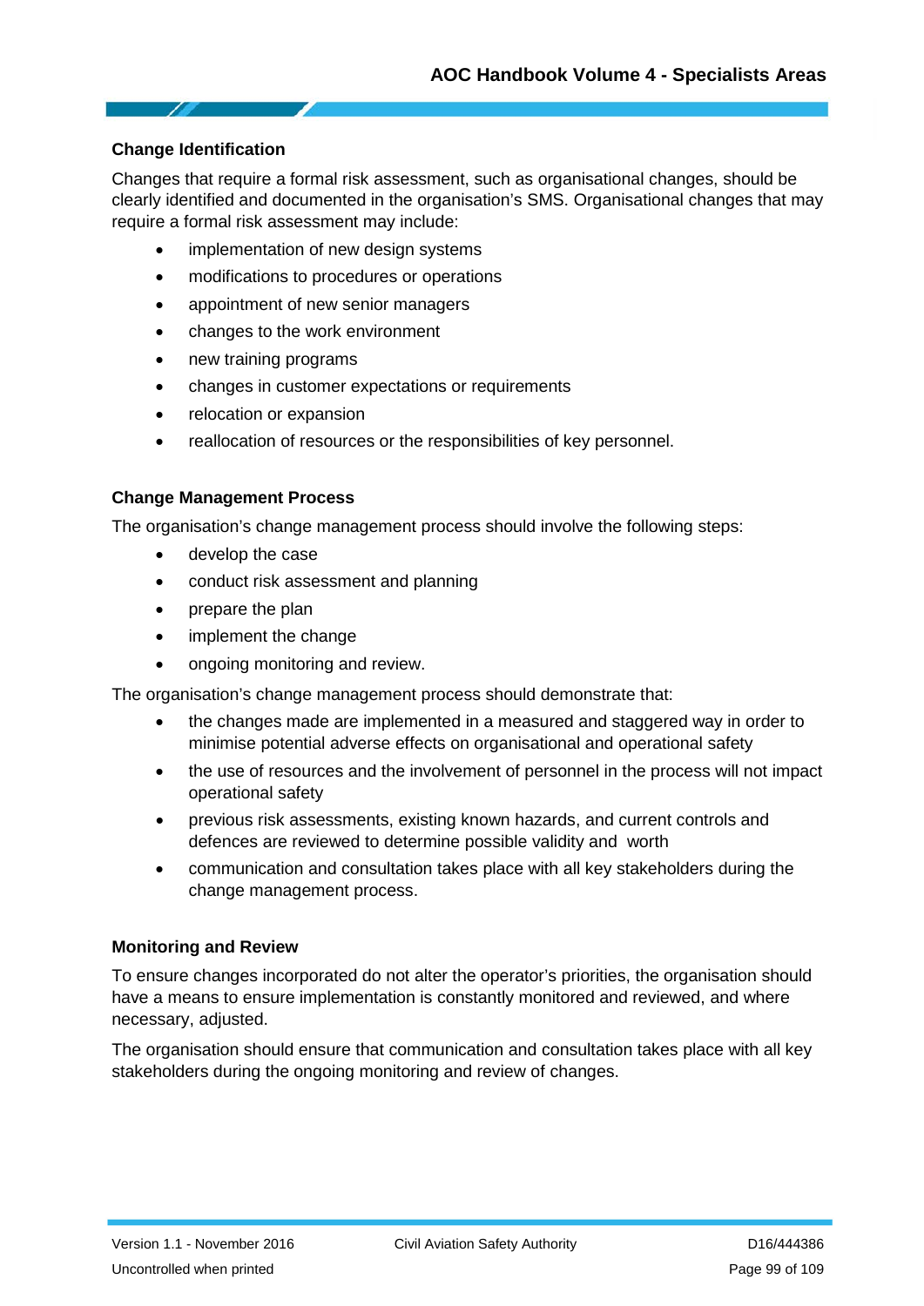### Change Identification

Changes that require a formal risk assessment, such as organisational changes, should be clearly identified and documented in the organisation's SMS. Organisational changes that may require a formal risk assessment may include:

- implementation of new design systems
- modifications to procedures or operations
- appointment of new senior managers
- changes to the work environment
- new training programs
- changes in customer expectations or requirements
- relocation or expansion
- reallocation of resources or the responsibilities of key personnel.

### Change Management Process

The organisation's change management process should involve the following steps:

- develop the case
- conduct risk assessment and planning
- prepare the plan
- implement the change
- ongoing monitoring and review.

The organisation's change management process should demonstrate that:

- the changes made are implemented in a measured and staggered way in order to minimise potential adverse effects on organisational and operational safety
- the use of resources and the involvement of personnel in the process will not impact operational safety
- previous risk assessments, existing known hazards, and current controls and defences are reviewed to determine possible validity and worth
- communication and consultation takes place with all key stakeholders during the change management process.

### Monitoring and Review

To ensure changes incorporated do not alter the operator's priorities, the organisation should have a means to ensure implementation is constantly monitored and reviewed, and where necessary, adjusted.

The organisation should ensure that communication and consultation takes place with all key stakeholders during the ongoing monitoring and review of changes.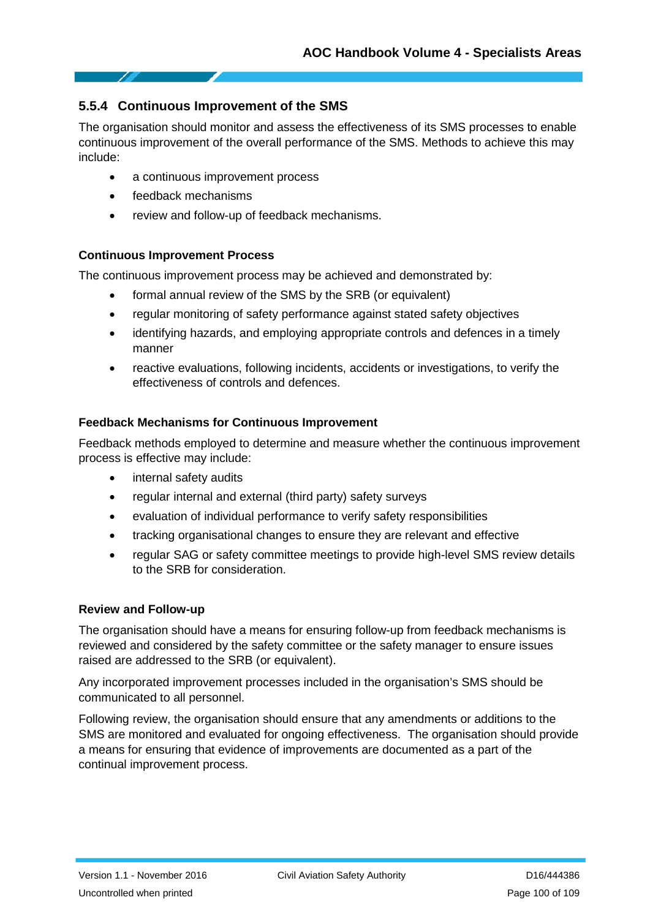### 5.5.4 Continuous Improvement of the SMS

The organisation should monitor and assess the effectiveness of its SMS processes to enable continuous improvement of the overall performance of the SMS. Methods to achieve this may include:

- a continuous improvement process
- feedback mechanisms
- review and follow-up of feedback mechanisms.

**Continuous Improvement Process**

The continuous improvement process may be achieved and demonstrated by:

- formal annual review of the SMS by the SRB (or equivalent)
- regular monitoring of safety performance against stated safety objectives
- identifying hazards, and employing appropriate controls and defences in a timely manner
- reactive evaluations, following incidents, accidents or investigations, to verify the effectiveness of controls and defences.

**Feedback Mechanisms for Continuous Improvement**

Feedback methods employed to determine and measure whether the continuous improvement process is effective may include:

- internal safety audits
- regular internal and external (third party) safety surveys
- evaluation of individual performance to verify safety responsibilities
- tracking organisational changes to ensure they are relevant and effective
- regular SAG or safety committee meetings to provide high-level SMS review details to the SRB for consideration.

**Review and Follow-up**

The organisation should have a means for ensuring follow-up from feedback mechanisms is reviewed and considered by the safety committee or the safety manager to ensure issues raised are addressed to the SRB (or equivalent).

Any incorporated improvement processes included in the organisation's SMS should be communicated to all personnel.

Following review, the organisation should ensure that any amendments or additions to the SMS are monitored and evaluated for ongoing effectiveness. The organisation should provide a means for ensuring that evidence of improvements are documented as a part of the continual improvement process.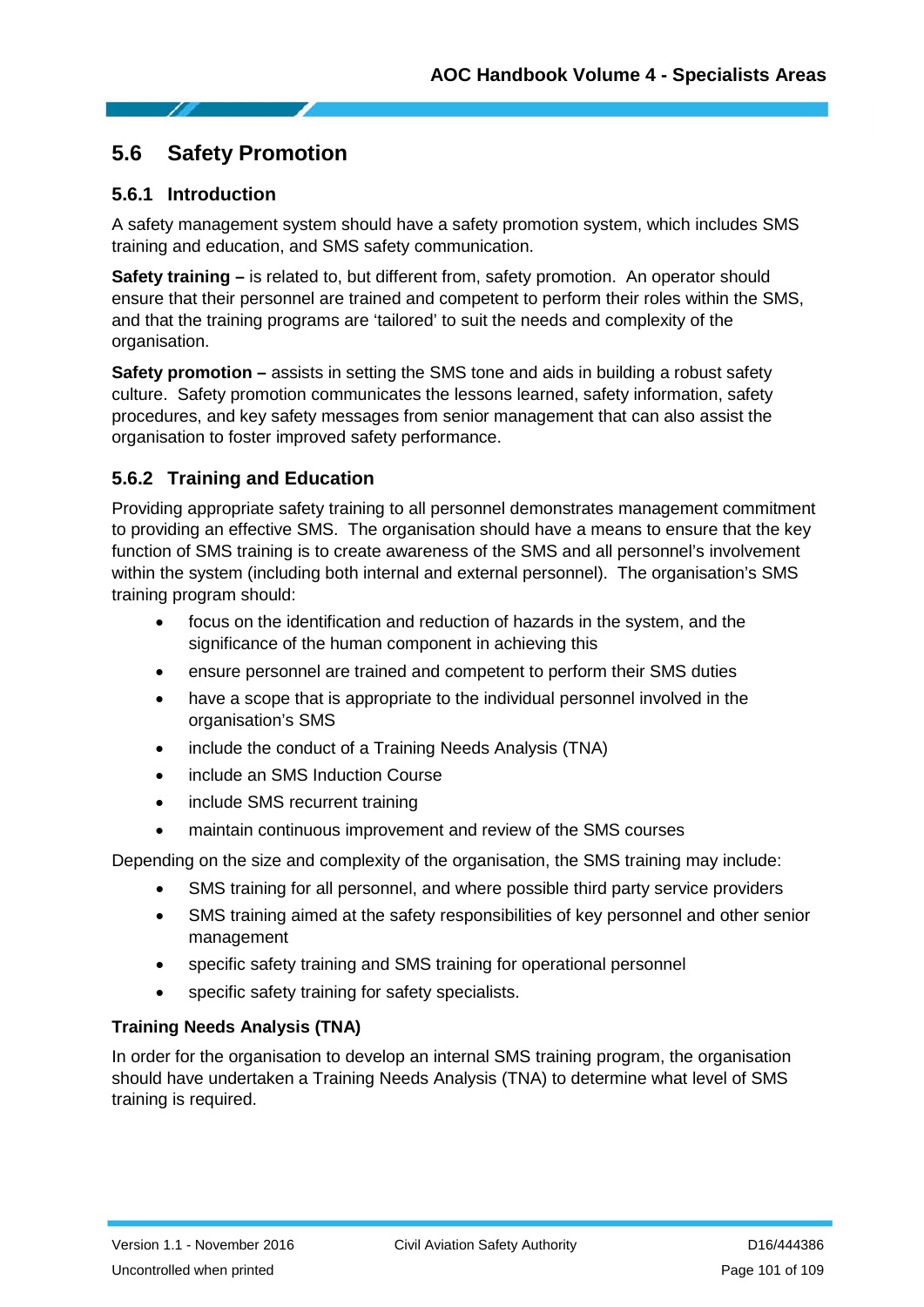## 5.6 Safety Promotion

### 5.6.1 Introduction

A safety management system should have a safety promotion system, which includes SMS training and education, and SMS safety communication.

**Safety training –** is related to, but different from, safety promotion. An operator should ensure that their personnel are trained and competent to perform their roles within the SMS, and that the training programs are 'tailored' to suit the needs and complexity of the organisation.

**Safety promotion –** assists in setting the SMS tone and aids in building a robust safety culture. Safety promotion communicates the lessons learned, safety information, safety procedures, and key safety messages from senior management that can also assist the organisation to foster improved safety performance.

### 5.6.2 Training and Education

Providing appropriate safety training to all personnel demonstrates management commitment to providing an effective SMS. The organisation should have a means to ensure that the key function of SMS training is to create awareness of the SMS and all personnel's involvement within the system (including both internal and external personnel). The organisation's SMS training program should:

- focus on the identification and reduction of hazards in the system, and the significance of the human component in achieving this
- ensure personnel are trained and competent to perform their SMS duties
- have a scope that is appropriate to the individual personnel involved in the organisation's SMS
- include the conduct of a Training Needs Analysis (TNA)
- include an SMS Induction Course
- include SMS recurrent training
- maintain continuous improvement and review of the SMS courses

Depending on the size and complexity of the organisation, the SMS training may include:

- SMS training for all personnel, and where possible third party service providers
- SMS training aimed at the safety responsibilities of key personnel and other senior management
- specific safety training and SMS training for operational personnel
- specific safety training for safety specialists.

**Training Needs Analysis (TNA)**

In order for the organisation to develop an internal SMS training program, the organisation should have undertaken a Training Needs Analysis (TNA) to determine what level of SMS training is required.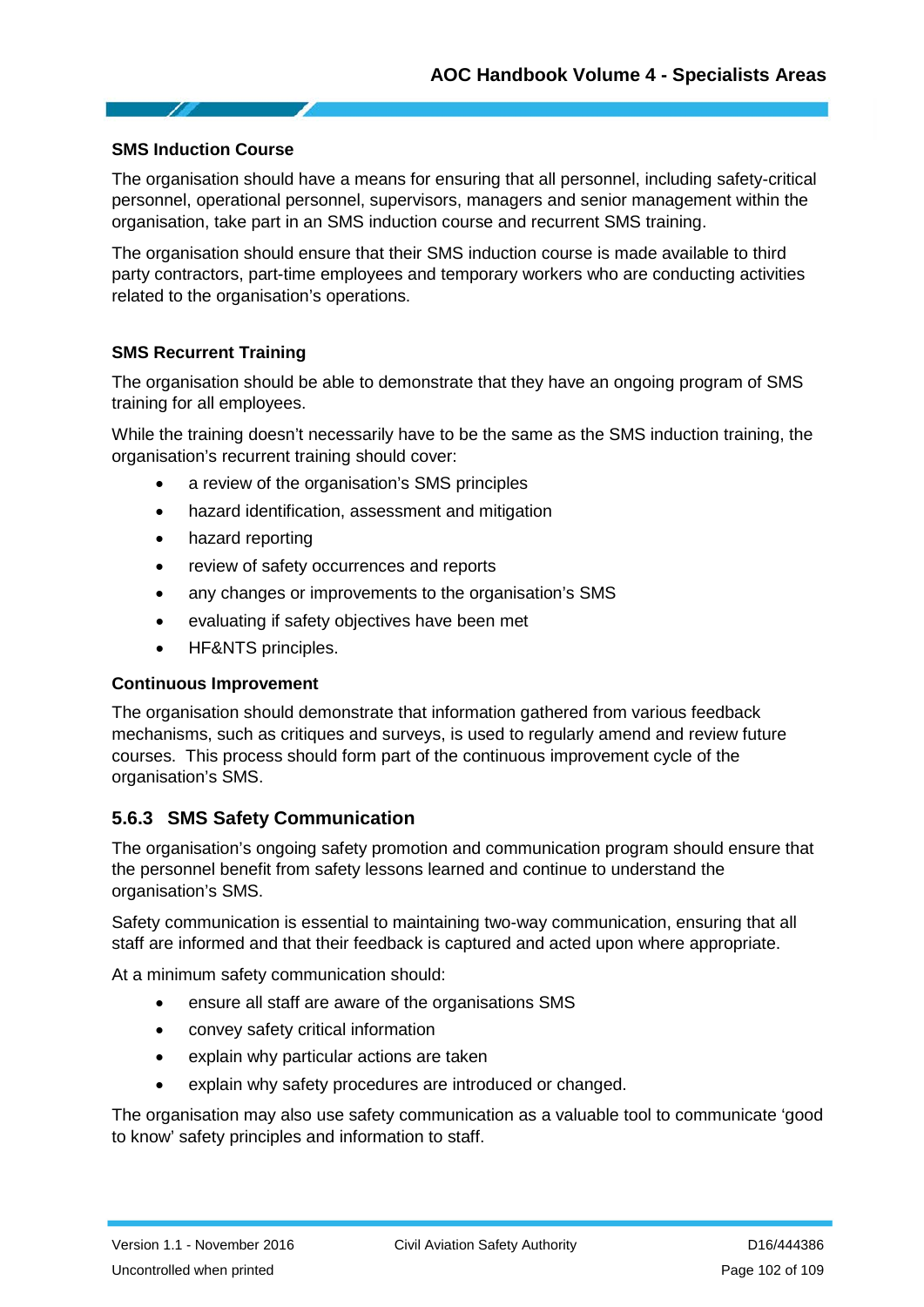**SMS Induction Course**

The organisation should have a means for ensuring that all personnel, including safety-critical personnel, operational personnel, supervisors, managers and senior management within the organisation, take part in an SMS induction course and recurrent SMS training.

The organisation should ensure that their SMS induction course is made available to third party contractors, part-time employees and temporary workers who are conducting activities related to the organisation's operations.

**SMS Recurrent Training**

The organisation should be able to demonstrate that they have an ongoing program of SMS training for all employees.

While the training doesn't necessarily have to be the same as the SMS induction training, the organisation's recurrent training should cover:

- a review of the organisation's SMS principles
- hazard identification, assessment and mitigation
- hazard reporting
- review of safety occurrences and reports
- any changes or improvements to the organisation's SMS
- evaluating if safety objectives have been met
- HF&NTS principles.

**Continuous Improvement**

The organisation should demonstrate that information gathered from various feedback mechanisms, such as critiques and surveys, is used to regularly amend and review future courses. This process should form part of the continuous improvement cycle of the organisation's SMS.

### 5.6.3 SMS Safety Communication

The organisation's ongoing safety promotion and communication program should ensure that the personnel benefit from safety lessons learned and continue to understand the organisation's SMS.

Safety communication is essential to maintaining two-way communication, ensuring that all staff are informed and that their feedback is captured and acted upon where appropriate.

At a minimum safety communication should:

- ensure all staff are aware of the organisations SMS
- convey safety critical information
- explain why particular actions are taken
- explain why safety procedures are introduced or changed.

The organisation may also use safety communication as a valuable tool to communicate 'good to know' safety principles and information to staff.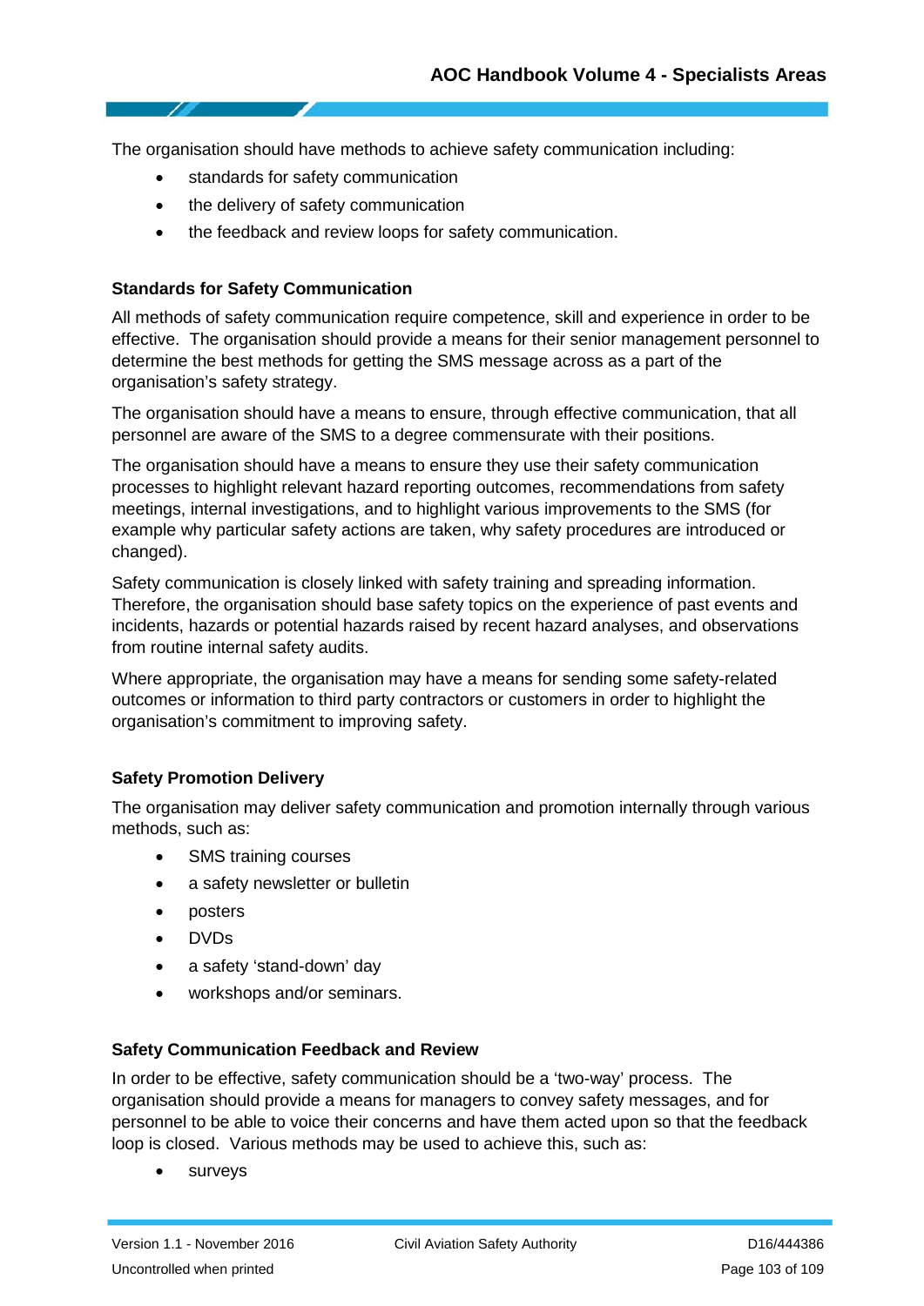The organisation should have methods to achieve safety communication including:

- standards for safety communication
- the delivery of safety communication
- the feedback and review loops for safety communication.

### Standards for Safety Communication

All methods of safety communication require competence, skill and experience in order to be effective. The organisation should provide a means for their senior management personnel to determine the best methods for getting the SMS message across as a part of the organisation's safety strategy.

The organisation should have a means to ensure, through effective communication, that all personnel are aware of the SMS to a degree commensurate with their positions.

The organisation should have a means to ensure they use their safety communication processes to highlight relevant hazard reporting outcomes, recommendations from safety meetings, internal investigations, and to highlight various improvements to the SMS (for example why particular safety actions are taken, why safety procedures are introduced or changed).

Safety communication is closely linked with safety training and spreading information. Therefore, the organisation should base safety topics on the experience of past events and incidents, hazards or potential hazards raised by recent hazard analyses, and observations from routine internal safety audits.

Where appropriate, the organisation may have a means for sending some safety-related outcomes or information to third party contractors or customers in order to highlight the organisation's commitment to improving safety.

### Safety Promotion Delivery

The organisation may deliver safety communication and promotion internally through various methods, such as:

- SMS training courses
- a safety newsletter or bulletin
- posters
- DVDs
- a safety 'stand-down' day
- workshops and/or seminars.

### Safety Communication Feedback and Review

In order to be effective, safety communication should be a 'two-way' process. The organisation should provide a means for managers to convey safety messages, and for personnel to be able to voice their concerns and have them acted upon so that the feedback loop is closed. Various methods may be used to achieve this, such as:

- surveys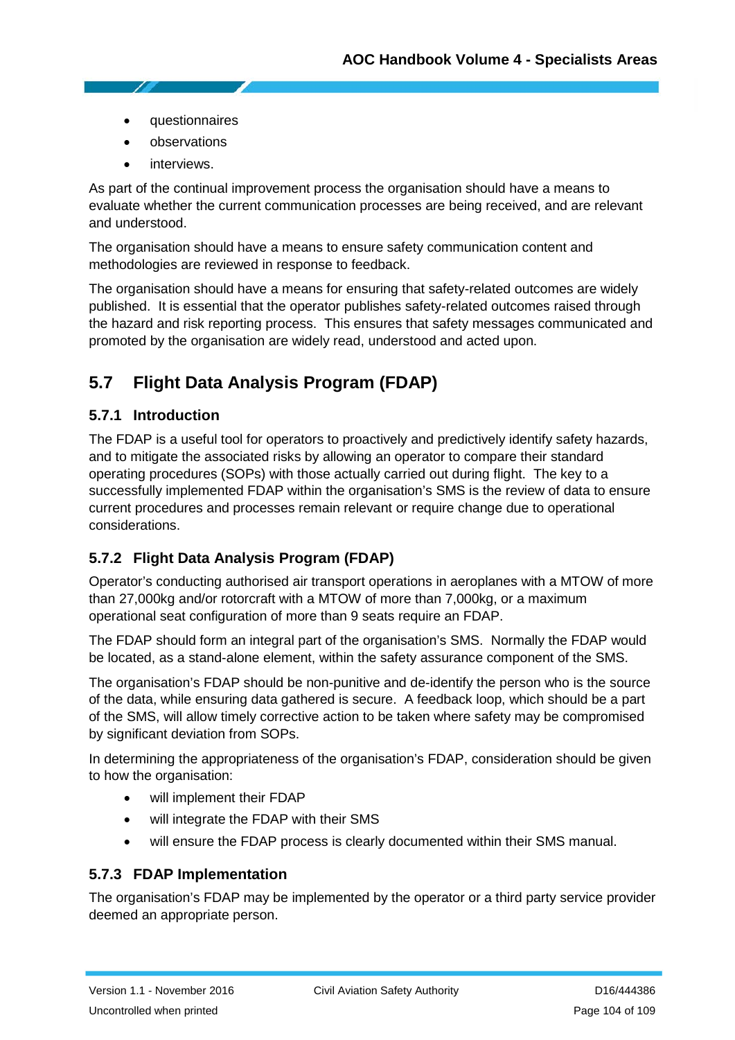- questionnaires
- observations
- interviews.

As part of the continual improvement process the organisation should have a means to evaluate whether the current communication processes are being received, and are relevant and understood.

The organisation should have a means to ensure safety communication content and methodologies are reviewed in response to feedback.

The organisation should have a means for ensuring that safety-related outcomes are widely published. It is essential that the operator publishes safety-related outcomes raised through the hazard and risk reporting process. This ensures that safety messages communicated and promoted by the organisation are widely read, understood and acted upon.

## 5.7 Flight Data Analysis Program (FDAP)

### 5.7.1 Introduction

The FDAP is a useful tool for operators to proactively and predictively identify safety hazards, and to mitigate the associated risks by allowing an operator to compare their standard operating procedures (SOPs) with those actually carried out during flight. The key to a successfully implemented FDAP within the organisation's SMS is the review of data to ensure current procedures and processes remain relevant or require change due to operational considerations.

### 5.7.2 Flight Data Analysis Program (FDAP)

Operator's conducting authorised air transport operations in aeroplanes with a MTOW of more than 27,000kg and/or rotorcraft with a MTOW of more than 7,000kg, or a maximum operational seat configuration of more than 9 seats require an FDAP.

The FDAP should form an integral part of the organisation's SMS. Normally the FDAP would be located, as a stand-alone element, within the safety assurance component of the SMS.

The organisation's FDAP should be non-punitive and de-identify the person who is the source of the data, while ensuring data gathered is secure. A feedback loop, which should be a part of the SMS, will allow timely corrective action to be taken where safety may be compromised by significant deviation from SOPs.

In determining the appropriateness of the organisation's FDAP, consideration should be given to how the organisation:

- will implement their FDAP
- will integrate the FDAP with their SMS
- will ensure the FDAP process is clearly documented within their SMS manual.

### 5.7.3 FDAP Implementation

The organisation's FDAP may be implemented by the operator or a third party service provider deemed an appropriate person.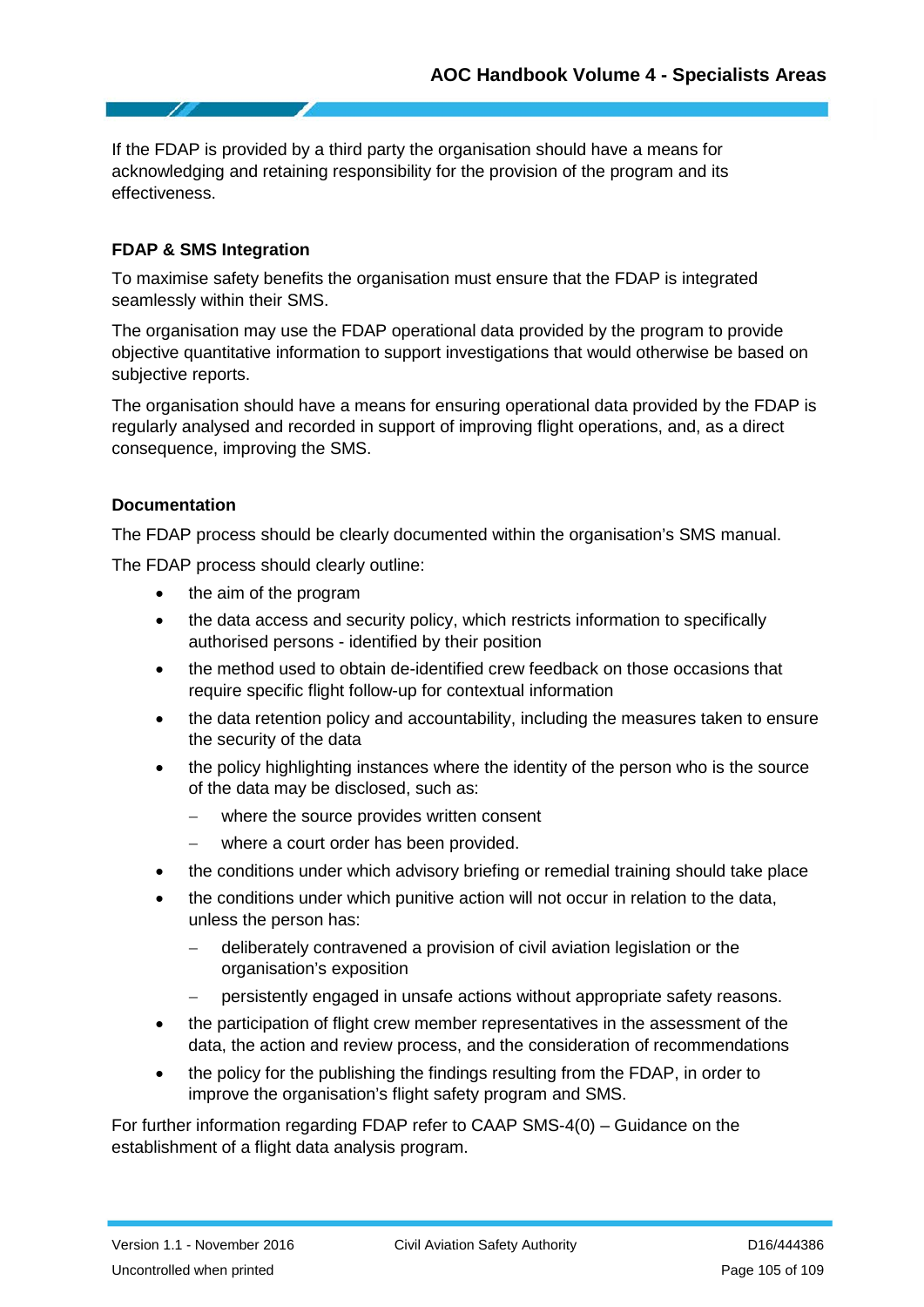If the FDAP is provided by a third party the organisation should have a means for acknowledging and retaining responsibility for the provision of the program and its effectiveness.

**FDAP & SMS Integration**

To maximise safety benefits the organisation must ensure that the FDAP is integrated seamlessly within their SMS.

The organisation may use the FDAP operational data provided by the program to provide objective quantitative information to support investigations that would otherwise be based on subjective reports.

The organisation should have a means for ensuring operational data provided by the FDAP is regularly analysed and recorded in support of improving flight operations, and, as a direct consequence, improving the SMS.

**Documentation**

The FDAP process should be clearly documented within the organisation's SMS manual.

The FDAP process should clearly outline:

- the aim of the program
- the data access and security policy, which restricts information to specifically authorised persons - identified by their position
- the method used to obtain de-identified crew feedback on those occasions that require specific flight follow-up for contextual information
- the data retention policy and accountability, including the measures taken to ensure the security of the data
- the policy highlighting instances where the identity of the person who is the source of the data may be disclosed, such as:
  - where the source provides written consent
  - where a court order has been provided.
- the conditions under which advisory briefing or remedial training should take place
- the conditions under which punitive action will not occur in relation to the data, unless the person has:
  - deliberately contravened a provision of civil aviation legislation or the organisation's exposition
  - persistently engaged in unsafe actions without appropriate safety reasons.
- the participation of flight crew member representatives in the assessment of the data, the action and review process, and the consideration of recommendations
- the policy for the publishing the findings resulting from the FDAP, in order to improve the organisation's flight safety program and SMS.

For further information regarding FDAP refer to CAAP SMS-4(0) – Guidance on the establishment of a flight data analysis program.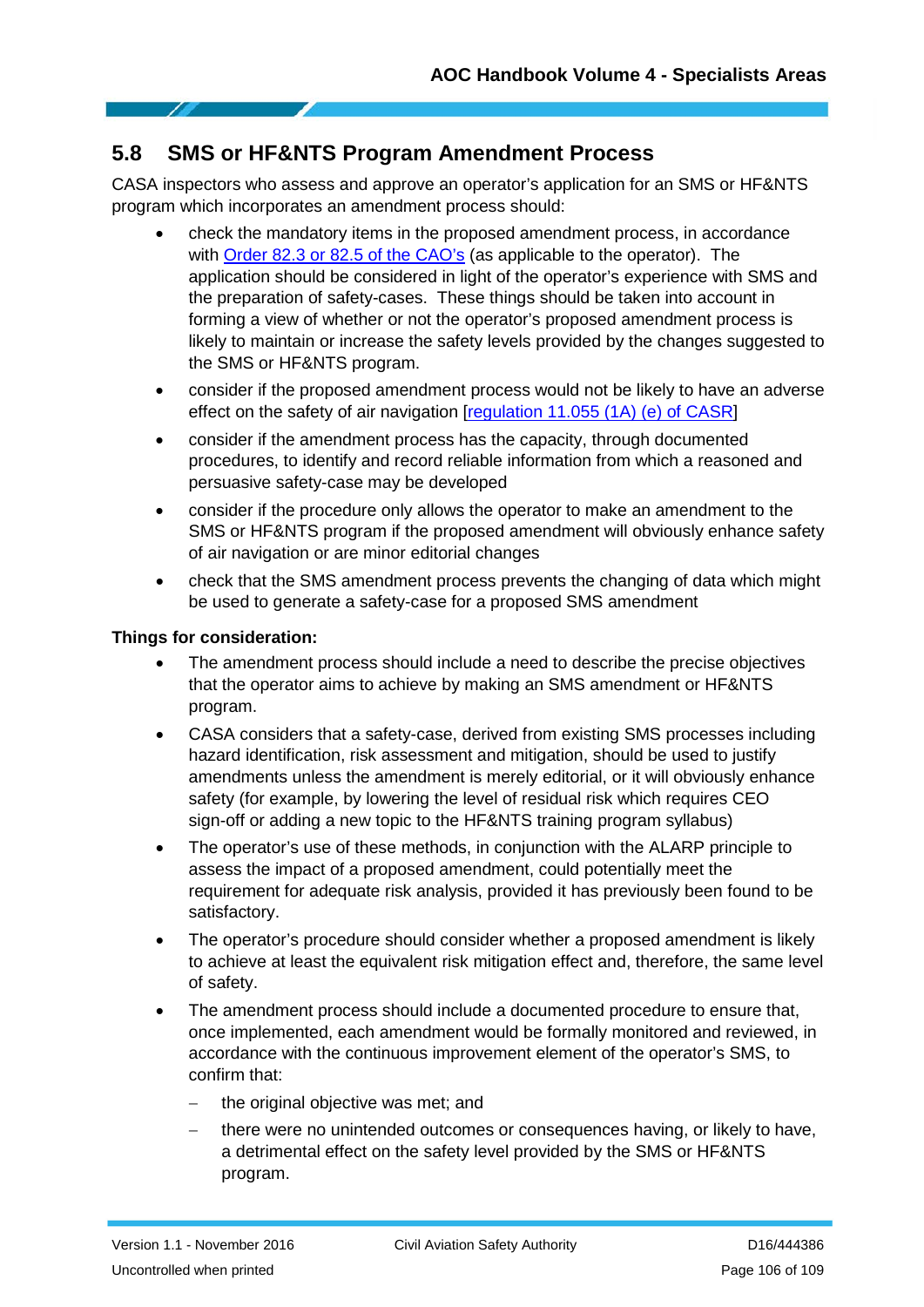## 5.8 SMS or HF&NTS Program Amendment Process

CASA inspectors who assess and approve an operator's application for an SMS or HF&NTS program which incorporates an amendment process should:

- check the mandatory items in the proposed amendment process, in accordance with Order 82.3 or 82.5 of the CAO's (as applicable to the operator). The application should be considered in light of the operator's experience with SMS and the preparation of safety-cases. These things should be taken into account in forming a view of whether or not the operator's proposed amendment process is likely to maintain or increase the safety levels provided by the changes suggested to the SMS or HF&NTS program.
- consider if the proposed amendment process would not be likely to have an adverse effect on the safety of air navigation [regulation 11.055 (1A) (e) of CASR]
- consider if the amendment process has the capacity, through documented procedures, to identify and record reliable information from which a reasoned and persuasive safety-case may be developed
- consider if the procedure only allows the operator to make an amendment to the SMS or HF&NTS program if the proposed amendment will obviously enhance safety of air navigation or are minor editorial changes
- check that the SMS amendment process prevents the changing of data which might be used to generate a safety-case for a proposed SMS amendment

**Things for consideration:**

- The amendment process should include a need to describe the precise objectives that the operator aims to achieve by making an SMS amendment or HF&NTS program.
- CASA considers that a safety-case, derived from existing SMS processes including hazard identification, risk assessment and mitigation, should be used to justify amendments unless the amendment is merely editorial, or it will obviously enhance safety (for example, by lowering the level of residual risk which requires CEO sign-off or adding a new topic to the HF&NTS training program syllabus)
- The operator's use of these methods, in conjunction with the ALARP principle to assess the impact of a proposed amendment, could potentially meet the requirement for adequate risk analysis, provided it has previously been found to be satisfactory.
- The operator's procedure should consider whether a proposed amendment is likely to achieve at least the equivalent risk mitigation effect and, therefore, the same level of safety.
- The amendment process should include a documented procedure to ensure that, once implemented, each amendment would be formally monitored and reviewed, in accordance with the continuous improvement element of the operator's SMS, to confirm that:
  - the original objective was met; and
  - there were no unintended outcomes or consequences having, or likely to have, a detrimental effect on the safety level provided by the SMS or HF&NTS program.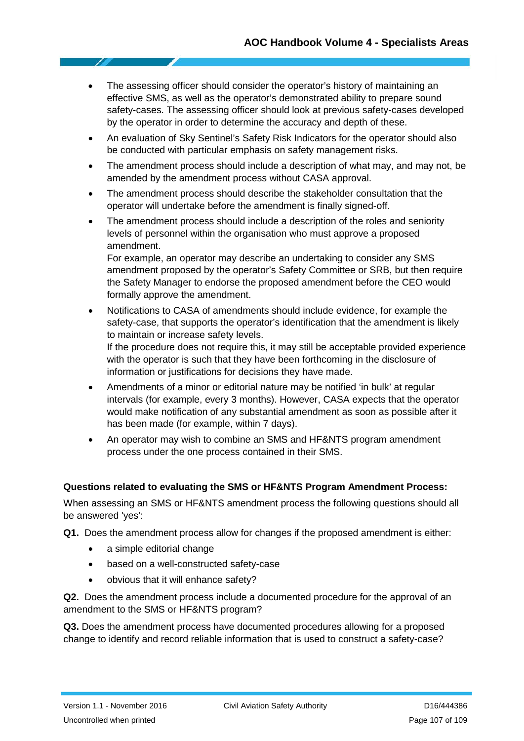- The assessing officer should consider the operator's history of maintaining an effective SMS, as well as the operator's demonstrated ability to prepare sound safety-cases. The assessing officer should look at previous safety-cases developed by the operator in order to determine the accuracy and depth of these.
- An evaluation of Sky Sentinel's Safety Risk Indicators for the operator should also be conducted with particular emphasis on safety management risks.
- The amendment process should include a description of what may, and may not, be amended by the amendment process without CASA approval.
- The amendment process should describe the stakeholder consultation that the operator will undertake before the amendment is finally signed-off.
- The amendment process should include a description of the roles and seniority levels of personnel within the organisation who must approve a proposed amendment.
  For example, an operator may describe an undertaking to consider any SMS amendment proposed by the operator's Safety Committee or SRB, but then require the Safety Manager to endorse the proposed amendment before the CEO would formally approve the amendment.
- Notifications to CASA of amendments should include evidence, for example the safety-case, that supports the operator's identification that the amendment is likely to maintain or increase safety levels.
  If the procedure does not require this, it may still be acceptable provided experience with the operator is such that they have been forthcoming in the disclosure of information or justifications for decisions they have made.
- Amendments of a minor or editorial nature may be notified 'in bulk' at regular intervals (for example, every 3 months). However, CASA expects that the operator would make notification of any substantial amendment as soon as possible after it has been made (for example, within 7 days).
- An operator may wish to combine an SMS and HF&NTS program amendment process under the one process contained in their SMS.

**Questions related to evaluating the SMS or HF&NTS Program Amendment Process:**

When assessing an SMS or HF&NTS amendment process the following questions should all be answered 'yes':

**Q1.** Does the amendment process allow for changes if the proposed amendment is either:

- a simple editorial change
- based on a well-constructed safety-case
- obvious that it will enhance safety?

**Q2.** Does the amendment process include a documented procedure for the approval of an amendment to the SMS or HF&NTS program?

**Q3.** Does the amendment process have documented procedures allowing for a proposed change to identify and record reliable information that is used to construct a safety-case?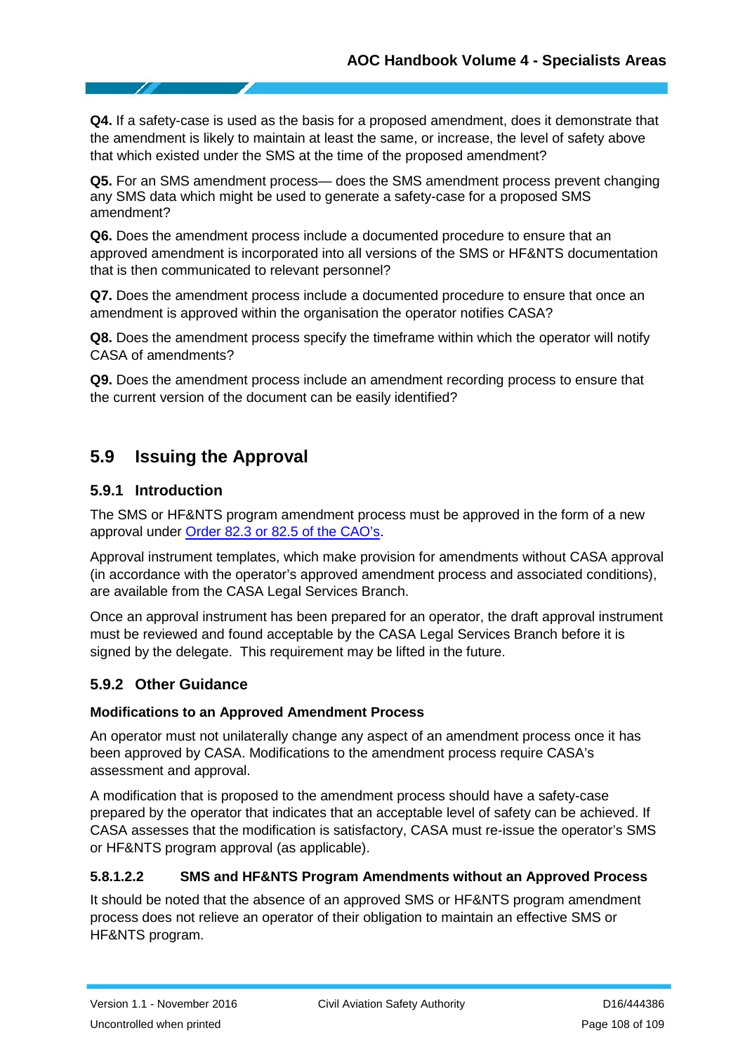**Q4.** If a safety-case is used as the basis for a proposed amendment, does it demonstrate that the amendment is likely to maintain at least the same, or increase, the level of safety above that which existed under the SMS at the time of the proposed amendment?

**Q5.** For an SMS amendment process— does the SMS amendment process prevent changing any SMS data which might be used to generate a safety-case for a proposed SMS amendment?

**Q6.** Does the amendment process include a documented procedure to ensure that an approved amendment is incorporated into all versions of the SMS or HF&NTS documentation that is then communicated to relevant personnel?

**Q7.** Does the amendment process include a documented procedure to ensure that once an amendment is approved within the organisation the operator notifies CASA?

**Q8.** Does the amendment process specify the timeframe within which the operator will notify CASA of amendments?

**Q9.** Does the amendment process include an amendment recording process to ensure that the current version of the document can be easily identified?

## 5.9 Issuing the Approval

### 5.9.1 Introduction

The SMS or HF&NTS program amendment process must be approved in the form of a new approval under Order 82.3 or 82.5 of the CAO's.

Approval instrument templates, which make provision for amendments without CASA approval (in accordance with the operator's approved amendment process and associated conditions), are available from the CASA Legal Services Branch.

Once an approval instrument has been prepared for an operator, the draft approval instrument must be reviewed and found acceptable by the CASA Legal Services Branch before it is signed by the delegate. This requirement may be lifted in the future.

### 5.9.2 Other Guidance

**Modifications to an Approved Amendment Process**

An operator must not unilaterally change any aspect of an amendment process once it has been approved by CASA. Modifications to the amendment process require CASA's assessment and approval.

A modification that is proposed to the amendment process should have a safety-case prepared by the operator that indicates that an acceptable level of safety can be achieved. If CASA assesses that the modification is satisfactory, CASA must re-issue the operator's SMS or HF&NTS program approval (as applicable).

#### 5.8.1.2.2 SMS and HF&NTS Program Amendments without an Approved Process

It should be noted that the absence of an approved SMS or HF&NTS program amendment process does not relieve an operator of their obligation to maintain an effective SMS or HF&NTS program.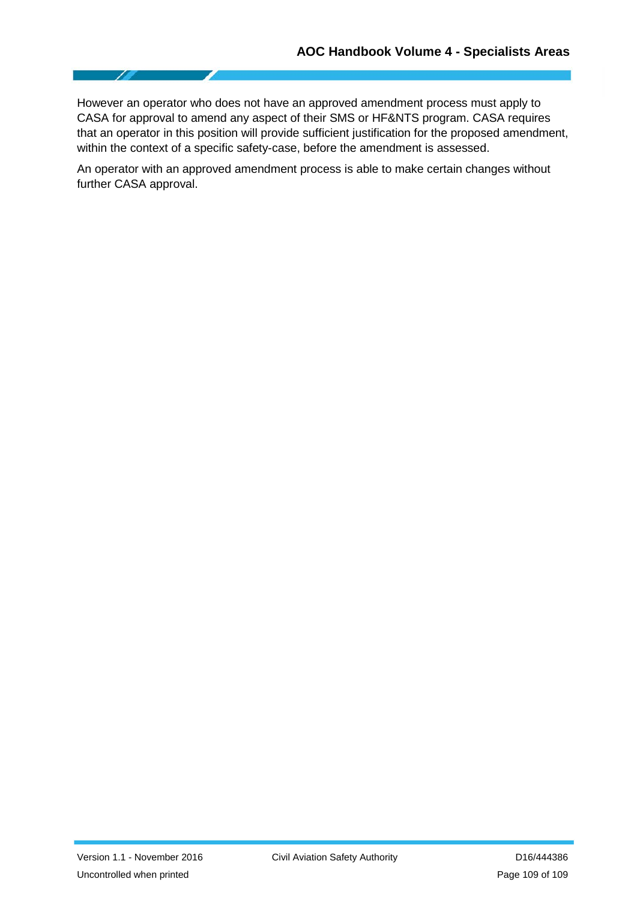However an operator who does not have an approved amendment process must apply to CASA for approval to amend any aspect of their SMS or HF&NTS program. CASA requires that an operator in this position will provide sufficient justification for the proposed amendment, within the context of a specific safety-case, before the amendment is assessed.

An operator with an approved amendment process is able to make certain changes without further CASA approval.